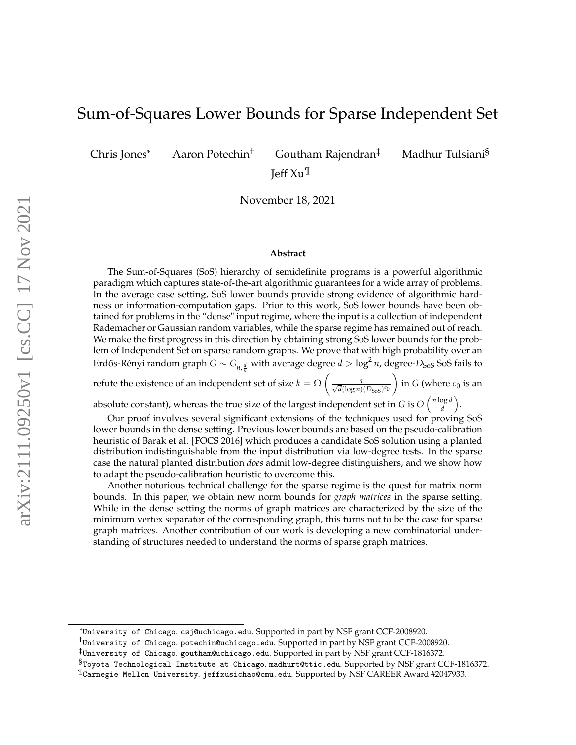# Sum-of-Squares Lower Bounds for Sparse Independent Set

Chris Jones[*] Aaron Potechin[†] Goutham Rajendran[‡] Madhur Tulsiani[§]

Jeff Xu[¶]

November 18, 2021

### Abstract

The Sum-of-Squares (SoS) hierarchy of semidefinite programs is a powerful algorithmic paradigm which captures state-of-the-art algorithmic guarantees for a wide array of problems. In the average case setting, SoS lower bounds provide strong evidence of algorithmic hardness or information-computation gaps. Prior to this work, SoS lower bounds have been obtained for problems in the "dense" input regime, where the input is a collection of independent Rademacher or Gaussian random variables, while the sparse regime has remained out of reach. We make the first progress in this direction by obtaining strong SoS lower bounds for the problem of Independent Set on sparse random graphs. We prove that with high probability over an Erdős-Rényi random graph $G \sim G_{n,\frac{d}{n}}$ with average degree $d > \log^2 n$, degree-$D_{\text{SoS}}$ SoS fails to refute the existence of an independent set of size $k = \Omega\left(\frac{n}{\sqrt{d}(\log n)(D_{\text{SoS}})^{c_0}}\right)$ in $G$ (where $c_0$ is an absolute constant), whereas the true size of the largest independent set in $G$ is $O\left(\frac{n \log d}{d}\right)$.

Our proof involves several significant extensions of the techniques used for proving SoS lower bounds in the dense setting. Previous lower bounds are based on the pseudo-calibration heuristic of Barak et al. [FOCS 2016] which produces a candidate SoS solution using a planted distribution indistinguishable from the input distribution via low-degree tests. In the sparse case the natural planted distribution *does* admit low-degree distinguishers, and we show how to adapt the pseudo-calibration heuristic to overcome this.

Another notorious technical challenge for the sparse regime is the quest for matrix norm bounds. In this paper, we obtain new norm bounds for *graph matrices* in the sparse setting. While in the dense setting the norms of graph matrices are characterized by the size of the minimum vertex separator of the corresponding graph, this turns not to be the case for sparse graph matrices. Another contribution of our work is developing a new combinatorial understanding of structures needed to understand the norms of sparse graph matrices.

---

[*] University of Chicago. csj@uchicago.edu. Supported in part by NSF grant CCF-2008920.

[†] University of Chicago. potechin@uchicago.edu. Supported in part by NSF grant CCF-2008920.

[‡] University of Chicago. goutham@uchicago.edu. Supported in part by NSF grant CCF-1816372.

[§] Toyota Technological Institute at Chicago. madhurt@ttic.edu. Supported by NSF grant CCF-1816372.

[¶] Carnegie Mellon University. jeffxusichao@cmu.edu. Supported by NSF CAREER Award #2047933.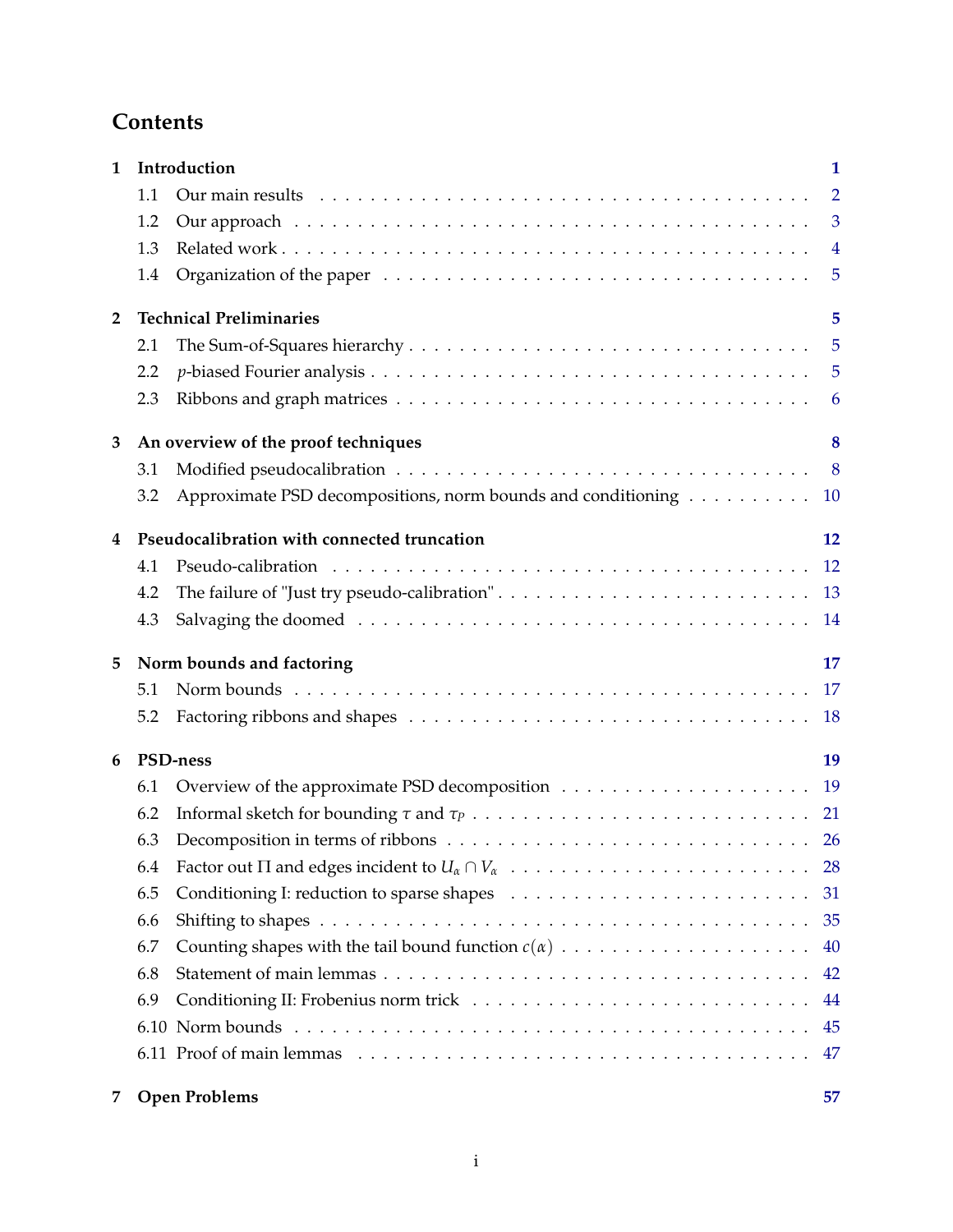# Contents

**1 Introduction** **1**

- 1.1 Our main results 2
- 1.2 Our approach 3
- 1.3 Related work 4
- 1.4 Organization of the paper 5

**2 Technical Preliminaries** **5**

- 2.1 The Sum-of-Squares hierarchy 5
- 2.2 $p$-biased Fourier analysis 5
- 2.3 Ribbons and graph matrices 6

**3 An overview of the proof techniques** **8**

- 3.1 Modified pseudocalibration 8
- 3.2 Approximate PSD decompositions, norm bounds and conditioning 10

**4 Pseudocalibration with connected truncation** **12**

- 4.1 Pseudo-calibration 12
- 4.2 The failure of "Just try pseudo-calibration" 13
- 4.3 Salvaging the doomed 14

**5 Norm bounds and factoring** **17**

- 5.1 Norm bounds 17
- 5.2 Factoring ribbons and shapes 18

**6 PSD-ness** **19**

- 6.1 Overview of the approximate PSD decomposition 19
- 6.2 Informal sketch for bounding $\tau$ and $\tau_P$ 21
- 6.3 Decomposition in terms of ribbons 26
- 6.4 Factor out $\Pi$ and edges incident to $U_\alpha \cap V_\alpha$ 28
- 6.5 Conditioning I: reduction to sparse shapes 31
- 6.6 Shifting to shapes 35
- 6.7 Counting shapes with the tail bound function $c(\alpha)$ 40
- 6.8 Statement of main lemmas 42
- 6.9 Conditioning II: Frobenius norm trick 44
- 6.10 Norm bounds 45
- 6.11 Proof of main lemmas 47

**7 Open Problems** **57**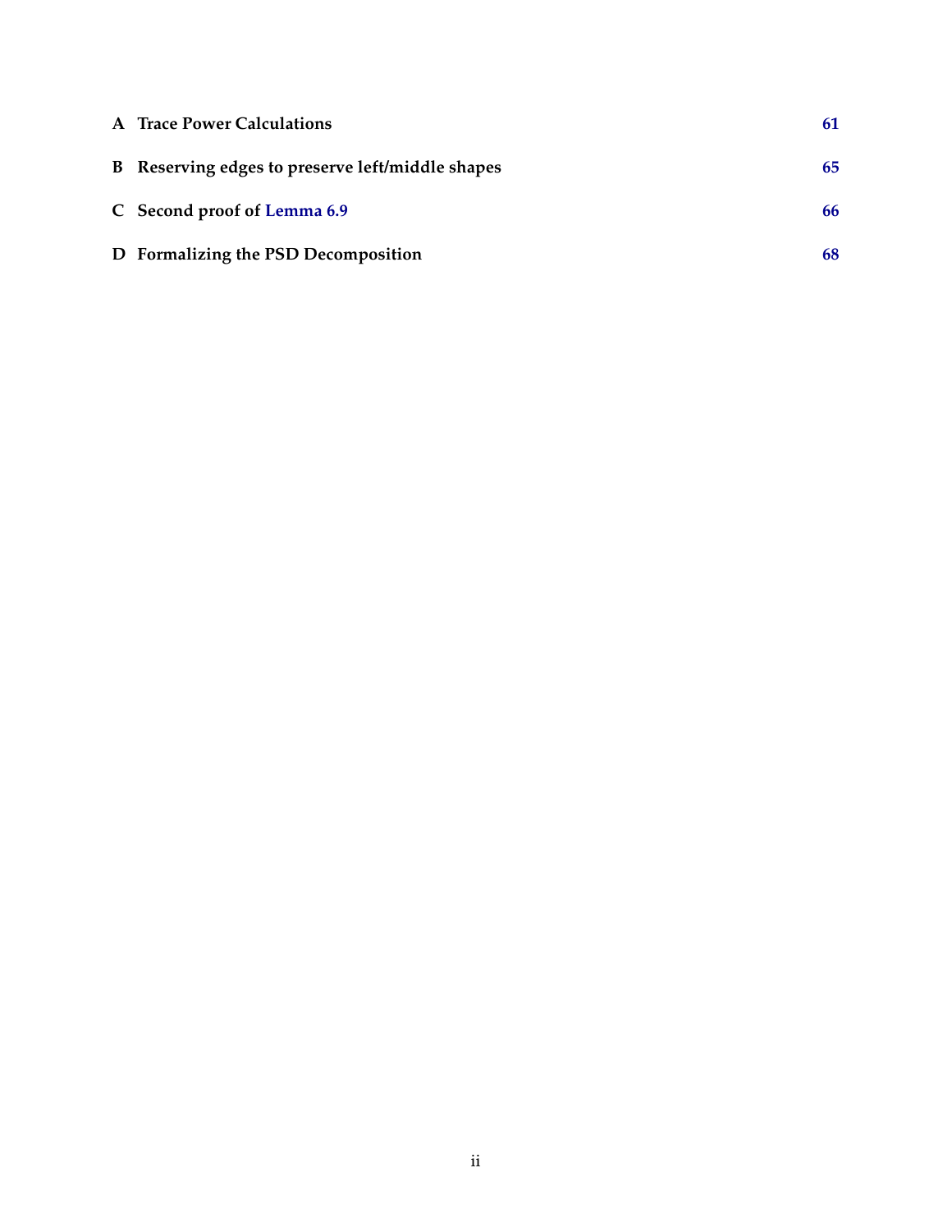A Trace Power Calculations 61

B Reserving edges to preserve left/middle shapes 65

C Second proof of Lemma 6.9 66

D Formalizing the PSD Decomposition 68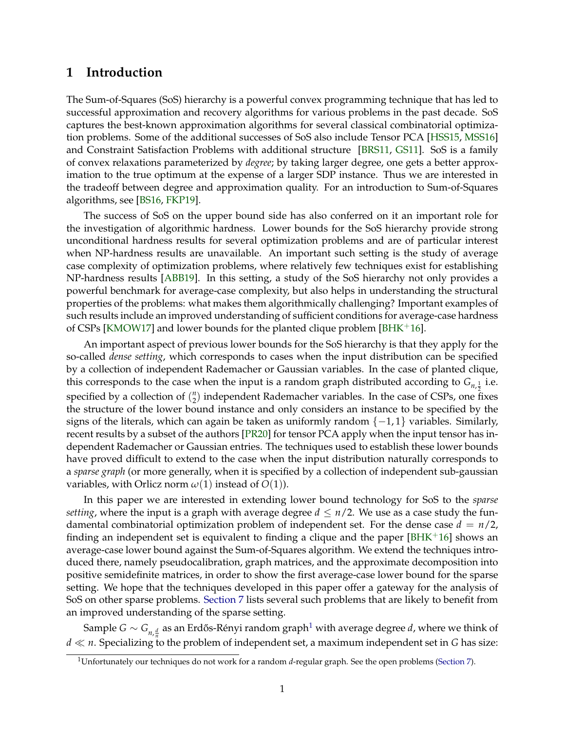## 1 Introduction

The Sum-of-Squares (SoS) hierarchy is a powerful convex programming technique that has led to successful approximation and recovery algorithms for various problems in the past decade. SoS captures the best-known approximation algorithms for several classical combinatorial optimization problems. Some of the additional successes of SoS also include Tensor PCA [HSS15, MSS16] and Constraint Satisfaction Problems with additional structure [BRS11, GS11]. SoS is a family of convex relaxations parameterized by *degree*; by taking larger degree, one gets a better approximation to the true optimum at the expense of a larger SDP instance. Thus we are interested in the tradeoff between degree and approximation quality. For an introduction to Sum-of-Squares algorithms, see [BS16, FKP19].

The success of SoS on the upper bound side has also conferred on it an important role for the investigation of algorithmic hardness. Lower bounds for the SoS hierarchy provide strong unconditional hardness results for several optimization problems and are of particular interest when NP-hardness results are unavailable. An important such setting is the study of average case complexity of optimization problems, where relatively few techniques exist for establishing NP-hardness results [ABB19]. In this setting, a study of the SoS hierarchy not only provides a powerful benchmark for average-case complexity, but also helps in understanding the structural properties of the problems: what makes them algorithmically challenging? Important examples of such results include an improved understanding of sufficient conditions for average-case hardness of CSPs [KMOW17] and lower bounds for the planted clique problem [BHK+16].

An important aspect of previous lower bounds for the SoS hierarchy is that they apply for the so-called *dense setting*, which corresponds to cases when the input distribution can be specified by a collection of independent Rademacher or Gaussian variables. In the case of planted clique, this corresponds to the case when the input is a random graph distributed according to $G_{n,\frac{1}{2}}$ i.e. specified by a collection of $\binom{n}{2}$ independent Rademacher variables. In the case of CSPs, one fixes the structure of the lower bound instance and only considers an instance to be specified by the signs of the literals, which can again be taken as uniformly random $\{-1,1\}$ variables. Similarly, recent results by a subset of the authors [PR20] for tensor PCA apply when the input tensor has independent Rademacher or Gaussian entries. The techniques used to establish these lower bounds have proved difficult to extend to the case when the input distribution naturally corresponds to a *sparse graph* (or more generally, when it is specified by a collection of independent sub-gaussian variables, with Orlicz norm $\omega(1)$ instead of $O(1)$).

In this paper we are interested in extending lower bound technology for SoS to the *sparse setting*, where the input is a graph with average degree $d \le n/2$. We use as a case study the fundamental combinatorial optimization problem of independent set. For the dense case $d = n/2$, finding an independent set is equivalent to finding a clique and the paper [BHK+16] shows an average-case lower bound against the Sum-of-Squares algorithm. We extend the techniques introduced there, namely pseudocalibration, graph matrices, and the approximate decomposition into positive semidefinite matrices, in order to show the first average-case lower bound for the sparse setting. We hope that the techniques developed in this paper offer a gateway for the analysis of SoS on other sparse problems. Section 7 lists several such problems that are likely to benefit from an improved understanding of the sparse setting.

Sample $G \sim G_{n,\frac{d}{n}}$ as an Erdős-Rényi random graph[1] with average degree $d$, where we think of $d \ll n$. Specializing to the problem of independent set, a maximum independent set in $G$ has size:

[1] Unfortunately our techniques do not work for a random $d$-regular graph. See the open problems (Section 7).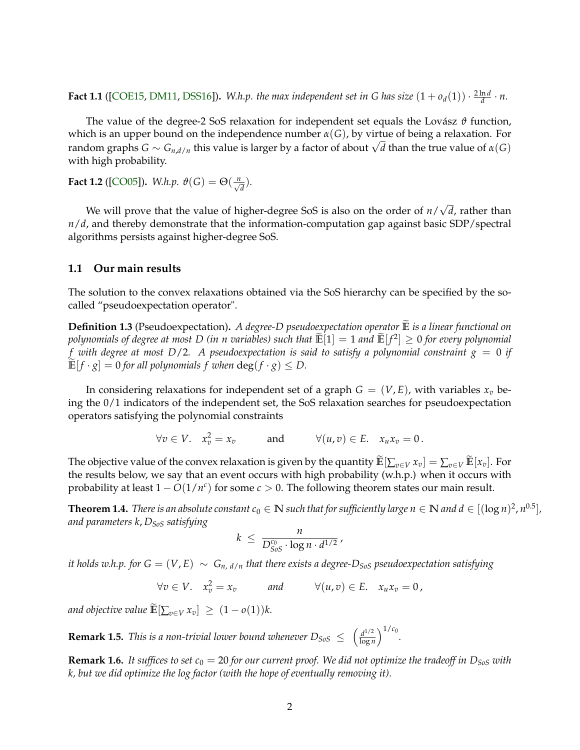**Fact 1.1** ([COE15, DM11, DSS16]). *W.h.p. the max independent set in G has size $(1 + o_d(1)) \cdot \frac{2 \ln d}{d} \cdot n$.*

The value of the degree-2 SoS relaxation for independent set equals the Lovász $\vartheta$ function, which is an upper bound on the independence number $\alpha(G)$, by virtue of being a relaxation. For random graphs $G \sim G_{n,d/n}$ this value is larger by a factor of about $\sqrt{d}$ than the true value of $\alpha(G)$ with high probability.

**Fact 1.2** ([CO05]). *W.h.p. $\vartheta(G) = \Theta(\frac{n}{\sqrt{d}})$.*

We will prove that the value of higher-degree SoS is also on the order of $n/\sqrt{d}$, rather than $n/d$, and thereby demonstrate that the information-computation gap against basic SDP/spectral algorithms persists against higher-degree SoS.

## 1.1 Our main results

The solution to the convex relaxations obtained via the SoS hierarchy can be specified by the so-called "pseudoexpectation operator".

**Definition 1.3** (Pseudoexpectation). *A degree-D pseudoexpectation operator $\widetilde{\mathbb{E}}$ is a linear functional on polynomials of degree at most D (in n variables) such that $\widetilde{\mathbb{E}}[1] = 1$ and $\widetilde{\mathbb{E}}[f^2] \geq 0$ for every polynomial f with degree at most $D/2$. A pseudoexpectation is said to satisfy a polynomial constraint $g = 0$ if $\widetilde{\mathbb{E}}[f \cdot g] = 0$ for all polynomials f when $\deg(f \cdot g) \leq D$.*

In considering relaxations for independent set of a graph $G = (V, E)$, with variables $x_v$ being the 0/1 indicators of the independent set, the SoS relaxation searches for pseudoexpectation operators satisfying the polynomial constraints

$$\forall v \in V. \quad x_v^2 = x_v \qquad \text{and} \qquad \forall (u,v) \in E. \quad x_u x_v = 0\,.$$

The objective value of the convex relaxation is given by the quantity $\widetilde{\mathbb{E}}[\sum_{v \in V} x_v] = \sum_{v \in V} \widetilde{\mathbb{E}}[x_v]$. For the results below, we say that an event occurs with high probability (w.h.p.) when it occurs with probability at least $1 - O(1/n^c)$ for some $c > 0$. The following theorem states our main result.

**Theorem 1.4.** *There is an absolute constant $c_0 \in \mathbb{N}$ such that for sufficiently large $n \in \mathbb{N}$ and $d \in [(\log n)^2, n^{0.5}]$, and parameters $k, D_{SoS}$ satisfying*

$$k \;\leq\; \frac{n}{D_{SoS}^{c_0} \cdot \log n \cdot d^{1/2}}\,,$$

*it holds w.h.p. for $G = (V, E) \;\sim\; G_{n,\, d/n}$ that there exists a degree-$D_{SoS}$ pseudoexpectation satisfying*

$$\forall v \in V. \quad x_v^2 = x_v \qquad \text{and} \qquad \forall (u,v) \in E. \quad x_u x_v = 0\,,$$

*and objective value $\widetilde{\mathbb{E}}[\sum_{v \in V} x_v] \;\geq\; (1 - o(1))k$.*

**Remark 1.5.** *This is a non-trivial lower bound whenever $D_{SoS} \;\leq\; \left(\frac{d^{1/2}}{\log n}\right)^{1/c_0}$.*

**Remark 1.6.** *It suffices to set $c_0 = 20$ for our current proof. We did not optimize the tradeoff in $D_{SoS}$ with k, but we did optimize the log factor (with the hope of eventually removing it).*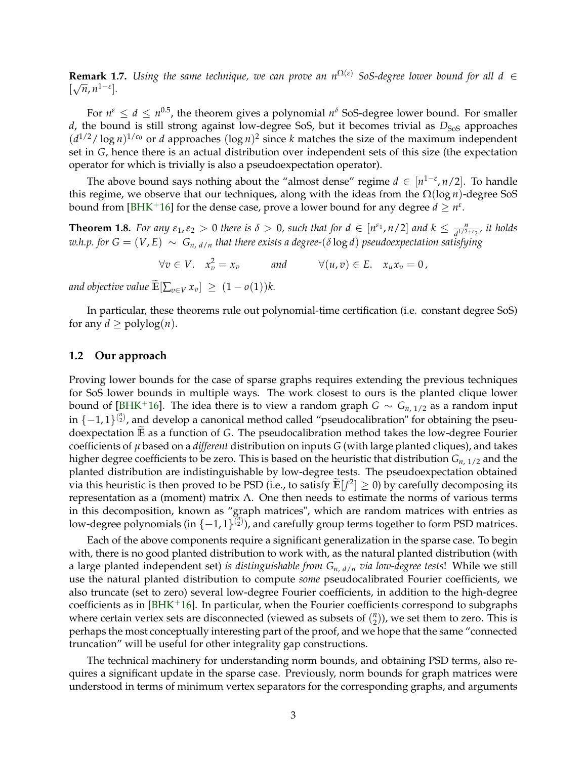**Remark 1.7.** *Using the same technique, we can prove an $n^{\Omega(\varepsilon)}$ SoS-degree lower bound for all $d \in [\sqrt{n}, n^{1-\varepsilon}]$.*

For $n^{\varepsilon} \le d \le n^{0.5}$, the theorem gives a polynomial $n^{\delta}$ SoS-degree lower bound. For smaller $d$, the bound is still strong against low-degree SoS, but it becomes trivial as $D_{\text{SoS}}$ approaches $(d^{1/2}/\log n)^{1/c_0}$ or $d$ approaches $(\log n)^2$ since $k$ matches the size of the maximum independent set in $G$, hence there is an actual distribution over independent sets of this size (the expectation operator for which is trivially is also a pseudoexpectation operator).

The above bound says nothing about the "almost dense" regime $d \in [n^{1-\varepsilon}, n/2]$. To handle this regime, we observe that our techniques, along with the ideas from the $\Omega(\log n)$-degree SoS bound from [BHK+16] for the dense case, prove a lower bound for any degree $d \ge n^{\varepsilon}$.

**Theorem 1.8.** *For any $\varepsilon_1, \varepsilon_2 > 0$ there is $\delta > 0$, such that for $d \in [n^{\varepsilon_1}, n/2]$ and $k \le \frac{n}{d^{1/2+\varepsilon_2}}$, it holds w.h.p. for $G = (V, E) \sim G_{n,\, d/n}$ that there exists a degree-$(\delta \log d)$ pseudoexpectation satisfying*

$$\forall v \in V. \quad x_v^2 = x_v \qquad \text{and} \qquad \forall (u,v) \in E. \quad x_u x_v = 0\,,$$

*and objective value $\widetilde{\mathbb{E}}[\sum_{v \in V} x_v] \ge (1 - o(1))k$.*

In particular, these theorems rule out polynomial-time certification (i.e. constant degree SoS) for any $d \ge \text{polylog}(n)$.

## 1.2 Our approach

Proving lower bounds for the case of sparse graphs requires extending the previous techniques for SoS lower bounds in multiple ways. The work closest to ours is the planted clique lower bound of [BHK+16]. The idea there is to view a random graph $G \sim G_{n,\, 1/2}$ as a random input in $\{-1,1\}^{\binom{n}{2}}$, and develop a canonical method called "pseudocalibration" for obtaining the pseudoexpectation $\widetilde{\mathbb{E}}$ as a function of $G$. The pseudocalibration method takes the low-degree Fourier coefficients of $\mu$ based on a *different* distribution on inputs $G$ (with large planted cliques), and takes higher degree coefficients to be zero. This is based on the heuristic that distribution $G_{n,\, 1/2}$ and the planted distribution are indistinguishable by low-degree tests. The pseudoexpectation obtained via this heuristic is then proved to be PSD (i.e., to satisfy $\widetilde{\mathbb{E}}[f^2] \ge 0$) by carefully decomposing its representation as a (moment) matrix $\Lambda$. One then needs to estimate the norms of various terms in this decomposition, known as "graph matrices", which are random matrices with entries as low-degree polynomials (in $\{-1,1\}^{\binom{n}{2}}$), and carefully group terms together to form PSD matrices.

Each of the above components require a significant generalization in the sparse case. To begin with, there is no good planted distribution to work with, as the natural planted distribution (with a large planted independent set) *is distinguishable from $G_{n,\, d/n}$ via low-degree tests*! While we still use the natural planted distribution to compute *some* pseudocalibrated Fourier coefficients, we also truncate (set to zero) several low-degree Fourier coefficients, in addition to the high-degree coefficients as in [BHK+16]. In particular, when the Fourier coefficients correspond to subgraphs where certain vertex sets are disconnected (viewed as subsets of $\binom{n}{2}$), we set them to zero. This is perhaps the most conceptually interesting part of the proof, and we hope that the same "connected truncation" will be useful for other integrality gap constructions.

The technical machinery for understanding norm bounds, and obtaining PSD terms, also requires a significant update in the sparse case. Previously, norm bounds for graph matrices were understood in terms of minimum vertex separators for the corresponding graphs, and arguments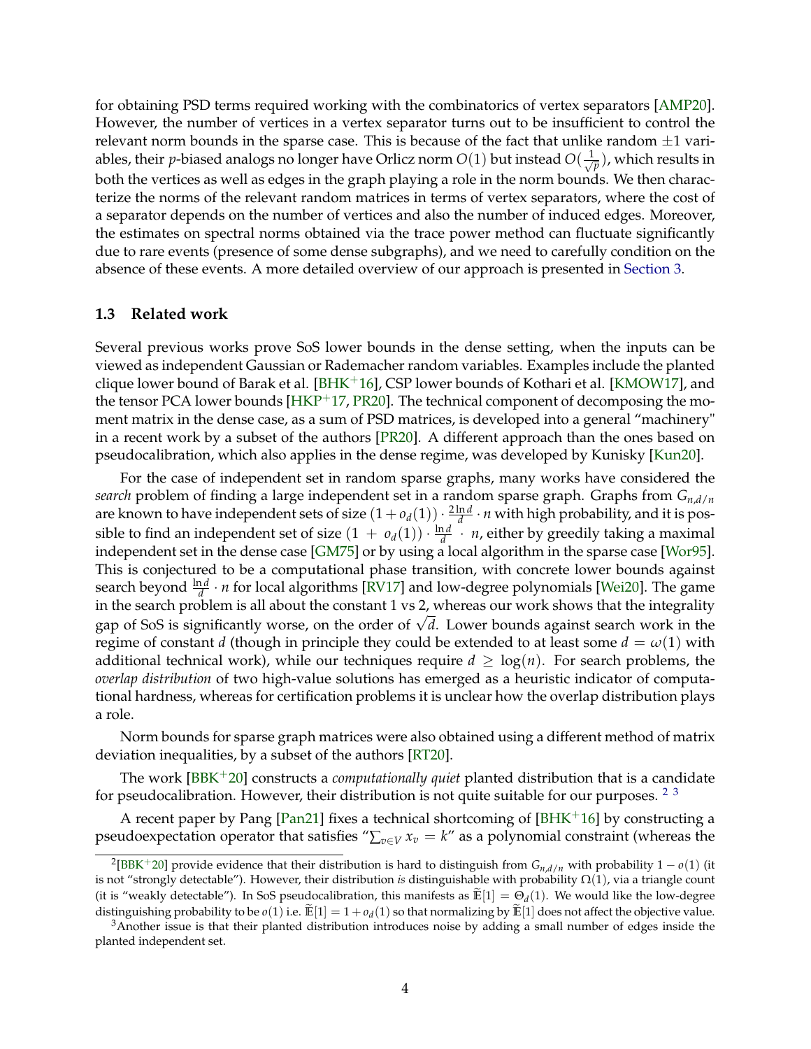for obtaining PSD terms required working with the combinatorics of vertex separators [AMP20]. However, the number of vertices in a vertex separator turns out to be insufficient to control the relevant norm bounds in the sparse case. This is because of the fact that unlike random $\pm 1$ variables, their $p$-biased analogs no longer have Orlicz norm $O(1)$ but instead $O(\frac{1}{\sqrt{p}})$, which results in both the vertices as well as edges in the graph playing a role in the norm bounds. We then characterize the norms of the relevant random matrices in terms of vertex separators, where the cost of a separator depends on the number of vertices and also the number of induced edges. Moreover, the estimates on spectral norms obtained via the trace power method can fluctuate significantly due to rare events (presence of some dense subgraphs), and we need to carefully condition on the absence of these events. A more detailed overview of our approach is presented in Section 3.

### 1.3 Related work

Several previous works prove SoS lower bounds in the dense setting, when the inputs can be viewed as independent Gaussian or Rademacher random variables. Examples include the planted clique lower bound of Barak et al. [BHK+16], CSP lower bounds of Kothari et al. [KMOW17], and the tensor PCA lower bounds [HKP+17, PR20]. The technical component of decomposing the moment matrix in the dense case, as a sum of PSD matrices, is developed into a general "machinery" in a recent work by a subset of the authors [PR20]. A different approach than the ones based on pseudocalibration, which also applies in the dense regime, was developed by Kunisky [Kun20].

For the case of independent set in random sparse graphs, many works have considered the *search* problem of finding a large independent set in a random sparse graph. Graphs from $G_{n,d/n}$ are known to have independent sets of size $(1+o_d(1)) \cdot \frac{2\ln d}{d} \cdot n$ with high probability, and it is possible to find an independent set of size $(1 + o_d(1)) \cdot \frac{\ln d}{d} \cdot n$, either by greedily taking a maximal independent set in the dense case [GM75] or by using a local algorithm in the sparse case [Wor95]. This is conjectured to be a computational phase transition, with concrete lower bounds against search beyond $\frac{\ln d}{d} \cdot n$ for local algorithms [RV17] and low-degree polynomials [Wei20]. The game in the search problem is all about the constant 1 vs 2, whereas our work shows that the integrality gap of SoS is significantly worse, on the order of $\sqrt{d}$. Lower bounds against search work in the regime of constant $d$ (though in principle they could be extended to at least some $d = \omega(1)$ with additional technical work), while our techniques require $d \geq \log(n)$. For search problems, the *overlap distribution* of two high-value solutions has emerged as a heuristic indicator of computational hardness, whereas for certification problems it is unclear how the overlap distribution plays a role.

Norm bounds for sparse graph matrices were also obtained using a different method of matrix deviation inequalities, by a subset of the authors [RT20].

The work [BBK+20] constructs a *computationally quiet* planted distribution that is a candidate for pseudocalibration. However, their distribution is not quite suitable for our purposes. [2] [3]

A recent paper by Pang [Pan21] fixes a technical shortcoming of [BHK+16] by constructing a pseudoexpectation operator that satisfies "$\sum_{v \in V} x_v = k$" as a polynomial constraint (whereas the

---

[2] [BBK+20] provide evidence that their distribution is hard to distinguish from $G_{n,d/n}$ with probability $1 - o(1)$ (it is not "strongly detectable"). However, their distribution *is* distinguishable with probability $\Omega(1)$, via a triangle count (it is "weakly detectable"). In SoS pseudocalibration, this manifests as $\widetilde{\mathbb{E}}[1] = \Theta_d(1)$. We would like the low-degree distinguishing probability to be $o(1)$ i.e. $\widetilde{\mathbb{E}}[1] = 1 + o_d(1)$ so that normalizing by $\widetilde{\mathbb{E}}[1]$ does not affect the objective value.

[3] Another issue is that their planted distribution introduces noise by adding a small number of edges inside the planted independent set.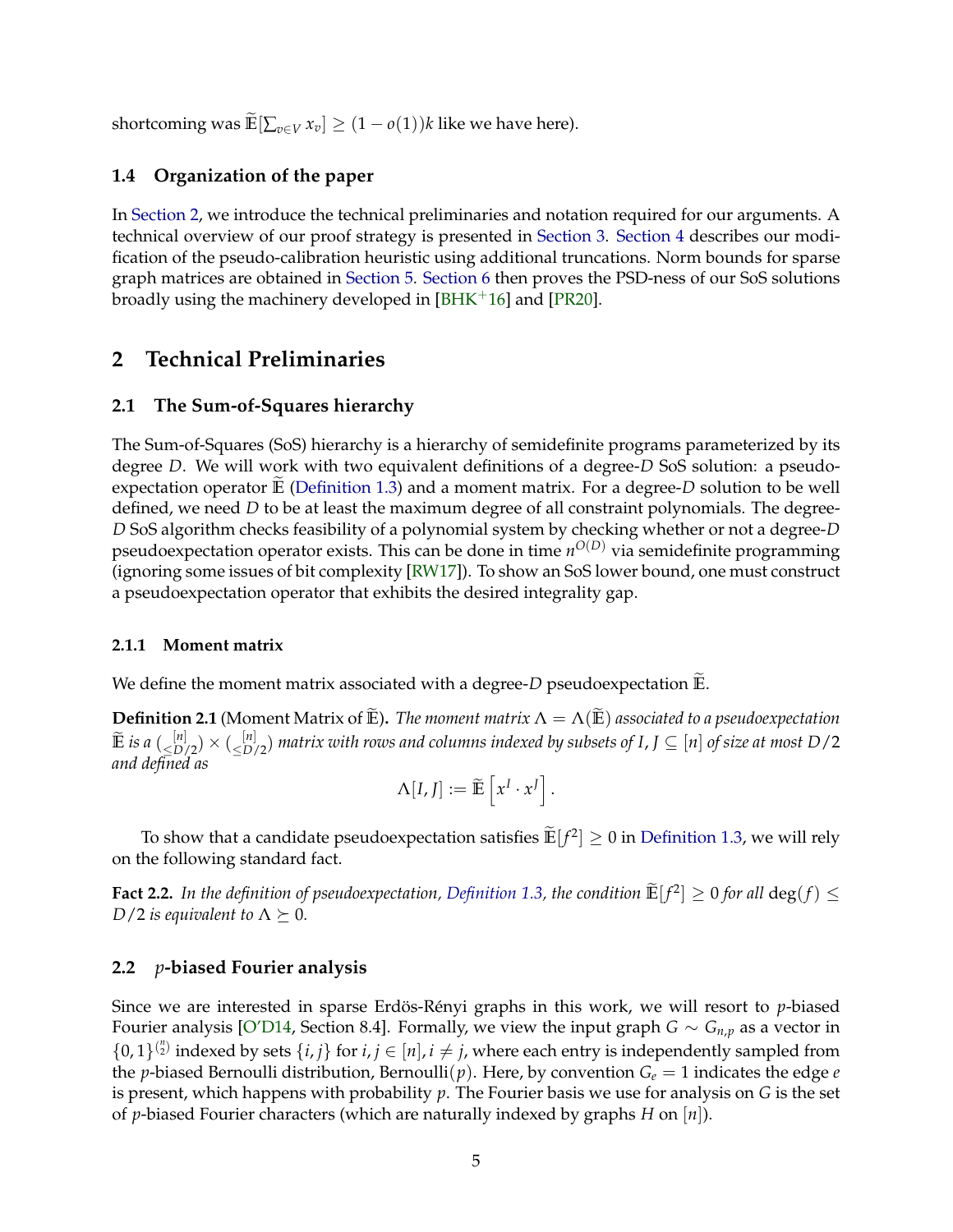shortcoming was $\widetilde{\mathbb{E}}[\sum_{v \in V} x_v] \geq (1 - o(1))k$ like we have here).

### 1.4 Organization of the paper

In Section 2, we introduce the technical preliminaries and notation required for our arguments. A technical overview of our proof strategy is presented in Section 3. Section 4 describes our modification of the pseudo-calibration heuristic using additional truncations. Norm bounds for sparse graph matrices are obtained in Section 5. Section 6 then proves the PSD-ness of our SoS solutions broadly using the machinery developed in [BHK+16] and [PR20].

## 2 Technical Preliminaries

### 2.1 The Sum-of-Squares hierarchy

The Sum-of-Squares (SoS) hierarchy is a hierarchy of semidefinite programs parameterized by its degree $D$. We will work with two equivalent definitions of a degree-$D$ SoS solution: a pseudo-expectation operator $\widetilde{\mathbb{E}}$ (Definition 1.3) and a moment matrix. For a degree-$D$ solution to be well defined, we need $D$ to be at least the maximum degree of all constraint polynomials. The degree-$D$ SoS algorithm checks feasibility of a polynomial system by checking whether or not a degree-$D$ pseudoexpectation operator exists. This can be done in time $n^{O(D)}$ via semidefinite programming (ignoring some issues of bit complexity [RW17]). To show an SoS lower bound, one must construct a pseudoexpectation operator that exhibits the desired integrality gap.

#### 2.1.1 Moment matrix

We define the moment matrix associated with a degree-$D$ pseudoexpectation $\widetilde{\mathbb{E}}$.

**Definition 2.1** (Moment Matrix of $\widetilde{\mathbb{E}}$)**.** *The moment matrix $\Lambda = \Lambda(\widetilde{\mathbb{E}})$ associated to a pseudoexpectation $\widetilde{\mathbb{E}}$ is a $\binom{[n]}{\leq D/2} \times \binom{[n]}{\leq D/2}$ matrix with rows and columns indexed by subsets of $I, J \subseteq [n]$ of size at most $D/2$ and defined as*

$$\Lambda[I, J] := \widetilde{\mathbb{E}}\left[x^I \cdot x^J\right].$$

To show that a candidate pseudoexpectation satisfies $\widetilde{\mathbb{E}}[f^2] \geq 0$ in Definition 1.3, we will rely on the following standard fact.

**Fact 2.2.** *In the definition of pseudoexpectation, Definition 1.3, the condition $\widetilde{\mathbb{E}}[f^2] \geq 0$ for all $\deg(f) \leq D/2$ is equivalent to $\Lambda \succeq 0$.*

### 2.2 $p$-biased Fourier analysis

Since we are interested in sparse Erdös-Rényi graphs in this work, we will resort to $p$-biased Fourier analysis [O'D14, Section 8.4]. Formally, we view the input graph $G \sim G_{n,p}$ as a vector in $\{0,1\}^{\binom{n}{2}}$ indexed by sets $\{i, j\}$ for $i, j \in [n], i \neq j$, where each entry is independently sampled from the $p$-biased Bernoulli distribution, Bernoulli$(p)$. Here, by convention $G_e = 1$ indicates the edge $e$ is present, which happens with probability $p$. The Fourier basis we use for analysis on $G$ is the set of $p$-biased Fourier characters (which are naturally indexed by graphs $H$ on $[n]$).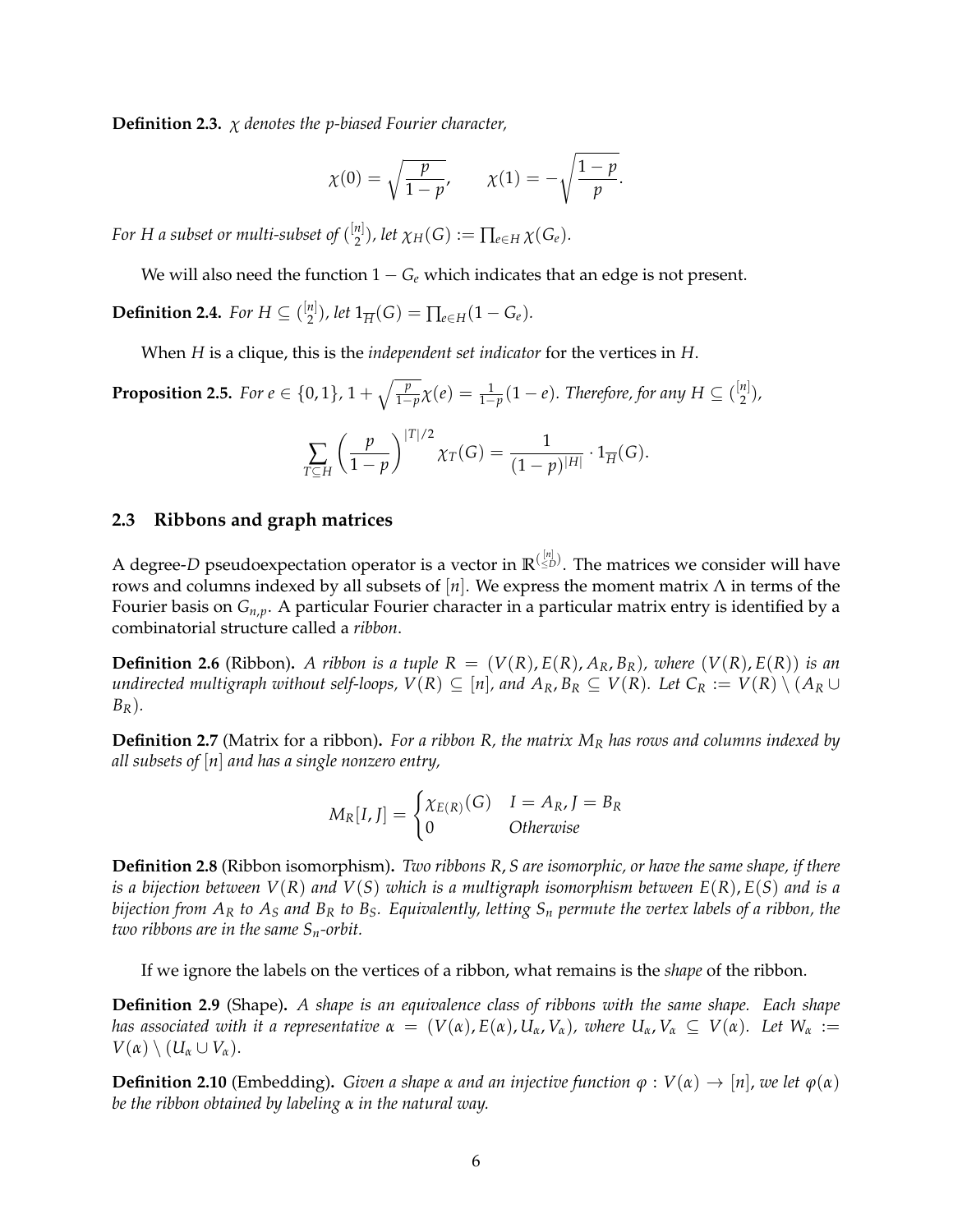**Definition 2.3.** *$\chi$ denotes the p-biased Fourier character,*

$$\chi(0) = \sqrt{\frac{p}{1-p}}, \qquad \chi(1) = -\sqrt{\frac{1-p}{p}}.$$

*For $H$ a subset or multi-subset of $\binom{[n]}{2}$, let $\chi_H(G) := \prod_{e \in H} \chi(G_e)$.*

We will also need the function $1 - G_e$ which indicates that an edge is not present.

**Definition 2.4.** *For $H \subseteq \binom{[n]}{2}$, let $1_{\overline{H}}(G) = \prod_{e \in H}(1 - G_e)$.*

When $H$ is a clique, this is the *independent set indicator* for the vertices in $H$.

**Proposition 2.5.** *For $e \in \{0, 1\}$, $1 + \sqrt{\frac{p}{1-p}}\chi(e) = \frac{1}{1-p}(1-e)$. Therefore, for any $H \subseteq \binom{[n]}{2}$,*

$$\sum_{T \subseteq H} \left(\frac{p}{1-p}\right)^{|T|/2} \chi_T(G) = \frac{1}{(1-p)^{|H|}} \cdot 1_{\overline{H}}(G).$$

## 2.3 Ribbons and graph matrices

A degree-$D$ pseudoexpectation operator is a vector in $\mathbb{R}^{\binom{[n]}{\leq D}}$. The matrices we consider will have rows and columns indexed by all subsets of $[n]$. We express the moment matrix $\Lambda$ in terms of the Fourier basis on $G_{n,p}$. A particular Fourier character in a particular matrix entry is identified by a combinatorial structure called a *ribbon*.

**Definition 2.6** (Ribbon)**.** *A ribbon is a tuple $R = (V(R), E(R), A_R, B_R)$, where $(V(R), E(R))$ is an undirected multigraph without self-loops, $V(R) \subseteq [n]$, and $A_R, B_R \subseteq V(R)$. Let $C_R := V(R) \setminus (A_R \cup B_R)$.*

**Definition 2.7** (Matrix for a ribbon)**.** *For a ribbon $R$, the matrix $M_R$ has rows and columns indexed by all subsets of $[n]$ and has a single nonzero entry,*

$$M_R[I, J] = \begin{cases} \chi_{E(R)}(G) & I = A_R, J = B_R \\ 0 & \textit{Otherwise} \end{cases}$$

**Definition 2.8** (Ribbon isomorphism)**.** *Two ribbons $R, S$ are isomorphic, or have the same shape, if there is a bijection between $V(R)$ and $V(S)$ which is a multigraph isomorphism between $E(R), E(S)$ and is a bijection from $A_R$ to $A_S$ and $B_R$ to $B_S$. Equivalently, letting $S_n$ permute the vertex labels of a ribbon, the two ribbons are in the same $S_n$-orbit.*

If we ignore the labels on the vertices of a ribbon, what remains is the *shape* of the ribbon.

**Definition 2.9** (Shape)**.** *A shape is an equivalence class of ribbons with the same shape. Each shape has associated with it a representative $\alpha = (V(\alpha), E(\alpha), U_\alpha, V_\alpha)$, where $U_\alpha, V_\alpha \subseteq V(\alpha)$. Let $W_\alpha := V(\alpha) \setminus (U_\alpha \cup V_\alpha)$.*

**Definition 2.10** (Embedding)**.** *Given a shape $\alpha$ and an injective function $\varphi : V(\alpha) \to [n]$, we let $\varphi(\alpha)$ be the ribbon obtained by labeling $\alpha$ in the natural way.*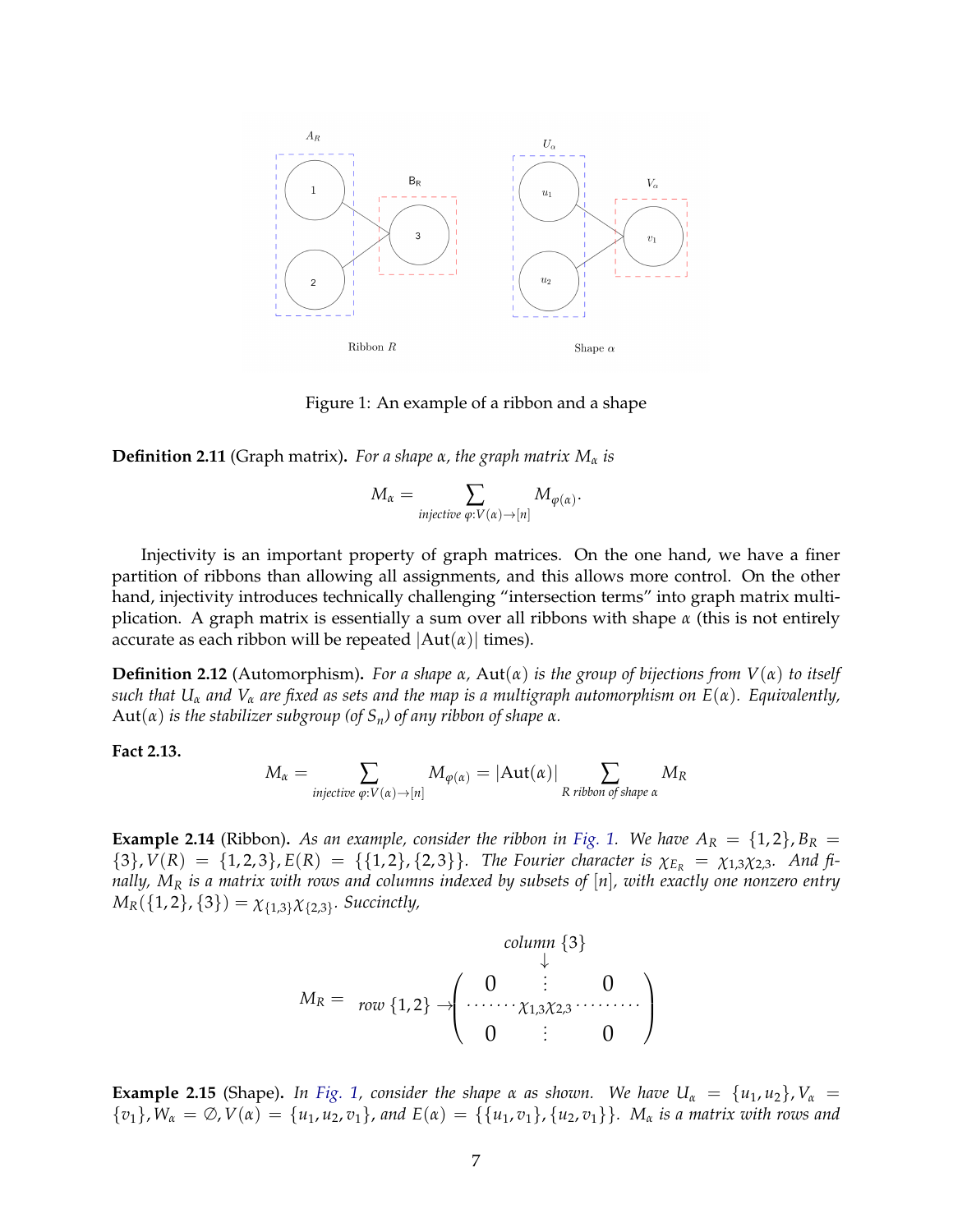Figure 1: An example of a ribbon and a shape

**Definition 2.11** (Graph matrix)**.** *For a shape $\alpha$, the graph matrix $M_\alpha$ is*

$$M_\alpha = \sum_{\text{injective } \varphi: V(\alpha) \to [n]} M_{\varphi(\alpha)}.$$

Injectivity is an important property of graph matrices. On the one hand, we have a finer partition of ribbons than allowing all assignments, and this allows more control. On the other hand, injectivity introduces technically challenging "intersection terms" into graph matrix multiplication. A graph matrix is essentially a sum over all ribbons with shape $\alpha$ (this is not entirely accurate as each ribbon will be repeated $|\mathrm{Aut}(\alpha)|$ times).

**Definition 2.12** (Automorphism)**.** *For a shape $\alpha$, $\mathrm{Aut}(\alpha)$ is the group of bijections from $V(\alpha)$ to itself such that $U_\alpha$ and $V_\alpha$ are fixed as sets and the map is a multigraph automorphism on $E(\alpha)$. Equivalently, $\mathrm{Aut}(\alpha)$ is the stabilizer subgroup (of $S_n$) of any ribbon of shape $\alpha$.*

**Fact 2.13.**

$$M_\alpha = \sum_{\text{injective } \varphi: V(\alpha) \to [n]} M_{\varphi(\alpha)} = |\mathrm{Aut}(\alpha)| \sum_{R \text{ ribbon of shape } \alpha} M_R$$

**Example 2.14** (Ribbon)**.** *As an example, consider the ribbon in Fig. 1. We have $A_R = \{1, 2\}, B_R = \{3\}, V(R) = \{1, 2, 3\}, E(R) = \{\{1, 2\}, \{2, 3\}\}$. The Fourier character is $\chi_{E_R} = \chi_{1,3}\chi_{2,3}$. And finally, $M_R$ is a matrix with rows and columns indexed by subsets of $[n]$, with exactly one nonzero entry $M_R(\{1, 2\}, \{3\}) = \chi_{\{1,3\}}\chi_{\{2,3\}}$. Succinctly,*

$$M_R = \begin{array}{c} \\ \text{row } \{1,2\} \rightarrow \end{array} \begin{pmatrix} 0 & \vdots & 0 \\ \cdots\cdots & \chi_{1,3}\chi_{2,3} & \cdots\cdots \\ 0 & \vdots & 0 \end{pmatrix} \quad \text{(column } \{3\} \downarrow\text{)}$$

**Example 2.15** (Shape)**.** *In Fig. 1, consider the shape $\alpha$ as shown. We have $U_\alpha = \{u_1, u_2\}, V_\alpha = \{v_1\}, W_\alpha = \emptyset, V(\alpha) = \{u_1, u_2, v_1\}$, and $E(\alpha) = \{\{u_1, v_1\}, \{u_2, v_1\}\}$. $M_\alpha$ is a matrix with rows and*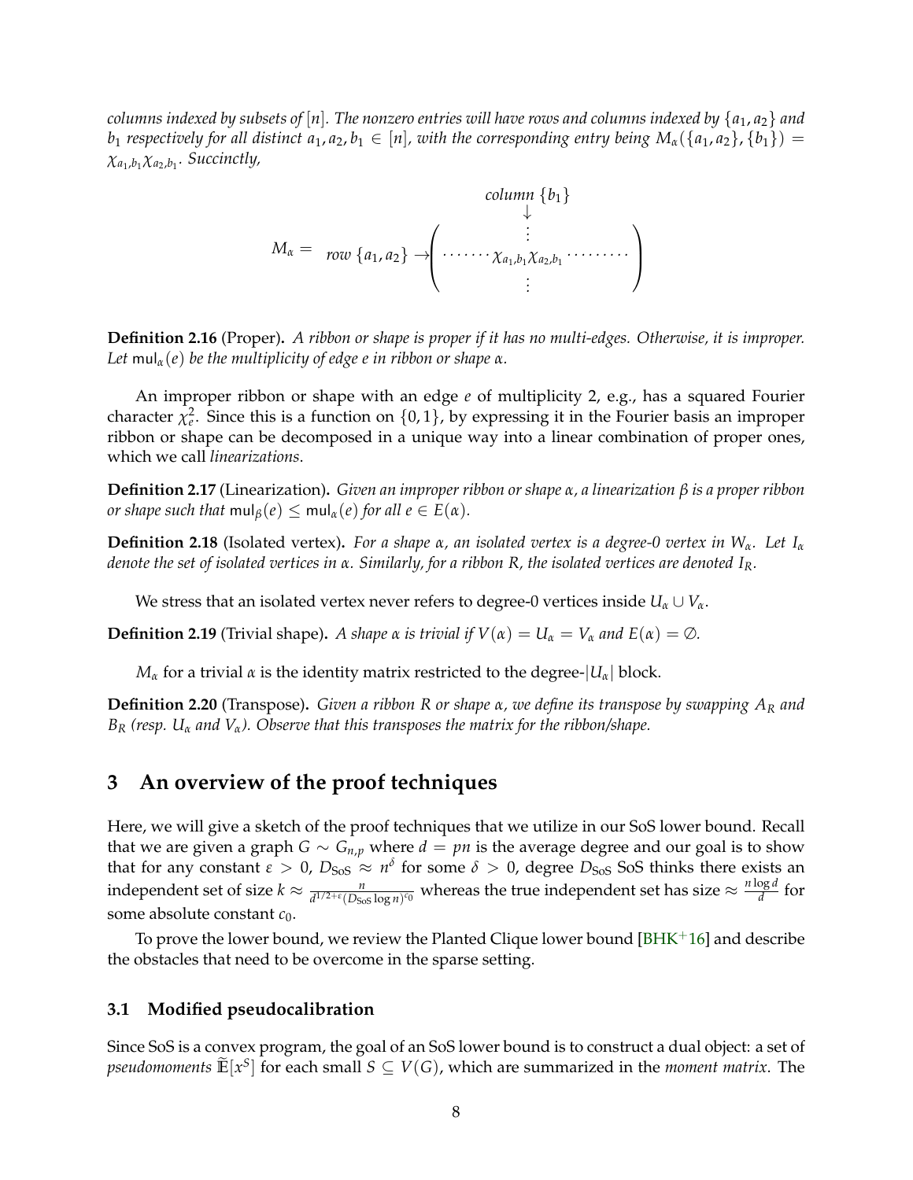*columns indexed by subsets of $[n]$. The nonzero entries will have rows and columns indexed by $\{a_1, a_2\}$ and $b_1$ respectively for all distinct $a_1, a_2, b_1 \in [n]$, with the corresponding entry being $M_\alpha(\{a_1, a_2\}, \{b_1\}) = \chi_{a_1,b_1}\chi_{a_2,b_1}$. Succinctly,*

$$M_\alpha = \begin{array}{c} \\ \text{row } \{a_1, a_2\} \rightarrow \\ \\ \end{array} \begin{array}{c} \text{column } \{b_1\} \\ \downarrow \\ \begin{pmatrix} & \vdots & \\ \cdots\cdots & \chi_{a_1,b_1}\chi_{a_2,b_1} & \cdots\cdots \\ & \vdots & \end{pmatrix} \end{array}$$

**Definition 2.16** (Proper)**.** *A ribbon or shape is proper if it has no multi-edges. Otherwise, it is improper. Let $\mathsf{mul}_\alpha(e)$ be the multiplicity of edge $e$ in ribbon or shape $\alpha$.*

An improper ribbon or shape with an edge $e$ of multiplicity 2, e.g., has a squared Fourier character $\chi_e^2$. Since this is a function on $\{0, 1\}$, by expressing it in the Fourier basis an improper ribbon or shape can be decomposed in a unique way into a linear combination of proper ones, which we call *linearizations*.

**Definition 2.17** (Linearization)**.** *Given an improper ribbon or shape $\alpha$, a linearization $\beta$ is a proper ribbon or shape such that $\mathsf{mul}_\beta(e) \le \mathsf{mul}_\alpha(e)$ for all $e \in E(\alpha)$.*

**Definition 2.18** (Isolated vertex)**.** *For a shape $\alpha$, an isolated vertex is a degree-0 vertex in $W_\alpha$. Let $I_\alpha$ denote the set of isolated vertices in $\alpha$. Similarly, for a ribbon $R$, the isolated vertices are denoted $I_R$.*

We stress that an isolated vertex never refers to degree-0 vertices inside $U_\alpha \cup V_\alpha$.

**Definition 2.19** (Trivial shape)**.** *A shape $\alpha$ is trivial if $V(\alpha) = U_\alpha = V_\alpha$ and $E(\alpha) = \emptyset$.*

$M_\alpha$ for a trivial $\alpha$ is the identity matrix restricted to the degree-$|U_\alpha|$ block.

**Definition 2.20** (Transpose)**.** *Given a ribbon $R$ or shape $\alpha$, we define its transpose by swapping $A_R$ and $B_R$ (resp. $U_\alpha$ and $V_\alpha$). Observe that this transposes the matrix for the ribbon/shape.*

## 3 An overview of the proof techniques

Here, we will give a sketch of the proof techniques that we utilize in our SoS lower bound. Recall that we are given a graph $G \sim G_{n,p}$ where $d = pn$ is the average degree and our goal is to show that for any constant $\varepsilon > 0$, $D_{\text{SoS}} \approx n^\delta$ for some $\delta > 0$, degree $D_{\text{SoS}}$ SoS thinks there exists an independent set of size $k \approx \frac{n}{d^{1/2+\varepsilon}(D_{\text{SoS}} \log n)^{c_0}}$ whereas the true independent set has size $\approx \frac{n \log d}{d}$ for some absolute constant $c_0$.

To prove the lower bound, we review the Planted Clique lower bound [BHK+16] and describe the obstacles that need to be overcome in the sparse setting.

### 3.1 Modified pseudocalibration

Since SoS is a convex program, the goal of an SoS lower bound is to construct a dual object: a set of *pseudomoments* $\tilde{\mathbb{E}}[x^S]$ for each small $S \subseteq V(G)$, which are summarized in the *moment matrix*. The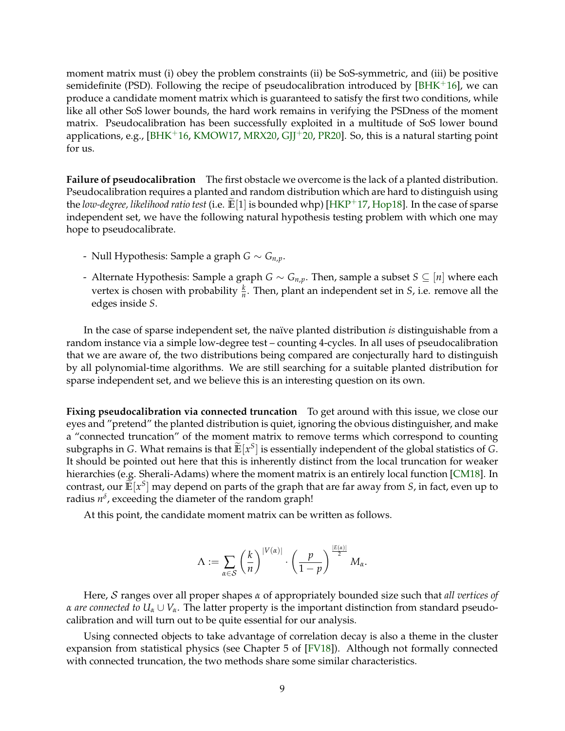moment matrix must (i) obey the problem constraints (ii) be SoS-symmetric, and (iii) be positive semidefinite (PSD). Following the recipe of pseudocalibration introduced by [BHK+16], we can produce a candidate moment matrix which is guaranteed to satisfy the first two conditions, while like all other SoS lower bounds, the hard work remains in verifying the PSDness of the moment matrix. Pseudocalibration has been successfully exploited in a multitude of SoS lower bound applications, e.g., [BHK+16, KMOW17, MRX20, GJJ+20, PR20]. So, this is a natural starting point for us.

**Failure of pseudocalibration** The first obstacle we overcome is the lack of a planted distribution. Pseudocalibration requires a planted and random distribution which are hard to distinguish using the *low-degree, likelihood ratio test* (i.e. $\widetilde{\mathbb{E}}[1]$ is bounded whp) [HKP+17, Hop18]. In the case of sparse independent set, we have the following natural hypothesis testing problem with which one may hope to pseudocalibrate.

- Null Hypothesis: Sample a graph $G \sim G_{n,p}$.
- Alternate Hypothesis: Sample a graph $G \sim G_{n,p}$. Then, sample a subset $S \subseteq [n]$ where each vertex is chosen with probability $\frac{k}{n}$. Then, plant an independent set in $S$, i.e. remove all the edges inside $S$.

In the case of sparse independent set, the naïve planted distribution *is* distinguishable from a random instance via a simple low-degree test – counting 4-cycles. In all uses of pseudocalibration that we are aware of, the two distributions being compared are conjecturally hard to distinguish by all polynomial-time algorithms. We are still searching for a suitable planted distribution for sparse independent set, and we believe this is an interesting question on its own.

**Fixing pseudocalibration via connected truncation** To get around with this issue, we close our eyes and "pretend" the planted distribution is quiet, ignoring the obvious distinguisher, and make a "connected truncation" of the moment matrix to remove terms which correspond to counting subgraphs in $G$. What remains is that $\widetilde{\mathbb{E}}[x^S]$ is essentially independent of the global statistics of $G$. It should be pointed out here that this is inherently distinct from the local truncation for weaker hierarchies (e.g. Sherali-Adams) where the moment matrix is an entirely local function [CM18]. In contrast, our $\widetilde{\mathbb{E}}[x^S]$ may depend on parts of the graph that are far away from $S$, in fact, even up to radius $n^\delta$, exceeding the diameter of the random graph!

At this point, the candidate moment matrix can be written as follows.

$$\Lambda := \sum_{\alpha \in \mathcal{S}} \left(\frac{k}{n}\right)^{|V(\alpha)|} \cdot \left(\frac{p}{1-p}\right)^{\frac{|E(\alpha)|}{2}} M_\alpha.$$

Here, $\mathcal{S}$ ranges over all proper shapes $\alpha$ of appropriately bounded size such that *all vertices of* $\alpha$ *are connected to* $U_\alpha \cup V_\alpha$. The latter property is the important distinction from standard pseudocalibration and will turn out to be quite essential for our analysis.

Using connected objects to take advantage of correlation decay is also a theme in the cluster expansion from statistical physics (see Chapter 5 of [FV18]). Although not formally connected with connected truncation, the two methods share some similar characteristics.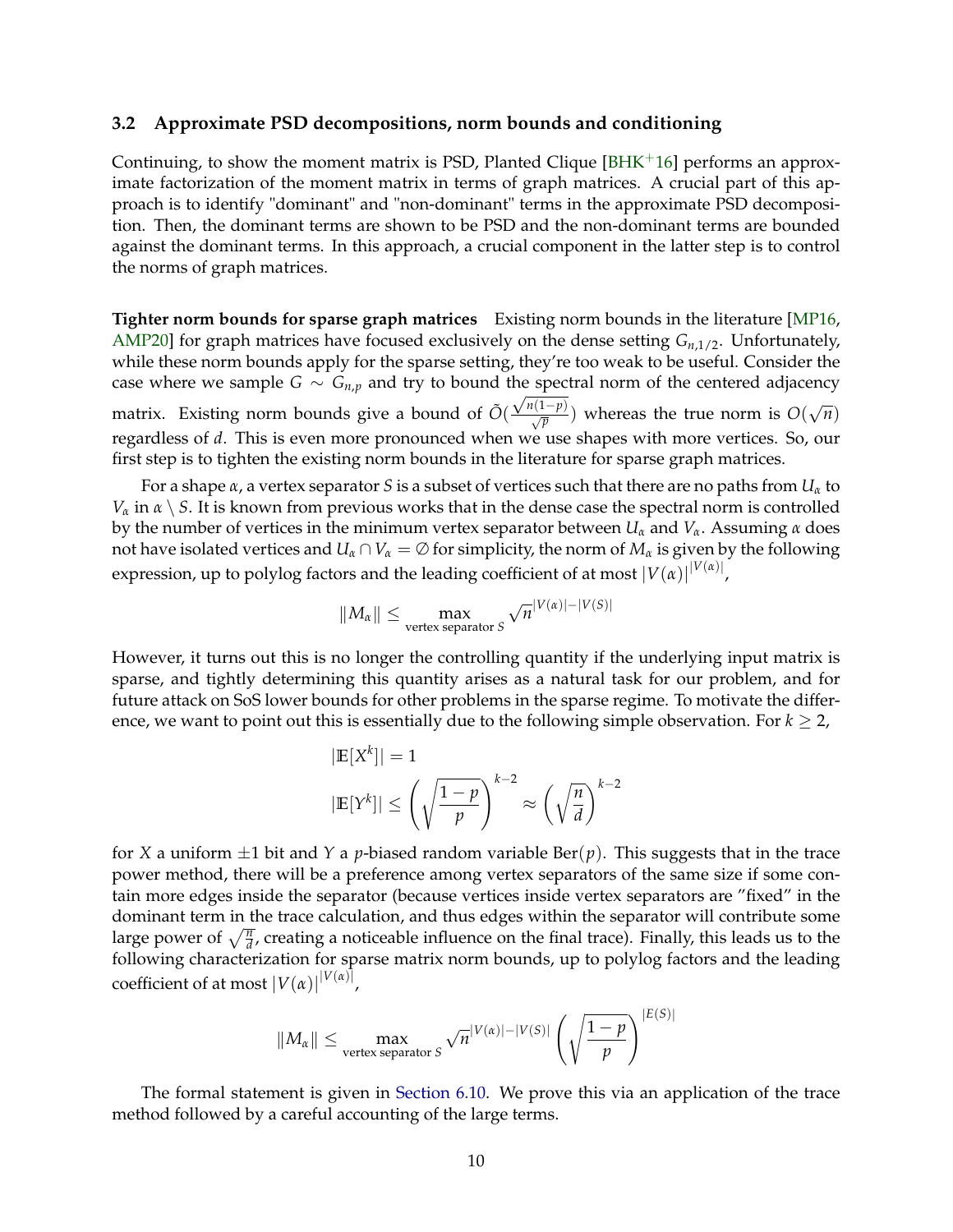### 3.2 Approximate PSD decompositions, norm bounds and conditioning

Continuing, to show the moment matrix is PSD, Planted Clique [BHK[+]16] performs an approximate factorization of the moment matrix in terms of graph matrices. A crucial part of this approach is to identify "dominant" and "non-dominant" terms in the approximate PSD decomposition. Then, the dominant terms are shown to be PSD and the non-dominant terms are bounded against the dominant terms. In this approach, a crucial component in the latter step is to control the norms of graph matrices.

**Tighter norm bounds for sparse graph matrices** Existing norm bounds in the literature [MP16, AMP20] for graph matrices have focused exclusively on the dense setting $G_{n,1/2}$. Unfortunately, while these norm bounds apply for the sparse setting, they're too weak to be useful. Consider the case where we sample $G \sim G_{n,p}$ and try to bound the spectral norm of the centered adjacency matrix. Existing norm bounds give a bound of $\tilde{O}(\frac{\sqrt{n(1-p)}}{\sqrt{p}})$ whereas the true norm is $O(\sqrt{n})$ regardless of $d$. This is even more pronounced when we use shapes with more vertices. So, our first step is to tighten the existing norm bounds in the literature for sparse graph matrices.

For a shape $\alpha$, a vertex separator $S$ is a subset of vertices such that there are no paths from $U_\alpha$ to $V_\alpha$ in $\alpha \setminus S$. It is known from previous works that in the dense case the spectral norm is controlled by the number of vertices in the minimum vertex separator between $U_\alpha$ and $V_\alpha$. Assuming $\alpha$ does not have isolated vertices and $U_\alpha \cap V_\alpha = \emptyset$ for simplicity, the norm of $M_\alpha$ is given by the following expression, up to polylog factors and the leading coefficient of at most $|V(\alpha)|^{|V(\alpha)|}$,

$$\|M_\alpha\| \leq \max_{\text{vertex separator } S} \sqrt{n}^{|V(\alpha)|-|V(S)|}$$

However, it turns out this is no longer the controlling quantity if the underlying input matrix is sparse, and tightly determining this quantity arises as a natural task for our problem, and for future attack on SoS lower bounds for other problems in the sparse regime. To motivate the difference, we want to point out this is essentially due to the following simple observation. For $k \geq 2$,

$$|\mathbb{E}[X^k]| = 1$$

$$|\mathbb{E}[Y^k]| \leq \left(\sqrt{\frac{1-p}{p}}\right)^{k-2} \approx \left(\sqrt{\frac{n}{d}}\right)^{k-2}$$

for $X$ a uniform $\pm 1$ bit and $Y$ a $p$-biased random variable $\mathrm{Ber}(p)$. This suggests that in the trace power method, there will be a preference among vertex separators of the same size if some contain more edges inside the separator (because vertices inside vertex separators are "fixed" in the dominant term in the trace calculation, and thus edges within the separator will contribute some large power of $\sqrt{\frac{n}{d}}$, creating a noticeable influence on the final trace). Finally, this leads us to the following characterization for sparse matrix norm bounds, up to polylog factors and the leading coefficient of at most $|V(\alpha)|^{|V(\alpha)|}$,

$$\|M_\alpha\| \leq \max_{\text{vertex separator } S} \sqrt{n}^{|V(\alpha)|-|V(S)|} \left(\sqrt{\frac{1-p}{p}}\right)^{|E(S)|}$$

The formal statement is given in Section 6.10. We prove this via an application of the trace method followed by a careful accounting of the large terms.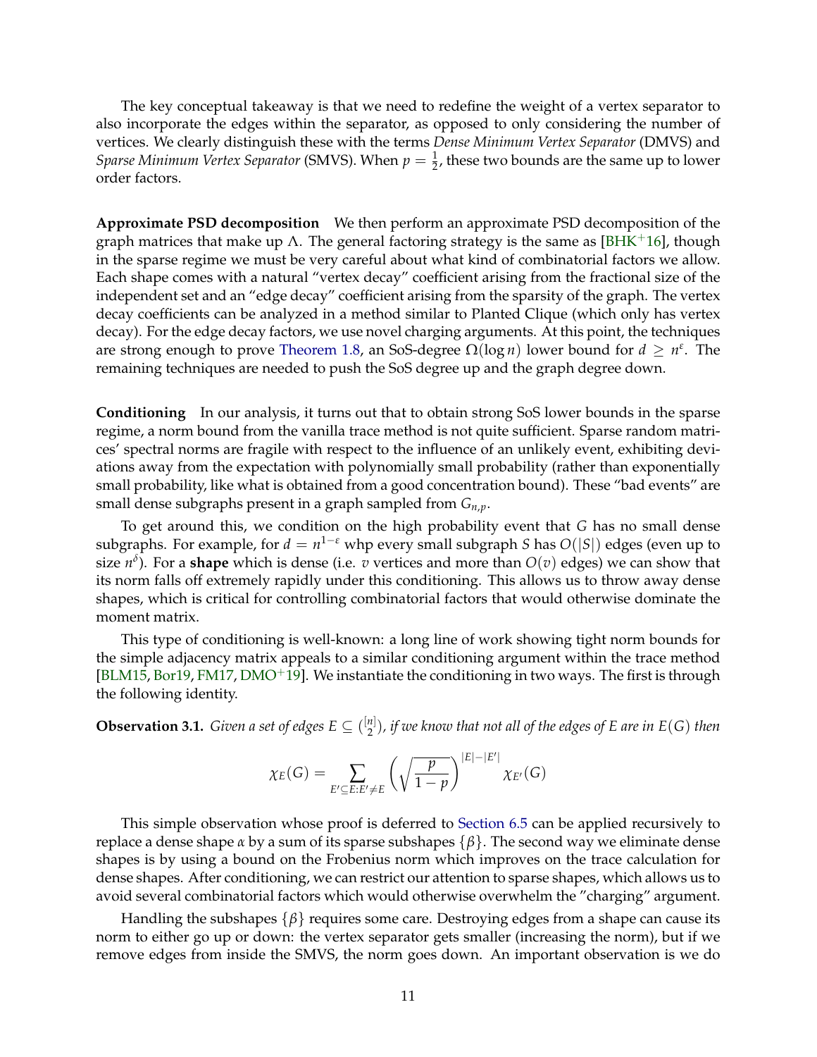The key conceptual takeaway is that we need to redefine the weight of a vertex separator to also incorporate the edges within the separator, as opposed to only considering the number of vertices. We clearly distinguish these with the terms *Dense Minimum Vertex Separator* (DMVS) and *Sparse Minimum Vertex Separator* (SMVS). When $p = \frac{1}{2}$, these two bounds are the same up to lower order factors.

**Approximate PSD decomposition** We then perform an approximate PSD decomposition of the graph matrices that make up $\Lambda$. The general factoring strategy is the same as [BHK+16], though in the sparse regime we must be very careful about what kind of combinatorial factors we allow. Each shape comes with a natural "vertex decay" coefficient arising from the fractional size of the independent set and an "edge decay" coefficient arising from the sparsity of the graph. The vertex decay coefficients can be analyzed in a method similar to Planted Clique (which only has vertex decay). For the edge decay factors, we use novel charging arguments. At this point, the techniques are strong enough to prove Theorem 1.8, an SoS-degree $\Omega(\log n)$ lower bound for $d \geq n^{\varepsilon}$. The remaining techniques are needed to push the SoS degree up and the graph degree down.

**Conditioning** In our analysis, it turns out that to obtain strong SoS lower bounds in the sparse regime, a norm bound from the vanilla trace method is not quite sufficient. Sparse random matrices' spectral norms are fragile with respect to the influence of an unlikely event, exhibiting deviations away from the expectation with polynomially small probability (rather than exponentially small probability, like what is obtained from a good concentration bound). These "bad events" are small dense subgraphs present in a graph sampled from $G_{n,p}$.

To get around this, we condition on the high probability event that $G$ has no small dense subgraphs. For example, for $d = n^{1-\varepsilon}$ whp every small subgraph $S$ has $O(|S|)$ edges (even up to size $n^{\delta}$). For a **shape** which is dense (i.e. $v$ vertices and more than $O(v)$ edges) we can show that its norm falls off extremely rapidly under this conditioning. This allows us to throw away dense shapes, which is critical for controlling combinatorial factors that would otherwise dominate the moment matrix.

This type of conditioning is well-known: a long line of work showing tight norm bounds for the simple adjacency matrix appeals to a similar conditioning argument within the trace method [BLM15, Bor19, FM17, DMO+19]. We instantiate the conditioning in two ways. The first is through the following identity.

**Observation 3.1.** *Given a set of edges $E \subseteq \binom{[n]}{2}$, if we know that not all of the edges of $E$ are in $E(G)$ then*

$$\chi_E(G) = \sum_{E' \subseteq E : E' \neq E} \left(\sqrt{\frac{p}{1-p}}\right)^{|E|-|E'|} \chi_{E'}(G)$$

This simple observation whose proof is deferred to Section 6.5 can be applied recursively to replace a dense shape $\alpha$ by a sum of its sparse subshapes $\{\beta\}$. The second way we eliminate dense shapes is by using a bound on the Frobenius norm which improves on the trace calculation for dense shapes. After conditioning, we can restrict our attention to sparse shapes, which allows us to avoid several combinatorial factors which would otherwise overwhelm the "charging" argument.

Handling the subshapes $\{\beta\}$ requires some care. Destroying edges from a shape can cause its norm to either go up or down: the vertex separator gets smaller (increasing the norm), but if we remove edges from inside the SMVS, the norm goes down. An important observation is we do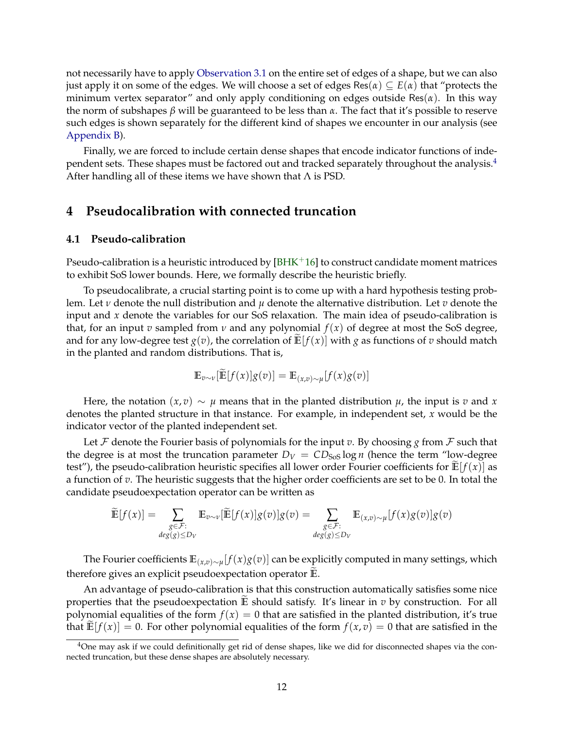not necessarily have to apply Observation 3.1 on the entire set of edges of a shape, but we can also just apply it on some of the edges. We will choose a set of edges $\mathsf{Res}(\alpha) \subseteq E(\alpha)$ that "protects the minimum vertex separator" and only apply conditioning on edges outside $\mathsf{Res}(\alpha)$. In this way the norm of subshapes $\beta$ will be guaranteed to be less than $\alpha$. The fact that it's possible to reserve such edges is shown separately for the different kind of shapes we encounter in our analysis (see Appendix B).

Finally, we are forced to include certain dense shapes that encode indicator functions of independent sets. These shapes must be factored out and tracked separately throughout the analysis.[4] After handling all of these items we have shown that $\Lambda$ is PSD.

# 4 Pseudocalibration with connected truncation

## 4.1 Pseudo-calibration

Pseudo-calibration is a heuristic introduced by [BHK+16] to construct candidate moment matrices to exhibit SoS lower bounds. Here, we formally describe the heuristic briefly.

To pseudocalibrate, a crucial starting point is to come up with a hard hypothesis testing problem. Let $\nu$ denote the null distribution and $\mu$ denote the alternative distribution. Let $v$ denote the input and $x$ denote the variables for our SoS relaxation. The main idea of pseudo-calibration is that, for an input $v$ sampled from $\nu$ and any polynomial $f(x)$ of degree at most the SoS degree, and for any low-degree test $g(v)$, the correlation of $\widetilde{\mathbb{E}}[f(x)]$ with $g$ as functions of $v$ should match in the planted and random distributions. That is,

$$\mathbb{E}_{v\sim\nu}[\widetilde{\mathbb{E}}[f(x)]g(v)] = \mathbb{E}_{(x,v)\sim\mu}[f(x)g(v)]$$

Here, the notation $(x, v) \sim \mu$ means that in the planted distribution $\mu$, the input is $v$ and $x$ denotes the planted structure in that instance. For example, in independent set, $x$ would be the indicator vector of the planted independent set.

Let $\mathcal{F}$ denote the Fourier basis of polynomials for the input $v$. By choosing $g$ from $\mathcal{F}$ such that the degree is at most the truncation parameter $D_V = CD_{\text{SoS}} \log n$ (hence the term "low-degree test"), the pseudo-calibration heuristic specifies all lower order Fourier coefficients for $\widetilde{\mathbb{E}}[f(x)]$ as a function of $v$. The heuristic suggests that the higher order coefficients are set to be 0. In total the candidate pseudoexpectation operator can be written as

$$\widetilde{\mathbb{E}}[f(x)] = \sum_{\substack{g\in\mathcal{F}:\\ deg(g)\le D_V}} \mathbb{E}_{v\sim\nu}[\widetilde{\mathbb{E}}[f(x)]g(v)]g(v) = \sum_{\substack{g\in\mathcal{F}:\\ deg(g)\le D_V}} \mathbb{E}_{(x,v)\sim\mu}[f(x)g(v)]g(v)$$

The Fourier coefficients $\mathbb{E}_{(x,v)\sim\mu}[f(x)g(v)]$ can be explicitly computed in many settings, which therefore gives an explicit pseudoexpectation operator $\widetilde{\mathbb{E}}$.

An advantage of pseudo-calibration is that this construction automatically satisfies some nice properties that the pseudoexpectation $\widetilde{\mathbb{E}}$ should satisfy. It's linear in $v$ by construction. For all polynomial equalities of the form $f(x) = 0$ that are satisfied in the planted distribution, it's true that $\widetilde{\mathbb{E}}[f(x)] = 0$. For other polynomial equalities of the form $f(x, v) = 0$ that are satisfied in the

[4] One may ask if we could definitionally get rid of dense shapes, like we did for disconnected shapes via the connected truncation, but these dense shapes are absolutely necessary.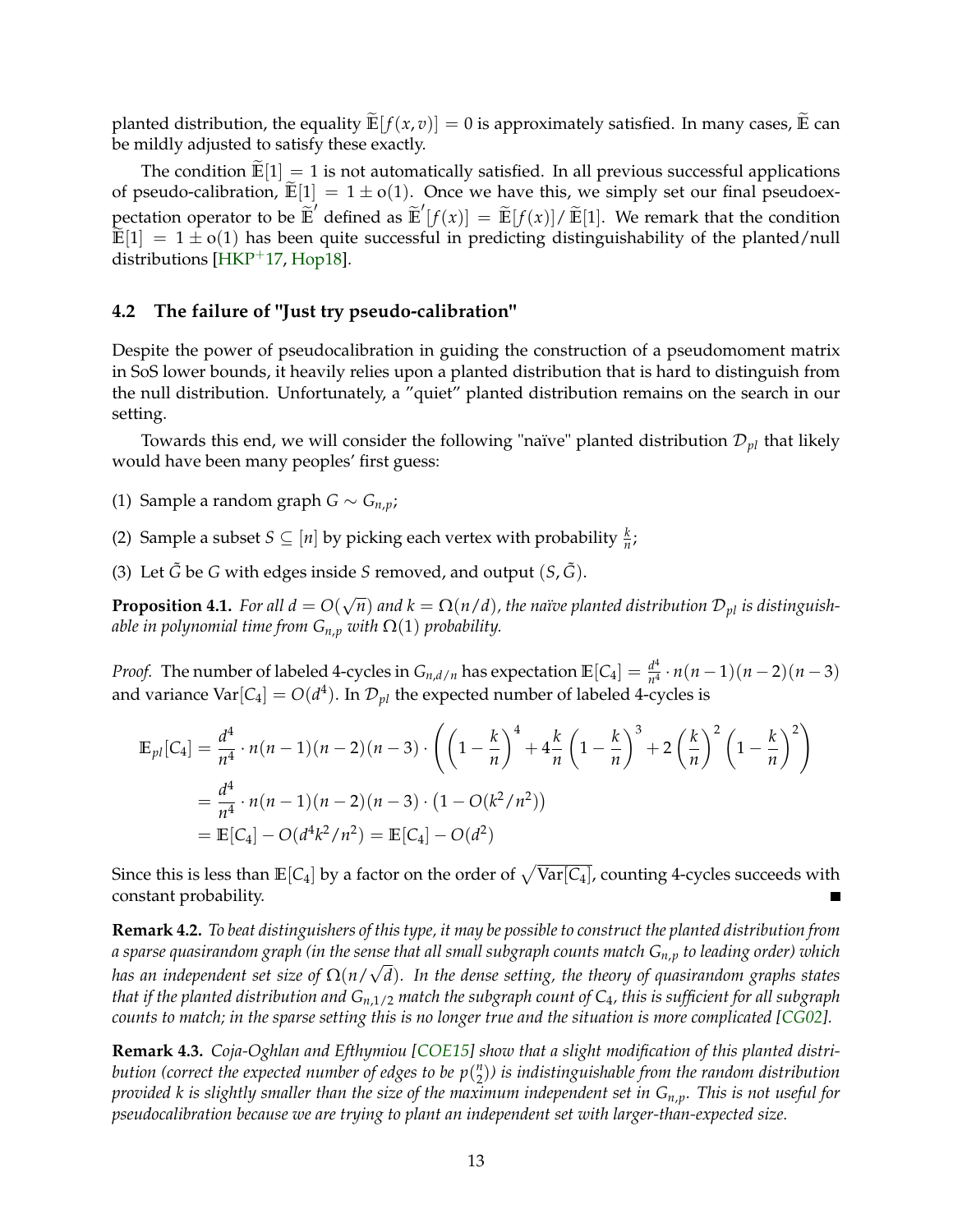planted distribution, the equality $\widetilde{\mathbb{E}}[f(x,v)] = 0$ is approximately satisfied. In many cases, $\widetilde{\mathbb{E}}$ can be mildly adjusted to satisfy these exactly.

The condition $\widetilde{\mathbb{E}}[1] = 1$ is not automatically satisfied. In all previous successful applications of pseudo-calibration, $\widetilde{\mathbb{E}}[1] = 1 \pm o(1)$. Once we have this, we simply set our final pseudoexpectation operator to be $\widetilde{\mathbb{E}}'$ defined as $\widetilde{\mathbb{E}}'[f(x)] = \widetilde{\mathbb{E}}[f(x)]/\widetilde{\mathbb{E}}[1]$. We remark that the condition $\widetilde{\mathbb{E}}[1] = 1 \pm o(1)$ has been quite successful in predicting distinguishability of the planted/null distributions [HKP+17, Hop18].

## 4.2 The failure of "Just try pseudo-calibration"

Despite the power of pseudocalibration in guiding the construction of a pseudomoment matrix in SoS lower bounds, it heavily relies upon a planted distribution that is hard to distinguish from the null distribution. Unfortunately, a "quiet" planted distribution remains on the search in our setting.

Towards this end, we will consider the following "naïve" planted distribution $\mathcal{D}_{pl}$ that likely would have been many peoples' first guess:

(1) Sample a random graph $G \sim G_{n,p}$;

(2) Sample a subset $S \subseteq [n]$ by picking each vertex with probability $\frac{k}{n}$;

(3) Let $\tilde{G}$ be $G$ with edges inside $S$ removed, and output $(S, \tilde{G})$.

**Proposition 4.1.** *For all $d = O(\sqrt{n})$ and $k = \Omega(n/d)$, the naïve planted distribution $\mathcal{D}_{pl}$ is distinguishable in polynomial time from $G_{n,p}$ with $\Omega(1)$ probability.*

*Proof.* The number of labeled 4-cycles in $G_{n,d/n}$ has expectation $\mathbb{E}[C_4] = \frac{d^4}{n^4} \cdot n(n-1)(n-2)(n-3)$ and variance $\text{Var}[C_4] = O(d^4)$. In $\mathcal{D}_{pl}$ the expected number of labeled 4-cycles is

$$\begin{aligned}
\mathbb{E}_{pl}[C_4] &= \frac{d^4}{n^4} \cdot n(n-1)(n-2)(n-3) \cdot \left( \left(1 - \frac{k}{n}\right)^4 + 4\frac{k}{n}\left(1 - \frac{k}{n}\right)^3 + 2\left(\frac{k}{n}\right)^2 \left(1 - \frac{k}{n}\right)^2 \right) \\
&= \frac{d^4}{n^4} \cdot n(n-1)(n-2)(n-3) \cdot \left(1 - O(k^2/n^2)\right) \\
&= \mathbb{E}[C_4] - O(d^4 k^2/n^2) = \mathbb{E}[C_4] - O(d^2)
\end{aligned}$$

Since this is less than $\mathbb{E}[C_4]$ by a factor on the order of $\sqrt{\text{Var}[C_4]}$, counting 4-cycles succeeds with constant probability. ■

**Remark 4.2.** *To beat distinguishers of this type, it may be possible to construct the planted distribution from a sparse quasirandom graph (in the sense that all small subgraph counts match $G_{n,p}$ to leading order) which has an independent set size of $\Omega(n/\sqrt{d})$. In the dense setting, the theory of quasirandom graphs states that if the planted distribution and $G_{n,1/2}$ match the subgraph count of $C_4$, this is sufficient for all subgraph counts to match; in the sparse setting this is no longer true and the situation is more complicated [CG02].*

**Remark 4.3.** *Coja-Oghlan and Efthymiou [COE15] show that a slight modification of this planted distribution (correct the expected number of edges to be $p\binom{n}{2}$) is indistinguishable from the random distribution provided $k$ is slightly smaller than the size of the maximum independent set in $G_{n,p}$. This is not useful for pseudocalibration because we are trying to plant an independent set with larger-than-expected size.*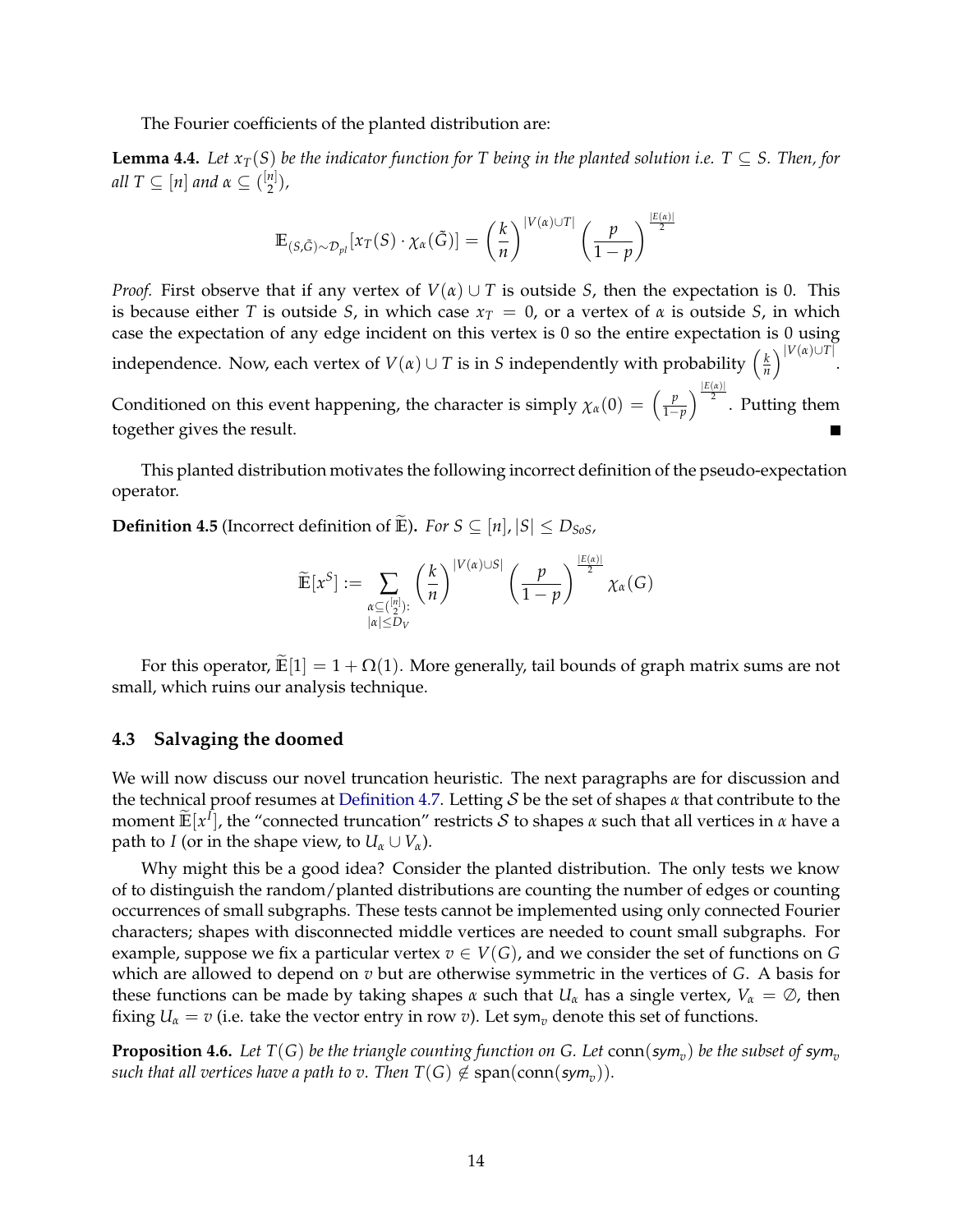The Fourier coefficients of the planted distribution are:

**Lemma 4.4.** *Let $x_T(S)$ be the indicator function for $T$ being in the planted solution i.e. $T \subseteq S$. Then, for all $T \subseteq [n]$ and $\alpha \subseteq \binom{[n]}{2}$,*

$$\mathbb{E}_{(S,\tilde{G})\sim\mathcal{D}_{pl}}[x_T(S) \cdot \chi_\alpha(\tilde{G})] = \left(\frac{k}{n}\right)^{|V(\alpha)\cup T|} \left(\frac{p}{1-p}\right)^{\frac{|E(\alpha)|}{2}}$$

*Proof.* First observe that if any vertex of $V(\alpha) \cup T$ is outside $S$, then the expectation is 0. This is because either $T$ is outside $S$, in which case $x_T = 0$, or a vertex of $\alpha$ is outside $S$, in which case the expectation of any edge incident on this vertex is 0 so the entire expectation is 0 using independence. Now, each vertex of $V(\alpha) \cup T$ is in $S$ independently with probability $\left(\frac{k}{n}\right)^{|V(\alpha)\cup T|}$. Conditioned on this event happening, the character is simply $\chi_\alpha(0) = \left(\frac{p}{1-p}\right)^{\frac{|E(\alpha)|}{2}}$. Putting them together gives the result. ∎

This planted distribution motivates the following incorrect definition of the pseudo-expectation operator.

**Definition 4.5** (Incorrect definition of $\widetilde{\mathbb{E}}$)**.** *For $S \subseteq [n], |S| \leq D_{SoS}$,*

$$\widetilde{\mathbb{E}}[x^S] := \sum_{\substack{\alpha \subseteq \binom{[n]}{2}: \\ |\alpha| \leq D_V}} \left(\frac{k}{n}\right)^{|V(\alpha)\cup S|} \left(\frac{p}{1-p}\right)^{\frac{|E(\alpha)|}{2}} \chi_\alpha(G)$$

For this operator, $\widetilde{\mathbb{E}}[1] = 1 + \Omega(1)$. More generally, tail bounds of graph matrix sums are not small, which ruins our analysis technique.

### 4.3 Salvaging the doomed

We will now discuss our novel truncation heuristic. The next paragraphs are for discussion and the technical proof resumes at Definition 4.7. Letting $\mathcal{S}$ be the set of shapes $\alpha$ that contribute to the moment $\widetilde{\mathbb{E}}[x^I]$, the "connected truncation" restricts $\mathcal{S}$ to shapes $\alpha$ such that all vertices in $\alpha$ have a path to $I$ (or in the shape view, to $U_\alpha \cup V_\alpha$).

Why might this be a good idea? Consider the planted distribution. The only tests we know of to distinguish the random/planted distributions are counting the number of edges or counting occurrences of small subgraphs. These tests cannot be implemented using only connected Fourier characters; shapes with disconnected middle vertices are needed to count small subgraphs. For example, suppose we fix a particular vertex $v \in V(G)$, and we consider the set of functions on $G$ which are allowed to depend on $v$ but are otherwise symmetric in the vertices of $G$. A basis for these functions can be made by taking shapes $\alpha$ such that $U_\alpha$ has a single vertex, $V_\alpha = \emptyset$, then fixing $U_\alpha = v$ (i.e. take the vector entry in row $v$). Let $\mathsf{sym}_v$ denote this set of functions.

**Proposition 4.6.** *Let $T(G)$ be the triangle counting function on $G$. Let $\mathrm{conn}(\mathsf{sym}_v)$ be the subset of $\mathsf{sym}_v$ such that all vertices have a path to $v$. Then $T(G) \notin \mathrm{span}(\mathrm{conn}(\mathsf{sym}_v))$.*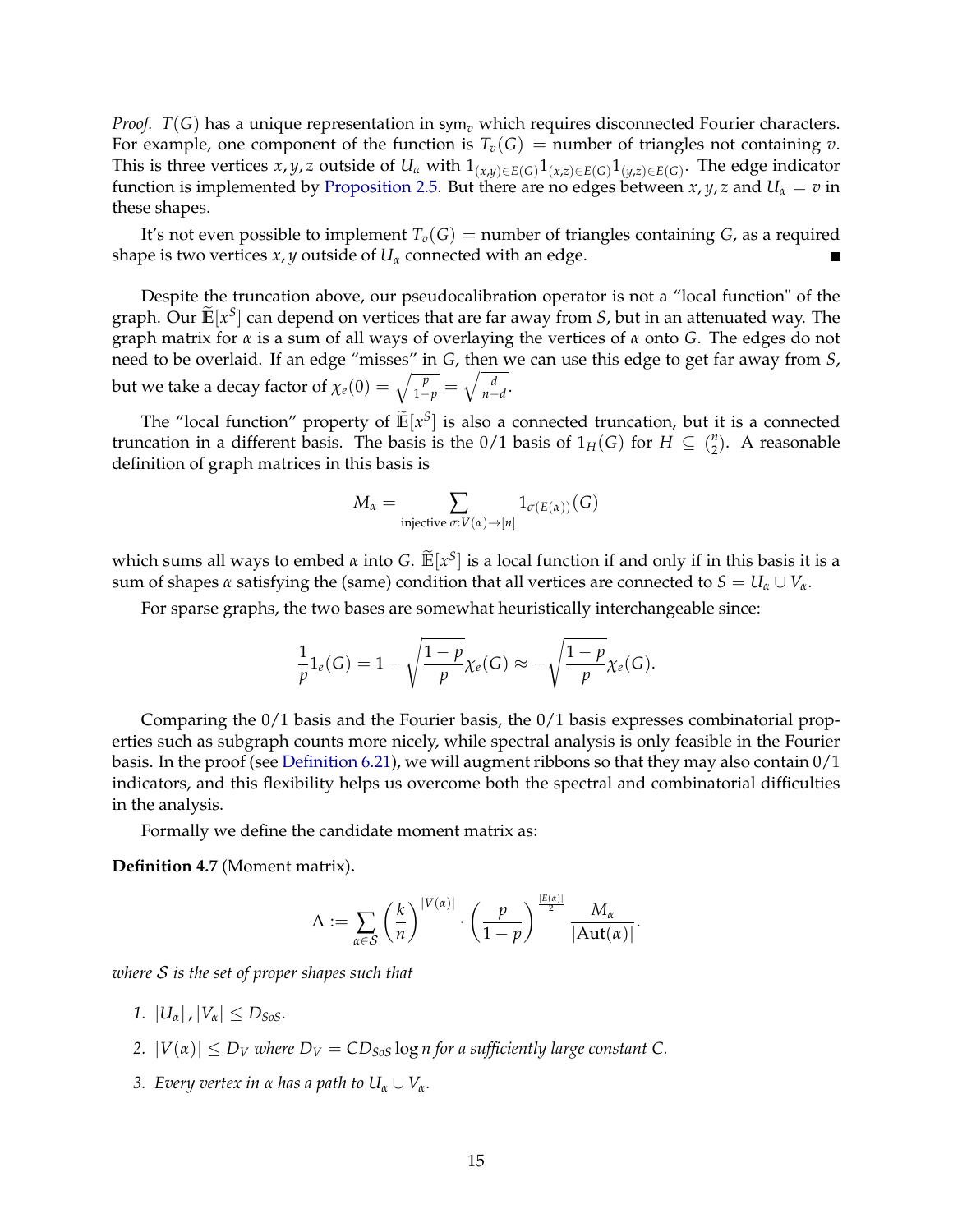*Proof.* $T(G)$ has a unique representation in $\mathsf{sym}_v$ which requires disconnected Fourier characters. For example, one component of the function is $T_{\overline{v}}(G)$ = number of triangles not containing $v$. This is three vertices $x, y, z$ outside of $U_\alpha$ with $1_{(x,y)\in E(G)}1_{(x,z)\in E(G)}1_{(y,z)\in E(G)}$. The edge indicator function is implemented by Proposition 2.5. But there are no edges between $x, y, z$ and $U_\alpha = v$ in these shapes.

It's not even possible to implement $T_v(G)$ = number of triangles containing $G$, as a required shape is two vertices $x, y$ outside of $U_\alpha$ connected with an edge. ∎

Despite the truncation above, our pseudocalibration operator is not a "local function" of the graph. Our $\widetilde{\mathbb{E}}[x^S]$ can depend on vertices that are far away from $S$, but in an attenuated way. The graph matrix for $\alpha$ is a sum of all ways of overlaying the vertices of $\alpha$ onto $G$. The edges do not need to be overlaid. If an edge "misses" in $G$, then we can use this edge to get far away from $S$, but we take a decay factor of $\chi_e(0) = \sqrt{\frac{p}{1-p}} = \sqrt{\frac{d}{n-d}}$.

The "local function" property of $\widetilde{\mathbb{E}}[x^S]$ is also a connected truncation, but it is a connected truncation in a different basis. The basis is the $0/1$ basis of $1_H(G)$ for $H \subseteq \binom{n}{2}$. A reasonable definition of graph matrices in this basis is

$$M_\alpha = \sum_{\text{injective } \sigma: V(\alpha)\to[n]} 1_{\sigma(E(\alpha))}(G)$$

which sums all ways to embed $\alpha$ into $G$. $\widetilde{\mathbb{E}}[x^S]$ is a local function if and only if in this basis it is a sum of shapes $\alpha$ satisfying the (same) condition that all vertices are connected to $S = U_\alpha \cup V_\alpha$.

For sparse graphs, the two bases are somewhat heuristically interchangeable since:

$$\frac{1}{p}1_e(G) = 1 - \sqrt{\frac{1-p}{p}}\chi_e(G) \approx -\sqrt{\frac{1-p}{p}}\chi_e(G).$$

Comparing the $0/1$ basis and the Fourier basis, the $0/1$ basis expresses combinatorial properties such as subgraph counts more nicely, while spectral analysis is only feasible in the Fourier basis. In the proof (see Definition 6.21), we will augment ribbons so that they may also contain $0/1$ indicators, and this flexibility helps us overcome both the spectral and combinatorial difficulties in the analysis.

Formally we define the candidate moment matrix as:

**Definition 4.7** (Moment matrix)**.**

$$\Lambda := \sum_{\alpha\in\mathcal{S}} \left(\frac{k}{n}\right)^{|V(\alpha)|} \cdot \left(\frac{p}{1-p}\right)^{\frac{|E(\alpha)|}{2}} \frac{M_\alpha}{|\mathrm{Aut}(\alpha)|}.$$

*where $\mathcal{S}$ is the set of proper shapes such that*

1. $|U_\alpha|, |V_\alpha| \le D_{SoS}$.
2. $|V(\alpha)| \le D_V$ *where* $D_V = CD_{SoS}\log n$ *for a sufficiently large constant* $C$.
3. *Every vertex in* $\alpha$ *has a path to* $U_\alpha \cup V_\alpha$.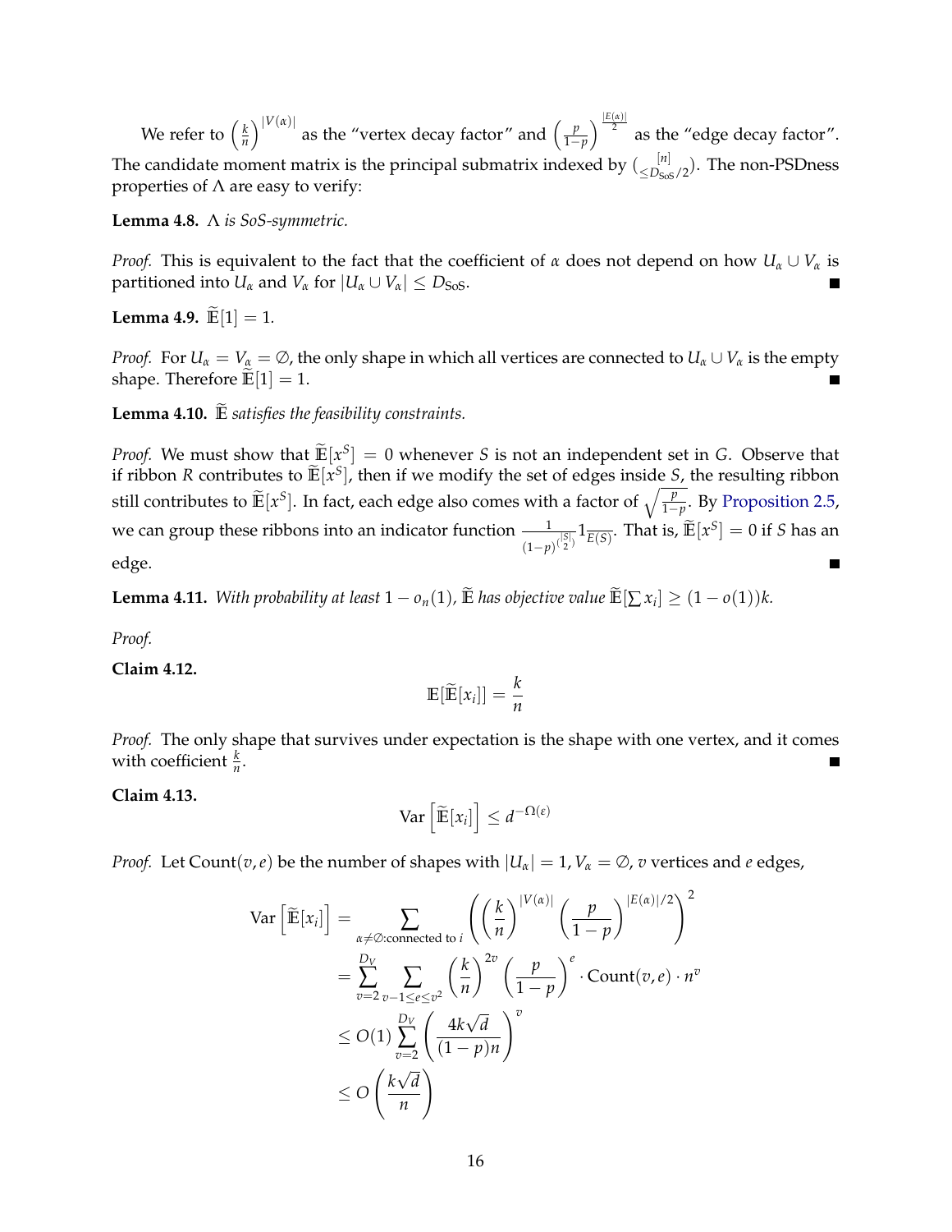We refer to $\left(\frac{k}{n}\right)^{|V(\alpha)|}$ as the "vertex decay factor" and $\left(\frac{p}{1-p}\right)^{\frac{|E(\alpha)|}{2}}$ as the "edge decay factor". The candidate moment matrix is the principal submatrix indexed by $\binom{[n]}{\le D_{\text{SoS}}/2}$. The non-PSDness properties of $\Lambda$ are easy to verify:

**Lemma 4.8.** *$\Lambda$ is SoS-symmetric.*

*Proof.* This is equivalent to the fact that the coefficient of $\alpha$ does not depend on how $U_\alpha \cup V_\alpha$ is partitioned into $U_\alpha$ and $V_\alpha$ for $|U_\alpha \cup V_\alpha| \le D_{\text{SoS}}$. ■

**Lemma 4.9.** $\widetilde{\mathbb{E}}[1] = 1$.

*Proof.* For $U_\alpha = V_\alpha = \emptyset$, the only shape in which all vertices are connected to $U_\alpha \cup V_\alpha$ is the empty shape. Therefore $\widetilde{\mathbb{E}}[1] = 1$. ■

**Lemma 4.10.** *$\widetilde{\mathbb{E}}$ satisfies the feasibility constraints.*

*Proof.* We must show that $\widetilde{\mathbb{E}}[x^S] = 0$ whenever $S$ is not an independent set in $G$. Observe that if ribbon $R$ contributes to $\widetilde{\mathbb{E}}[x^S]$, then if we modify the set of edges inside $S$, the resulting ribbon still contributes to $\widetilde{\mathbb{E}}[x^S]$. In fact, each edge also comes with a factor of $\sqrt{\frac{p}{1-p}}$. By Proposition 2.5, we can group these ribbons into an indicator function $\frac{1}{(1-p)^{\binom{|S|}{2}}} 1_{\overline{E(S)}}$. That is, $\widetilde{\mathbb{E}}[x^S] = 0$ if $S$ has an edge. ■

**Lemma 4.11.** *With probability at least $1 - o_n(1)$, $\widetilde{\mathbb{E}}$ has objective value $\widetilde{\mathbb{E}}[\sum x_i] \ge (1 - o(1))k$.*

*Proof.*

**Claim 4.12.**

$$\mathbb{E}[\widetilde{\mathbb{E}}[x_i]] = \frac{k}{n}$$

*Proof.* The only shape that survives under expectation is the shape with one vertex, and it comes with coefficient $\frac{k}{n}$. ■

**Claim 4.13.**

$$\text{Var}\left[\widetilde{\mathbb{E}}[x_i]\right] \le d^{-\Omega(\varepsilon)}$$

*Proof.* Let $\text{Count}(v, e)$ be the number of shapes with $|U_\alpha| = 1, V_\alpha = \emptyset$, $v$ vertices and $e$ edges,

$$\begin{aligned}
\text{Var}\left[\widetilde{\mathbb{E}}[x_i]\right] &= \sum_{\alpha \ne \emptyset : \text{connected to } i} \left( \left(\frac{k}{n}\right)^{|V(\alpha)|} \left(\frac{p}{1-p}\right)^{|E(\alpha)|/2} \right)^2 \\
&= \sum_{v=2}^{D_V} \sum_{v-1 \le e \le v^2} \left(\frac{k}{n}\right)^{2v} \left(\frac{p}{1-p}\right)^{e} \cdot \text{Count}(v, e) \cdot n^v \\
&\le O(1) \sum_{v=2}^{D_V} \left( \frac{4k\sqrt{d}}{(1-p)n} \right)^v \\
&\le O\left( \frac{k\sqrt{d}}{n} \right)
\end{aligned}$$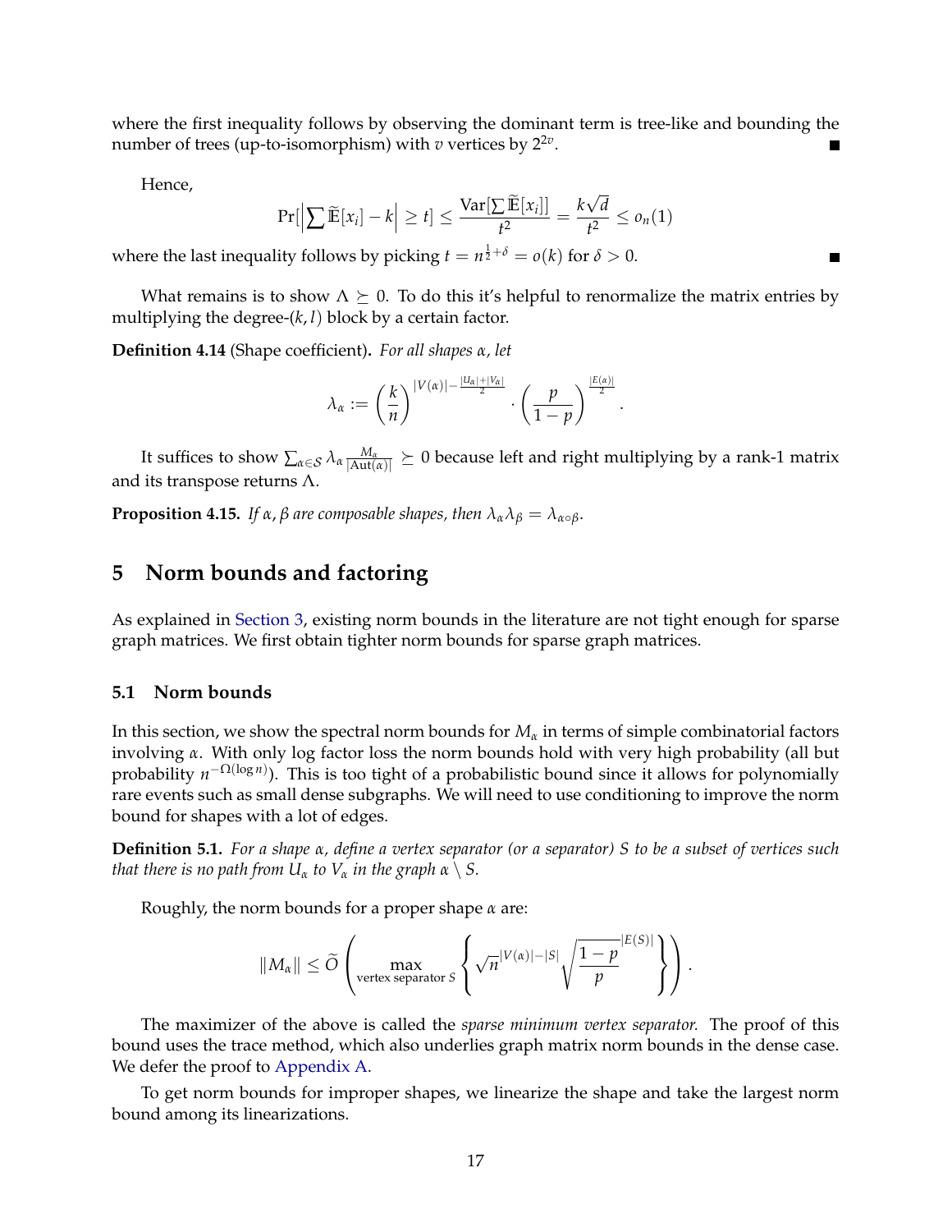where the first inequality follows by observing the dominant term is tree-like and bounding the number of trees (up-to-isomorphism) with $v$ vertices by $2^{2v}$. ■

Hence,

$$\Pr[\left|\sum \widetilde{\mathbb{E}}[x_i] - k\right| \geq t] \leq \frac{\text{Var}[\sum \widetilde{\mathbb{E}}[x_i]]}{t^2} = \frac{k\sqrt{d}}{t^2} \leq o_n(1)$$

where the last inequality follows by picking $t = n^{\frac{1}{2}+\delta} = o(k)$ for $\delta > 0$. ■

What remains is to show $\Lambda \succeq 0$. To do this it's helpful to renormalize the matrix entries by multiplying the degree-$(k,l)$ block by a certain factor.

**Definition 4.14** (Shape coefficient)**.** *For all shapes $\alpha$, let*

$$\lambda_\alpha := \left(\frac{k}{n}\right)^{|V(\alpha)| - \frac{|U_\alpha| + |V_\alpha|}{2}} \cdot \left(\frac{p}{1-p}\right)^{\frac{|E(\alpha)|}{2}}.$$

It suffices to show $\sum_{\alpha \in \mathcal{S}} \lambda_\alpha \frac{M_\alpha}{|\text{Aut}(\alpha)|} \succeq 0$ because left and right multiplying by a rank-1 matrix and its transpose returns $\Lambda$.

**Proposition 4.15.** *If $\alpha, \beta$ are composable shapes, then $\lambda_\alpha \lambda_\beta = \lambda_{\alpha \circ \beta}$.*

# 5 Norm bounds and factoring

As explained in Section 3, existing norm bounds in the literature are not tight enough for sparse graph matrices. We first obtain tighter norm bounds for sparse graph matrices.

## 5.1 Norm bounds

In this section, we show the spectral norm bounds for $M_\alpha$ in terms of simple combinatorial factors involving $\alpha$. With only log factor loss the norm bounds hold with very high probability (all but probability $n^{-\Omega(\log n)}$). This is too tight of a probabilistic bound since it allows for polynomially rare events such as small dense subgraphs. We will need to use conditioning to improve the norm bound for shapes with a lot of edges.

**Definition 5.1.** *For a shape $\alpha$, define a vertex separator (or a separator) $S$ to be a subset of vertices such that there is no path from $U_\alpha$ to $V_\alpha$ in the graph $\alpha \setminus S$.*

Roughly, the norm bounds for a proper shape $\alpha$ are:

$$\|M_\alpha\| \leq \widetilde{O}\left(\max_{\text{vertex separator } S}\left\{\sqrt{n}^{|V(\alpha)| - |S|}\sqrt{\frac{1-p}{p}}^{|E(S)|}\right\}\right).$$

The maximizer of the above is called the *sparse minimum vertex separator.* The proof of this bound uses the trace method, which also underlies graph matrix norm bounds in the dense case. We defer the proof to Appendix A.

To get norm bounds for improper shapes, we linearize the shape and take the largest norm bound among its linearizations.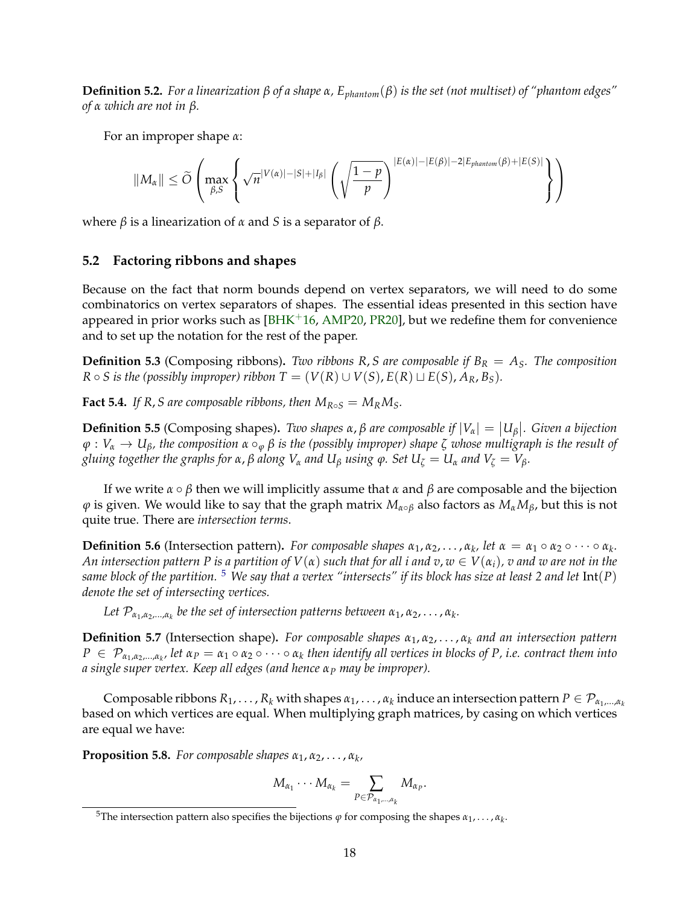**Definition 5.2.** *For a linearization $\beta$ of a shape $\alpha$, $E_{phantom}(\beta)$ is the set (not multiset) of "phantom edges" of $\alpha$ which are not in $\beta$.*

For an improper shape $\alpha$:

$$\|M_\alpha\| \le \widetilde{O}\left(\max_{\beta,S}\left\{\sqrt{n}^{|V(\alpha)|-|S|+|I_\beta|}\left(\sqrt{\frac{1-p}{p}}\right)^{|E(\alpha)|-|E(\beta)|-2|E_{phantom}(\beta)+|E(S)|}\right\}\right)$$

where $\beta$ is a linearization of $\alpha$ and $S$ is a separator of $\beta$.

## 5.2 Factoring ribbons and shapes

Because on the fact that norm bounds depend on vertex separators, we will need to do some combinatorics on vertex separators of shapes. The essential ideas presented in this section have appeared in prior works such as [BHK+16, AMP20, PR20], but we redefine them for convenience and to set up the notation for the rest of the paper.

**Definition 5.3** (Composing ribbons)**.** *Two ribbons $R, S$ are composable if $B_R = A_S$. The composition $R \circ S$ is the (possibly improper) ribbon $T = (V(R) \cup V(S), E(R) \sqcup E(S), A_R, B_S)$.*

**Fact 5.4.** *If $R, S$ are composable ribbons, then $M_{R \circ S} = M_R M_S$.*

**Definition 5.5** (Composing shapes)**.** *Two shapes $\alpha, \beta$ are composable if $|V_\alpha| = |U_\beta|$. Given a bijection $\varphi : V_\alpha \to U_\beta$, the composition $\alpha \circ_\varphi \beta$ is the (possibly improper) shape $\zeta$ whose multigraph is the result of gluing together the graphs for $\alpha, \beta$ along $V_\alpha$ and $U_\beta$ using $\varphi$. Set $U_\zeta = U_\alpha$ and $V_\zeta = V_\beta$.*

If we write $\alpha \circ \beta$ then we will implicitly assume that $\alpha$ and $\beta$ are composable and the bijection $\varphi$ is given. We would like to say that the graph matrix $M_{\alpha\circ\beta}$ also factors as $M_\alpha M_\beta$, but this is not quite true. There are *intersection terms*.

**Definition 5.6** (Intersection pattern)**.** *For composable shapes $\alpha_1, \alpha_2, \dots, \alpha_k$, let $\alpha = \alpha_1 \circ \alpha_2 \circ \dots \circ \alpha_k$. An intersection pattern $P$ is a partition of $V(\alpha)$ such that for all $i$ and $v, w \in V(\alpha_i)$, $v$ and $w$ are not in the same block of the partition.* [5] *We say that a vertex "intersects" if its block has size at least 2 and let $\text{Int}(P)$ denote the set of intersecting vertices.*

*Let $\mathcal{P}_{\alpha_1,\alpha_2,\dots,\alpha_k}$ be the set of intersection patterns between $\alpha_1, \alpha_2, \dots, \alpha_k$.*

**Definition 5.7** (Intersection shape)**.** *For composable shapes $\alpha_1, \alpha_2, \dots, \alpha_k$ and an intersection pattern $P \in \mathcal{P}_{\alpha_1,\alpha_2,\dots,\alpha_k}$, let $\alpha_P = \alpha_1 \circ \alpha_2 \circ \dots \circ \alpha_k$ then identify all vertices in blocks of $P$, i.e. contract them into a single super vertex. Keep all edges (and hence $\alpha_P$ may be improper).*

Composable ribbons $R_1, \dots, R_k$ with shapes $\alpha_1, \dots, \alpha_k$ induce an intersection pattern $P \in \mathcal{P}_{\alpha_1,\dots,\alpha_k}$ based on which vertices are equal. When multiplying graph matrices, by casing on which vertices are equal we have:

**Proposition 5.8.** *For composable shapes $\alpha_1, \alpha_2, \dots, \alpha_k$,*

$$M_{\alpha_1} \cdots M_{\alpha_k} = \sum_{P \in \mathcal{P}_{\alpha_1,\dots,\alpha_k}} M_{\alpha_P}.$$

[5] The intersection pattern also specifies the bijections $\varphi$ for composing the shapes $\alpha_1, \dots, \alpha_k$.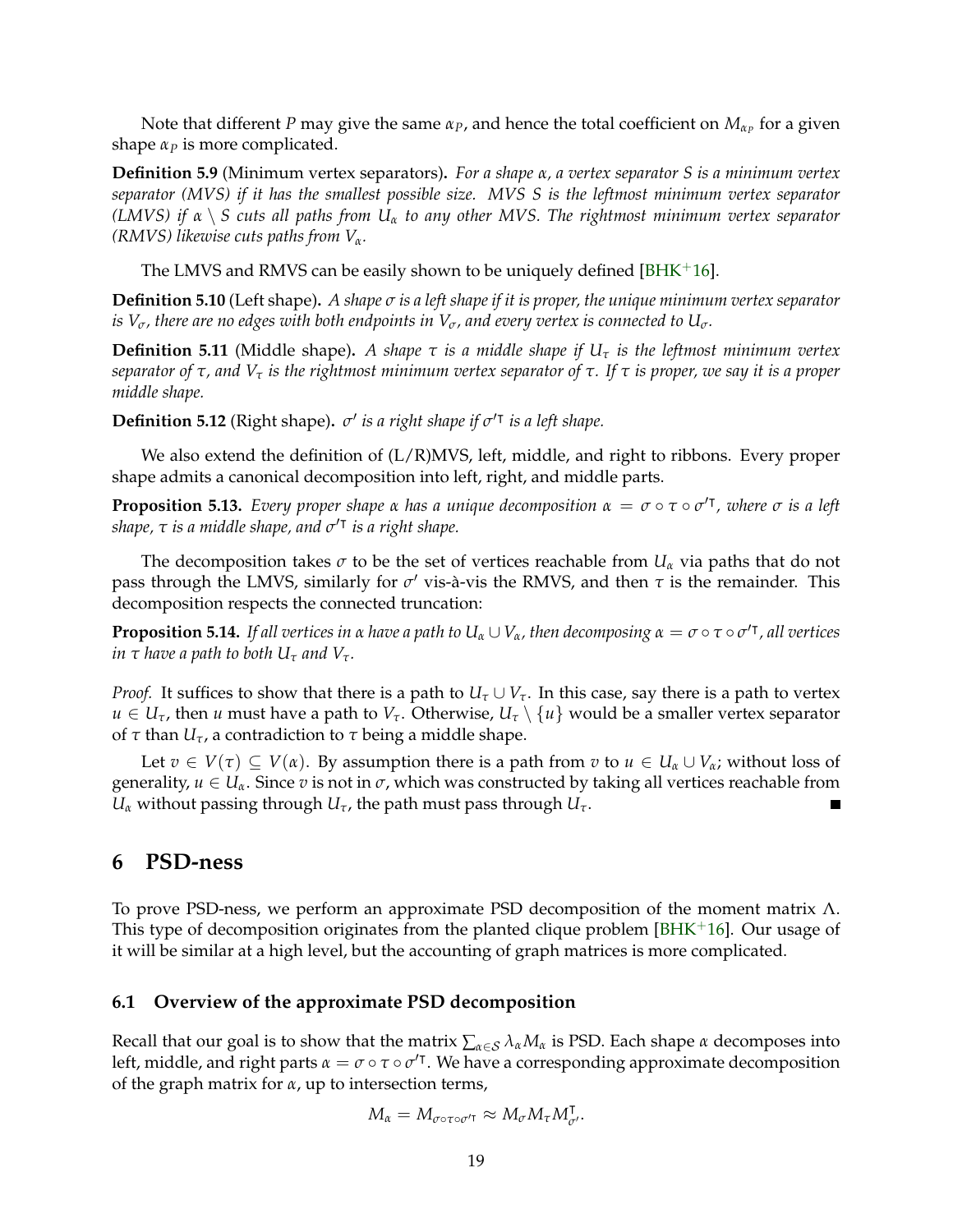Note that different $P$ may give the same $\alpha_P$, and hence the total coefficient on $M_{\alpha_P}$ for a given shape $\alpha_P$ is more complicated.

**Definition 5.9** (Minimum vertex separators)**.** *For a shape $\alpha$, a vertex separator $S$ is a minimum vertex separator (MVS) if it has the smallest possible size. MVS $S$ is the leftmost minimum vertex separator (LMVS) if $\alpha \setminus S$ cuts all paths from $U_\alpha$ to any other MVS. The rightmost minimum vertex separator (RMVS) likewise cuts paths from $V_\alpha$.*

The LMVS and RMVS can be easily shown to be uniquely defined [BHK+16].

**Definition 5.10** (Left shape)**.** *A shape $\sigma$ is a left shape if it is proper, the unique minimum vertex separator is $V_\sigma$, there are no edges with both endpoints in $V_\sigma$, and every vertex is connected to $U_\sigma$.*

**Definition 5.11** (Middle shape)**.** *A shape $\tau$ is a middle shape if $U_\tau$ is the leftmost minimum vertex separator of $\tau$, and $V_\tau$ is the rightmost minimum vertex separator of $\tau$. If $\tau$ is proper, we say it is a proper middle shape.*

**Definition 5.12** (Right shape)**.** *$\sigma'$ is a right shape if $\sigma'^{\intercal}$ is a left shape.*

We also extend the definition of (L/R)MVS, left, middle, and right to ribbons. Every proper shape admits a canonical decomposition into left, right, and middle parts.

**Proposition 5.13.** *Every proper shape $\alpha$ has a unique decomposition $\alpha = \sigma \circ \tau \circ \sigma'^{\intercal}$, where $\sigma$ is a left shape, $\tau$ is a middle shape, and $\sigma'^{\intercal}$ is a right shape.*

The decomposition takes $\sigma$ to be the set of vertices reachable from $U_\alpha$ via paths that do not pass through the LMVS, similarly for $\sigma'$ vis-à-vis the RMVS, and then $\tau$ is the remainder. This decomposition respects the connected truncation:

**Proposition 5.14.** *If all vertices in $\alpha$ have a path to $U_\alpha \cup V_\alpha$, then decomposing $\alpha = \sigma \circ \tau \circ \sigma'^{\intercal}$, all vertices in $\tau$ have a path to both $U_\tau$ and $V_\tau$.*

*Proof.* It suffices to show that there is a path to $U_\tau \cup V_\tau$. In this case, say there is a path to vertex $u \in U_\tau$, then $u$ must have a path to $V_\tau$. Otherwise, $U_\tau \setminus \{u\}$ would be a smaller vertex separator of $\tau$ than $U_\tau$, a contradiction to $\tau$ being a middle shape.

Let $v \in V(\tau) \subseteq V(\alpha)$. By assumption there is a path from $v$ to $u \in U_\alpha \cup V_\alpha$; without loss of generality, $u \in U_\alpha$. Since $v$ is not in $\sigma$, which was constructed by taking all vertices reachable from $U_\alpha$ without passing through $U_\tau$, the path must pass through $U_\tau$. ∎

## 6 PSD-ness

To prove PSD-ness, we perform an approximate PSD decomposition of the moment matrix $\Lambda$. This type of decomposition originates from the planted clique problem [BHK+16]. Our usage of it will be similar at a high level, but the accounting of graph matrices is more complicated.

### 6.1 Overview of the approximate PSD decomposition

Recall that our goal is to show that the matrix $\sum_{\alpha \in \mathcal{S}} \lambda_\alpha M_\alpha$ is PSD. Each shape $\alpha$ decomposes into left, middle, and right parts $\alpha = \sigma \circ \tau \circ \sigma'^{\intercal}$. We have a corresponding approximate decomposition of the graph matrix for $\alpha$, up to intersection terms,

$$M_\alpha = M_{\sigma \circ \tau \circ \sigma'^{\intercal}} \approx M_\sigma M_\tau M_{\sigma'}^{\intercal}.$$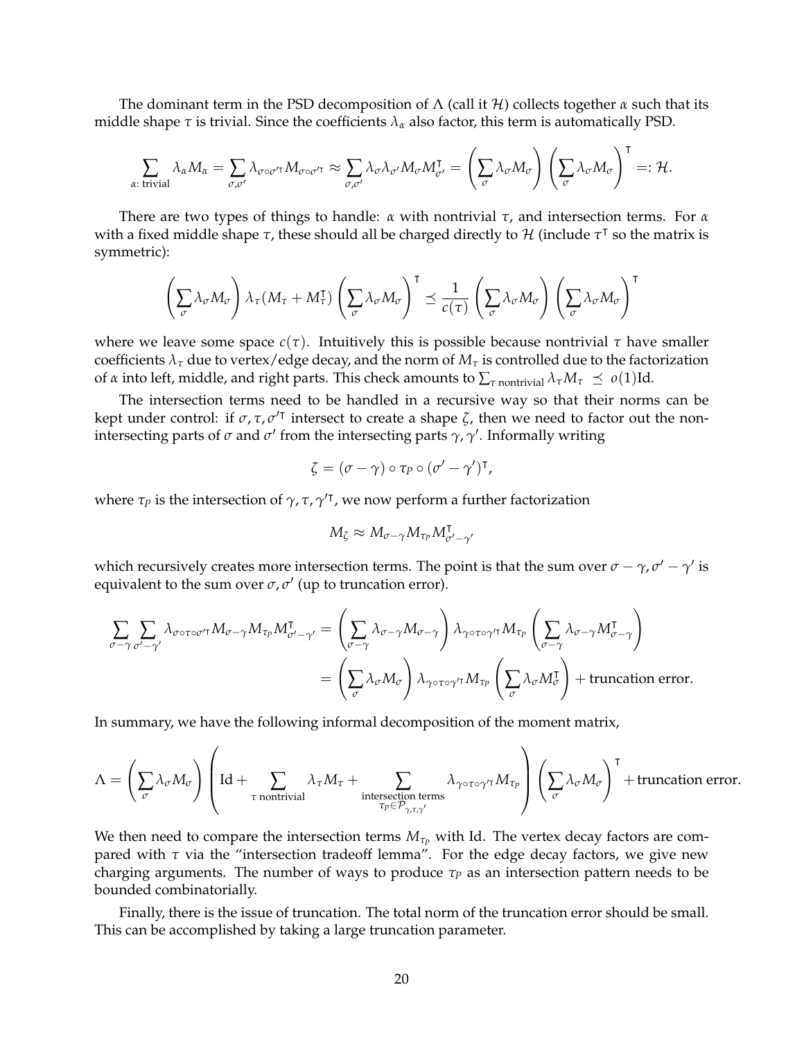The dominant term in the PSD decomposition of $\Lambda$ (call it $\mathcal{H}$) collects together $\alpha$ such that its middle shape $\tau$ is trivial. Since the coefficients $\lambda_\alpha$ also factor, this term is automatically PSD.

$$\sum_{\alpha:\text{ trivial}} \lambda_\alpha M_\alpha = \sum_{\sigma,\sigma'} \lambda_{\sigma\circ\sigma'^\intercal} M_{\sigma\circ\sigma'^\intercal} \approx \sum_{\sigma,\sigma'} \lambda_\sigma \lambda_{\sigma'} M_\sigma M_{\sigma'}^\intercal = \left(\sum_\sigma \lambda_\sigma M_\sigma\right)\left(\sum_\sigma \lambda_\sigma M_\sigma\right)^\intercal =: \mathcal{H}.$$

There are two types of things to handle: $\alpha$ with nontrivial $\tau$, and intersection terms. For $\alpha$ with a fixed middle shape $\tau$, these should all be charged directly to $\mathcal{H}$ (include $\tau^\intercal$ so the matrix is symmetric):

$$\left(\sum_\sigma \lambda_\sigma M_\sigma\right) \lambda_\tau (M_\tau + M_\tau^\intercal) \left(\sum_\sigma \lambda_\sigma M_\sigma\right)^\intercal \preceq \frac{1}{c(\tau)} \left(\sum_\sigma \lambda_\sigma M_\sigma\right)\left(\sum_\sigma \lambda_\sigma M_\sigma\right)^\intercal$$

where we leave some space $c(\tau)$. Intuitively this is possible because nontrivial $\tau$ have smaller coefficients $\lambda_\tau$ due to vertex/edge decay, and the norm of $M_\tau$ is controlled due to the factorization of $\alpha$ into left, middle, and right parts. This check amounts to $\sum_{\tau \text{ nontrivial}} \lambda_\tau M_\tau \preceq o(1)\mathrm{Id}$.

The intersection terms need to be handled in a recursive way so that their norms can be kept under control: if $\sigma, \tau, \sigma'^\intercal$ intersect to create a shape $\zeta$, then we need to factor out the non-intersecting parts of $\sigma$ and $\sigma'$ from the intersecting parts $\gamma, \gamma'$. Informally writing

$$\zeta = (\sigma - \gamma) \circ \tau_P \circ (\sigma' - \gamma')^\intercal,$$

where $\tau_P$ is the intersection of $\gamma, \tau, \gamma'^\intercal$, we now perform a further factorization

$$M_\zeta \approx M_{\sigma-\gamma} M_{\tau_P} M_{\sigma'-\gamma'}^\intercal$$

which recursively creates more intersection terms. The point is that the sum over $\sigma - \gamma, \sigma' - \gamma'$ is equivalent to the sum over $\sigma, \sigma'$ (up to truncation error).

$$\begin{aligned}
\sum_{\sigma-\gamma}\sum_{\sigma'-\gamma'} \lambda_{\sigma\circ\tau\circ\sigma'^\intercal} M_{\sigma-\gamma} M_{\tau_P} M_{\sigma'-\gamma'}^\intercal &= \left(\sum_{\sigma-\gamma} \lambda_{\sigma-\gamma} M_{\sigma-\gamma}\right) \lambda_{\gamma\circ\tau\circ\gamma'^\intercal} M_{\tau_P} \left(\sum_{\sigma-\gamma} \lambda_{\sigma-\gamma} M_{\sigma-\gamma}^\intercal\right) \\
&= \left(\sum_\sigma \lambda_\sigma M_\sigma\right) \lambda_{\gamma\circ\tau\circ\gamma'^\intercal} M_{\tau_P} \left(\sum_\sigma \lambda_\sigma M_\sigma^\intercal\right) + \text{truncation error.}
\end{aligned}$$

In summary, we have the following informal decomposition of the moment matrix,

$$\Lambda = \left(\sum_\sigma \lambda_\sigma M_\sigma\right) \left(\mathrm{Id} + \sum_{\tau \text{ nontrivial}} \lambda_\tau M_\tau + \sum_{\substack{\text{intersection terms} \\ \tau_P \in \mathcal{P}_{\gamma,\tau,\gamma'}}} \lambda_{\gamma\circ\tau\circ\gamma'^\intercal} M_{\tau_P}\right) \left(\sum_\sigma \lambda_\sigma M_\sigma\right)^\intercal + \text{truncation error.}$$

We then need to compare the intersection terms $M_{\tau_P}$ with Id. The vertex decay factors are compared with $\tau$ via the "intersection tradeoff lemma". For the edge decay factors, we give new charging arguments. The number of ways to produce $\tau_P$ as an intersection pattern needs to be bounded combinatorially.

Finally, there is the issue of truncation. The total norm of the truncation error should be small. This can be accomplished by taking a large truncation parameter.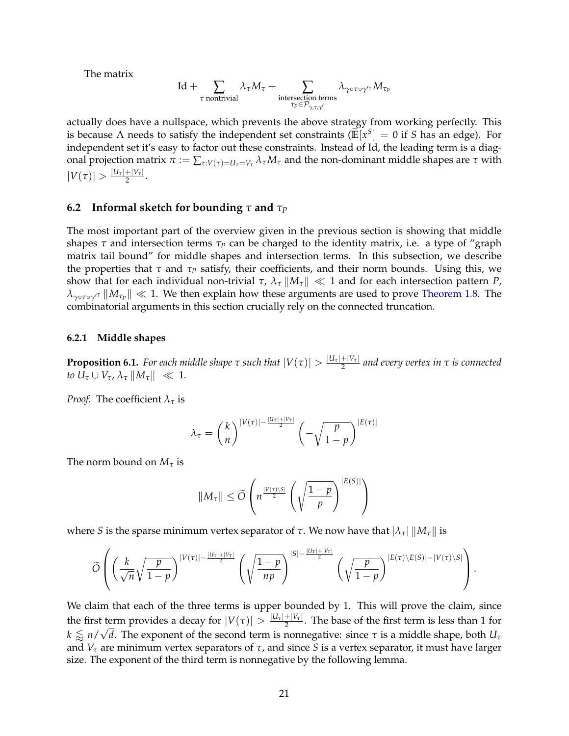The matrix

$$\text{Id} + \sum_{\tau \text{ nontrivial}} \lambda_\tau M_\tau + \sum_{\substack{\text{intersection terms} \\ \tau_P \in \mathcal{P}_{\gamma,\tau,\gamma'}}} \lambda_{\gamma \circ \tau \circ \gamma'^{\intercal}} M_{\tau_P}$$

actually does have a nullspace, which prevents the above strategy from working perfectly. This is because $\Lambda$ needs to satisfy the independent set constraints ($\widetilde{\mathbb{E}}[x^S] = 0$ if $S$ has an edge). For independent set it's easy to factor out these constraints. Instead of Id, the leading term is a diagonal projection matrix $\pi := \sum_{\tau: V(\tau) = U_\tau = V_\tau} \lambda_\tau M_\tau$ and the non-dominant middle shapes are $\tau$ with $|V(\tau)| > \frac{|U_\tau| + |V_\tau|}{2}$.

## 6.2 Informal sketch for bounding $\tau$ and $\tau_P$

The most important part of the overview given in the previous section is showing that middle shapes $\tau$ and intersection terms $\tau_P$ can be charged to the identity matrix, i.e. a type of "graph matrix tail bound" for middle shapes and intersection terms. In this subsection, we describe the properties that $\tau$ and $\tau_P$ satisfy, their coefficients, and their norm bounds. Using this, we show that for each individual non-trivial $\tau$, $\lambda_\tau \|M_\tau\| \ll 1$ and for each intersection pattern $P$, $\lambda_{\gamma \circ \tau \circ \gamma'^{\intercal}} \|M_{\tau_P}\| \ll 1$. We then explain how these arguments are used to prove Theorem 1.8. The combinatorial arguments in this section crucially rely on the connected truncation.

### 6.2.1 Middle shapes

**Proposition 6.1.** *For each middle shape $\tau$ such that $|V(\tau)| > \frac{|U_\tau| + |V_\tau|}{2}$ and every vertex in $\tau$ is connected to $U_\tau \cup V_\tau$, $\lambda_\tau \|M_\tau\| \ll 1$.*

*Proof.* The coefficient $\lambda_\tau$ is

$$\lambda_\tau = \left(\frac{k}{n}\right)^{|V(\tau)| - \frac{|U_\tau| + |V_\tau|}{2}} \left(-\sqrt{\frac{p}{1-p}}\right)^{|E(\tau)|}$$

The norm bound on $M_\tau$ is

$$\|M_\tau\| \leq \widetilde{O}\left(n^{\frac{|V(\tau) \setminus S|}{2}} \left(\sqrt{\frac{1-p}{p}}\right)^{|E(S)|}\right)$$

where $S$ is the sparse minimum vertex separator of $\tau$. We now have that $|\lambda_\tau| \|M_\tau\|$ is

$$\widetilde{O}\left(\left(\frac{k}{\sqrt{n}}\sqrt{\frac{p}{1-p}}\right)^{|V(\tau)| - \frac{|U_\tau| + |V_\tau|}{2}} \left(\sqrt{\frac{1-p}{np}}\right)^{|S| - \frac{|U_\tau| + |V_\tau|}{2}} \left(\sqrt{\frac{p}{1-p}}\right)^{|E(\tau) \setminus E(S)| - |V(\tau) \setminus S|}\right).$$

We claim that each of the three terms is upper bounded by 1. This will prove the claim, since the first term provides a decay for $|V(\tau)| > \frac{|U_\tau| + |V_\tau|}{2}$. The base of the first term is less than 1 for $k \lessapprox n/\sqrt{d}$. The exponent of the second term is nonnegative: since $\tau$ is a middle shape, both $U_\tau$ and $V_\tau$ are minimum vertex separators of $\tau$, and since $S$ is a vertex separator, it must have larger size. The exponent of the third term is nonnegative by the following lemma.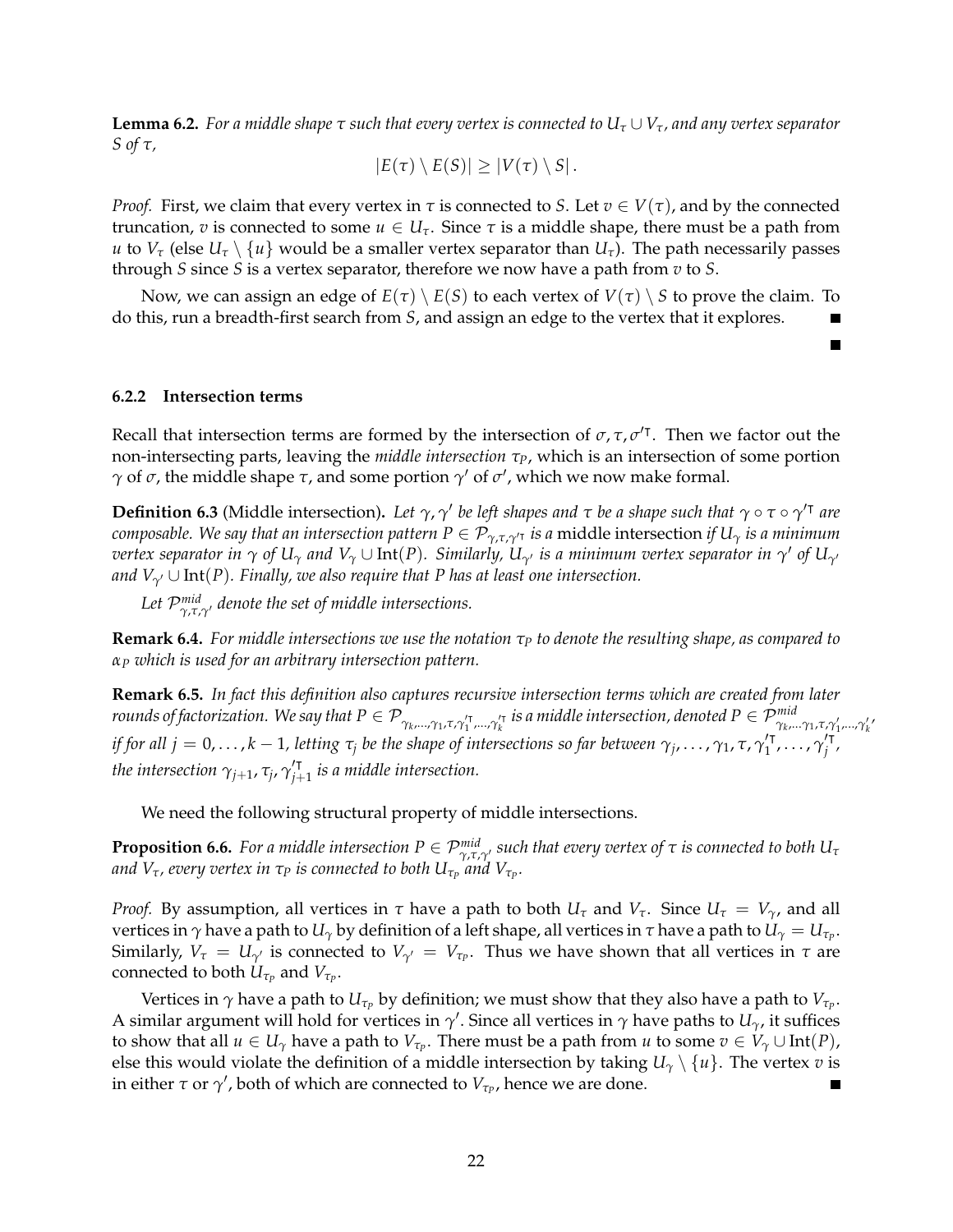**Lemma 6.2.** *For a middle shape $\tau$ such that every vertex is connected to $U_\tau \cup V_\tau$, and any vertex separator $S$ of $\tau$,*

$$|E(\tau) \setminus E(S)| \geq |V(\tau) \setminus S| .$$

*Proof.* First, we claim that every vertex in $\tau$ is connected to $S$. Let $v \in V(\tau)$, and by the connected truncation, $v$ is connected to some $u \in U_\tau$. Since $\tau$ is a middle shape, there must be a path from $u$ to $V_\tau$ (else $U_\tau \setminus \{u\}$ would be a smaller vertex separator than $U_\tau$). The path necessarily passes through $S$ since $S$ is a vertex separator, therefore we now have a path from $v$ to $S$.

Now, we can assign an edge of $E(\tau) \setminus E(S)$ to each vertex of $V(\tau) \setminus S$ to prove the claim. To do this, run a breadth-first search from $S$, and assign an edge to the vertex that it explores. ■

■

### 6.2.2 Intersection terms

Recall that intersection terms are formed by the intersection of $\sigma, \tau, \sigma'^{\intercal}$. Then we factor out the non-intersecting parts, leaving the *middle intersection* $\tau_P$, which is an intersection of some portion $\gamma$ of $\sigma$, the middle shape $\tau$, and some portion $\gamma'$ of $\sigma'$, which we now make formal.

**Definition 6.3** (Middle intersection)**.** *Let $\gamma, \gamma'$ be left shapes and $\tau$ be a shape such that $\gamma \circ \tau \circ \gamma'^{\intercal}$ are composable. We say that an intersection pattern $P \in \mathcal{P}_{\gamma,\tau,\gamma'^{\intercal}}$ is a* middle intersection *if $U_\gamma$ is a minimum vertex separator in $\gamma$ of $U_\gamma$ and $V_\gamma \cup \text{Int}(P)$. Similarly, $U_{\gamma'}$ is a minimum vertex separator in $\gamma'$ of $U_{\gamma'}$ and $V_{\gamma'} \cup \text{Int}(P)$. Finally, we also require that $P$ has at least one intersection.*

*Let $\mathcal{P}^{mid}_{\gamma,\tau,\gamma'}$ denote the set of middle intersections.*

**Remark 6.4.** *For middle intersections we use the notation $\tau_P$ to denote the resulting shape, as compared to $\alpha_P$ which is used for an arbitrary intersection pattern.*

**Remark 6.5.** *In fact this definition also captures recursive intersection terms which are created from later rounds of factorization. We say that $P \in \mathcal{P}_{\gamma_k,\ldots,\gamma_1,\tau,\gamma_1'^{\intercal},\ldots,\gamma_k'^{\intercal}}$ is a middle intersection, denoted $P \in \mathcal{P}^{mid}_{\gamma_k,\ldots\gamma_1,\tau,\gamma_1',\ldots,\gamma_k'}$, if for all $j = 0, \ldots, k-1$, letting $\tau_j$ be the shape of intersections so far between $\gamma_j, \ldots, \gamma_1, \tau, \gamma_1'^{\intercal}, \ldots, \gamma_j'^{\intercal}$, the intersection $\gamma_{j+1}, \tau_j, \gamma_{j+1}'^{\intercal}$ is a middle intersection.*

We need the following structural property of middle intersections.

**Proposition 6.6.** *For a middle intersection $P \in \mathcal{P}^{mid}_{\gamma,\tau,\gamma'}$ such that every vertex of $\tau$ is connected to both $U_\tau$ and $V_\tau$, every vertex in $\tau_P$ is connected to both $U_{\tau_P}$ and $V_{\tau_P}$.*

*Proof.* By assumption, all vertices in $\tau$ have a path to both $U_\tau$ and $V_\tau$. Since $U_\tau = V_\gamma$, and all vertices in $\gamma$ have a path to $U_\gamma$ by definition of a left shape, all vertices in $\tau$ have a path to $U_\gamma = U_{\tau_P}$. Similarly, $V_\tau = U_{\gamma'}$ is connected to $V_{\gamma'} = V_{\tau_P}$. Thus we have shown that all vertices in $\tau$ are connected to both $U_{\tau_P}$ and $V_{\tau_P}$.

Vertices in $\gamma$ have a path to $U_{\tau_P}$ by definition; we must show that they also have a path to $V_{\tau_P}$. A similar argument will hold for vertices in $\gamma'$. Since all vertices in $\gamma$ have paths to $U_\gamma$, it suffices to show that all $u \in U_\gamma$ have a path to $V_{\tau_P}$. There must be a path from $u$ to some $v \in V_\gamma \cup \text{Int}(P)$, else this would violate the definition of a middle intersection by taking $U_\gamma \setminus \{u\}$. The vertex $v$ is in either $\tau$ or $\gamma'$, both of which are connected to $V_{\tau_P}$, hence we are done. ■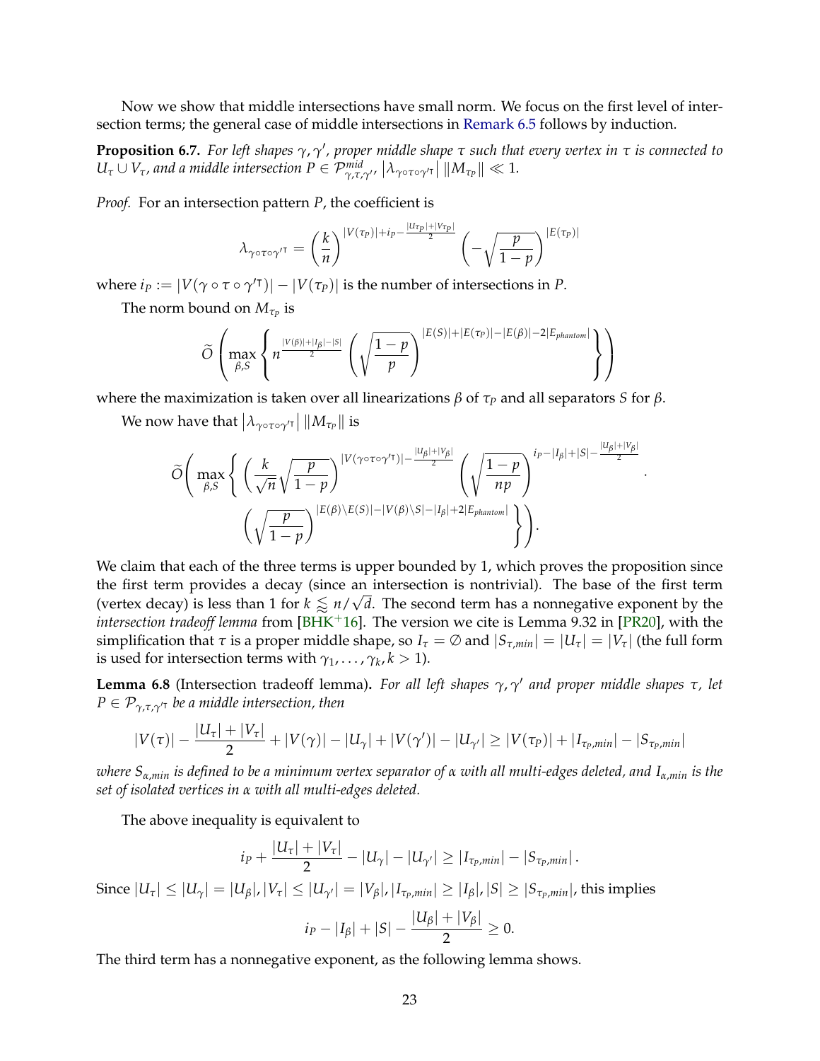Now we show that middle intersections have small norm. We focus on the first level of intersection terms; the general case of middle intersections in Remark 6.5 follows by induction.

**Proposition 6.7.** *For left shapes $\gamma, \gamma'$, proper middle shape $\tau$ such that every vertex in $\tau$ is connected to $U_\tau \cup V_\tau$, and a middle intersection $P \in \mathcal{P}^{mid}_{\gamma,\tau,\gamma'}$, $\left|\lambda_{\gamma\circ\tau\circ\gamma'^\intercal}\right| \|M_{\tau_P}\| \ll 1$.*

*Proof.* For an intersection pattern $P$, the coefficient is

$$\lambda_{\gamma\circ\tau\circ\gamma'^\intercal} = \left(\frac{k}{n}\right)^{|V(\tau_P)|+i_P-\frac{|U_{\tau_P}|+|V_{\tau_P}|}{2}} \left(-\sqrt{\frac{p}{1-p}}\right)^{|E(\tau_P)|}$$

where $i_P := |V(\gamma\circ\tau\circ\gamma'^\intercal)| - |V(\tau_P)|$ is the number of intersections in $P$.

The norm bound on $M_{\tau_P}$ is

$$\widetilde{O}\left(\max_{\beta,S}\left\{ n^{\frac{|V(\beta)|+|I_\beta|-|S|}{2}} \left(\sqrt{\frac{1-p}{p}}\right)^{|E(S)|+|E(\tau_P)|-|E(\beta)|-2|E_{phantom}|} \right\}\right)$$

where the maximization is taken over all linearizations $\beta$ of $\tau_P$ and all separators $S$ for $\beta$.

We now have that $\left|\lambda_{\gamma\circ\tau\circ\gamma'^\intercal}\right| \|M_{\tau_P}\|$ is

$$\widetilde{O}\Bigg(\max_{\beta,S}\Bigg\{ \left(\frac{k}{\sqrt{n}}\sqrt{\frac{p}{1-p}}\right)^{|V(\gamma\circ\tau\circ\gamma'^\intercal)|-\frac{|U_\beta|+|V_\beta|}{2}} \left(\sqrt{\frac{1-p}{np}}\right)^{i_P-|I_\beta|+|S|-\frac{|U_\beta|+|V_\beta|}{2}} \cdot$$
$$\left(\sqrt{\frac{p}{1-p}}\right)^{|E(\beta)\setminus E(S)|-|V(\beta)\setminus S|-|I_\beta|+2|E_{phantom}|}\Bigg\}\Bigg).$$

We claim that each of the three terms is upper bounded by 1, which proves the proposition since the first term provides a decay (since an intersection is nontrivial). The base of the first term (vertex decay) is less than 1 for $k \lessapprox n/\sqrt{d}$. The second term has a nonnegative exponent by the *intersection tradeoff lemma* from [BHK+16]. The version we cite is Lemma 9.32 in [PR20], with the simplification that $\tau$ is a proper middle shape, so $I_\tau = \emptyset$ and $|S_{\tau,min}| = |U_\tau| = |V_\tau|$ (the full form is used for intersection terms with $\gamma_1, \ldots, \gamma_k, k > 1$).

**Lemma 6.8** (Intersection tradeoff lemma)**.** *For all left shapes $\gamma, \gamma'$ and proper middle shapes $\tau$, let $P \in \mathcal{P}_{\gamma,\tau,\gamma'^\intercal}$ be a middle intersection, then*

$$|V(\tau)| - \frac{|U_\tau|+|V_\tau|}{2} + |V(\gamma)| - |U_\gamma| + |V(\gamma')| - |U_{\gamma'}| \geq |V(\tau_P)| + |I_{\tau_P,min}| - |S_{\tau_P,min}|$$

*where $S_{\alpha,min}$ is defined to be a minimum vertex separator of $\alpha$ with all multi-edges deleted, and $I_{\alpha,min}$ is the set of isolated vertices in $\alpha$ with all multi-edges deleted.*

The above inequality is equivalent to

$$i_P + \frac{|U_\tau|+|V_\tau|}{2} - |U_\gamma| - |U_{\gamma'}| \geq |I_{\tau_P,min}| - |S_{\tau_P,min}|.$$

Since $|U_\tau| \leq |U_\gamma| = |U_\beta|, |V_\tau| \leq |U_{\gamma'}| = |V_\beta|, |I_{\tau_P,min}| \geq |I_\beta|, |S| \geq |S_{\tau_P,min}|$, this implies

$$i_P - |I_\beta| + |S| - \frac{|U_\beta|+|V_\beta|}{2} \geq 0.$$

The third term has a nonnegative exponent, as the following lemma shows.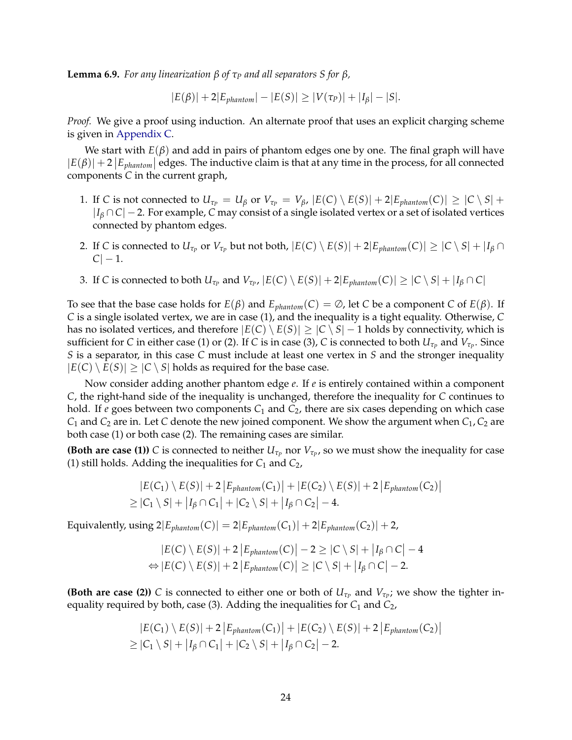**Lemma 6.9.** *For any linearization $\beta$ of $\tau_P$ and all separators $S$ for $\beta$,*

$$|E(\beta)| + 2|E_{phantom}| - |E(S)| \geq |V(\tau_P)| + |I_\beta| - |S|.$$

*Proof.* We give a proof using induction. An alternate proof that uses an explicit charging scheme is given in Appendix C.

We start with $E(\beta)$ and add in pairs of phantom edges one by one. The final graph will have $|E(\beta)| + 2\left|E_{phantom}\right|$ edges. The inductive claim is that at any time in the process, for all connected components $C$ in the current graph,

1. If $C$ is not connected to $U_{\tau_P} = U_\beta$ or $V_{\tau_P} = V_\beta$, $|E(C) \setminus E(S)| + 2|E_{phantom}(C)| \geq |C \setminus S| + |I_\beta \cap C| - 2$. For example, $C$ may consist of a single isolated vertex or a set of isolated vertices connected by phantom edges.
2. If $C$ is connected to $U_{\tau_P}$ or $V_{\tau_P}$ but not both, $|E(C) \setminus E(S)| + 2|E_{phantom}(C)| \geq |C \setminus S| + |I_\beta \cap C| - 1$.
3. If $C$ is connected to both $U_{\tau_P}$ and $V_{\tau_P}$, $|E(C) \setminus E(S)| + 2|E_{phantom}(C)| \geq |C \setminus S| + |I_\beta \cap C|$

To see that the base case holds for $E(\beta)$ and $E_{phantom}(C) = \emptyset$, let $C$ be a component $C$ of $E(\beta)$. If $C$ is a single isolated vertex, we are in case (1), and the inequality is a tight equality. Otherwise, $C$ has no isolated vertices, and therefore $|E(C) \setminus E(S)| \geq |C \setminus S| - 1$ holds by connectivity, which is sufficient for $C$ in either case (1) or (2). If $C$ is in case (3), $C$ is connected to both $U_{\tau_P}$ and $V_{\tau_P}$. Since $S$ is a separator, in this case $C$ must include at least one vertex in $S$ and the stronger inequality $|E(C) \setminus E(S)| \geq |C \setminus S|$ holds as required for the base case.

Now consider adding another phantom edge $e$. If $e$ is entirely contained within a component $C$, the right-hand side of the inequality is unchanged, therefore the inequality for $C$ continues to hold. If $e$ goes between two components $C_1$ and $C_2$, there are six cases depending on which case $C_1$ and $C_2$ are in. Let $C$ denote the new joined component. We show the argument when $C_1, C_2$ are both case (1) or both case (2). The remaining cases are similar.

**(Both are case (1))** $C$ is connected to neither $U_{\tau_P}$ nor $V_{\tau_P}$, so we must show the inequality for case (1) still holds. Adding the inequalities for $C_1$ and $C_2$,

$$\begin{aligned}
&|E(C_1) \setminus E(S)| + 2\left|E_{phantom}(C_1)\right| + |E(C_2) \setminus E(S)| + 2\left|E_{phantom}(C_2)\right| \\
\geq\; &|C_1 \setminus S| + \left|I_\beta \cap C_1\right| + |C_2 \setminus S| + \left|I_\beta \cap C_2\right| - 4.
\end{aligned}$$

Equivalently, using $2|E_{phantom}(C)| = 2|E_{phantom}(C_1)| + 2|E_{phantom}(C_2)| + 2$,

$$\begin{aligned}
&|E(C) \setminus E(S)| + 2\left|E_{phantom}(C)\right| - 2 \geq |C \setminus S| + \left|I_\beta \cap C\right| - 4 \\
\Leftrightarrow\; &|E(C) \setminus E(S)| + 2\left|E_{phantom}(C)\right| \geq |C \setminus S| + \left|I_\beta \cap C\right| - 2.
\end{aligned}$$

**(Both are case (2))** $C$ is connected to either one or both of $U_{\tau_P}$ and $V_{\tau_P}$; we show the tighter inequality required by both, case (3). Adding the inequalities for $C_1$ and $C_2$,

$$\begin{aligned}
&|E(C_1) \setminus E(S)| + 2\left|E_{phantom}(C_1)\right| + |E(C_2) \setminus E(S)| + 2\left|E_{phantom}(C_2)\right| \\
\geq\; &|C_1 \setminus S| + \left|I_\beta \cap C_1\right| + |C_2 \setminus S| + \left|I_\beta \cap C_2\right| - 2.
\end{aligned}$$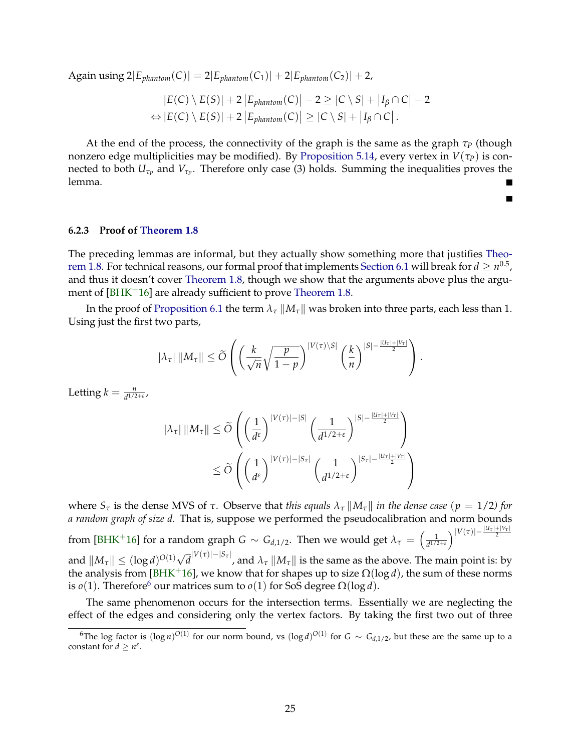Again using $2|E_{phantom}(C)| = 2|E_{phantom}(C_1)| + 2|E_{phantom}(C_2)| + 2$,

$$|E(C) \setminus E(S)| + 2\left|E_{phantom}(C)\right| - 2 \geq |C \setminus S| + \left|I_\beta \cap C\right| - 2$$
$$\Leftrightarrow |E(C) \setminus E(S)| + 2\left|E_{phantom}(C)\right| \geq |C \setminus S| + \left|I_\beta \cap C\right|.$$

At the end of the process, the connectivity of the graph is the same as the graph $\tau_P$ (though nonzero edge multiplicities may be modified). By Proposition 5.14, every vertex in $V(\tau_P)$ is connected to both $U_{\tau_P}$ and $V_{\tau_P}$. Therefore only case (3) holds. Summing the inequalities proves the lemma. ■

■

### 6.2.3 Proof of Theorem 1.8

The preceding lemmas are informal, but they actually show something more that justifies Theorem 1.8. For technical reasons, our formal proof that implements Section 6.1 will break for $d \geq n^{0.5}$, and thus it doesn't cover Theorem 1.8, though we show that the arguments above plus the argument of [BHK+16] are already sufficient to prove Theorem 1.8.

In the proof of Proposition 6.1 the term $\lambda_\tau \|M_\tau\|$ was broken into three parts, each less than 1. Using just the first two parts,

$$|\lambda_\tau| \|M_\tau\| \leq \widetilde{O}\left(\left(\frac{k}{\sqrt{n}}\sqrt{\frac{p}{1-p}}\right)^{|V(\tau)\setminus S|}\left(\frac{k}{n}\right)^{|S| - \frac{|U_\tau|+|V_\tau|}{2}}\right).$$

Letting $k = \frac{n}{d^{1/2+\varepsilon}}$,

$$|\lambda_\tau| \|M_\tau\| \leq \widetilde{O}\left(\left(\frac{1}{d^\varepsilon}\right)^{|V(\tau)|-|S|}\left(\frac{1}{d^{1/2+\varepsilon}}\right)^{|S| - \frac{|U_\tau|+|V_\tau|}{2}}\right)$$
$$\leq \widetilde{O}\left(\left(\frac{1}{d^\varepsilon}\right)^{|V(\tau)|-|S_\tau|}\left(\frac{1}{d^{1/2+\varepsilon}}\right)^{|S_\tau| - \frac{|U_\tau|+|V_\tau|}{2}}\right)$$

where $S_\tau$ is the dense MVS of $\tau$. Observe that *this equals $\lambda_\tau \|M_\tau\|$ in the dense case ($p = 1/2$) for a random graph of size $d$.* That is, suppose we performed the pseudocalibration and norm bounds from [BHK+16] for a random graph $G \sim G_{d,1/2}$. Then we would get $\lambda_\tau = \left(\frac{1}{d^{1/2+\varepsilon}}\right)^{|V(\tau)| - \frac{|U_\tau|+|V_\tau|}{2}}$ and $\|M_\tau\| \leq (\log d)^{O(1)}\sqrt{d}^{|V(\tau)|-|S_\tau|}$, and $\lambda_\tau \|M_\tau\|$ is the same as the above. The main point is: by the analysis from [BHK+16], we know that for shapes up to size $\Omega(\log d)$, the sum of these norms is $o(1)$. Therefore[6] our matrices sum to $o(1)$ for SoS degree $\Omega(\log d)$.

The same phenomenon occurs for the intersection terms. Essentially we are neglecting the effect of the edges and considering only the vertex factors. By taking the first two out of three

[6] The log factor is $(\log n)^{O(1)}$ for our norm bound, vs $(\log d)^{O(1)}$ for $G \sim G_{d,1/2}$, but these are the same up to a constant for $d \geq n^\varepsilon$.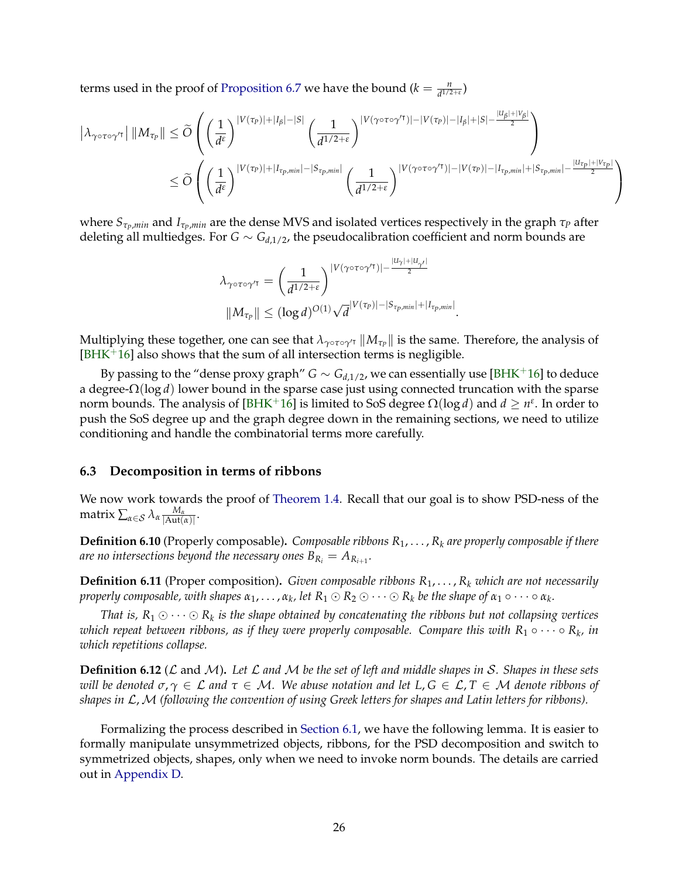terms used in the proof of Proposition 6.7 we have the bound ($k = \frac{n}{d^{1/2+\varepsilon}}$)

$$
\begin{aligned}
\left|\lambda_{\gamma\circ\tau\circ\gamma'^{\intercal}}\right| \|M_{\tau_P}\| &\le \widetilde{O}\left(\left(\frac{1}{d^{\varepsilon}}\right)^{|V(\tau_P)|+|I_\beta|-|S|}\left(\frac{1}{d^{1/2+\varepsilon}}\right)^{|V(\gamma\circ\tau\circ\gamma'^{\intercal})|-|V(\tau_P)|-|I_\beta|+|S|-\frac{|U_\beta|+|V_\beta|}{2}}\right)\\
&\le \widetilde{O}\left(\left(\frac{1}{d^{\varepsilon}}\right)^{|V(\tau_P)|+|I_{\tau_P,min}|-|S_{\tau_P,min}|}\left(\frac{1}{d^{1/2+\varepsilon}}\right)^{|V(\gamma\circ\tau\circ\gamma'^{\intercal})|-|V(\tau_P)|-|I_{\tau_P,min}|+|S_{\tau_P,min}|-\frac{|U_{\tau_P}|+|V_{\tau_P}|}{2}}\right)
\end{aligned}
$$

where $S_{\tau_P,min}$ and $I_{\tau_P,min}$ are the dense MVS and isolated vertices respectively in the graph $\tau_P$ after deleting all multiedges. For $G \sim G_{d,1/2}$, the pseudocalibration coefficient and norm bounds are

$$
\begin{aligned}
\lambda_{\gamma\circ\tau\circ\gamma'^{\intercal}} &= \left(\frac{1}{d^{1/2+\varepsilon}}\right)^{|V(\gamma\circ\tau\circ\gamma'^{\intercal})|-\frac{|U_\gamma|+|U_{\gamma'}|}{2}}\\
\|M_{\tau_P}\| &\le (\log d)^{O(1)}\sqrt{d}^{|V(\tau_P)|-|S_{\tau_P,min}|+|I_{\tau_P,min}|}.
\end{aligned}
$$

Multiplying these together, one can see that $\lambda_{\gamma\circ\tau\circ\gamma'^{\intercal}}\|M_{\tau_P}\|$ is the same. Therefore, the analysis of [BHK+16] also shows that the sum of all intersection terms is negligible.

By passing to the "dense proxy graph" $G \sim G_{d,1/2}$, we can essentially use [BHK+16] to deduce a degree-$\Omega(\log d)$ lower bound in the sparse case just using connected truncation with the sparse norm bounds. The analysis of [BHK+16] is limited to SoS degree $\Omega(\log d)$ and $d \ge n^{\varepsilon}$. In order to push the SoS degree up and the graph degree down in the remaining sections, we need to utilize conditioning and handle the combinatorial terms more carefully.

### 6.3 Decomposition in terms of ribbons

We now work towards the proof of Theorem 1.4. Recall that our goal is to show PSD-ness of the matrix $\sum_{\alpha\in\mathcal{S}}\lambda_\alpha\frac{M_\alpha}{|\mathrm{Aut}(\alpha)|}$.

**Definition 6.10** (Properly composable)**.** *Composable ribbons $R_1,\ldots,R_k$ are properly composable if there are no intersections beyond the necessary ones $B_{R_i} = A_{R_{i+1}}$.*

**Definition 6.11** (Proper composition)**.** *Given composable ribbons $R_1,\ldots,R_k$ which are not necessarily properly composable, with shapes $\alpha_1,\ldots,\alpha_k$, let $R_1 \odot R_2 \odot \cdots \odot R_k$ be the shape of $\alpha_1 \circ \cdots \circ \alpha_k$.*

*That is, $R_1 \odot \cdots \odot R_k$ is the shape obtained by concatenating the ribbons but not collapsing vertices which repeat between ribbons, as if they were properly composable. Compare this with $R_1 \circ \cdots \circ R_k$, in which repetitions collapse.*

**Definition 6.12** ($\mathcal{L}$ and $\mathcal{M}$)**.** *Let $\mathcal{L}$ and $\mathcal{M}$ be the set of left and middle shapes in $\mathcal{S}$. Shapes in these sets will be denoted $\sigma,\gamma \in \mathcal{L}$ and $\tau \in \mathcal{M}$. We abuse notation and let $L, G \in \mathcal{L}, T \in \mathcal{M}$ denote ribbons of shapes in $\mathcal{L}, \mathcal{M}$ (following the convention of using Greek letters for shapes and Latin letters for ribbons).*

Formalizing the process described in Section 6.1, we have the following lemma. It is easier to formally manipulate unsymmetrized objects, ribbons, for the PSD decomposition and switch to symmetrized objects, shapes, only when we need to invoke norm bounds. The details are carried out in Appendix D.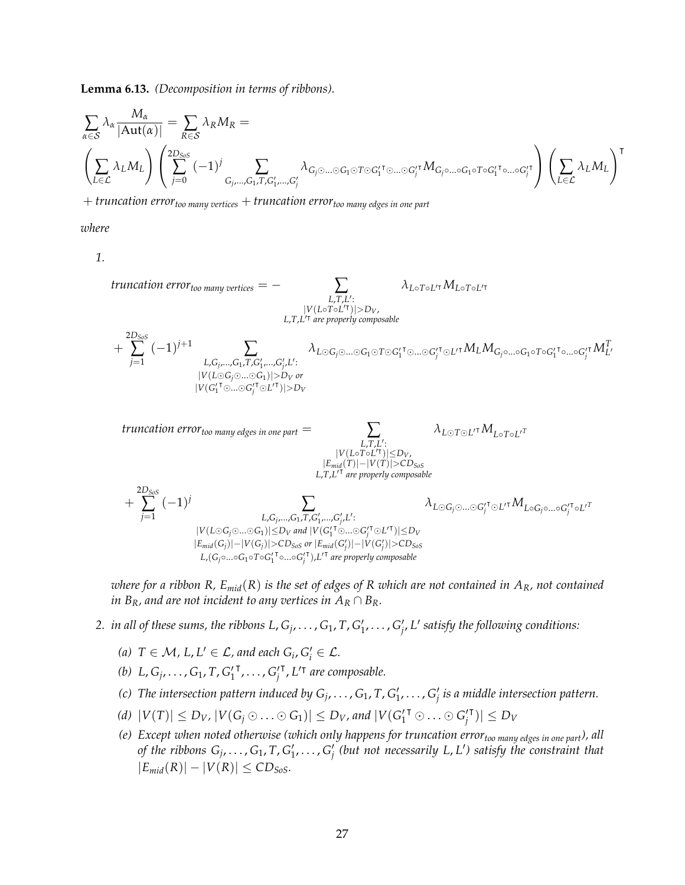**Lemma 6.13.** *(Decomposition in terms of ribbons).*

$$\sum_{\alpha \in \mathcal{S}} \lambda_\alpha \frac{M_\alpha}{|\text{Aut}(\alpha)|} = \sum_{R \in \mathcal{S}} \lambda_R M_R =$$

$$\left(\sum_{L \in \mathcal{L}} \lambda_L M_L\right) \left(\sum_{j=0}^{2D_{SoS}} (-1)^j \sum_{G_j,\ldots,G_1,T,G'_1,\ldots,G'_j} \lambda_{G_j \odot \ldots \odot G_1 \odot T \odot G_1'^{\intercal} \odot \ldots \odot G_j'^{\intercal}} M_{G_j \circ \ldots \circ G_1 \circ T \circ G_1'^{\intercal} \circ \ldots \circ G_j'^{\intercal}}\right) \left(\sum_{L \in \mathcal{L}} \lambda_L M_L\right)^{\intercal}$$

$+$ *truncation error*$_{\textit{too many vertices}}$ $+$ *truncation error*$_{\textit{too many edges in one part}}$

*where*

1.

$$\textit{truncation error}_{\textit{too many vertices}} = - \sum_{\substack{L,T,L': \\ |V(L \circ T \circ L'^{\intercal})| > D_V, \\ L,T,L'^{\intercal} \text{ are properly composable}}} \lambda_{L \circ T \circ L'^{\intercal}} M_{L \circ T \circ L'^{\intercal}}$$

$$+ \sum_{j=1}^{2D_{SoS}} (-1)^{j+1} \sum_{\substack{L,G_j,\ldots,G_1,T,G'_1,\ldots,G'_j,L': \\ |V(L \odot G_j \odot \ldots \odot G_1)| > D_V \text{ or} \\ |V(G_1'^{\intercal} \odot \ldots \odot G_j'^{\intercal} \odot L'^{\intercal})| > D_V}} \lambda_{L \odot G_j \odot \ldots \odot G_1 \odot T \odot G_1'^{\intercal} \odot \ldots \odot G_j'^{\intercal} \odot L'^{\intercal}} M_L M_{G_j \circ \ldots \circ G_1 \circ T \circ G_1'^{\intercal} \circ \ldots \circ G_j'^{\intercal}} M_{L'}^T$$

$$\textit{truncation error}_{\textit{too many edges in one part}} = \sum_{\substack{L,T,L': \\ |V(L \circ T \circ L'^{\intercal})| \leq D_V, \\ |E_{mid}(T)| - |V(T)| > CD_{SoS} \\ L,T,L'^{\intercal} \text{ are properly composable}}} \lambda_{L \odot T \odot L'^{\intercal}} M_{L \circ T \circ L'^T}$$

$$+ \sum_{j=1}^{2D_{SoS}} (-1)^j \sum_{\substack{L,G_j,\ldots,G_1,T,G'_1,\ldots,G'_j,L': \\ |V(L \odot G_j \odot \ldots \odot G_1)| \leq D_V \text{ and } |V(G_1'^{\intercal} \odot \ldots \odot G_j'^{\intercal} \odot L'^{\intercal})| \leq D_V \\ |E_{mid}(G_j)| - |V(G_j)| > CD_{SoS} \text{ or } |E_{mid}(G'_j)| - |V(G'_j)| > CD_{SoS} \\ L,(G_j \circ \ldots \circ G_1 \circ T \circ G_1'^{\intercal} \circ \ldots \circ G_j'^{\intercal}),L'^{\intercal} \text{ are properly composable}}} \lambda_{L \odot G_j \odot \ldots \odot G_j'^{\intercal} \odot L'^{\intercal}} M_{L \circ G_j \circ \ldots \circ G_j'^{\intercal} \circ L'^T}$$

*where for a ribbon $R$, $E_{mid}(R)$ is the set of edges of $R$ which are not contained in $A_R$, not contained in $B_R$, and are not incident to any vertices in $A_R \cap B_R$.*

2. *in all of these sums, the ribbons $L, G_j, \ldots, G_1, T, G'_1, \ldots, G'_j, L'$ satisfy the following conditions:*

   *(a)* $T \in \mathcal{M}$, $L, L' \in \mathcal{L}$, *and each* $G_i, G'_i \in \mathcal{L}$.

   *(b)* $L, G_j, \ldots, G_1, T, G_1'^{\intercal}, \ldots, G_j'^{\intercal}, L'^{\intercal}$ *are composable.*

   *(c) The intersection pattern induced by $G_j, \ldots, G_1, T, G'_1, \ldots, G'_j$ is a middle intersection pattern.*

   *(d)* $|V(T)| \leq D_V$, $|V(G_j \odot \ldots \odot G_1)| \leq D_V$, *and* $|V(G_1'^{\intercal} \odot \ldots \odot G_j'^{\intercal})| \leq D_V$

   *(e) Except when noted otherwise (which only happens for truncation error$_{\textit{too many edges in one part}}$), all of the ribbons $G_j, \ldots, G_1, T, G'_1, \ldots, G'_j$ (but not necessarily $L, L'$) satisfy the constraint that $|E_{mid}(R)| - |V(R)| \leq CD_{SoS}$.*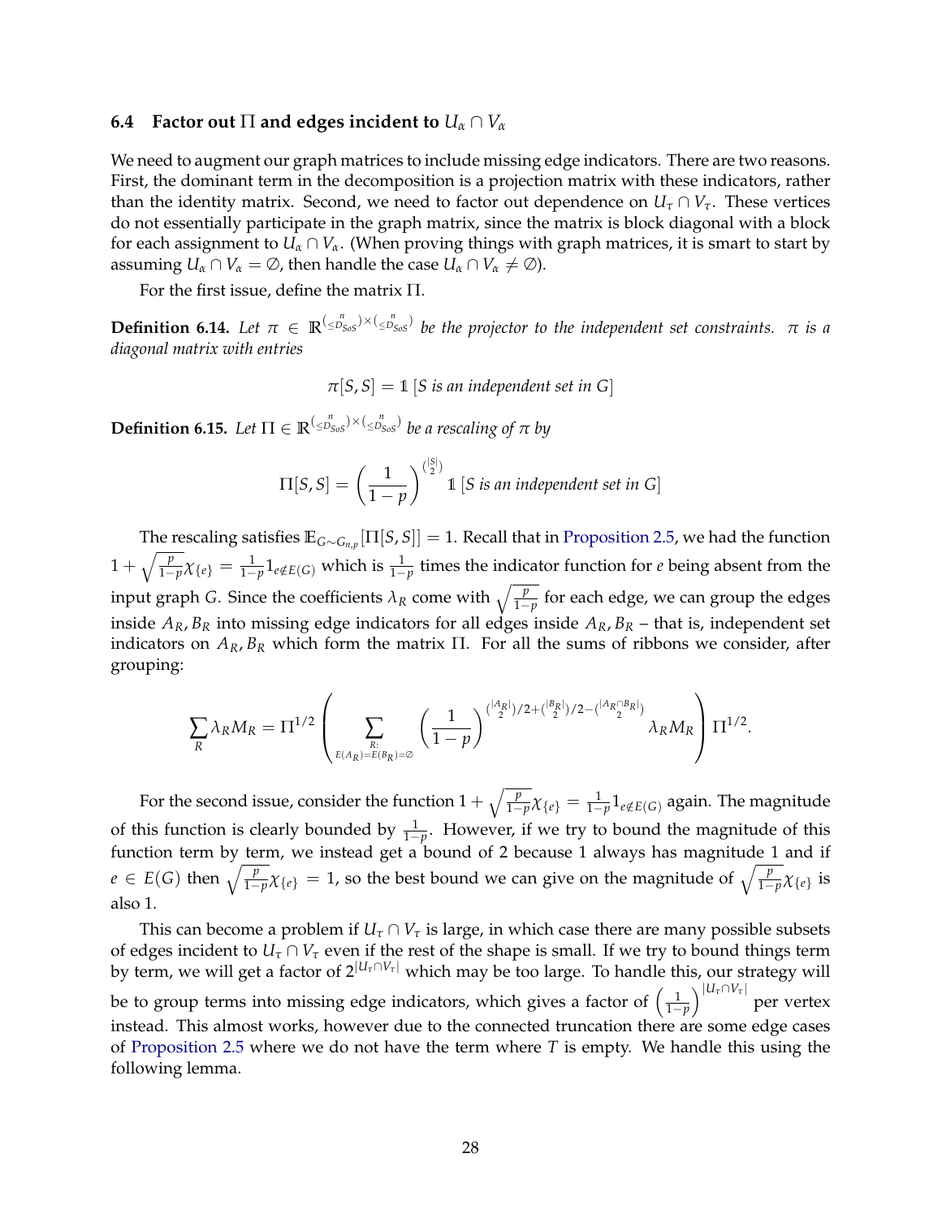### 6.4 Factor out $\Pi$ and edges incident to $U_\alpha \cap V_\alpha$

We need to augment our graph matrices to include missing edge indicators. There are two reasons. First, the dominant term in the decomposition is a projection matrix with these indicators, rather than the identity matrix. Second, we need to factor out dependence on $U_\tau \cap V_\tau$. These vertices do not essentially participate in the graph matrix, since the matrix is block diagonal with a block for each assignment to $U_\alpha \cap V_\alpha$. (When proving things with graph matrices, it is smart to start by assuming $U_\alpha \cap V_\alpha = \emptyset$, then handle the case $U_\alpha \cap V_\alpha \neq \emptyset$).

For the first issue, define the matrix $\Pi$.

**Definition 6.14.** *Let $\pi \in \mathbb{R}^{\binom{n}{\leq D_{SoS}} \times \binom{n}{\leq D_{SoS}}}$ be the projector to the independent set constraints. $\pi$ is a diagonal matrix with entries*

$$\pi[S, S] = \mathbb{1}\left[S \text{ is an independent set in } G\right]$$

**Definition 6.15.** *Let $\Pi \in \mathbb{R}^{\binom{n}{\leq D_{SoS}} \times \binom{n}{\leq D_{SoS}}}$ be a rescaling of $\pi$ by*

$$\Pi[S, S] = \left(\frac{1}{1-p}\right)^{\binom{|S|}{2}} \mathbb{1}\left[S \text{ is an independent set in } G\right]$$

The rescaling satisfies $\mathbb{E}_{G \sim G_{n,p}}[\Pi[S, S]] = 1$. Recall that in Proposition 2.5, we had the function $1 + \sqrt{\frac{p}{1-p}}\chi_{\{e\}} = \frac{1}{1-p}1_{e \notin E(G)}$ which is $\frac{1}{1-p}$ times the indicator function for $e$ being absent from the input graph $G$. Since the coefficients $\lambda_R$ come with $\sqrt{\frac{p}{1-p}}$ for each edge, we can group the edges inside $A_R, B_R$ into missing edge indicators for all edges inside $A_R, B_R$ – that is, independent set indicators on $A_R, B_R$ which form the matrix $\Pi$. For all the sums of ribbons we consider, after grouping:

$$\sum_R \lambda_R M_R = \Pi^{1/2} \left( \sum_{\substack{R: \\ E(A_R) = E(B_R) = \emptyset}} \left(\frac{1}{1-p}\right)^{\binom{|A_R|}{2}/2 + \binom{|B_R|}{2}/2 - \binom{|A_R \cap B_R|}{2}} \lambda_R M_R \right) \Pi^{1/2}.$$

For the second issue, consider the function $1 + \sqrt{\frac{p}{1-p}}\chi_{\{e\}} = \frac{1}{1-p}1_{e \notin E(G)}$ again. The magnitude of this function is clearly bounded by $\frac{1}{1-p}$. However, if we try to bound the magnitude of this function term by term, we instead get a bound of 2 because 1 always has magnitude 1 and if $e \in E(G)$ then $\sqrt{\frac{p}{1-p}}\chi_{\{e\}} = 1$, so the best bound we can give on the magnitude of $\sqrt{\frac{p}{1-p}}\chi_{\{e\}}$ is also 1.

This can become a problem if $U_\tau \cap V_\tau$ is large, in which case there are many possible subsets of edges incident to $U_\tau \cap V_\tau$ even if the rest of the shape is small. If we try to bound things term by term, we will get a factor of $2^{|U_\tau \cap V_\tau|}$ which may be too large. To handle this, our strategy will be to group terms into missing edge indicators, which gives a factor of $\left(\frac{1}{1-p}\right)^{|U_\tau \cap V_\tau|}$ per vertex instead. This almost works, however due to the connected truncation there are some edge cases of Proposition 2.5 where we do not have the term where $T$ is empty. We handle this using the following lemma.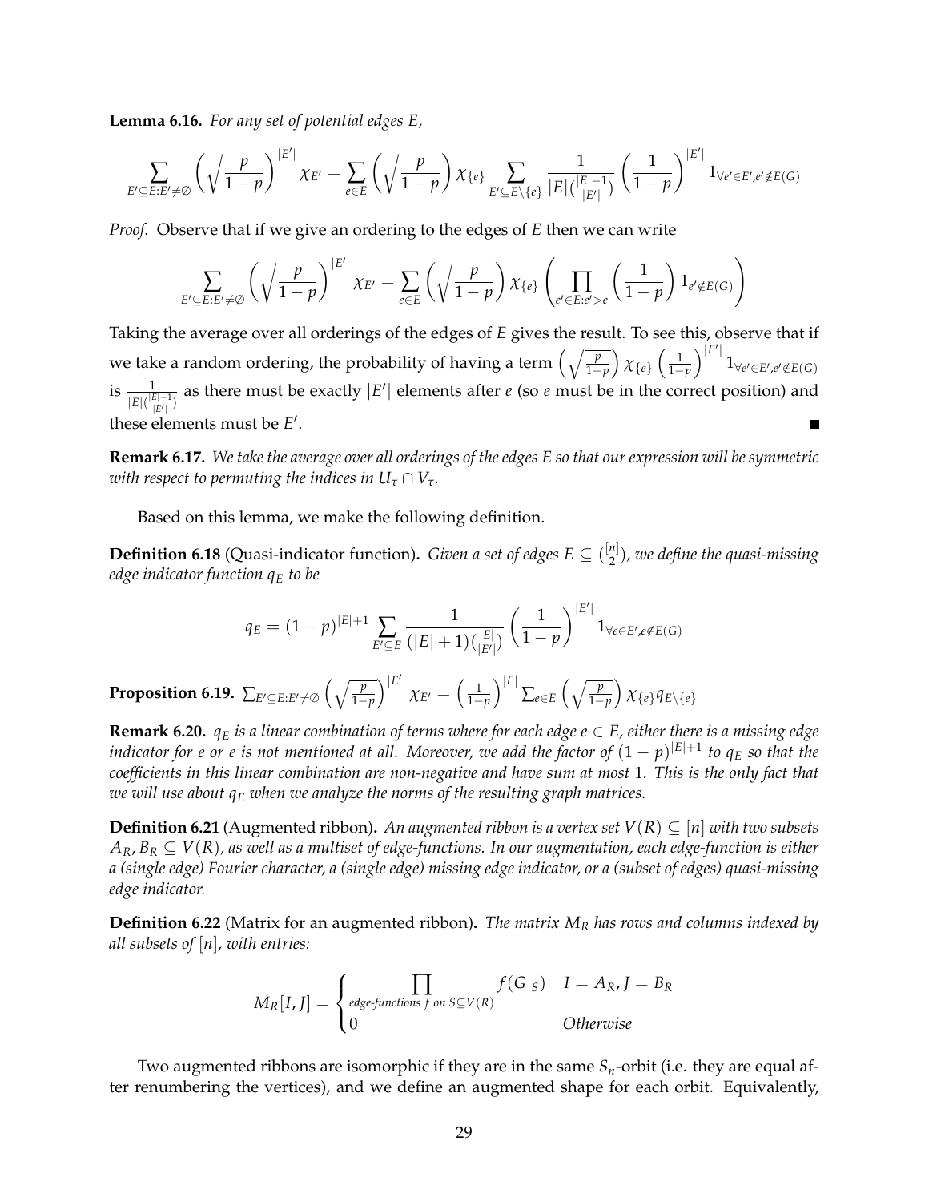**Lemma 6.16.** *For any set of potential edges $E$,*

$$\sum_{E' \subseteq E: E' \neq \emptyset} \left(\sqrt{\frac{p}{1-p}}\right)^{|E'|} \chi_{E'} = \sum_{e \in E} \left(\sqrt{\frac{p}{1-p}}\right) \chi_{\{e\}} \sum_{E' \subseteq E \setminus \{e\}} \frac{1}{|E|\binom{|E|-1}{|E'|}} \left(\frac{1}{1-p}\right)^{|E'|} 1_{\forall e' \in E', e' \notin E(G)}$$

*Proof.* Observe that if we give an ordering to the edges of $E$ then we can write

$$\sum_{E' \subseteq E: E' \neq \emptyset} \left(\sqrt{\frac{p}{1-p}}\right)^{|E'|} \chi_{E'} = \sum_{e \in E} \left(\sqrt{\frac{p}{1-p}}\right) \chi_{\{e\}} \left(\prod_{e' \in E: e' > e} \left(\frac{1}{1-p}\right) 1_{e' \notin E(G)}\right)$$

Taking the average over all orderings of the edges of $E$ gives the result. To see this, observe that if we take a random ordering, the probability of having a term $\left(\sqrt{\frac{p}{1-p}}\right) \chi_{\{e\}} \left(\frac{1}{1-p}\right)^{|E'|} 1_{\forall e' \in E', e' \notin E(G)}$ is $\frac{1}{|E|\binom{|E|-1}{|E'|}}$ as there must be exactly $|E'|$ elements after $e$ (so $e$ must be in the correct position) and these elements must be $E'$. ■

**Remark 6.17.** *We take the average over all orderings of the edges $E$ so that our expression will be symmetric with respect to permuting the indices in $U_\tau \cap V_\tau$.*

Based on this lemma, we make the following definition.

**Definition 6.18** (Quasi-indicator function)**.** *Given a set of edges $E \subseteq \binom{[n]}{2}$, we define the quasi-missing edge indicator function $q_E$ to be*

$$q_E = (1-p)^{|E|+1} \sum_{E' \subseteq E} \frac{1}{(|E|+1)\binom{|E|}{|E'|}} \left(\frac{1}{1-p}\right)^{|E'|} 1_{\forall e \in E', e \notin E(G)}$$

**Proposition 6.19.** $\sum_{E' \subseteq E: E' \neq \emptyset} \left(\sqrt{\frac{p}{1-p}}\right)^{|E'|} \chi_{E'} = \left(\frac{1}{1-p}\right)^{|E|} \sum_{e \in E} \left(\sqrt{\frac{p}{1-p}}\right) \chi_{\{e\}} q_{E \setminus \{e\}}$

**Remark 6.20.** *$q_E$ is a linear combination of terms where for each edge $e \in E$, either there is a missing edge indicator for $e$ or $e$ is not mentioned at all. Moreover, we add the factor of $(1-p)^{|E|+1}$ to $q_E$ so that the coefficients in this linear combination are non-negative and have sum at most 1. This is the only fact that we will use about $q_E$ when we analyze the norms of the resulting graph matrices.*

**Definition 6.21** (Augmented ribbon)**.** *An augmented ribbon is a vertex set $V(R) \subseteq [n]$ with two subsets $A_R, B_R \subseteq V(R)$, as well as a multiset of edge-functions. In our augmentation, each edge-function is either a (single edge) Fourier character, a (single edge) missing edge indicator, or a (subset of edges) quasi-missing edge indicator.*

**Definition 6.22** (Matrix for an augmented ribbon)**.** *The matrix $M_R$ has rows and columns indexed by all subsets of $[n]$, with entries:*

$$M_R[I, J] = \begin{cases} \prod\limits_{\text{edge-functions } f \text{ on } S \subseteq V(R)} f(G|_S) & I = A_R, J = B_R \\ 0 & \text{Otherwise} \end{cases}$$

Two augmented ribbons are isomorphic if they are in the same $S_n$-orbit (i.e. they are equal after renumbering the vertices), and we define an augmented shape for each orbit. Equivalently,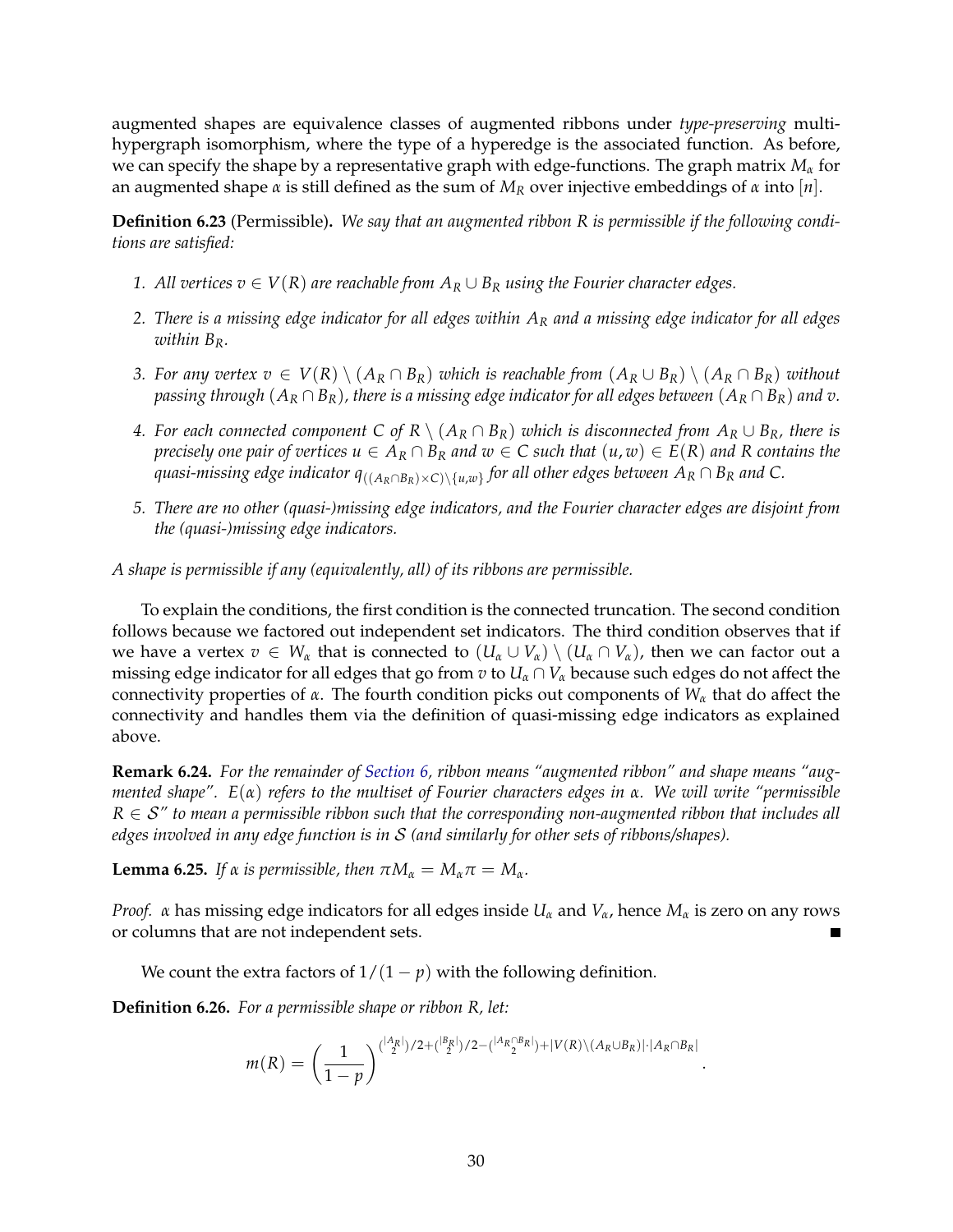augmented shapes are equivalence classes of augmented ribbons under *type-preserving* multi-hypergraph isomorphism, where the type of a hyperedge is the associated function. As before, we can specify the shape by a representative graph with edge-functions. The graph matrix $M_\alpha$ for an augmented shape $\alpha$ is still defined as the sum of $M_R$ over injective embeddings of $\alpha$ into $[n]$.

**Definition 6.23** (Permissible)**.** *We say that an augmented ribbon $R$ is permissible if the following conditions are satisfied:*

1. *All vertices $v \in V(R)$ are reachable from $A_R \cup B_R$ using the Fourier character edges.*
2. *There is a missing edge indicator for all edges within $A_R$ and a missing edge indicator for all edges within $B_R$.*
3. *For any vertex $v \in V(R) \setminus (A_R \cap B_R)$ which is reachable from $(A_R \cup B_R) \setminus (A_R \cap B_R)$ without passing through $(A_R \cap B_R)$, there is a missing edge indicator for all edges between $(A_R \cap B_R)$ and $v$.*
4. *For each connected component $C$ of $R \setminus (A_R \cap B_R)$ which is disconnected from $A_R \cup B_R$, there is precisely one pair of vertices $u \in A_R \cap B_R$ and $w \in C$ such that $(u, w) \in E(R)$ and $R$ contains the quasi-missing edge indicator $q_{((A_R \cap B_R) \times C) \setminus \{u,w\}}$ for all other edges between $A_R \cap B_R$ and $C$.*
5. *There are no other (quasi-)missing edge indicators, and the Fourier character edges are disjoint from the (quasi-)missing edge indicators.*

*A shape is permissible if any (equivalently, all) of its ribbons are permissible.*

To explain the conditions, the first condition is the connected truncation. The second condition follows because we factored out independent set indicators. The third condition observes that if we have a vertex $v \in W_\alpha$ that is connected to $(U_\alpha \cup V_\alpha) \setminus (U_\alpha \cap V_\alpha)$, then we can factor out a missing edge indicator for all edges that go from $v$ to $U_\alpha \cap V_\alpha$ because such edges do not affect the connectivity properties of $\alpha$. The fourth condition picks out components of $W_\alpha$ that do affect the connectivity and handles them via the definition of quasi-missing edge indicators as explained above.

**Remark 6.24.** *For the remainder of Section 6, ribbon means "augmented ribbon" and shape means "augmented shape". $E(\alpha)$ refers to the multiset of Fourier characters edges in $\alpha$. We will write "permissible $R \in \mathcal{S}$" to mean a permissible ribbon such that the corresponding non-augmented ribbon that includes all edges involved in any edge function is in $\mathcal{S}$ (and similarly for other sets of ribbons/shapes).*

**Lemma 6.25.** *If $\alpha$ is permissible, then $\pi M_\alpha = M_\alpha \pi = M_\alpha$.*

*Proof.* $\alpha$ has missing edge indicators for all edges inside $U_\alpha$ and $V_\alpha$, hence $M_\alpha$ is zero on any rows or columns that are not independent sets. ∎

We count the extra factors of $1/(1-p)$ with the following definition.

**Definition 6.26.** *For a permissible shape or ribbon $R$, let:*

$$m(R) = \left(\frac{1}{1-p}\right)^{\binom{|A_R|}{2}/2 + \binom{|B_R|}{2}/2 - \binom{|A_R \cap B_R|}{2} + |V(R) \setminus (A_R \cup B_R)| \cdot |A_R \cap B_R|}.$$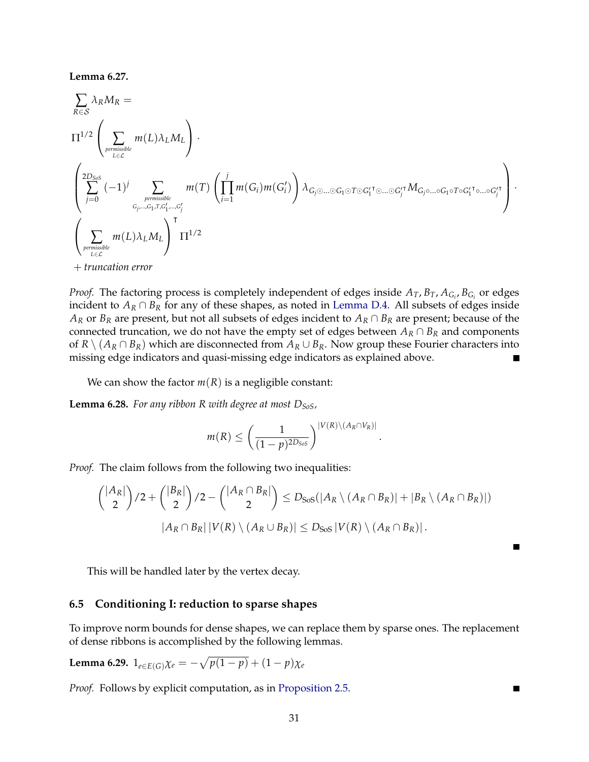**Lemma 6.27.**

$$
\begin{aligned}
&\sum_{R\in\mathcal{S}} \lambda_R M_R = \\
&\Pi^{1/2}\left(\sum_{\substack{\text{permissible}\\ L\in\mathcal{L}}} m(L)\lambda_L M_L\right)\cdot \\
&\left(\sum_{j=0}^{2D_{SoS}}(-1)^j \sum_{\substack{\text{permissible}\\ G_j,\ldots,G_1,T,G_1',\ldots,G_j'}} m(T)\left(\prod_{i=1}^{j} m(G_i)m(G_i')\right)\lambda_{G_j\odot\ldots\odot G_1\odot T\odot G_1'^{\intercal}\odot\ldots\odot G_j'^{\intercal}} M_{G_j\circ\ldots\circ G_1\circ T\circ G_1'^{\intercal}\circ\ldots\circ G_j'^{\intercal}}\right)\cdot \\
&\left(\sum_{\substack{\text{permissible}\\ L\in\mathcal{L}}} m(L)\lambda_L M_L\right)^{\intercal}\Pi^{1/2} \\
&+ \textit{truncation error}
\end{aligned}
$$

*Proof.* The factoring process is completely independent of edges inside $A_T, B_T, A_{G_i}, B_{G_i}$ or edges incident to $A_R \cap B_R$ for any of these shapes, as noted in Lemma D.4. All subsets of edges inside $A_R$ or $B_R$ are present, but not all subsets of edges incident to $A_R \cap B_R$ are present; because of the connected truncation, we do not have the empty set of edges between $A_R \cap B_R$ and components of $R \setminus (A_R \cap B_R)$ which are disconnected from $A_R \cup B_R$. Now group these Fourier characters into missing edge indicators and quasi-missing edge indicators as explained above. ∎

We can show the factor $m(R)$ is a negligible constant:

**Lemma 6.28.** *For any ribbon $R$ with degree at most $D_{SoS}$,*

$$
m(R) \le \left(\frac{1}{(1-p)^{2D_{SoS}}}\right)^{|V(R)\setminus(A_R\cap V_R)|}.
$$

*Proof.* The claim follows from the following two inequalities:

$$
\binom{|A_R|}{2}/2 + \binom{|B_R|}{2}/2 - \binom{|A_R\cap B_R|}{2} \le D_{\text{SoS}}(|A_R \setminus (A_R\cap B_R)| + |B_R \setminus (A_R \cap B_R)|)
$$

$$
|A_R \cap B_R|\,|V(R)\setminus(A_R\cup B_R)| \le D_{\text{SoS}}\,|V(R)\setminus(A_R\cap B_R)|.
$$

∎

This will be handled later by the vertex decay.

## 6.5 Conditioning I: reduction to sparse shapes

To improve norm bounds for dense shapes, we can replace them by sparse ones. The replacement of dense ribbons is accomplished by the following lemmas.

**Lemma 6.29.** $1_{e\in E(G)}\chi_e = -\sqrt{p(1-p)} + (1-p)\chi_e$

*Proof.* Follows by explicit computation, as in Proposition 2.5. ∎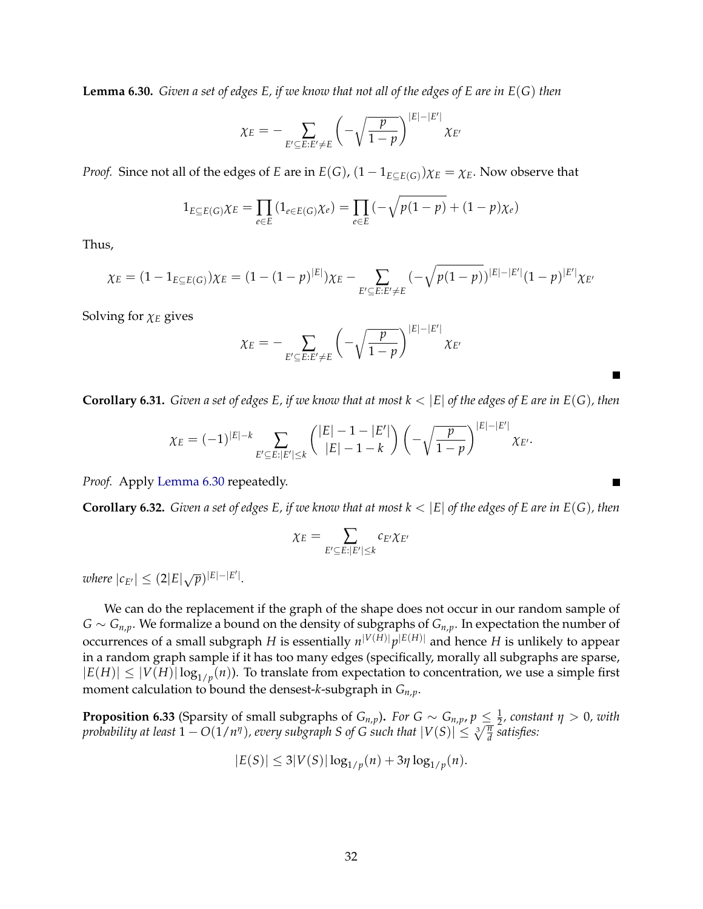**Lemma 6.30.** *Given a set of edges $E$, if we know that not all of the edges of $E$ are in $E(G)$ then*

$$\chi_E = -\sum_{E' \subseteq E : E' \neq E} \left(-\sqrt{\frac{p}{1-p}}\right)^{|E|-|E'|} \chi_{E'}$$

*Proof.* Since not all of the edges of $E$ are in $E(G)$, $(1 - 1_{E \subseteq E(G)})\chi_E = \chi_E$. Now observe that

$$1_{E \subseteq E(G)}\chi_E = \prod_{e \in E} (1_{e \in E(G)}\chi_e) = \prod_{e \in E} (-\sqrt{p(1-p)} + (1-p)\chi_e)$$

Thus,

$$\chi_E = (1 - 1_{E \subseteq E(G)})\chi_E = (1 - (1-p)^{|E|})\chi_E - \sum_{E' \subseteq E : E' \neq E} (-\sqrt{p(1-p)})^{|E|-|E'|}(1-p)^{|E'|}\chi_{E'}$$

Solving for $\chi_E$ gives

$$\chi_E = -\sum_{E' \subseteq E : E' \neq E} \left(-\sqrt{\frac{p}{1-p}}\right)^{|E|-|E'|} \chi_{E'}$$

■

**Corollary 6.31.** *Given a set of edges $E$, if we know that at most $k < |E|$ of the edges of $E$ are in $E(G)$, then*

$$\chi_E = (-1)^{|E|-k} \sum_{E' \subseteq E : |E'| \leq k} \binom{|E| - 1 - |E'|}{|E| - 1 - k} \left(-\sqrt{\frac{p}{1-p}}\right)^{|E|-|E'|} \chi_{E'}.$$

*Proof.* Apply Lemma 6.30 repeatedly. ■

**Corollary 6.32.** *Given a set of edges $E$, if we know that at most $k < |E|$ of the edges of $E$ are in $E(G)$, then*

$$\chi_E = \sum_{E' \subseteq E : |E'| \leq k} c_{E'}\chi_{E'}$$

*where $|c_{E'}| \leq (2|E|\sqrt{p})^{|E|-|E'|}$.*

We can do the replacement if the graph of the shape does not occur in our random sample of $G \sim G_{n,p}$. We formalize a bound on the density of subgraphs of $G_{n,p}$. In expectation the number of occurrences of a small subgraph $H$ is essentially $n^{|V(H)|}p^{|E(H)|}$ and hence $H$ is unlikely to appear in a random graph sample if it has too many edges (specifically, morally all subgraphs are sparse, $|E(H)| \leq |V(H)| \log_{1/p}(n)$). To translate from expectation to concentration, we use a simple first moment calculation to bound the densest-$k$-subgraph in $G_{n,p}$.

**Proposition 6.33** (Sparsity of small subgraphs of $G_{n,p}$)**.** *For $G \sim G_{n,p}$, $p \leq \frac{1}{2}$, constant $\eta > 0$, with probability at least $1 - O(1/n^\eta)$, every subgraph $S$ of $G$ such that $|V(S)| \leq \sqrt[3]{\frac{n}{d}}$ satisfies:*

$$|E(S)| \leq 3|V(S)| \log_{1/p}(n) + 3\eta \log_{1/p}(n).$$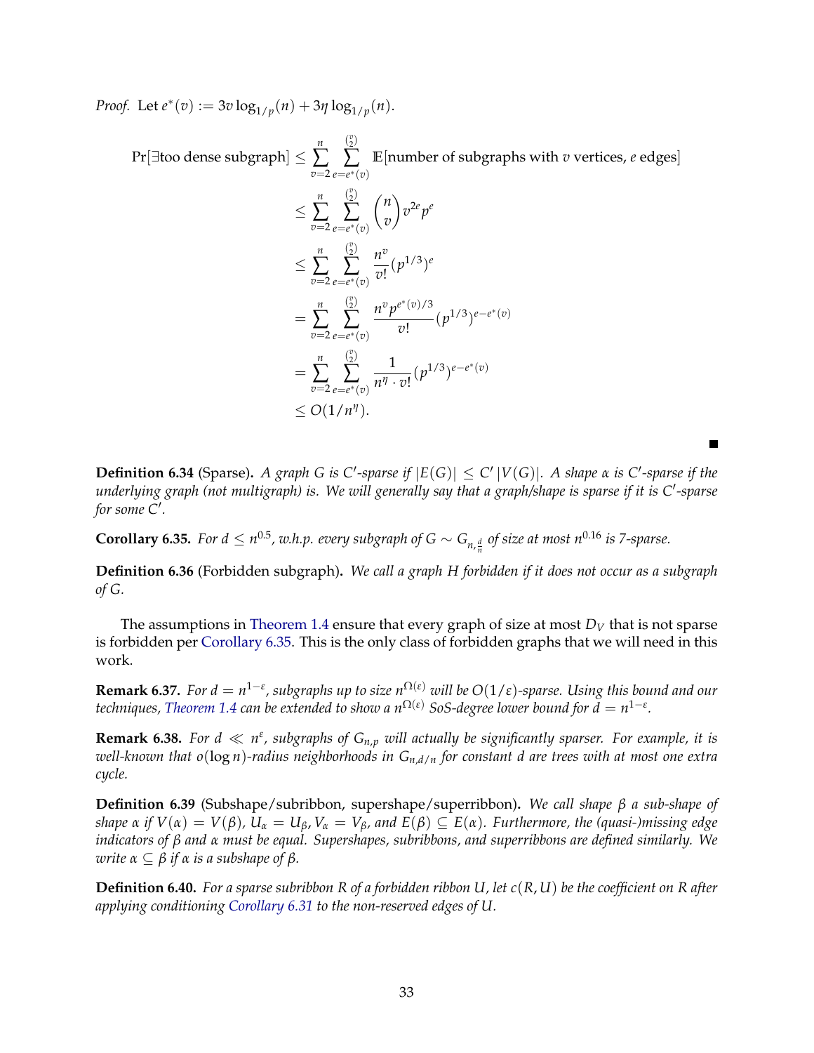*Proof.* Let $e^*(v) := 3v\log_{1/p}(n) + 3\eta\log_{1/p}(n)$.

$$
\begin{aligned}
\Pr[\exists \text{too dense subgraph}] &\leq \sum_{v=2}^{n}\sum_{e=e^*(v)}^{\binom{v}{2}} \mathbb{E}[\text{number of subgraphs with } v \text{ vertices, } e \text{ edges}] \\
&\leq \sum_{v=2}^{n}\sum_{e=e^*(v)}^{\binom{v}{2}} \binom{n}{v} v^{2e} p^e \\
&\leq \sum_{v=2}^{n}\sum_{e=e^*(v)}^{\binom{v}{2}} \frac{n^v}{v!}(p^{1/3})^e \\
&= \sum_{v=2}^{n}\sum_{e=e^*(v)}^{\binom{v}{2}} \frac{n^v p^{e^*(v)/3}}{v!}(p^{1/3})^{e-e^*(v)} \\
&= \sum_{v=2}^{n}\sum_{e=e^*(v)}^{\binom{v}{2}} \frac{1}{n^\eta \cdot v!}(p^{1/3})^{e-e^*(v)} \\
&\leq O(1/n^\eta).
\end{aligned}
$$

■

**Definition 6.34** (Sparse)**.** *A graph $G$ is $C'$-sparse if $|E(G)| \leq C'|V(G)|$. A shape $\alpha$ is $C'$-sparse if the underlying graph (not multigraph) is. We will generally say that a graph/shape is sparse if it is $C'$-sparse for some $C'$.*

**Corollary 6.35.** *For $d \leq n^{0.5}$, w.h.p. every subgraph of $G \sim G_{n,\frac{d}{n}}$ of size at most $n^{0.16}$ is 7-sparse.*

**Definition 6.36** (Forbidden subgraph)**.** *We call a graph $H$ forbidden if it does not occur as a subgraph of $G$.*

The assumptions in Theorem 1.4 ensure that every graph of size at most $D_V$ that is not sparse is forbidden per Corollary 6.35. This is the only class of forbidden graphs that we will need in this work.

**Remark 6.37.** *For $d = n^{1-\varepsilon}$, subgraphs up to size $n^{\Omega(\varepsilon)}$ will be $O(1/\varepsilon)$-sparse. Using this bound and our techniques, Theorem 1.4 can be extended to show a $n^{\Omega(\varepsilon)}$ SoS-degree lower bound for $d = n^{1-\varepsilon}$.*

**Remark 6.38.** *For $d \ll n^\varepsilon$, subgraphs of $G_{n,p}$ will actually be significantly sparser. For example, it is well-known that $o(\log n)$-radius neighborhoods in $G_{n,d/n}$ for constant $d$ are trees with at most one extra cycle.*

**Definition 6.39** (Subshape/subribbon, supershape/superribbon)**.** *We call shape $\beta$ a sub-shape of shape $\alpha$ if $V(\alpha) = V(\beta)$, $U_\alpha = U_\beta$, $V_\alpha = V_\beta$, and $E(\beta) \subseteq E(\alpha)$. Furthermore, the (quasi-)missing edge indicators of $\beta$ and $\alpha$ must be equal. Supershapes, subribbons, and superribbons are defined similarly. We write $\alpha \subseteq \beta$ if $\alpha$ is a subshape of $\beta$.*

**Definition 6.40.** *For a sparse subribbon $R$ of a forbidden ribbon $U$, let $c(R, U)$ be the coefficient on $R$ after applying conditioning Corollary 6.31 to the non-reserved edges of $U$.*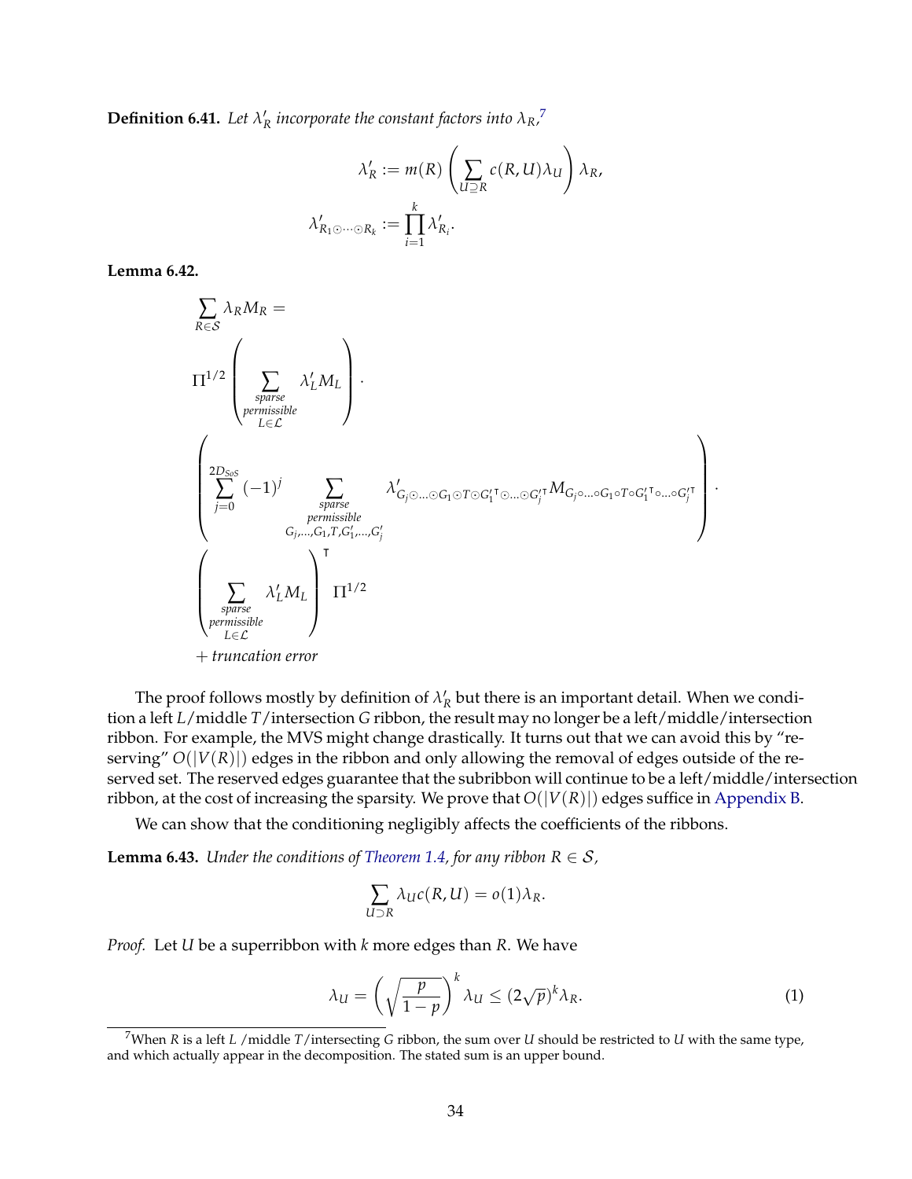**Definition 6.41.** *Let $\lambda'_R$ incorporate the constant factors into $\lambda_R$,*[7]

$$\lambda'_R := m(R)\left(\sum_{U \supseteq R} c(R,U)\lambda_U\right)\lambda_R,$$

$$\lambda'_{R_1 \odot \cdots \odot R_k} := \prod_{i=1}^{k} \lambda'_{R_i}.$$

**Lemma 6.42.**

$$\sum_{R \in \mathcal{S}} \lambda_R M_R =$$

$$\Pi^{1/2}\left(\sum_{\substack{\text{sparse}\\ \text{permissible}\\ L \in \mathcal{L}}} \lambda'_L M_L\right)\cdot$$

$$\left(\sum_{j=0}^{2D_{SoS}} (-1)^j \sum_{\substack{\text{sparse}\\ \text{permissible}\\ G_j,\ldots,G_1,T,G'_1,\ldots,G'_j}} \lambda'_{G_j \odot \ldots \odot G_1 \odot T \odot G_1'^{\intercal} \odot \ldots \odot G_j'^{\intercal}} M_{G_j \circ \ldots \circ G_1 \circ T \circ G_1'^{\intercal} \circ \ldots \circ G_j'^{\intercal}}\right)\cdot$$

$$\left(\sum_{\substack{\text{sparse}\\ \text{permissible}\\ L \in \mathcal{L}}} \lambda'_L M_L\right)^{\intercal}\Pi^{1/2}$$

$$+ \text{ truncation error}$$

The proof follows mostly by definition of $\lambda'_R$ but there is an important detail. When we condition a left $L$/middle $T$/intersection $G$ ribbon, the result may no longer be a left/middle/intersection ribbon. For example, the MVS might change drastically. It turns out that we can avoid this by "reserving" $O(|V(R)|)$ edges in the ribbon and only allowing the removal of edges outside of the reserved set. The reserved edges guarantee that the subribbon will continue to be a left/middle/intersection ribbon, at the cost of increasing the sparsity. We prove that $O(|V(R)|)$ edges suffice in Appendix B.

We can show that the conditioning negligibly affects the coefficients of the ribbons.

**Lemma 6.43.** *Under the conditions of Theorem 1.4, for any ribbon $R \in \mathcal{S}$,*

$$\sum_{U \supset R} \lambda_U c(R,U) = o(1)\lambda_R.$$

*Proof.* Let $U$ be a superribbon with $k$ more edges than $R$. We have

$$\lambda_U = \left(\sqrt{\frac{p}{1-p}}\right)^k \lambda_U \leq (2\sqrt{p})^k \lambda_R. \tag{1}$$

[7] When $R$ is a left $L$ /middle $T$/intersecting $G$ ribbon, the sum over $U$ should be restricted to $U$ with the same type, and which actually appear in the decomposition. The stated sum is an upper bound.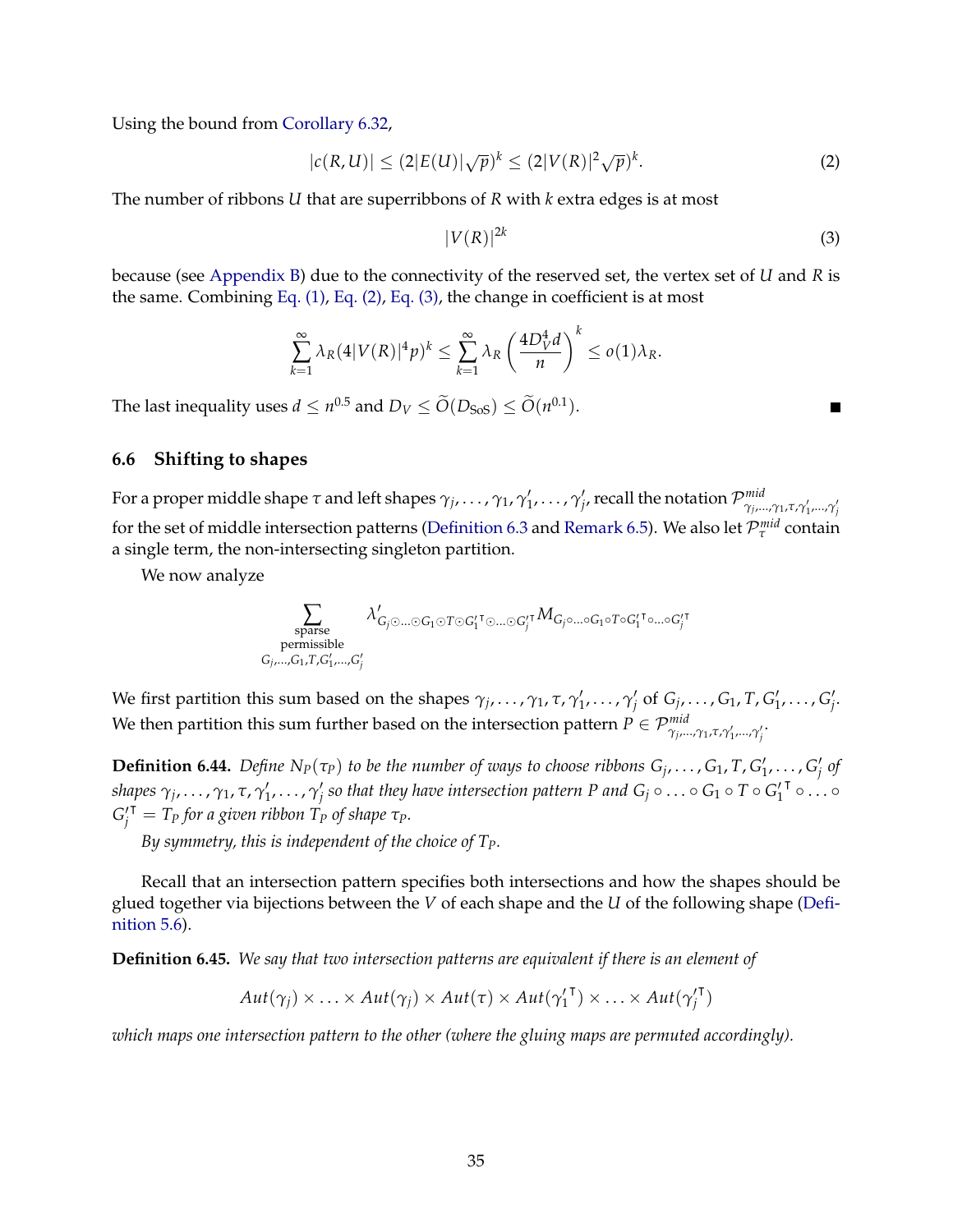Using the bound from Corollary 6.32,

$$|c(R,U)| \leq (2|E(U)|\sqrt{p})^k \leq (2|V(R)|^2\sqrt{p})^k. \tag{2}$$

The number of ribbons $U$ that are superribbons of $R$ with $k$ extra edges is at most

$$|V(R)|^{2k} \tag{3}$$

because (see Appendix B) due to the connectivity of the reserved set, the vertex set of $U$ and $R$ is the same. Combining Eq. (1), Eq. (2), Eq. (3), the change in coefficient is at most

$$\sum_{k=1}^{\infty} \lambda_R (4|V(R)|^4 p)^k \leq \sum_{k=1}^{\infty} \lambda_R \left(\frac{4D_V^4 d}{n}\right)^k \leq o(1)\lambda_R.$$

The last inequality uses $d \leq n^{0.5}$ and $D_V \leq \widetilde{O}(D_{\text{SoS}}) \leq \widetilde{O}(n^{0.1})$. ■

### 6.6 Shifting to shapes

For a proper middle shape $\tau$ and left shapes $\gamma_j, \ldots, \gamma_1, \gamma_1', \ldots, \gamma_j'$, recall the notation $\mathcal{P}^{mid}_{\gamma_j,\ldots,\gamma_1,\tau,\gamma_1',\ldots,\gamma_j'}$ for the set of middle intersection patterns (Definition 6.3 and Remark 6.5). We also let $\mathcal{P}^{mid}_{\tau}$ contain a single term, the non-intersecting singleton partition.

We now analyze

$$\sum_{\substack{\text{sparse}\\ \text{permissible}\\ G_j,\ldots,G_1,T,G_1',\ldots,G_j'}} \lambda'_{G_j \odot \ldots \odot G_1 \odot T \odot G_1'^{\intercal} \odot \ldots \odot G_j'^{\intercal}} M_{G_j \circ \ldots \circ G_1 \circ T \circ G_1'^{\intercal} \circ \ldots \circ G_j'^{\intercal}}$$

We first partition this sum based on the shapes $\gamma_j, \ldots, \gamma_1, \tau, \gamma_1', \ldots, \gamma_j'$ of $G_j, \ldots, G_1, T, G_1', \ldots, G_j'$. We then partition this sum further based on the intersection pattern $P \in \mathcal{P}^{mid}_{\gamma_j,\ldots,\gamma_1,\tau,\gamma_1',\ldots,\gamma_j'}$.

**Definition 6.44.** *Define $N_P(\tau_P)$ to be the number of ways to choose ribbons $G_j, \ldots, G_1, T, G_1', \ldots, G_j'$ of shapes $\gamma_j, \ldots, \gamma_1, \tau, \gamma_1', \ldots, \gamma_j'$ so that they have intersection pattern $P$ and $G_j \circ \ldots \circ G_1 \circ T \circ G_1'^{\intercal} \circ \ldots \circ G_j'^{\intercal} = T_P$ for a given ribbon $T_P$ of shape $\tau_P$.*

*By symmetry, this is independent of the choice of $T_P$.*

Recall that an intersection pattern specifies both intersections and how the shapes should be glued together via bijections between the $V$ of each shape and the $U$ of the following shape (Definition 5.6).

**Definition 6.45.** *We say that two intersection patterns are equivalent if there is an element of*

$$Aut(\gamma_j) \times \ldots \times Aut(\gamma_j) \times Aut(\tau) \times Aut(\gamma_1'^{\intercal}) \times \ldots \times Aut(\gamma_j'^{\intercal})$$

*which maps one intersection pattern to the other (where the gluing maps are permuted accordingly).*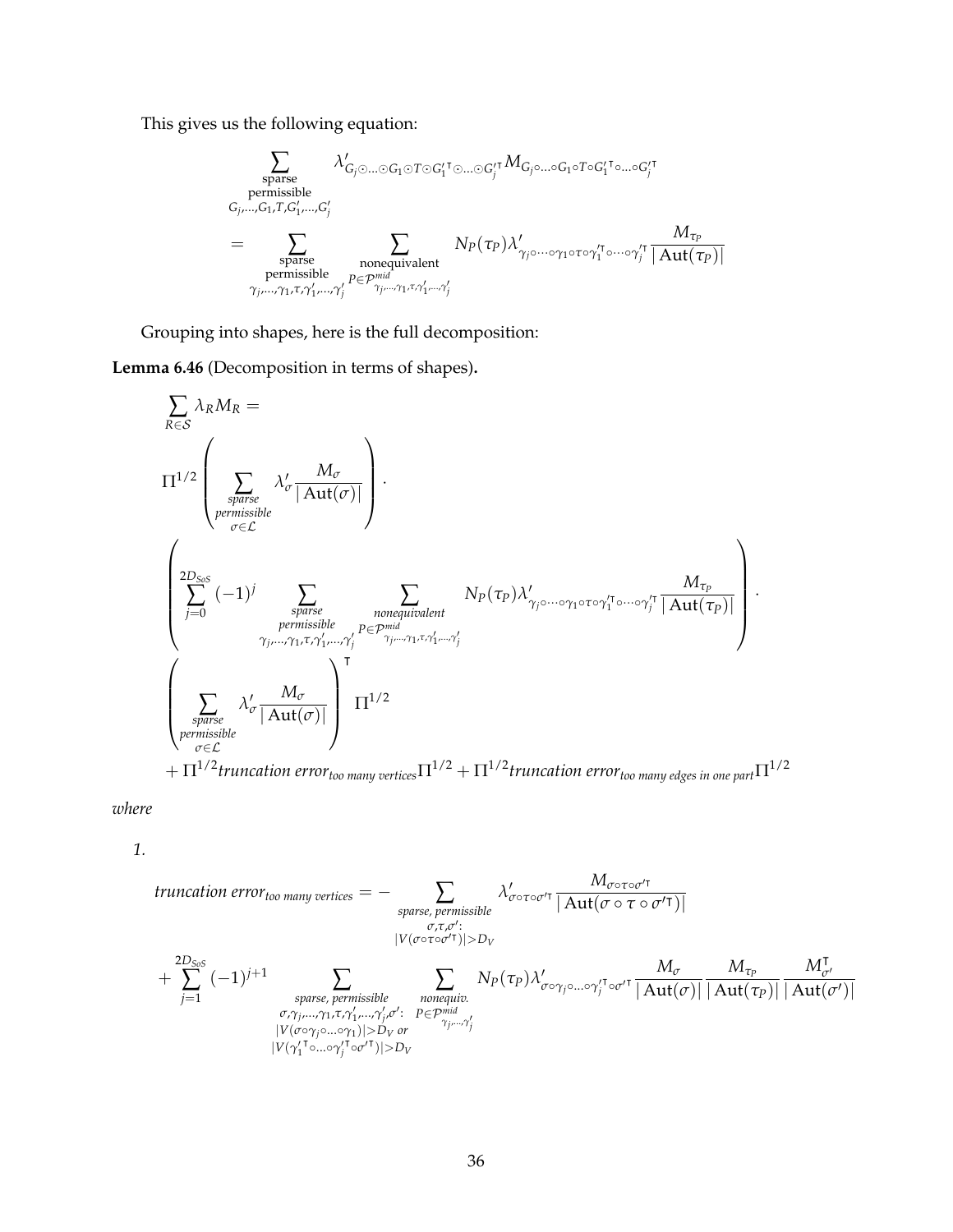This gives us the following equation:

$$\sum_{\substack{\text{sparse}\\ \text{permissible}\\ G_j,\ldots,G_1,T,G'_1,\ldots,G'_j}} \lambda'_{G_j \odot \ldots \odot G_1 \odot T \odot {G'_1}^{\intercal} \odot \ldots \odot {G'_j}^{\intercal}} M_{G_j \circ \ldots \circ G_1 \circ T \circ {G'_1}^{\intercal} \circ \ldots \circ {G'_j}^{\intercal}}$$

$$= \sum_{\substack{\text{sparse}\\ \text{permissible}\\ \gamma_j,\ldots,\gamma_1,\tau,\gamma'_1,\ldots,\gamma'_j}} \sum_{\substack{\text{nonequivalent}\\ P \in \mathcal{P}^{mid}_{\gamma_j,\ldots,\gamma_1,\tau,\gamma'_1,\ldots,\gamma'_j}}} N_P(\tau_P) \lambda'_{\gamma_j \circ \cdots \circ \gamma_1 \circ \tau \circ {\gamma'_1}^{\intercal} \circ \cdots \circ {\gamma'_j}^{\intercal}} \frac{M_{\tau_P}}{|\mathrm{Aut}(\tau_P)|}$$

Grouping into shapes, here is the full decomposition:

**Lemma 6.46** (Decomposition in terms of shapes)**.**

$$\sum_{R \in \mathcal{S}} \lambda_R M_R =$$

$$\Pi^{1/2} \left( \sum_{\substack{\textit{sparse}\\ \textit{permissible}\\ \sigma \in \mathcal{L}}} \lambda'_{\sigma} \frac{M_{\sigma}}{|\mathrm{Aut}(\sigma)|} \right) \cdot$$

$$\left( \sum_{j=0}^{2D_{SoS}} (-1)^j \sum_{\substack{\textit{sparse}\\ \textit{permissible}\\ \gamma_j,\ldots,\gamma_1,\tau,\gamma'_1,\ldots,\gamma'_j}} \sum_{\substack{\textit{nonequivalent}\\ P \in \mathcal{P}^{mid}_{\gamma_j,\ldots,\gamma_1,\tau,\gamma'_1,\ldots,\gamma'_j}}} N_P(\tau_P) \lambda'_{\gamma_j \circ \cdots \circ \gamma_1 \circ \tau \circ {\gamma'_1}^{\intercal} \circ \cdots \circ {\gamma'_j}^{\intercal}} \frac{M_{\tau_P}}{|\mathrm{Aut}(\tau_P)|} \right) \cdot$$

$$\left( \sum_{\substack{\textit{sparse}\\ \textit{permissible}\\ \sigma \in \mathcal{L}}} \lambda'_{\sigma} \frac{M_{\sigma}}{|\mathrm{Aut}(\sigma)|} \right)^{\intercal} \Pi^{1/2}$$

$$+ \Pi^{1/2} \textit{truncation error}_{\textit{too many vertices}} \Pi^{1/2} + \Pi^{1/2} \textit{truncation error}_{\textit{too many edges in one part}} \Pi^{1/2}$$

*where*

*1.*

$$\textit{truncation error}_{\textit{too many vertices}} = - \sum_{\substack{\textit{sparse, permissible}\\ \sigma,\tau,\sigma':\\ |V(\sigma \circ \tau \circ {\sigma'}^{\intercal})| > D_V}} \lambda'_{\sigma \circ \tau \circ {\sigma'}^{\intercal}} \frac{M_{\sigma \circ \tau \circ {\sigma'}^{\intercal}}}{|\mathrm{Aut}(\sigma \circ \tau \circ {\sigma'}^{\intercal})|}$$

$$+ \sum_{j=1}^{2D_{SoS}} (-1)^{j+1} \sum_{\substack{\textit{sparse, permissible}\\ \sigma,\gamma_j,\ldots,\gamma_1,\tau,\gamma'_1,\ldots,\gamma'_j,\sigma':\\ |V(\sigma \circ \gamma_j \circ \ldots \circ \gamma_1)| > D_V \textit{ or}\\ |V({\gamma'_1}^{\intercal} \circ \ldots \circ {\gamma'_j}^{\intercal} \circ {\sigma'}^{\intercal})| > D_V}} \sum_{\substack{\textit{nonequiv.}\\ P \in \mathcal{P}^{mid}_{\gamma_j,\ldots,\gamma'_j}}} N_P(\tau_P) \lambda'_{\sigma \circ \gamma_j \circ \ldots \circ {\gamma'_j}^{\intercal} \circ {\sigma'}^{\intercal}} \frac{M_{\sigma}}{|\mathrm{Aut}(\sigma)|} \frac{M_{\tau_P}}{|\mathrm{Aut}(\tau_P)|} \frac{M^{\intercal}_{\sigma'}}{|\mathrm{Aut}(\sigma')|}$$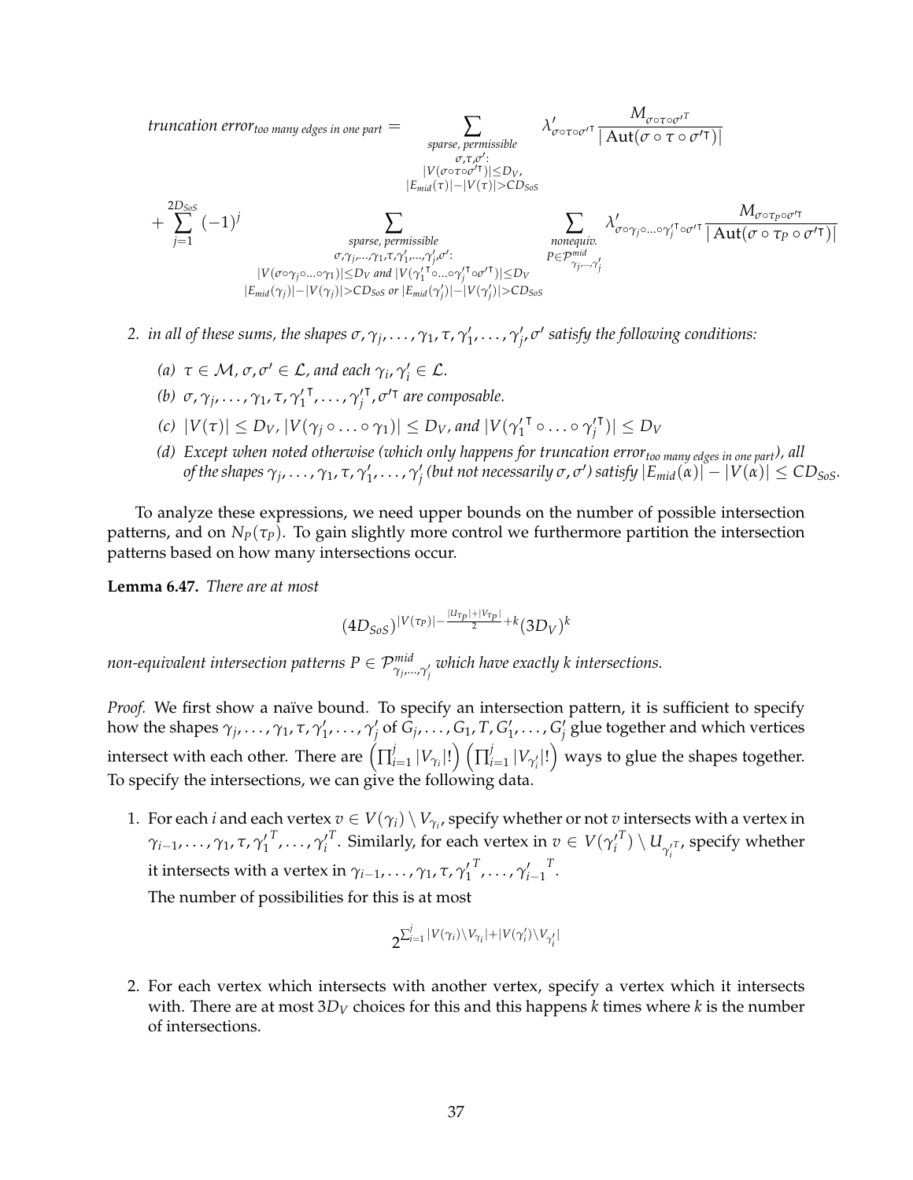$$
\textit{truncation error}_{\textit{too many edges in one part}} = \sum_{\substack{\textit{sparse, permissible} \\ \sigma,\tau,\sigma': \\ |V(\sigma\circ\tau\circ\sigma'^{\intercal})|\le D_V, \\ |E_{mid}(\tau)|-|V(\tau)|>CD_{SoS}}} \lambda'_{\sigma\circ\tau\circ\sigma'^{\intercal}} \frac{M_{\sigma\circ\tau\circ\sigma'^{T}}}{|\operatorname{Aut}(\sigma\circ\tau\circ\sigma'^{\intercal})|}
$$

$$
+ \sum_{j=1}^{2D_{SoS}} (-1)^j \sum_{\substack{\textit{sparse, permissible} \\ \sigma,\gamma_j,\ldots,\gamma_1,\tau,\gamma'_1,\ldots,\gamma'_j,\sigma': \\ |V(\sigma\circ\gamma_j\circ\ldots\circ\gamma_1)|\le D_V \textit{ and } |V(\gamma_1'^{\intercal}\circ\ldots\circ\gamma_j'^{\intercal}\circ\sigma'^{\intercal})|\le D_V \\ |E_{mid}(\gamma_j)|-|V(\gamma_j)|>CD_{SoS} \textit{ or } |E_{mid}(\gamma'_j)|-|V(\gamma'_j)|>CD_{SoS}}} \sum_{\substack{\textit{nonequiv.} \\ P\in\mathcal{P}^{mid}_{\gamma_j,\ldots,\gamma'_j}}} \lambda'_{\sigma\circ\gamma_j\circ\ldots\circ\gamma_j'^{\intercal}\circ\sigma'^{\intercal}} \frac{M_{\sigma\circ\tau_P\circ\sigma'^{\intercal}}}{|\operatorname{Aut}(\sigma\circ\tau_P\circ\sigma'^{\intercal})|}
$$

2. *in all of these sums, the shapes $\sigma, \gamma_j, \ldots, \gamma_1, \tau, \gamma'_1, \ldots, \gamma'_j, \sigma'$ satisfy the following conditions:*
   (a) *$\tau \in \mathcal{M}$, $\sigma, \sigma' \in \mathcal{L}$, and each $\gamma_i, \gamma'_i \in \mathcal{L}$.*
   (b) *$\sigma, \gamma_j, \ldots, \gamma_1, \tau, \gamma_1'^{\intercal}, \ldots, \gamma_j'^{\intercal}, \sigma'^{\intercal}$ are composable.*
   (c) *$|V(\tau)| \le D_V$, $|V(\gamma_j \circ \ldots \circ \gamma_1)| \le D_V$, and $|V(\gamma_1'^{\intercal} \circ \ldots \circ \gamma_j'^{\intercal})| \le D_V$*
   (d) *Except when noted otherwise (which only happens for truncation error$_{\textit{too many edges in one part}}$), all of the shapes $\gamma_j, \ldots, \gamma_1, \tau, \gamma'_1, \ldots, \gamma'_j$ (but not necessarily $\sigma, \sigma'$) satisfy $|E_{mid}(\alpha)| - |V(\alpha)| \le CD_{SoS}$.*

To analyze these expressions, we need upper bounds on the number of possible intersection patterns, and on $N_P(\tau_P)$. To gain slightly more control we furthermore partition the intersection patterns based on how many intersections occur.

**Lemma 6.47.** *There are at most*

$$
(4D_{SoS})^{|V(\tau_P)| - \frac{|U_{\tau_P}|+|V_{\tau_P}|}{2} + k}(3D_V)^k
$$

*non-equivalent intersection patterns $P \in \mathcal{P}^{mid}_{\gamma_j,\ldots,\gamma'_j}$ which have exactly $k$ intersections.*

*Proof.* We first show a naïve bound. To specify an intersection pattern, it is sufficient to specify how the shapes $\gamma_j, \ldots, \gamma_1, \tau, \gamma'_1, \ldots, \gamma'_j$ of $G_j, \ldots, G_1, T, G'_1, \ldots, G'_j$ glue together and which vertices intersect with each other. There are $\left(\prod_{i=1}^{j} |V_{\gamma_i}|!\right)\left(\prod_{i=1}^{j} |V_{\gamma'_i}|!\right)$ ways to glue the shapes together. To specify the intersections, we can give the following data.

1. For each $i$ and each vertex $v \in V(\gamma_i) \setminus V_{\gamma_i}$, specify whether or not $v$ intersects with a vertex in $\gamma_{i-1}, \ldots, \gamma_1, \tau, {\gamma'_1}^{T}, \ldots, {\gamma'_i}^{T}$. Similarly, for each vertex in $v \in V({\gamma'_i}^{T}) \setminus U_{{\gamma'_i}^{T}}$, specify whether it intersects with a vertex in $\gamma_{i-1}, \ldots, \gamma_1, \tau, {\gamma'_1}^{T}, \ldots, {\gamma'_{i-1}}^{T}$.
   The number of possibilities for this is at most
   $$
   2^{\sum_{i=1}^{j} |V(\gamma_i)\setminus V_{\gamma_i}| + |V(\gamma'_i)\setminus V_{\gamma'_i}|}
   $$
2. For each vertex which intersects with another vertex, specify a vertex which it intersects with. There are at most $3D_V$ choices for this and this happens $k$ times where $k$ is the number of intersections.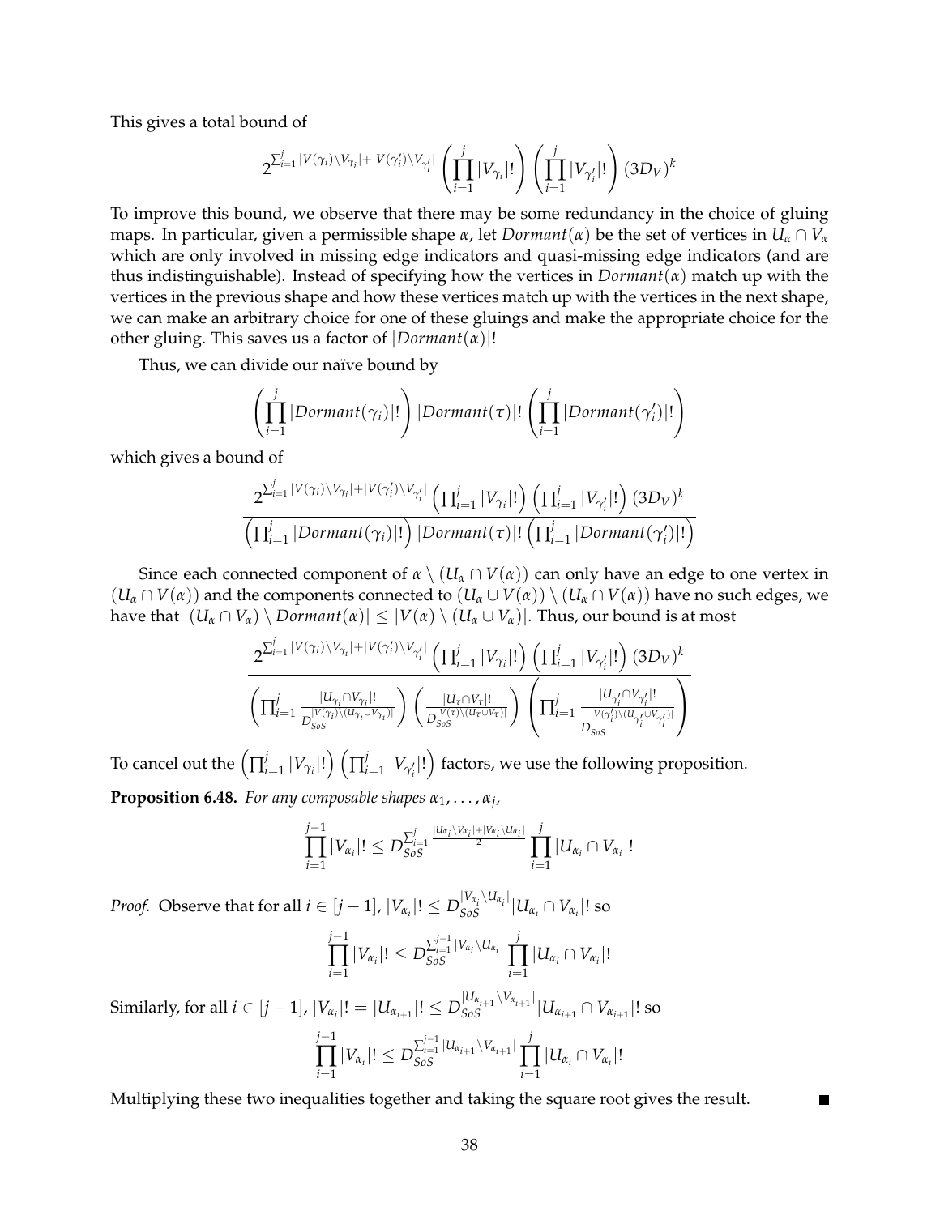This gives a total bound of

$$2^{\sum_{i=1}^{j} |V(\gamma_i)\setminus V_{\gamma_i}|+|V(\gamma'_i)\setminus V_{\gamma'_i}|} \left(\prod_{i=1}^{j} |V_{\gamma_i}|!\right) \left(\prod_{i=1}^{j} |V_{\gamma'_i}|!\right) (3D_V)^k$$

To improve this bound, we observe that there may be some redundancy in the choice of gluing maps. In particular, given a permissible shape $\alpha$, let $Dormant(\alpha)$ be the set of vertices in $U_\alpha \cap V_\alpha$ which are only involved in missing edge indicators and quasi-missing edge indicators (and are thus indistinguishable). Instead of specifying how the vertices in $Dormant(\alpha)$ match up with the vertices in the previous shape and how these vertices match up with the vertices in the next shape, we can make an arbitrary choice for one of these gluings and make the appropriate choice for the other gluing. This saves us a factor of $|Dormant(\alpha)|!$

Thus, we can divide our naïve bound by

$$\left(\prod_{i=1}^{j} |Dormant(\gamma_i)|!\right) |Dormant(\tau)|! \left(\prod_{i=1}^{j} |Dormant(\gamma'_i)|!\right)$$

which gives a bound of

$$\frac{2^{\sum_{i=1}^{j} |V(\gamma_i)\setminus V_{\gamma_i}|+|V(\gamma'_i)\setminus V_{\gamma'_i}|} \left(\prod_{i=1}^{j} |V_{\gamma_i}|!\right) \left(\prod_{i=1}^{j} |V_{\gamma'_i}|!\right) (3D_V)^k}{\left(\prod_{i=1}^{j} |Dormant(\gamma_i)|!\right) |Dormant(\tau)|! \left(\prod_{i=1}^{j} |Dormant(\gamma'_i)|!\right)}$$

Since each connected component of $\alpha \setminus (U_\alpha \cap V(\alpha))$ can only have an edge to one vertex in $(U_\alpha \cap V(\alpha))$ and the components connected to $(U_\alpha \cup V(\alpha)) \setminus (U_\alpha \cap V(\alpha))$ have no such edges, we have that $|(U_\alpha \cap V_\alpha) \setminus Dormant(\alpha)| \leq |V(\alpha) \setminus (U_\alpha \cup V_\alpha)|$. Thus, our bound is at most

$$\frac{2^{\sum_{i=1}^{j} |V(\gamma_i)\setminus V_{\gamma_i}|+|V(\gamma'_i)\setminus V_{\gamma'_i}|} \left(\prod_{i=1}^{j} |V_{\gamma_i}|!\right) \left(\prod_{i=1}^{j} |V_{\gamma'_i}|!\right) (3D_V)^k}{\left(\prod_{i=1}^{j} \frac{|U_{\gamma_i} \cap V_{\gamma_i}|!}{D_{SoS}^{|V(\gamma_i)\setminus(U_{\gamma_i}\cup V_{\gamma_i})|}}\right) \left(\frac{|U_\tau \cap V_\tau|!}{D_{SoS}^{|V(\tau)\setminus(U_\tau \cup V_\tau)|}}\right) \left(\prod_{i=1}^{j} \frac{|U_{\gamma'_i} \cap V_{\gamma'_i}|!}{D_{SoS}^{|V(\gamma'_i)\setminus(U_{\gamma'_i}\cup V_{\gamma'_i})|}}\right)}$$

To cancel out the $\left(\prod_{i=1}^{j} |V_{\gamma_i}|!\right) \left(\prod_{i=1}^{j} |V_{\gamma'_i}|!\right)$ factors, we use the following proposition.

**Proposition 6.48.** *For any composable shapes $\alpha_1, \ldots, \alpha_j$,*

$$\prod_{i=1}^{j-1} |V_{\alpha_i}|! \leq D_{SoS}^{\sum_{i=1}^{j} \frac{|U_{\alpha_i}\setminus V_{\alpha_i}|+|V_{\alpha_i}\setminus U_{\alpha_i}|}{2}} \prod_{i=1}^{j} |U_{\alpha_i} \cap V_{\alpha_i}|!$$

*Proof.* Observe that for all $i \in [j-1]$, $|V_{\alpha_i}|! \leq D_{SoS}^{|V_{\alpha_i}\setminus U_{\alpha_i}|} |U_{\alpha_i} \cap V_{\alpha_i}|!$ so

$$\prod_{i=1}^{j-1} |V_{\alpha_i}|! \leq D_{SoS}^{\sum_{i=1}^{j-1} |V_{\alpha_i}\setminus U_{\alpha_i}|} \prod_{i=1}^{j} |U_{\alpha_i} \cap V_{\alpha_i}|!$$

Similarly, for all $i \in [j-1]$, $|V_{\alpha_i}|! = |U_{\alpha_{i+1}}|! \leq D_{SoS}^{|U_{\alpha_{i+1}}\setminus V_{\alpha_{i+1}}|} |U_{\alpha_{i+1}} \cap V_{\alpha_{i+1}}|!$ so

$$\prod_{i=1}^{j-1} |V_{\alpha_i}|! \leq D_{SoS}^{\sum_{i=1}^{j-1} |U_{\alpha_{i+1}}\setminus V_{\alpha_{i+1}}|} \prod_{i=1}^{j} |U_{\alpha_i} \cap V_{\alpha_i}|!$$

Multiplying these two inequalities together and taking the square root gives the result. ∎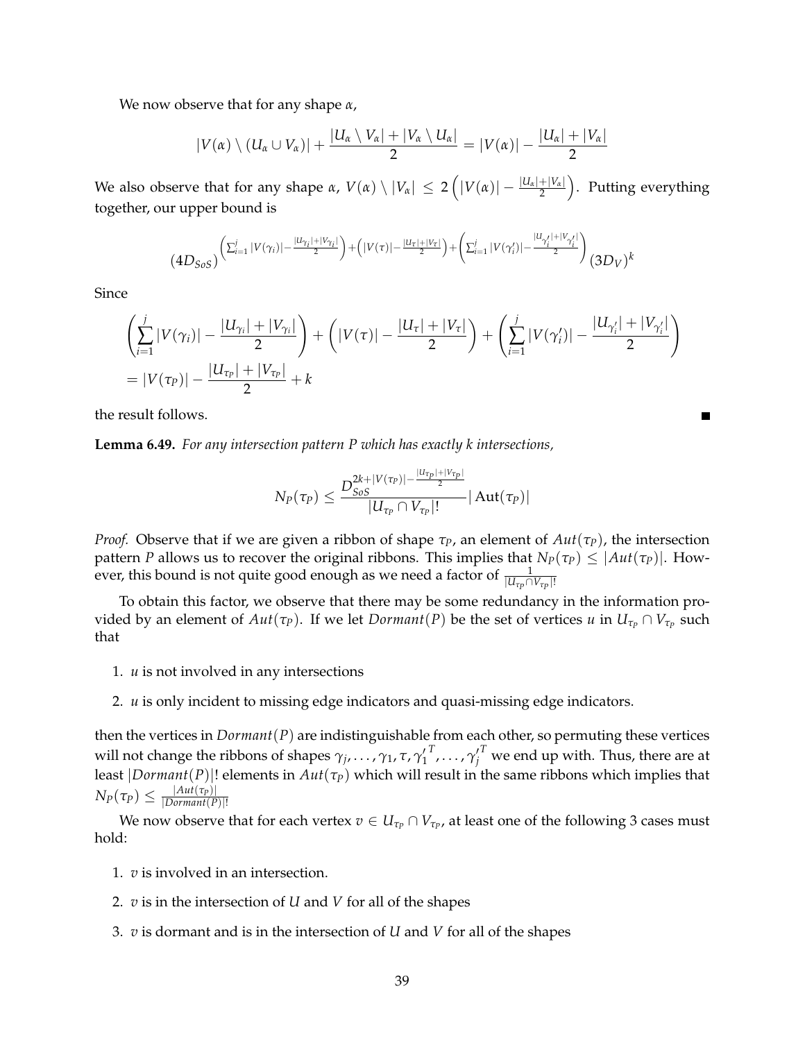We now observe that for any shape $\alpha$,

$$|V(\alpha) \setminus (U_\alpha \cup V_\alpha)| + \frac{|U_\alpha \setminus V_\alpha| + |V_\alpha \setminus U_\alpha|}{2} = |V(\alpha)| - \frac{|U_\alpha| + |V_\alpha|}{2}$$

We also observe that for any shape $\alpha$, $V(\alpha) \setminus |V_\alpha| \leq 2\left(|V(\alpha)| - \frac{|U_\alpha|+|V_\alpha|}{2}\right)$. Putting everything together, our upper bound is

$$(4D_{SoS})^{\left(\sum_{i=1}^{j}|V(\gamma_i)| - \frac{|U_{\gamma_i}|+|V_{\gamma_i}|}{2}\right) + \left(|V(\tau)| - \frac{|U_\tau|+|V_\tau|}{2}\right) + \left(\sum_{i=1}^{j}|V(\gamma'_i)| - \frac{|U_{\gamma'_i}|+|V_{\gamma'_i}|}{2}\right)}(3D_V)^k$$

Since

$$\begin{aligned}
&\left(\sum_{i=1}^{j}|V(\gamma_i)| - \frac{|U_{\gamma_i}|+|V_{\gamma_i}|}{2}\right) + \left(|V(\tau)| - \frac{|U_\tau|+|V_\tau|}{2}\right) + \left(\sum_{i=1}^{j}|V(\gamma'_i)| - \frac{|U_{\gamma'_i}|+|V_{\gamma'_i}|}{2}\right) \\
&= |V(\tau_P)| - \frac{|U_{\tau_P}|+|V_{\tau_P}|}{2} + k
\end{aligned}$$

the result follows. ■

**Lemma 6.49.** *For any intersection pattern $P$ which has exactly $k$ intersections,*

$$N_P(\tau_P) \leq \frac{D_{SoS}^{2k+|V(\tau_P)| - \frac{|U_{\tau_P}|+|V_{\tau_P}|}{2}}}{|U_{\tau_P} \cap V_{\tau_P}|!}|\operatorname{Aut}(\tau_P)|$$

*Proof.* Observe that if we are given a ribbon of shape $\tau_P$, an element of $Aut(\tau_P)$, the intersection pattern $P$ allows us to recover the original ribbons. This implies that $N_P(\tau_P) \leq |Aut(\tau_P)|$. However, this bound is not quite good enough as we need a factor of $\frac{1}{|U_{\tau_P} \cap V_{\tau_P}|!}$

To obtain this factor, we observe that there may be some redundancy in the information provided by an element of $Aut(\tau_P)$. If we let $Dormant(P)$ be the set of vertices $u$ in $U_{\tau_P} \cap V_{\tau_P}$ such that

1. $u$ is not involved in any intersections
2. $u$ is only incident to missing edge indicators and quasi-missing edge indicators.

then the vertices in $Dormant(P)$ are indistinguishable from each other, so permuting these vertices will not change the ribbons of shapes $\gamma_j, \ldots, \gamma_1, \tau, {\gamma'_1}^T, \ldots, {\gamma'_j}^T$ we end up with. Thus, there are at least $|Dormant(P)|!$ elements in $Aut(\tau_P)$ which will result in the same ribbons which implies that $N_P(\tau_P) \leq \frac{|Aut(\tau_P)|}{|Dormant(P)|!}$

We now observe that for each vertex $v \in U_{\tau_P} \cap V_{\tau_P}$, at least one of the following 3 cases must hold:

1. $v$ is involved in an intersection.
2. $v$ is in the intersection of $U$ and $V$ for all of the shapes
3. $v$ is dormant and is in the intersection of $U$ and $V$ for all of the shapes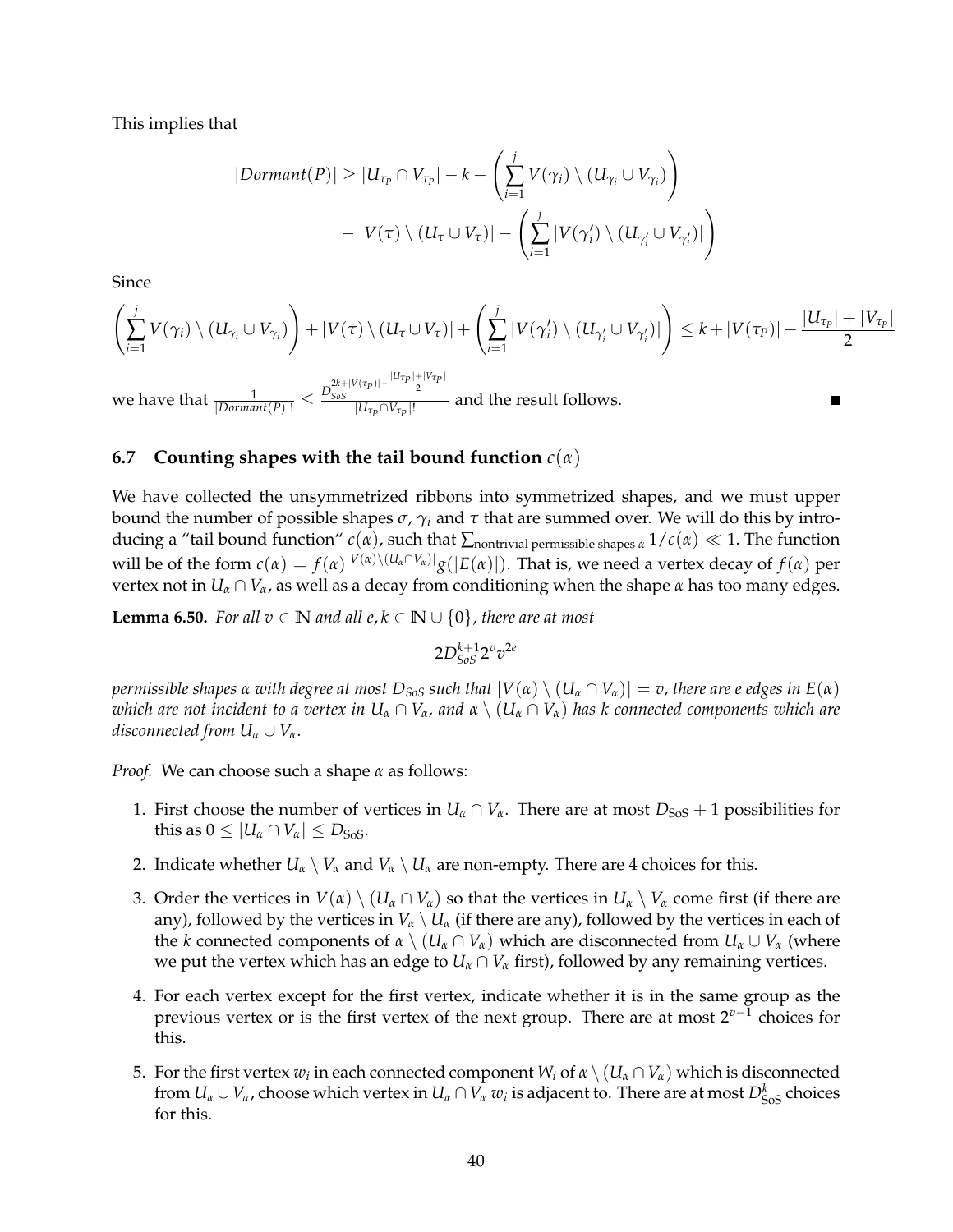This implies that

$$|Dormant(P)| \geq |U_{\tau_P} \cap V_{\tau_P}| - k - \left( \sum_{i=1}^{j} V(\gamma_i) \setminus (U_{\gamma_i} \cup V_{\gamma_i}) \right) - |V(\tau) \setminus (U_\tau \cup V_\tau)| - \left( \sum_{i=1}^{j} |V(\gamma'_i) \setminus (U_{\gamma'_i} \cup V_{\gamma'_i})| \right)$$

Since

$$\left( \sum_{i=1}^{j} V(\gamma_i) \setminus (U_{\gamma_i} \cup V_{\gamma_i}) \right) + |V(\tau) \setminus (U_\tau \cup V_\tau)| + \left( \sum_{i=1}^{j} |V(\gamma'_i) \setminus (U_{\gamma'_i} \cup V_{\gamma'_i})| \right) \leq k + |V(\tau_P)| - \frac{|U_{\tau_P}| + |V_{\tau_P}|}{2}$$

we have that $\frac{1}{|Dormant(P)|!} \leq \frac{D_{SoS}^{2k+|V(\tau_P)| - \frac{|U_{\tau_P}|+|V_{\tau_P}|}{2}}}{|U_{\tau_P} \cap V_{\tau_P}|!}$ and the result follows. ∎

### 6.7 Counting shapes with the tail bound function $c(\alpha)$

We have collected the unsymmetrized ribbons into symmetrized shapes, and we must upper bound the number of possible shapes $\sigma$, $\gamma_i$ and $\tau$ that are summed over. We will do this by introducing a "tail bound function" $c(\alpha)$, such that $\sum_{\text{nontrivial permissible shapes } \alpha} 1/c(\alpha) \ll 1$. The function will be of the form $c(\alpha) = f(\alpha)^{|V(\alpha) \setminus (U_\alpha \cap V_\alpha)|} g(|E(\alpha)|)$. That is, we need a vertex decay of $f(\alpha)$ per vertex not in $U_\alpha \cap V_\alpha$, as well as a decay from conditioning when the shape $\alpha$ has too many edges.

**Lemma 6.50.** *For all $v \in \mathbb{N}$ and all $e, k \in \mathbb{N} \cup \{0\}$, there are at most*

$$2D_{SoS}^{k+1} 2^v v^{2e}$$

*permissible shapes $\alpha$ with degree at most $D_{SoS}$ such that $|V(\alpha) \setminus (U_\alpha \cap V_\alpha)| = v$, there are $e$ edges in $E(\alpha)$ which are not incident to a vertex in $U_\alpha \cap V_\alpha$, and $\alpha \setminus (U_\alpha \cap V_\alpha)$ has $k$ connected components which are disconnected from $U_\alpha \cup V_\alpha$.*

*Proof.* We can choose such a shape $\alpha$ as follows:

1. First choose the number of vertices in $U_\alpha \cap V_\alpha$. There are at most $D_{\text{SoS}} + 1$ possibilities for this as $0 \leq |U_\alpha \cap V_\alpha| \leq D_{\text{SoS}}$.
2. Indicate whether $U_\alpha \setminus V_\alpha$ and $V_\alpha \setminus U_\alpha$ are non-empty. There are 4 choices for this.
3. Order the vertices in $V(\alpha) \setminus (U_\alpha \cap V_\alpha)$ so that the vertices in $U_\alpha \setminus V_\alpha$ come first (if there are any), followed by the vertices in $V_\alpha \setminus U_\alpha$ (if there are any), followed by the vertices in each of the $k$ connected components of $\alpha \setminus (U_\alpha \cap V_\alpha)$ which are disconnected from $U_\alpha \cup V_\alpha$ (where we put the vertex which has an edge to $U_\alpha \cap V_\alpha$ first), followed by any remaining vertices.
4. For each vertex except for the first vertex, indicate whether it is in the same group as the previous vertex or is the first vertex of the next group. There are at most $2^{v-1}$ choices for this.
5. For the first vertex $w_i$ in each connected component $W_i$ of $\alpha \setminus (U_\alpha \cap V_\alpha)$ which is disconnected from $U_\alpha \cup V_\alpha$, choose which vertex in $U_\alpha \cap V_\alpha$ $w_i$ is adjacent to. There are at most $D_{\text{SoS}}^k$ choices for this.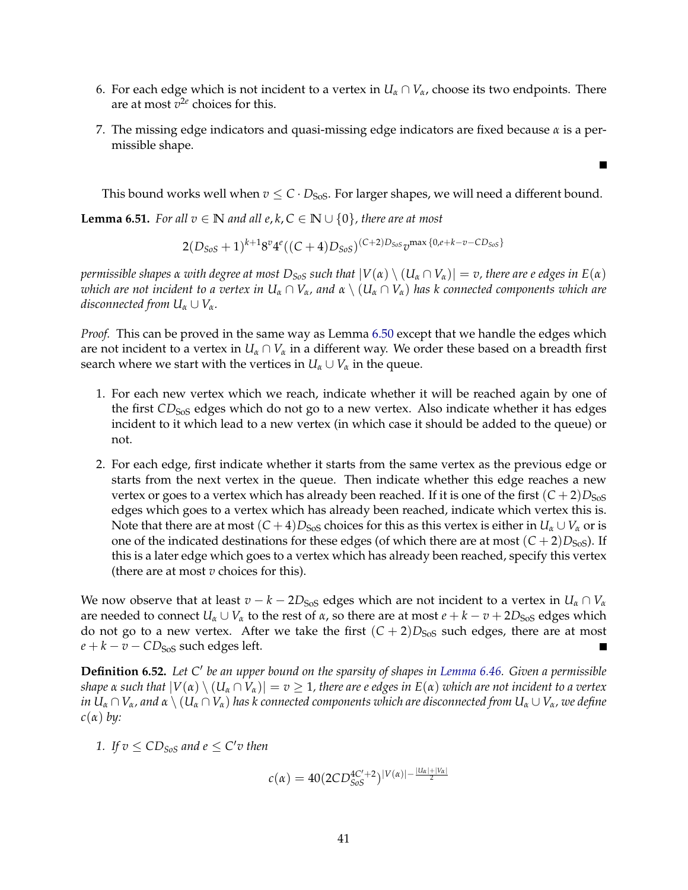6. For each edge which is not incident to a vertex in $U_\alpha \cap V_\alpha$, choose its two endpoints. There are at most $v^{2e}$ choices for this.

7. The missing edge indicators and quasi-missing edge indicators are fixed because $\alpha$ is a permissible shape.

■

This bound works well when $v \leq C \cdot D_{\text{SoS}}$. For larger shapes, we will need a different bound.

**Lemma 6.51.** *For all $v \in \mathbb{N}$ and all $e, k, C \in \mathbb{N} \cup \{0\}$, there are at most*

$$2(D_{SoS}+1)^{k+1} 8^v 4^e ((C+4)D_{SoS})^{(C+2)D_{SoS}} v^{\max\{0, e+k-v-CD_{SoS}\}}$$

*permissible shapes $\alpha$ with degree at most $D_{SoS}$ such that $|V(\alpha) \setminus (U_\alpha \cap V_\alpha)| = v$, there are $e$ edges in $E(\alpha)$ which are not incident to a vertex in $U_\alpha \cap V_\alpha$, and $\alpha \setminus (U_\alpha \cap V_\alpha)$ has $k$ connected components which are disconnected from $U_\alpha \cup V_\alpha$.*

*Proof.* This can be proved in the same way as Lemma 6.50 except that we handle the edges which are not incident to a vertex in $U_\alpha \cap V_\alpha$ in a different way. We order these based on a breadth first search where we start with the vertices in $U_\alpha \cup V_\alpha$ in the queue.

1. For each new vertex which we reach, indicate whether it will be reached again by one of the first $CD_{\text{SoS}}$ edges which do not go to a new vertex. Also indicate whether it has edges incident to it which lead to a new vertex (in which case it should be added to the queue) or not.

2. For each edge, first indicate whether it starts from the same vertex as the previous edge or starts from the next vertex in the queue. Then indicate whether this edge reaches a new vertex or goes to a vertex which has already been reached. If it is one of the first $(C+2)D_{\text{SoS}}$ edges which goes to a vertex which has already been reached, indicate which vertex this is. Note that there are at most $(C+4)D_{\text{SoS}}$ choices for this as this vertex is either in $U_\alpha \cup V_\alpha$ or is one of the indicated destinations for these edges (of which there are at most $(C+2)D_{\text{SoS}}$). If this is a later edge which goes to a vertex which has already been reached, specify this vertex (there are at most $v$ choices for this).

We now observe that at least $v - k - 2D_{\text{SoS}}$ edges which are not incident to a vertex in $U_\alpha \cap V_\alpha$ are needed to connect $U_\alpha \cup V_\alpha$ to the rest of $\alpha$, so there are at most $e + k - v + 2D_{\text{SoS}}$ edges which do not go to a new vertex. After we take the first $(C+2)D_{\text{SoS}}$ such edges, there are at most $e + k - v - CD_{\text{SoS}}$ such edges left. ■

**Definition 6.52.** *Let $C'$ be an upper bound on the sparsity of shapes in Lemma 6.46. Given a permissible shape $\alpha$ such that $|V(\alpha) \setminus (U_\alpha \cap V_\alpha)| = v \geq 1$, there are $e$ edges in $E(\alpha)$ which are not incident to a vertex in $U_\alpha \cap V_\alpha$, and $\alpha \setminus (U_\alpha \cap V_\alpha)$ has $k$ connected components which are disconnected from $U_\alpha \cup V_\alpha$, we define $c(\alpha)$ by:*

1. *If $v \leq CD_{SoS}$ and $e \leq C'v$ then*

$$c(\alpha) = 40(2CD_{SoS}^{4C'+2})^{|V(\alpha)| - \frac{|U_\alpha|+|V_\alpha|}{2}}$$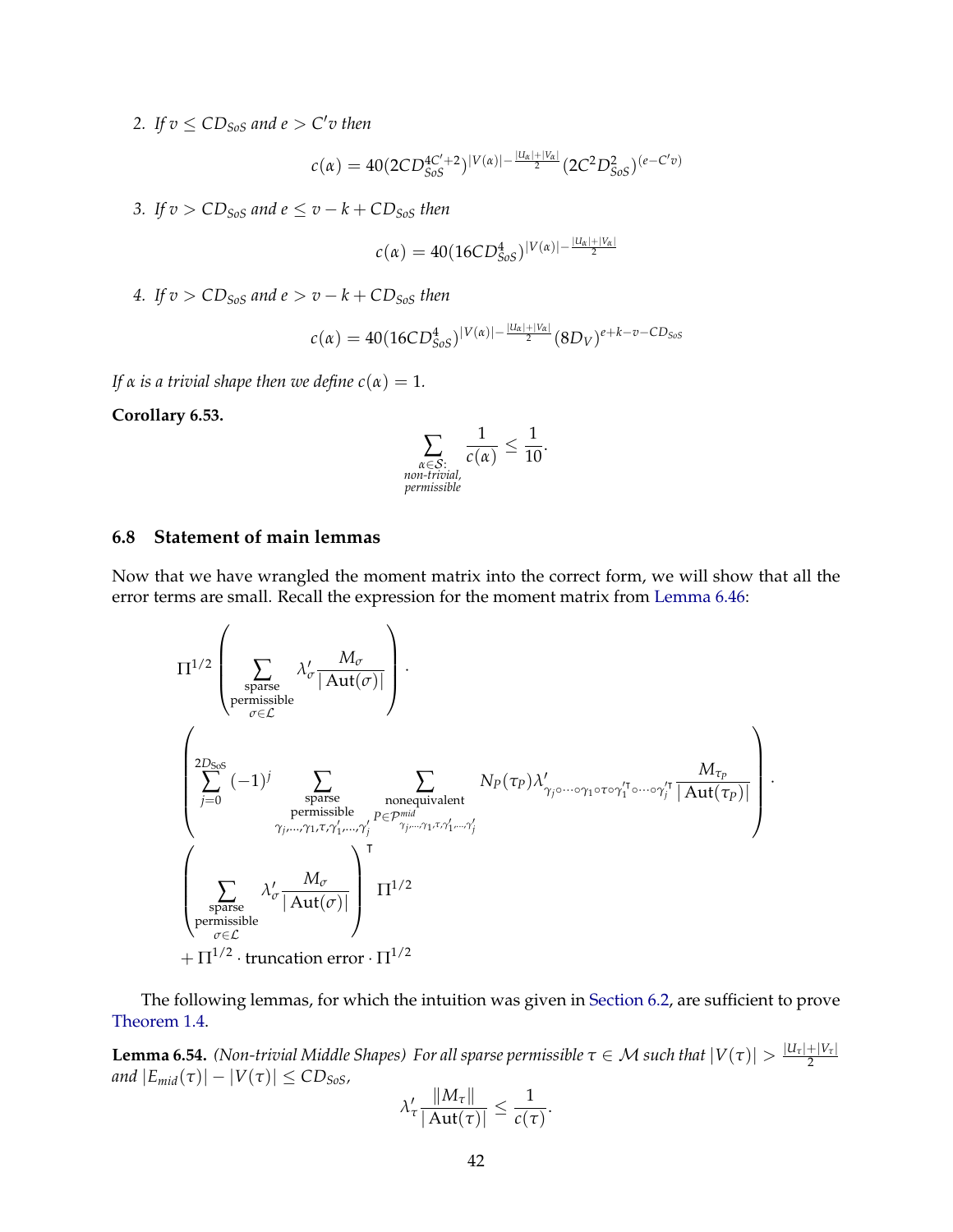2. *If $v \le CD_{SoS}$ and $e > C'v$ then*

$$c(\alpha) = 40(2CD_{SoS}^{4C'+2})^{|V(\alpha)| - \frac{|U_\alpha|+|V_\alpha|}{2}}(2C^2D_{SoS}^2)^{(e-C'v)}$$

3. *If $v > CD_{SoS}$ and $e \le v - k + CD_{SoS}$ then*

$$c(\alpha) = 40(16CD_{SoS}^4)^{|V(\alpha)| - \frac{|U_\alpha|+|V_\alpha|}{2}}$$

4. *If $v > CD_{SoS}$ and $e > v - k + CD_{SoS}$ then*

$$c(\alpha) = 40(16CD_{SoS}^4)^{|V(\alpha)| - \frac{|U_\alpha|+|V_\alpha|}{2}}(8D_V)^{e+k-v-CD_{SoS}}$$

*If $\alpha$ is a trivial shape then we define $c(\alpha) = 1$.*

**Corollary 6.53.**

$$\sum_{\substack{\alpha \in \mathcal{S}: \\ \text{non-trivial,} \\ \text{permissible}}} \frac{1}{c(\alpha)} \le \frac{1}{10}.$$

### 6.8 Statement of main lemmas

Now that we have wrangled the moment matrix into the correct form, we will show that all the error terms are small. Recall the expression for the moment matrix from Lemma 6.46:

$$\Pi^{1/2}\left(\sum_{\substack{\text{sparse} \\ \text{permissible} \\ \sigma \in \mathcal{L}}} \lambda'_\sigma \frac{M_\sigma}{|\operatorname{Aut}(\sigma)|}\right) \cdot$$

$$\left(\sum_{j=0}^{2D_{SoS}} (-1)^j \sum_{\substack{\text{sparse} \\ \text{permissible} \\ \gamma_j,\ldots,\gamma_1,\tau,\gamma'_1,\ldots,\gamma'_j}} \sum_{\substack{\text{nonequivalent} \\ P \in \mathcal{P}^{mid}_{\gamma_j,\ldots,\gamma_1,\tau,\gamma'_1,\ldots,\gamma'_j}}} N_P(\tau_P)\lambda'_{\gamma_j\circ\cdots\circ\gamma_1\circ\tau\circ\gamma_1'^{\intercal}\circ\cdots\circ\gamma_j'^{\intercal}} \frac{M_{\tau_P}}{|\operatorname{Aut}(\tau_P)|}\right) \cdot$$

$$\left(\sum_{\substack{\text{sparse} \\ \text{permissible} \\ \sigma \in \mathcal{L}}} \lambda'_\sigma \frac{M_\sigma}{|\operatorname{Aut}(\sigma)|}\right)^{\intercal} \Pi^{1/2}$$

$$+ \Pi^{1/2} \cdot \text{truncation error} \cdot \Pi^{1/2}$$

The following lemmas, for which the intuition was given in Section 6.2, are sufficient to prove Theorem 1.4.

**Lemma 6.54.** *(Non-trivial Middle Shapes) For all sparse permissible $\tau \in \mathcal{M}$ such that $|V(\tau)| > \frac{|U_\tau|+|V_\tau|}{2}$ and $|E_{mid}(\tau)| - |V(\tau)| \le CD_{SoS}$,*

$$\lambda'_\tau \frac{\|M_\tau\|}{|\operatorname{Aut}(\tau)|} \le \frac{1}{c(\tau)}.$$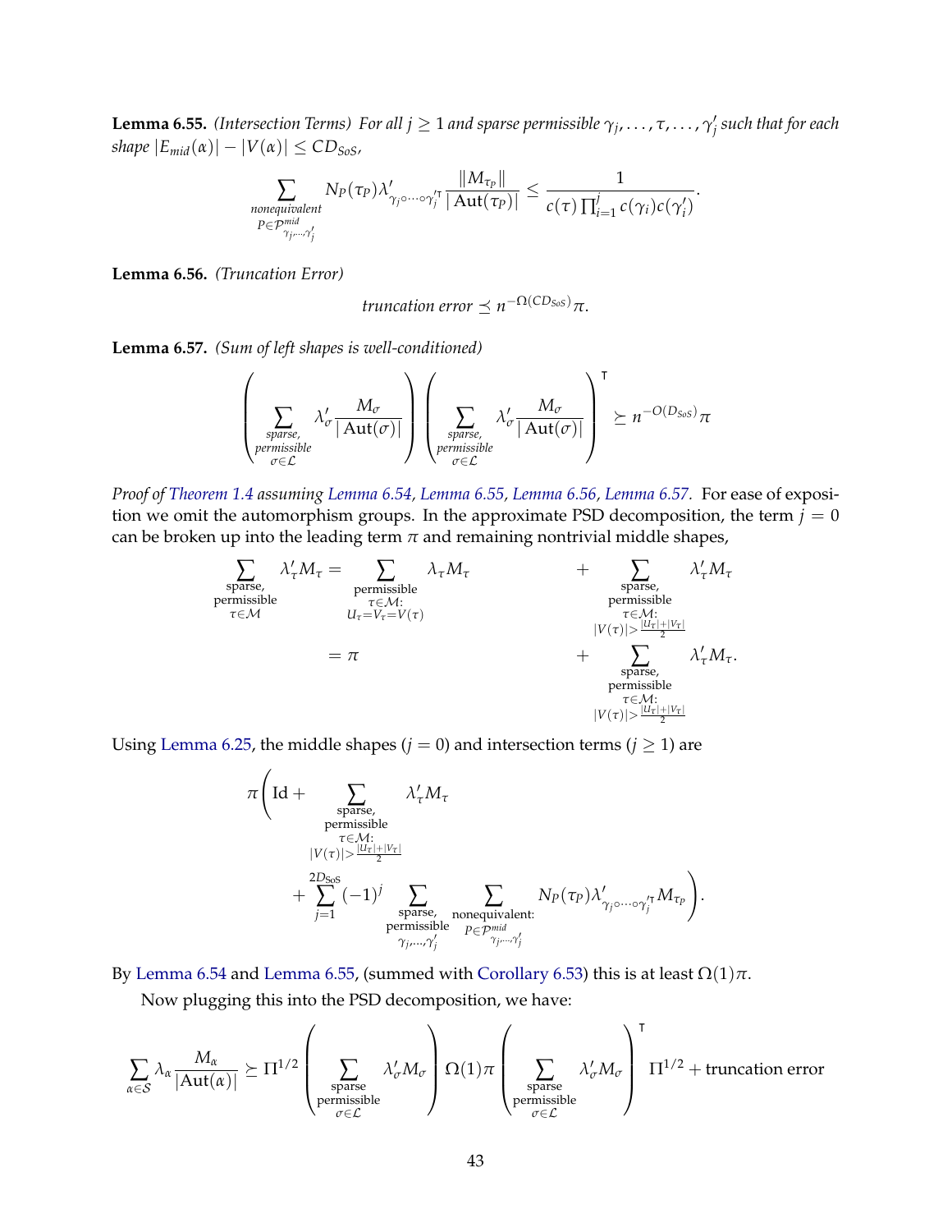**Lemma 6.55.** *(Intersection Terms) For all $j \geq 1$ and sparse permissible $\gamma_j, \ldots, \tau, \ldots, \gamma_j'$ such that for each shape $|E_{mid}(\alpha)| - |V(\alpha)| \leq CD_{SoS}$,*

$$\sum_{\substack{\text{nonequivalent}\\ P \in \mathcal{P}^{mid}_{\gamma_j,\ldots,\gamma_j'}}} N_P(\tau_P)\lambda'_{\gamma_j \circ \cdots \circ \gamma_j'^{\intercal}} \frac{\|M_{\tau_P}\|}{|\operatorname{Aut}(\tau_P)|} \leq \frac{1}{c(\tau)\prod_{i=1}^{j} c(\gamma_i)c(\gamma_i')}.$$

**Lemma 6.56.** *(Truncation Error)*

$$\textit{truncation error} \preceq n^{-\Omega(CD_{SoS})}\pi.$$

**Lemma 6.57.** *(Sum of left shapes is well-conditioned)*

$$\left(\sum_{\substack{\text{sparse,}\\ \text{permissible}\\ \sigma \in \mathcal{L}}} \lambda'_\sigma \frac{M_\sigma}{|\operatorname{Aut}(\sigma)|}\right)\left(\sum_{\substack{\text{sparse,}\\ \text{permissible}\\ \sigma \in \mathcal{L}}} \lambda'_\sigma \frac{M_\sigma}{|\operatorname{Aut}(\sigma)|}\right)^{\intercal} \succeq n^{-O(D_{SoS})}\pi$$

*Proof of Theorem 1.4 assuming Lemma 6.54, Lemma 6.55, Lemma 6.56, Lemma 6.57.* For ease of exposition we omit the automorphism groups. In the approximate PSD decomposition, the term $j = 0$ can be broken up into the leading term $\pi$ and remaining nontrivial middle shapes,

$$\begin{aligned}
\sum_{\substack{\text{sparse,}\\ \text{permissible}\\ \tau \in \mathcal{M}}} \lambda'_\tau M_\tau &= \sum_{\substack{\text{permissible}\\ \tau \in \mathcal{M}:\\ U_\tau = V_\tau = V(\tau)}} \lambda_\tau M_\tau + \sum_{\substack{\text{sparse,}\\ \text{permissible}\\ \tau \in \mathcal{M}:\\ |V(\tau)| > \frac{|U_\tau|+|V_\tau|}{2}}} \lambda'_\tau M_\tau \\
&= \pi + \sum_{\substack{\text{sparse,}\\ \text{permissible}\\ \tau \in \mathcal{M}:\\ |V(\tau)| > \frac{|U_\tau|+|V_\tau|}{2}}} \lambda'_\tau M_\tau.
\end{aligned}$$

Using Lemma 6.25, the middle shapes ($j = 0$) and intersection terms ($j \geq 1$) are

$$\pi\left(\mathrm{Id} + \sum_{\substack{\text{sparse,}\\ \text{permissible}\\ \tau \in \mathcal{M}:\\ |V(\tau)| > \frac{|U_\tau|+|V_\tau|}{2}}} \lambda'_\tau M_\tau + \sum_{j=1}^{2D_{\text{SoS}}} (-1)^j \sum_{\substack{\text{sparse,}\\ \text{permissible}\\ \gamma_j,\ldots,\gamma_j'}} \sum_{\substack{\text{nonequivalent:}\\ P \in \mathcal{P}^{mid}_{\gamma_j,\ldots,\gamma_j'}}} N_P(\tau_P)\lambda'_{\gamma_j \circ \cdots \circ \gamma_j'^{\intercal}} M_{\tau_P}\right).$$

By Lemma 6.54 and Lemma 6.55, (summed with Corollary 6.53) this is at least $\Omega(1)\pi$.

Now plugging this into the PSD decomposition, we have:

$$\sum_{\alpha \in \mathcal{S}} \lambda_\alpha \frac{M_\alpha}{|\operatorname{Aut}(\alpha)|} \succeq \Pi^{1/2}\left(\sum_{\substack{\text{sparse}\\ \text{permissible}\\ \sigma \in \mathcal{L}}} \lambda'_\sigma M_\sigma\right)\Omega(1)\pi\left(\sum_{\substack{\text{sparse}\\ \text{permissible}\\ \sigma \in \mathcal{L}}} \lambda'_\sigma M_\sigma\right)^{\intercal} \Pi^{1/2} + \text{truncation error}$$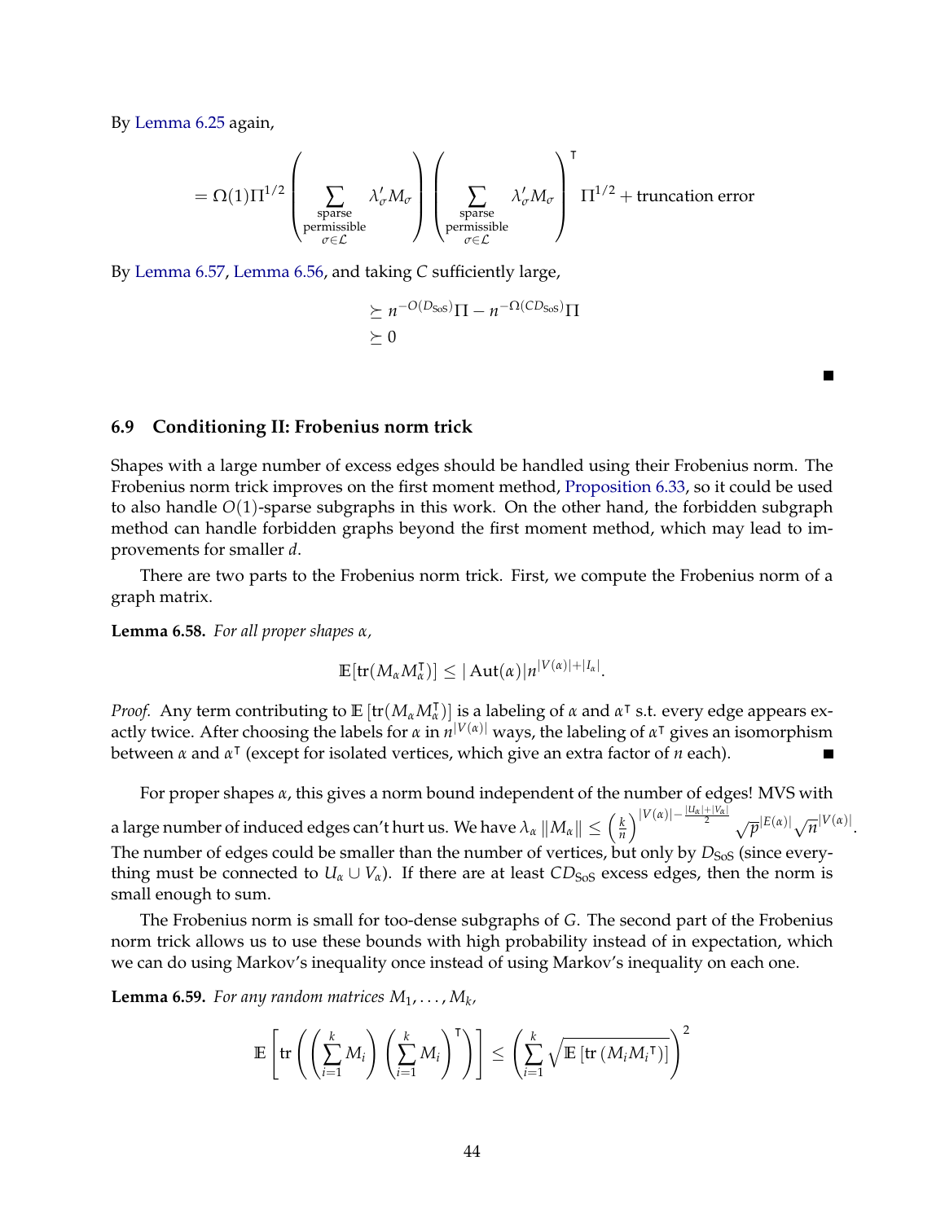By Lemma 6.25 again,

$$= \Omega(1)\Pi^{1/2}\left(\sum_{\substack{\text{sparse}\\ \text{permissible}\\ \sigma\in\mathcal{L}}} \lambda'_\sigma M_\sigma\right)\left(\sum_{\substack{\text{sparse}\\ \text{permissible}\\ \sigma\in\mathcal{L}}} \lambda'_\sigma M_\sigma\right)^{\intercal} \Pi^{1/2} + \text{truncation error}$$

By Lemma 6.57, Lemma 6.56, and taking $C$ sufficiently large,

$$\succeq n^{-O(D_{\text{SoS}})}\Pi - n^{-\Omega(CD_{\text{SoS}})}\Pi$$
$$\succeq 0$$

■

### 6.9 Conditioning II: Frobenius norm trick

Shapes with a large number of excess edges should be handled using their Frobenius norm. The Frobenius norm trick improves on the first moment method, Proposition 6.33, so it could be used to also handle $O(1)$-sparse subgraphs in this work. On the other hand, the forbidden subgraph method can handle forbidden graphs beyond the first moment method, which may lead to improvements for smaller $d$.

There are two parts to the Frobenius norm trick. First, we compute the Frobenius norm of a graph matrix.

**Lemma 6.58.** *For all proper shapes $\alpha$,*

$$\mathbb{E}[\operatorname{tr}(M_\alpha M_\alpha^\intercal)] \leq |\operatorname{Aut}(\alpha)| n^{|V(\alpha)|+|I_\alpha|}.$$

*Proof.* Any term contributing to $\mathbb{E}\left[\operatorname{tr}(M_\alpha M_\alpha^\intercal)\right]$ is a labeling of $\alpha$ and $\alpha^\intercal$ s.t. every edge appears exactly twice. After choosing the labels for $\alpha$ in $n^{|V(\alpha)|}$ ways, the labeling of $\alpha^\intercal$ gives an isomorphism between $\alpha$ and $\alpha^\intercal$ (except for isolated vertices, which give an extra factor of $n$ each). ■

For proper shapes $\alpha$, this gives a norm bound independent of the number of edges! MVS with a large number of induced edges can't hurt us. We have $\lambda_\alpha \|M_\alpha\| \leq \left(\frac{k}{n}\right)^{|V(\alpha)|-\frac{|U_\alpha|+|V_\alpha|}{2}} \sqrt{p}^{|E(\alpha)|}\sqrt{n}^{|V(\alpha)|}$. The number of edges could be smaller than the number of vertices, but only by $D_{\text{SoS}}$ (since everything must be connected to $U_\alpha \cup V_\alpha$). If there are at least $CD_{\text{SoS}}$ excess edges, then the norm is small enough to sum.

The Frobenius norm is small for too-dense subgraphs of $G$. The second part of the Frobenius norm trick allows us to use these bounds with high probability instead of in expectation, which we can do using Markov's inequality once instead of using Markov's inequality on each one.

**Lemma 6.59.** *For any random matrices $M_1, \ldots, M_k$,*

$$\mathbb{E}\left[\operatorname{tr}\left(\left(\sum_{i=1}^k M_i\right)\left(\sum_{i=1}^k M_i\right)^\intercal\right)\right] \leq \left(\sum_{i=1}^k \sqrt{\mathbb{E}\left[\operatorname{tr}\left(M_i {M_i}^\intercal\right)\right]}\right)^2$$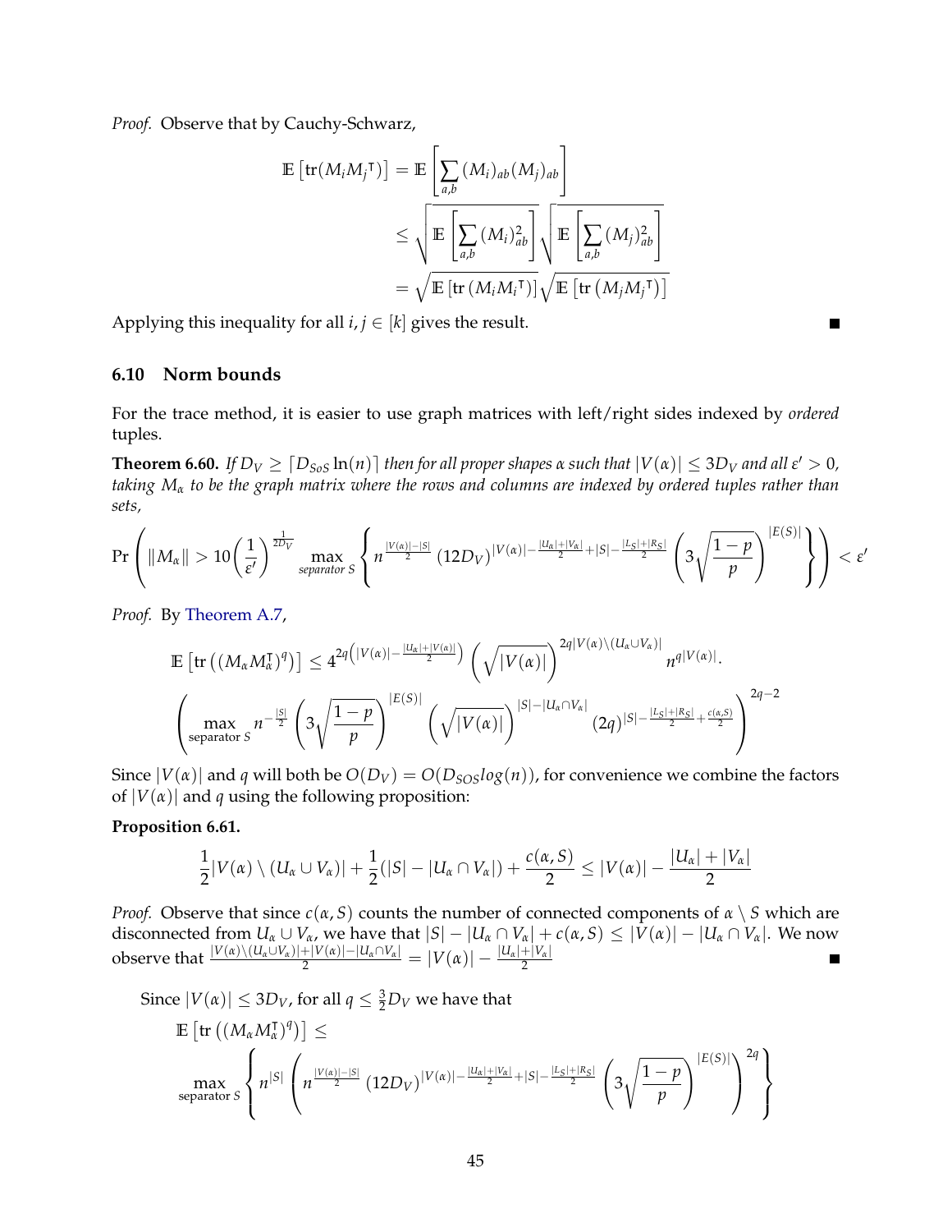*Proof.* Observe that by Cauchy-Schwarz,

$$
\begin{aligned}
\mathbb{E}\left[\operatorname{tr}(M_i M_j^{\intercal})\right] &= \mathbb{E}\left[\sum_{a,b}(M_i)_{ab}(M_j)_{ab}\right] \\
&\leq \sqrt{\mathbb{E}\left[\sum_{a,b}(M_i)_{ab}^2\right]}\sqrt{\mathbb{E}\left[\sum_{a,b}(M_j)_{ab}^2\right]} \\
&= \sqrt{\mathbb{E}\left[\operatorname{tr}\left(M_i M_i^{\intercal}\right)\right]}\sqrt{\mathbb{E}\left[\operatorname{tr}\left(M_j M_j^{\intercal}\right)\right]}
\end{aligned}
$$

Applying this inequality for all $i, j \in [k]$ gives the result. ■

### 6.10 Norm bounds

For the trace method, it is easier to use graph matrices with left/right sides indexed by *ordered* tuples.

**Theorem 6.60.** *If $D_V \geq \lceil D_{SoS} \ln(n) \rceil$ then for all proper shapes $\alpha$ such that $|V(\alpha)| \leq 3D_V$ and all $\epsilon' > 0$, taking $M_\alpha$ to be the graph matrix where the rows and columns are indexed by ordered tuples rather than sets,*

$$
\Pr\left(\|M_\alpha\| > 10\left(\frac{1}{\epsilon'}\right)^{\frac{1}{2D_V}} \max_{\text{separator } S}\left\{n^{\frac{|V(\alpha)|-|S|}{2}}\left(12D_V\right)^{|V(\alpha)|-\frac{|U_\alpha|+|V_\alpha|}{2}+|S|-\frac{|L_S|+|R_S|}{2}}\left(3\sqrt{\frac{1-p}{p}}\right)^{|E(S)|}\right\}\right) < \epsilon'
$$

*Proof.* By Theorem A.7,

$$
\mathbb{E}\left[\operatorname{tr}\left((M_\alpha M_\alpha^{\intercal})^q\right)\right] \leq 4^{2q\left(|V(\alpha)|-\frac{|U_\alpha|+|V(\alpha)|}{2}\right)}\left(\sqrt{|V(\alpha)|}\right)^{2q|V(\alpha)\setminus(U_\alpha\cup V_\alpha)|} n^{q|V(\alpha)|}.
$$

$$
\left(\max_{\text{separator } S} n^{-\frac{|S|}{2}}\left(3\sqrt{\frac{1-p}{p}}\right)^{|E(S)|}\left(\sqrt{|V(\alpha)|}\right)^{|S|-|U_\alpha\cap V_\alpha|}(2q)^{|S|-\frac{|L_S|+|R_S|}{2}+\frac{c(\alpha,S)}{2}}\right)^{2q-2}
$$

Since $|V(\alpha)|$ and $q$ will both be $O(D_V) = O(D_{SOS}log(n))$, for convenience we combine the factors of $|V(\alpha)|$ and $q$ using the following proposition:

**Proposition 6.61.**

$$
\frac{1}{2}|V(\alpha)\setminus(U_\alpha\cup V_\alpha)| + \frac{1}{2}(|S| - |U_\alpha\cap V_\alpha|) + \frac{c(\alpha,S)}{2} \leq |V(\alpha)| - \frac{|U_\alpha|+|V_\alpha|}{2}
$$

*Proof.* Observe that since $c(\alpha, S)$ counts the number of connected components of $\alpha \setminus S$ which are disconnected from $U_\alpha \cup V_\alpha$, we have that $|S| - |U_\alpha \cap V_\alpha| + c(\alpha, S) \leq |V(\alpha)| - |U_\alpha \cap V_\alpha|$. We now observe that $\frac{|V(\alpha)\setminus(U_\alpha\cup V_\alpha)|+|V(\alpha)|-|U_\alpha\cap V_\alpha|}{2} = |V(\alpha)| - \frac{|U_\alpha|+|V_\alpha|}{2}$ ■

Since $|V(\alpha)| \leq 3D_V$, for all $q \leq \frac{3}{2}D_V$ we have that

$$
\mathbb{E}\left[\operatorname{tr}\left((M_\alpha M_\alpha^{\intercal})^q\right)\right] \leq
$$

$$
\max_{\text{separator } S}\left\{n^{|S|}\left(n^{\frac{|V(\alpha)|-|S|}{2}}\left(12D_V\right)^{|V(\alpha)|-\frac{|U_\alpha|+|V_\alpha|}{2}+|S|-\frac{|L_S|+|R_S|}{2}}\left(3\sqrt{\frac{1-p}{p}}\right)^{|E(S)|}\right)^{2q}\right\}
$$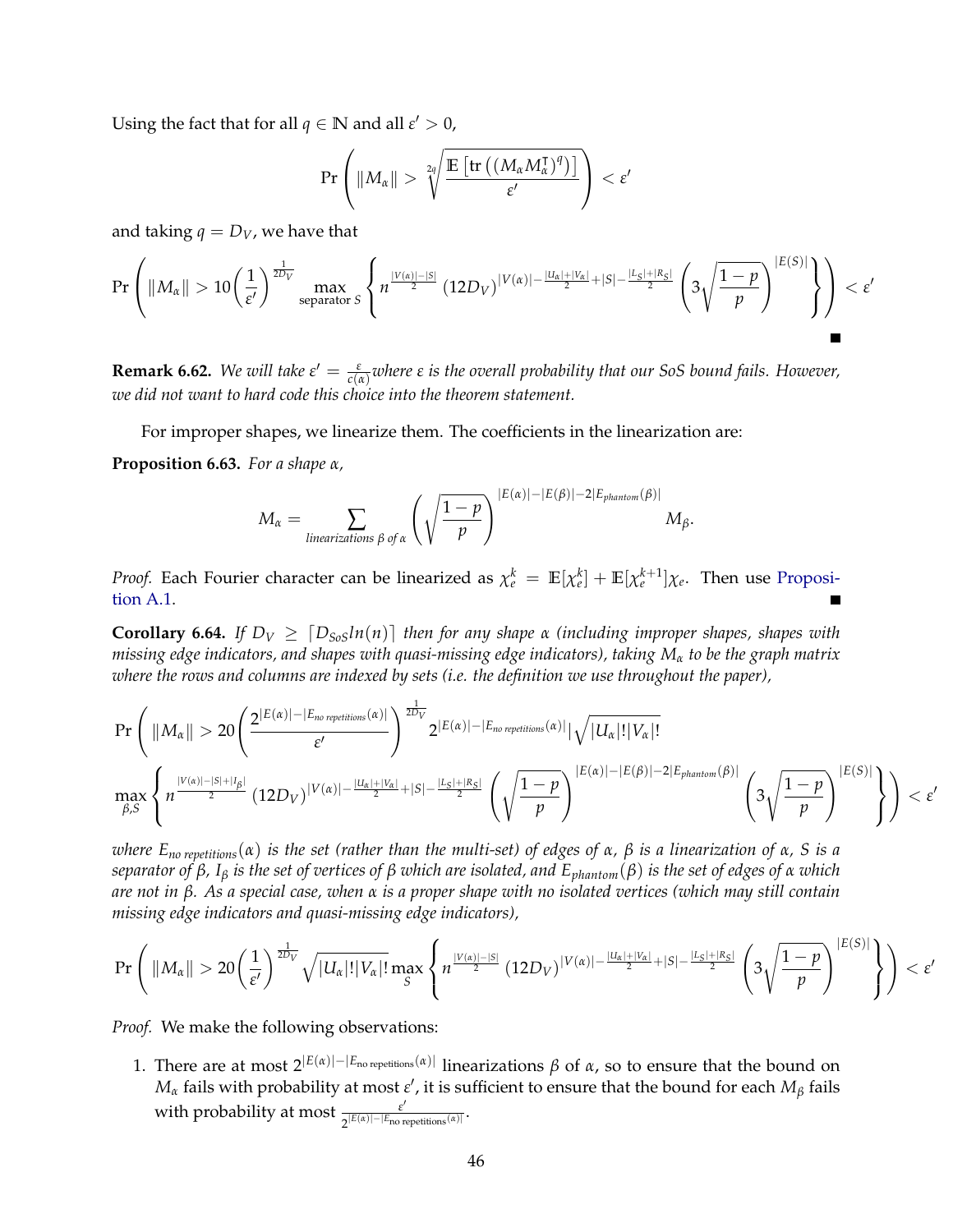Using the fact that for all $q \in \mathbb{N}$ and all $\varepsilon' > 0$,

$$\Pr\left(\|M_\alpha\| > \sqrt[2q]{\frac{\mathbb{E}\left[\operatorname{tr}\left((M_\alpha M_\alpha^\intercal)^q\right)\right]}{\varepsilon'}}\right) < \varepsilon'$$

and taking $q = D_V$, we have that

$$\Pr\left(\|M_\alpha\| > 10\left(\frac{1}{\varepsilon'}\right)^{\frac{1}{2D_V}} \max_{\text{separator } S}\left\{n^{\frac{|V(\alpha)|-|S|}{2}}\left(12D_V\right)^{|V(\alpha)|-\frac{|U_\alpha|+|V_\alpha|}{2}+|S|-\frac{|L_S|+|R_S|}{2}}\left(3\sqrt{\frac{1-p}{p}}\right)^{|E(S)|}\right\}\right) < \varepsilon'$$

■

**Remark 6.62.** *We will take $\varepsilon' = \frac{\varepsilon}{c(\alpha)}$where $\varepsilon$ is the overall probability that our SoS bound fails. However, we did not want to hard code this choice into the theorem statement.*

For improper shapes, we linearize them. The coefficients in the linearization are:

**Proposition 6.63.** *For a shape $\alpha$,*

$$M_\alpha = \sum_{\text{linearizations } \beta \text{ of } \alpha}\left(\sqrt{\frac{1-p}{p}}\right)^{|E(\alpha)|-|E(\beta)|-2|E_{phantom}(\beta)|} M_\beta.$$

*Proof.* Each Fourier character can be linearized as $\chi_e^k = \mathbb{E}[\chi_e^k] + \mathbb{E}[\chi_e^{k+1}]\chi_e$. Then use Proposition A.1. ■

**Corollary 6.64.** *If $D_V \geq \lceil D_{SoS} ln(n)\rceil$ then for any shape $\alpha$ (including improper shapes, shapes with missing edge indicators, and shapes with quasi-missing edge indicators), taking $M_\alpha$ to be the graph matrix where the rows and columns are indexed by sets (i.e. the definition we use throughout the paper),*

$$\Pr\Bigg(\|M_\alpha\| > 20\left(\frac{2^{|E(\alpha)|-|E_{\text{no repetitions}}(\alpha)|}}{\varepsilon'}\right)^{\frac{1}{2D_V}} 2^{|E(\alpha)|-|E_{\text{no repetitions}}(\alpha)|}\sqrt{|U_\alpha|!|V_\alpha|!}$$
$$\max_{\beta,S}\left\{n^{\frac{|V(\alpha)|-|S|+|I_\beta|}{2}}\left(12D_V\right)^{|V(\alpha)|-\frac{|U_\alpha|+|V_\alpha|}{2}+|S|-\frac{|L_S|+|R_S|}{2}}\left(\sqrt{\frac{1-p}{p}}\right)^{|E(\alpha)|-|E(\beta)|-2|E_{phantom}(\beta)|}\left(3\sqrt{\frac{1-p}{p}}\right)^{|E(S)|}\right\}\Bigg) < \varepsilon'$$

*where $E_{\text{no repetitions}}(\alpha)$ is the set (rather than the multi-set) of edges of $\alpha$, $\beta$ is a linearization of $\alpha$, $S$ is a separator of $\beta$, $I_\beta$ is the set of vertices of $\beta$ which are isolated, and $E_{phantom}(\beta)$ is the set of edges of $\alpha$ which are not in $\beta$. As a special case, when $\alpha$ is a proper shape with no isolated vertices (which may still contain missing edge indicators and quasi-missing edge indicators),*

$$\Pr\left(\|M_\alpha\| > 20\left(\frac{1}{\varepsilon'}\right)^{\frac{1}{2D_V}}\sqrt{|U_\alpha|!|V_\alpha|!}\max_{S}\left\{n^{\frac{|V(\alpha)|-|S|}{2}}\left(12D_V\right)^{|V(\alpha)|-\frac{|U_\alpha|+|V_\alpha|}{2}+|S|-\frac{|L_S|+|R_S|}{2}}\left(3\sqrt{\frac{1-p}{p}}\right)^{|E(S)|}\right\}\right) < \varepsilon'$$

*Proof.* We make the following observations:

1. There are at most $2^{|E(\alpha)|-|E_{\text{no repetitions}}(\alpha)|}$ linearizations $\beta$ of $\alpha$, so to ensure that the bound on $M_\alpha$ fails with probability at most $\varepsilon'$, it is sufficient to ensure that the bound for each $M_\beta$ fails with probability at most $\frac{\varepsilon'}{2^{|E(\alpha)|-|E_{\text{no repetitions}}(\alpha)|}}$.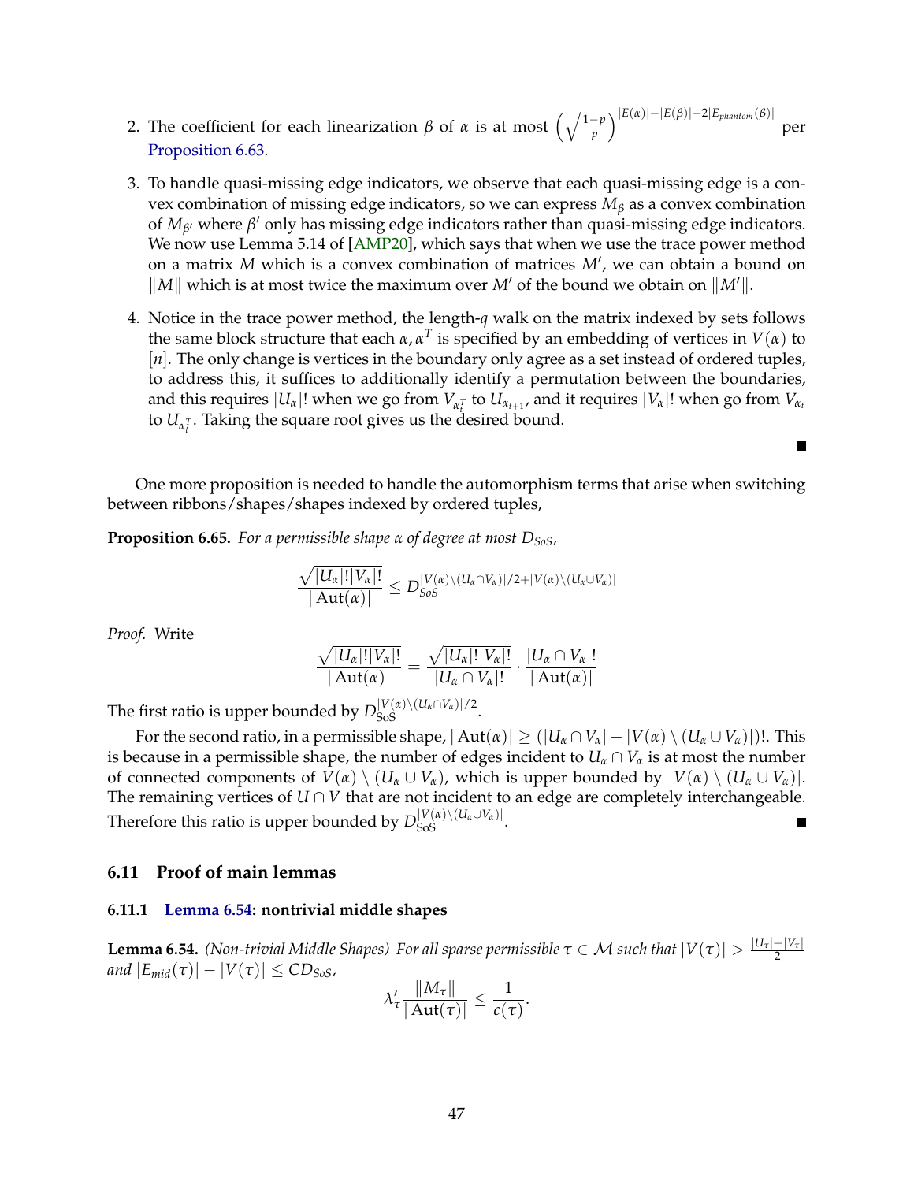2. The coefficient for each linearization $\beta$ of $\alpha$ is at most $\left(\sqrt{\frac{1-p}{p}}\right)^{|E(\alpha)|-|E(\beta)|-2|E_{phantom}(\beta)|}$ per Proposition 6.63.

3. To handle quasi-missing edge indicators, we observe that each quasi-missing edge is a convex combination of missing edge indicators, so we can express $M_\beta$ as a convex combination of $M_{\beta'}$ where $\beta'$ only has missing edge indicators rather than quasi-missing edge indicators. We now use Lemma 5.14 of [AMP20], which says that when we use the trace power method on a matrix $M$ which is a convex combination of matrices $M'$, we can obtain a bound on $\|M\|$ which is at most twice the maximum over $M'$ of the bound we obtain on $\|M'\|$.

4. Notice in the trace power method, the length-$q$ walk on the matrix indexed by sets follows the same block structure that each $\alpha, \alpha^T$ is specified by an embedding of vertices in $V(\alpha)$ to $[n]$. The only change is vertices in the boundary only agree as a set instead of ordered tuples, to address this, it suffices to additionally identify a permutation between the boundaries, and this requires $|U_\alpha|!$ when we go from $V_{\alpha_i^T}$ to $U_{\alpha_{i+1}}$, and it requires $|V_\alpha|!$ when go from $V_{\alpha_i}$ to $U_{\alpha_i^T}$. Taking the square root gives us the desired bound.

■

One more proposition is needed to handle the automorphism terms that arise when switching between ribbons/shapes/shapes indexed by ordered tuples,

**Proposition 6.65.** *For a permissible shape $\alpha$ of degree at most $D_{SoS}$,*

$$\frac{\sqrt{|U_\alpha|!|V_\alpha|!}}{|\operatorname{Aut}(\alpha)|} \leq D_{SoS}^{|V(\alpha)\setminus(U_\alpha\cap V_\alpha)|/2+|V(\alpha)\setminus(U_\alpha\cup V_\alpha)|}$$

*Proof.* Write

$$\frac{\sqrt{|U_\alpha|!|V_\alpha|!}}{|\operatorname{Aut}(\alpha)|} = \frac{\sqrt{|U_\alpha|!|V_\alpha|!}}{|U_\alpha\cap V_\alpha|!}\cdot\frac{|U_\alpha\cap V_\alpha|!}{|\operatorname{Aut}(\alpha)|}$$

The first ratio is upper bounded by $D_{\text{SoS}}^{|V(\alpha)\setminus(U_\alpha\cap V_\alpha)|/2}$.

For the second ratio, in a permissible shape, $|\operatorname{Aut}(\alpha)| \geq (|U_\alpha\cap V_\alpha| - |V(\alpha)\setminus(U_\alpha\cup V_\alpha)|)!$. This is because in a permissible shape, the number of edges incident to $U_\alpha\cap V_\alpha$ is at most the number of connected components of $V(\alpha)\setminus(U_\alpha\cup V_\alpha)$, which is upper bounded by $|V(\alpha)\setminus(U_\alpha\cup V_\alpha)|$. The remaining vertices of $U\cap V$ that are not incident to an edge are completely interchangeable. Therefore this ratio is upper bounded by $D_{\text{SoS}}^{|V(\alpha)\setminus(U_\alpha\cup V_\alpha)|}$. ■

## 6.11 Proof of main lemmas

### 6.11.1 Lemma 6.54: nontrivial middle shapes

**Lemma 6.54.** *(Non-trivial Middle Shapes) For all sparse permissible $\tau\in\mathcal{M}$ such that $|V(\tau)| > \frac{|U_\tau|+|V_\tau|}{2}$ and $|E_{mid}(\tau)| - |V(\tau)| \leq CD_{SoS}$,*

$$\lambda'_\tau\frac{\|M_\tau\|}{|\operatorname{Aut}(\tau)|} \leq \frac{1}{c(\tau)}.$$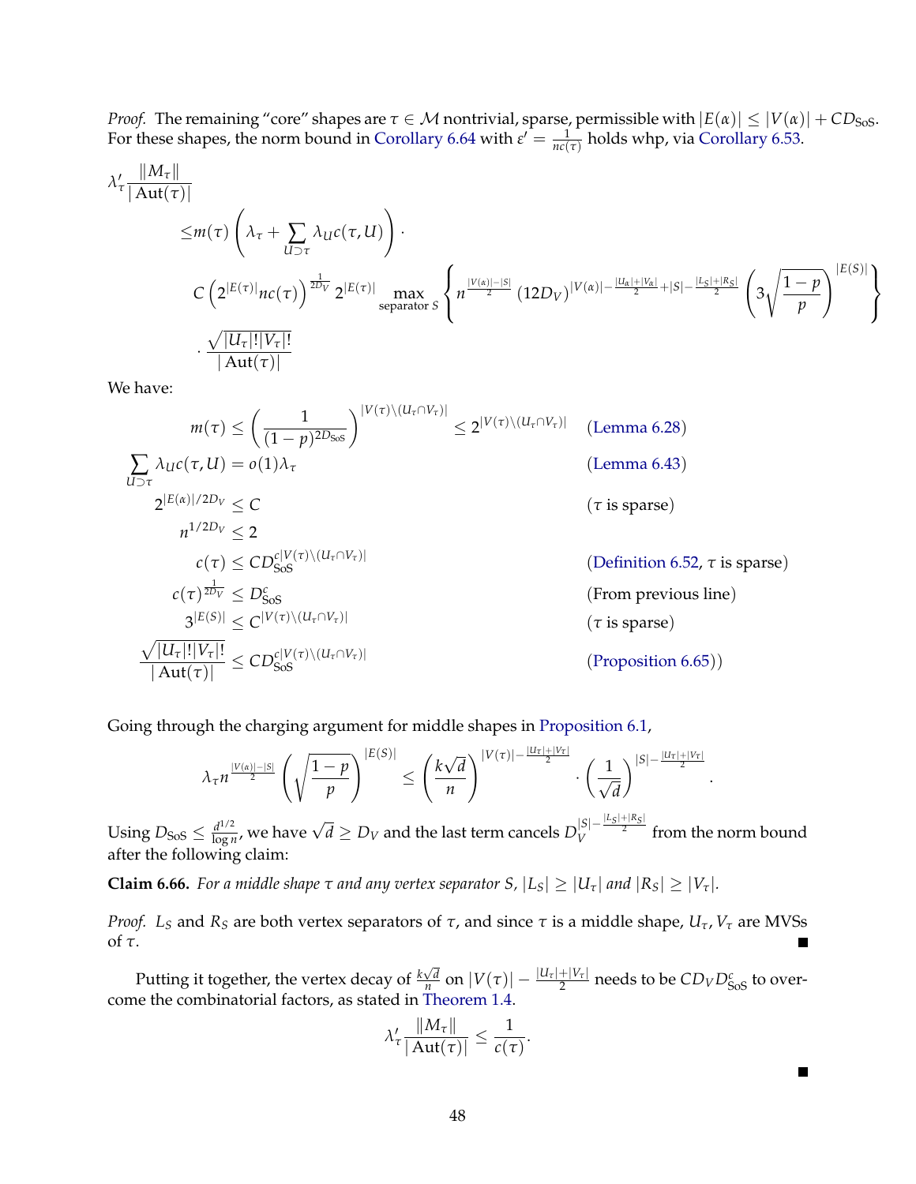*Proof.* The remaining "core" shapes are $\tau \in \mathcal{M}$ nontrivial, sparse, permissible with $|E(\alpha)| \le |V(\alpha)| + CD_{\text{SoS}}$. For these shapes, the norm bound in Corollary 6.64 with $\varepsilon' = \frac{1}{nc(\tau)}$ holds whp, via Corollary 6.53.

$$
\begin{aligned}
\lambda'_\tau \frac{\|M_\tau\|}{|\operatorname{Aut}(\tau)|} & \\
\le & m(\tau)\left(\lambda_\tau + \sum_{U \supset \tau} \lambda_U c(\tau, U)\right) \cdot \\
& C\left(2^{|E(\tau)|} nc(\tau)\right)^{\frac{1}{2D_V}} 2^{|E(\tau)|} \max_{\text{separator } S}\left\{ n^{\frac{|V(\alpha)|-|S|}{2}} \left(12D_V\right)^{|V(\alpha)| - \frac{|U_\alpha|+|V_\alpha|}{2} + |S| - \frac{|L_S|+|R_S|}{2}} \left(3\sqrt{\frac{1-p}{p}}\right)^{|E(S)|}\right\} \\
& \cdot \frac{\sqrt{|U_\tau|!|V_\tau|!}}{|\operatorname{Aut}(\tau)|}
\end{aligned}
$$

We have:

$$
\begin{aligned}
m(\tau) &\le \left(\frac{1}{(1-p)^{2D_{\text{SoS}}}}\right)^{|V(\tau)\setminus(U_\tau \cap V_\tau)|} \le 2^{|V(\tau)\setminus(U_\tau\cap V_\tau)|} && \text{(Lemma 6.28)}\\
\sum_{U \supset \tau} \lambda_U c(\tau, U) &= o(1)\lambda_\tau && \text{(Lemma 6.43)}\\
2^{|E(\alpha)|/2D_V} &\le C && (\tau \text{ is sparse})\\
n^{1/2D_V} &\le 2 && \\
c(\tau) &\le CD_{\text{SoS}}^{c|V(\tau)\setminus(U_\tau\cap V_\tau)|} && \text{(Definition 6.52, } \tau \text{ is sparse)}\\
c(\tau)^{\frac{1}{2D_V}} &\le D_{\text{SoS}}^c && \text{(From previous line)}\\
3^{|E(S)|} &\le C^{|V(\tau)\setminus(U_\tau\cap V_\tau)|} && (\tau \text{ is sparse})\\
\frac{\sqrt{|U_\tau|!|V_\tau|!}}{|\operatorname{Aut}(\tau)|} &\le CD_{\text{SoS}}^{c|V(\tau)\setminus(U_\tau\cap V_\tau)|} && \text{(Proposition 6.65))}
\end{aligned}
$$

Going through the charging argument for middle shapes in Proposition 6.1,

$$
\lambda_\tau n^{\frac{|V(\alpha)|-|S|}{2}} \left(\sqrt{\frac{1-p}{p}}\right)^{|E(S)|} \le \left(\frac{k\sqrt{d}}{n}\right)^{|V(\tau)| - \frac{|U_\tau|+|V_\tau|}{2}} \cdot \left(\frac{1}{\sqrt{d}}\right)^{|S| - \frac{|U_\tau|+|V_\tau|}{2}}.
$$

Using $D_{\text{SoS}} \le \frac{d^{1/2}}{\log n}$, we have $\sqrt{d} \ge D_V$ and the last term cancels $D_V^{|S| - \frac{|L_S|+|R_S|}{2}}$ from the norm bound after the following claim:

**Claim 6.66.** *For a middle shape $\tau$ and any vertex separator $S$, $|L_S| \ge |U_\tau|$ and $|R_S| \ge |V_\tau|$.*

*Proof.* $L_S$ and $R_S$ are both vertex separators of $\tau$, and since $\tau$ is a middle shape, $U_\tau, V_\tau$ are MVSs of $\tau$. ∎

Putting it together, the vertex decay of $\frac{k\sqrt{d}}{n}$ on $|V(\tau)| - \frac{|U_\tau|+|V_\tau|}{2}$ needs to be $CD_V D_{\text{SoS}}^c$ to overcome the combinatorial factors, as stated in Theorem 1.4.

$$
\lambda'_\tau \frac{\|M_\tau\|}{|\operatorname{Aut}(\tau)|} \le \frac{1}{c(\tau)}.
$$

∎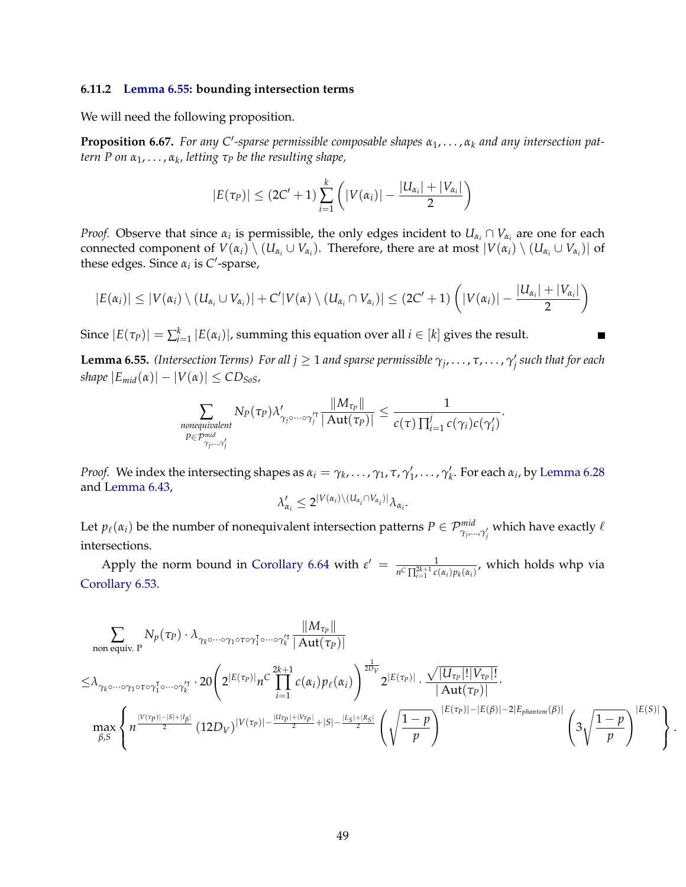### 6.11.2 Lemma 6.55: bounding intersection terms

We will need the following proposition.

**Proposition 6.67.** *For any $C'$-sparse permissible composable shapes $\alpha_1, \ldots, \alpha_k$ and any intersection pattern $P$ on $\alpha_1, \ldots, \alpha_k$, letting $\tau_P$ be the resulting shape,*

$$|E(\tau_P)| \leq (2C'+1)\sum_{i=1}^{k}\left(|V(\alpha_i)| - \frac{|U_{\alpha_i}| + |V_{\alpha_i}|}{2}\right)$$

*Proof.* Observe that since $\alpha_i$ is permissible, the only edges incident to $U_{\alpha_i} \cap V_{\alpha_i}$ are one for each connected component of $V(\alpha_i) \setminus (U_{\alpha_i} \cup V_{\alpha_i})$. Therefore, there are at most $|V(\alpha_i) \setminus (U_{\alpha_i} \cup V_{\alpha_i})|$ of these edges. Since $\alpha_i$ is $C'$-sparse,

$$|E(\alpha_i)| \leq |V(\alpha_i) \setminus (U_{\alpha_i} \cup V_{\alpha_i})| + C'|V(\alpha) \setminus (U_{\alpha_i} \cap V_{\alpha_i})| \leq (2C'+1)\left(|V(\alpha_i)| - \frac{|U_{\alpha_i}| + |V_{\alpha_i}|}{2}\right)$$

Since $|E(\tau_P)| = \sum_{i=1}^{k}|E(\alpha_i)|$, summing this equation over all $i \in [k]$ gives the result. ∎

**Lemma 6.55.** *(Intersection Terms) For all $j \geq 1$ and sparse permissible $\gamma_j, \ldots, \tau, \ldots, \gamma_j'$ such that for each shape $|E_{mid}(\alpha)| - |V(\alpha)| \leq CD_{SoS}$,*

$$\sum_{\substack{\text{nonequivalent}\\ P \in \mathcal{P}^{mid}_{\gamma_j, \ldots, \gamma_j'}}} N_P(\tau_P)\lambda'_{\gamma_j \circ \cdots \circ \gamma_j'^{\intercal}} \frac{\|M_{\tau_P}\|}{|\mathrm{Aut}(\tau_P)|} \leq \frac{1}{c(\tau)\prod_{i=1}^{j} c(\gamma_i)c(\gamma_i')}.$$

*Proof.* We index the intersecting shapes as $\alpha_i = \gamma_k, \ldots, \gamma_1, \tau, \gamma_1', \ldots, \gamma_k'$. For each $\alpha_i$, by Lemma 6.28 and Lemma 6.43,

$$\lambda'_{\alpha_i} \leq 2^{|V(\alpha_i) \setminus (U_{\alpha_i} \cap V_{\alpha_i})|}\lambda_{\alpha_i}.$$

Let $p_\ell(\alpha_i)$ be the number of nonequivalent intersection patterns $P \in \mathcal{P}^{mid}_{\gamma_j, \ldots, \gamma_j'}$ which have exactly $\ell$ intersections.

Apply the norm bound in Corollary 6.64 with $\varepsilon' = \frac{1}{n^C \prod_{i=1}^{2k+1} c(\alpha_i)p_k(\alpha_i)}$, which holds whp via Corollary 6.53.

$$\sum_{\text{non equiv. P}} N_p(\tau_P) \cdot \lambda_{\gamma_k \circ \cdots \circ \gamma_1 \circ \tau \circ \gamma_1^{\intercal} \circ \cdots \circ \gamma_k'^{\intercal}} \frac{\|M_{\tau_P}\|}{|\mathrm{Aut}(\tau_P)|}$$
$$\leq \lambda_{\gamma_k \circ \cdots \circ \gamma_1 \circ \tau \circ \gamma_1^{\intercal} \circ \cdots \circ \gamma_k'^{\intercal}} \cdot 20\left(2^{|E(\tau_P)|} n^C \prod_{i=1}^{2k+1} c(\alpha_i) p_\ell(\alpha_i)\right)^{\frac{1}{2D_V}} 2^{|E(\tau_P)|} \cdot \frac{\sqrt{|U_{\tau_P}|!|V_{\tau_P}|!}}{|\mathrm{Aut}(\tau_P)|} \cdot$$
$$\max_{\beta, S}\left\{ n^{\frac{|V(\tau_P)| - |S| + |I_\beta|}{2}} (12D_V)^{|V(\tau_P)| - \frac{|U_{\tau_P}| + |V_{\tau_P}|}{2} + |S| - \frac{|L_S| + |R_S|}{2}} \left(\sqrt{\frac{1-p}{p}}\right)^{|E(\tau_P)| - |E(\beta)| - 2|E_{phantom}(\beta)|} \left(3\sqrt{\frac{1-p}{p}}\right)^{|E(S)|} \right\}.$$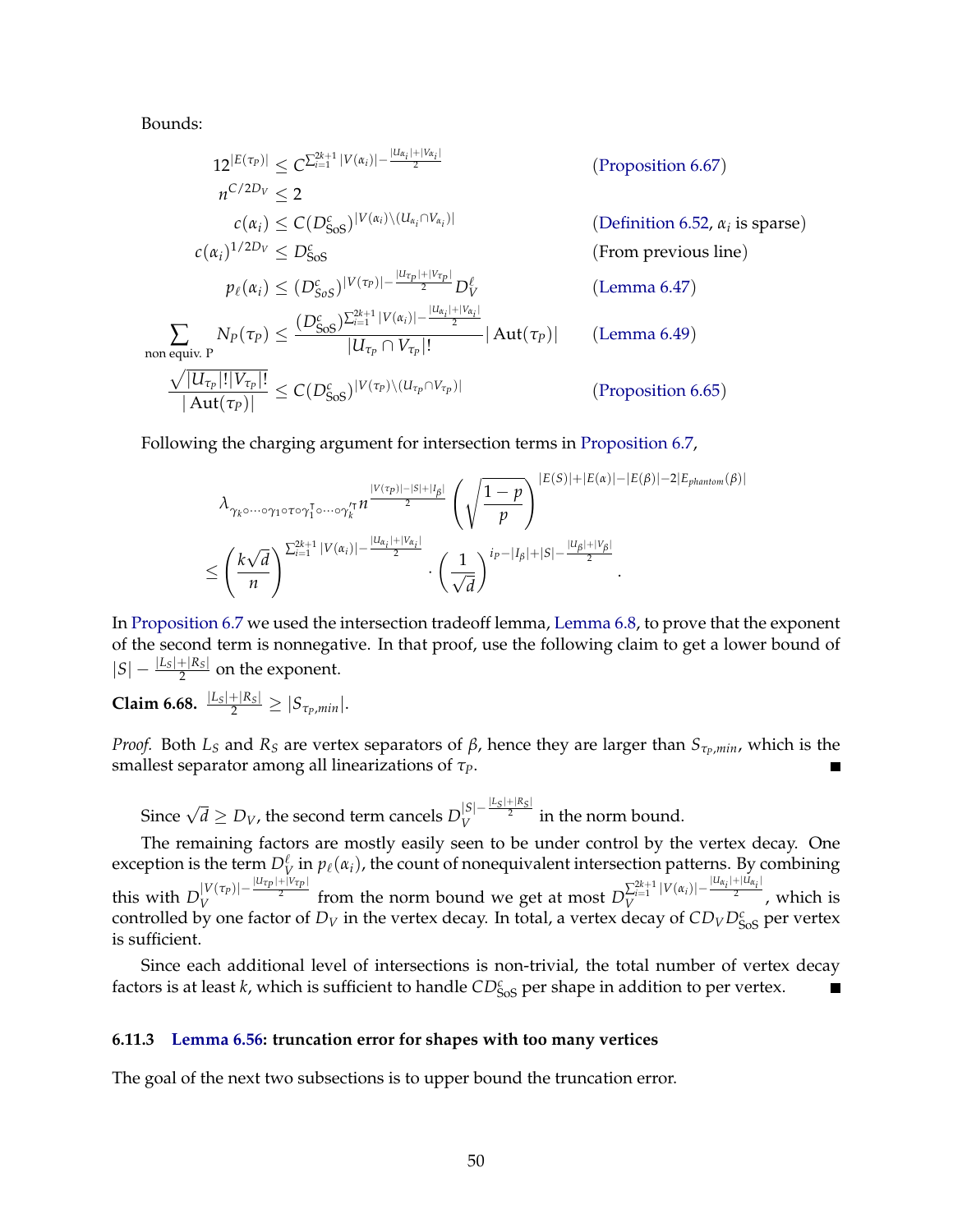Bounds:

$$
\begin{aligned}
12^{|E(\tau_P)|} &\leq C^{\sum_{i=1}^{2k+1}|V(\alpha_i)| - \frac{|U_{\alpha_i}|+|V_{\alpha_i}|}{2}} && \text{(Proposition 6.67)}\\
n^{C/2D_V} &\leq 2 && \\
c(\alpha_i) &\leq C(D^c_{\text{SoS}})^{|V(\alpha_i)\setminus(U_{\alpha_i}\cap V_{\alpha_i})|} && \text{(Definition 6.52, } \alpha_i \text{ is sparse)}\\
c(\alpha_i)^{1/2D_V} &\leq D^c_{\text{SoS}} && \text{(From previous line)}\\
p_\ell(\alpha_i) &\leq (D^c_{SoS})^{|V(\tau_P)| - \frac{|U_{\tau_P}|+|V_{\tau_P}|}{2}} D_V^\ell && \text{(Lemma 6.47)}\\
\sum_{\text{non equiv. P}} N_P(\tau_P) &\leq \frac{(D^c_{\text{SoS}})^{\sum_{i=1}^{2k+1}|V(\alpha_i)| - \frac{|U_{\alpha_i}|+|V_{\alpha_i}|}{2}}}{|U_{\tau_P}\cap V_{\tau_P}|!}|\operatorname{Aut}(\tau_P)| && \text{(Lemma 6.49)}\\
\frac{\sqrt{|U_{\tau_P}|!|V_{\tau_P}|!}}{|\operatorname{Aut}(\tau_P)|} &\leq C(D^c_{\text{SoS}})^{|V(\tau_P)\setminus(U_{\tau_P}\cap V_{\tau_P})|} && \text{(Proposition 6.65)}
\end{aligned}
$$

Following the charging argument for intersection terms in Proposition 6.7,

$$
\lambda_{\gamma_k\circ\cdots\circ\gamma_1\circ\tau\circ\gamma_1^\intercal\circ\cdots\circ\gamma_k'^\intercal} n^{\frac{|V(\tau_P)|-|S|+|I_\beta|}{2}} \left(\sqrt{\frac{1-p}{p}}\right)^{|E(S)|+|E(\alpha)|-|E(\beta)|-2|E_{phantom}(\beta)|}
$$

$$
\leq \left(\frac{k\sqrt{d}}{n}\right)^{\sum_{i=1}^{2k+1}|V(\alpha_i)| - \frac{|U_{\alpha_i}|+|V_{\alpha_i}|}{2}} \cdot \left(\frac{1}{\sqrt{d}}\right)^{i_P - |I_\beta| + |S| - \frac{|U_\beta|+|V_\beta|}{2}}.
$$

In Proposition 6.7 we used the intersection tradeoff lemma, Lemma 6.8, to prove that the exponent of the second term is nonnegative. In that proof, use the following claim to get a lower bound of $|S| - \frac{|L_S|+|R_S|}{2}$ on the exponent.

**Claim 6.68.** $\frac{|L_S|+|R_S|}{2} \geq |S_{\tau_P,min}|$.

*Proof.* Both $L_S$ and $R_S$ are vertex separators of $\beta$, hence they are larger than $S_{\tau_P,min}$, which is the smallest separator among all linearizations of $\tau_P$. ■

Since $\sqrt{d} \geq D_V$, the second term cancels $D_V^{|S| - \frac{|L_S|+|R_S|}{2}}$ in the norm bound.

The remaining factors are mostly easily seen to be under control by the vertex decay. One exception is the term $D_V^\ell$ in $p_\ell(\alpha_i)$, the count of nonequivalent intersection patterns. By combining this with $D_V^{|V(\tau_P)| - \frac{|U_{\tau_P}|+|V_{\tau_P}|}{2}}$ from the norm bound we get at most $D_V^{\sum_{i=1}^{2k+1}|V(\alpha_i)| - \frac{|U_{\alpha_i}|+|U_{\alpha_i}|}{2}}$, which is controlled by one factor of $D_V$ in the vertex decay. In total, a vertex decay of $CD_V D^c_{\text{SoS}}$ per vertex is sufficient.

Since each additional level of intersections is non-trivial, the total number of vertex decay factors is at least $k$, which is sufficient to handle $CD^c_{\text{SoS}}$ per shape in addition to per vertex. ■

### 6.11.3 Lemma 6.56: truncation error for shapes with too many vertices

The goal of the next two subsections is to upper bound the truncation error.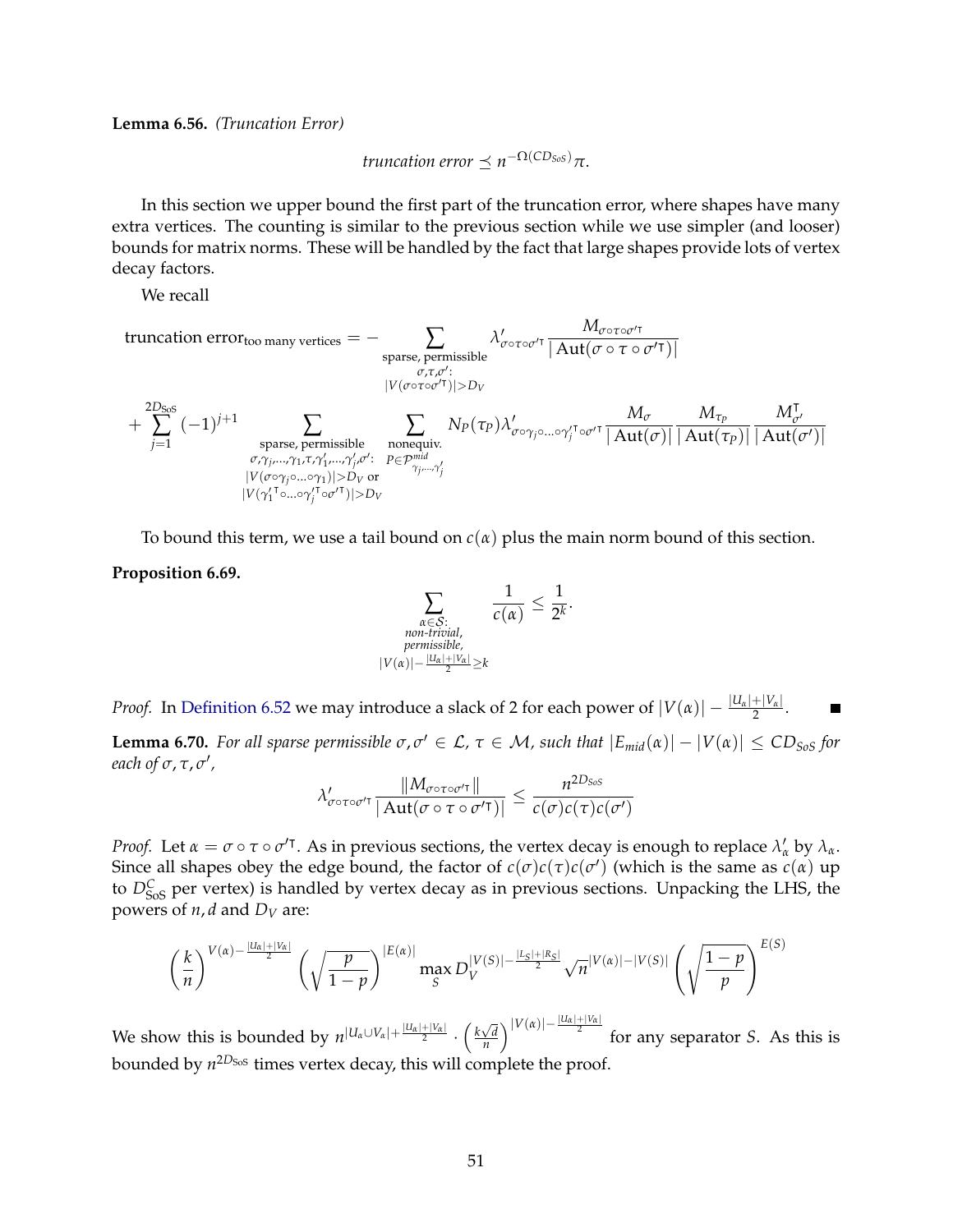**Lemma 6.56.** *(Truncation Error)*

$$\textit{truncation error} \preceq n^{-\Omega(CD_{SoS})}\pi.$$

In this section we upper bound the first part of the truncation error, where shapes have many extra vertices. The counting is similar to the previous section while we use simpler (and looser) bounds for matrix norms. These will be handled by the fact that large shapes provide lots of vertex decay factors.

We recall

$$\text{truncation error}_{\text{too many vertices}} = - \sum_{\substack{\text{sparse, permissible} \\ \sigma,\tau,\sigma': \\ |V(\sigma\circ\tau\circ\sigma'^{\intercal})|>D_V}} \lambda'_{\sigma\circ\tau\circ\sigma'^{\intercal}} \frac{M_{\sigma\circ\tau\circ\sigma'^{\intercal}}}{|\operatorname{Aut}(\sigma\circ\tau\circ\sigma'^{\intercal})|}$$

$$+ \sum_{j=1}^{2D_{\text{SoS}}} (-1)^{j+1} \sum_{\substack{\text{sparse, permissible} \\ \sigma,\gamma_j,\ldots,\gamma_1,\tau,\gamma'_1,\ldots,\gamma'_j,\sigma': \\ |V(\sigma\circ\gamma_j\circ\ldots\circ\gamma_1)|>D_V \text{ or} \\ |V(\gamma_1'^{\intercal}\circ\ldots\circ\gamma_j'^{\intercal}\circ\sigma'^{\intercal})|>D_V}} \sum_{\substack{\text{nonequiv.} \\ P\in\mathcal{P}^{mid}_{\gamma_j,\ldots,\gamma'_j}}} N_P(\tau_P)\lambda'_{\sigma\circ\gamma_j\circ\ldots\circ\gamma_j'^{\intercal}\circ\sigma'^{\intercal}} \frac{M_\sigma}{|\operatorname{Aut}(\sigma)|}\frac{M_{\tau_P}}{|\operatorname{Aut}(\tau_P)|}\frac{M^{\intercal}_{\sigma'}}{|\operatorname{Aut}(\sigma')|}$$

To bound this term, we use a tail bound on $c(\alpha)$ plus the main norm bound of this section.

**Proposition 6.69.**

$$\sum_{\substack{\alpha\in\mathcal{S}: \\ \textit{non-trivial,} \\ \textit{permissible,} \\ |V(\alpha)|-\frac{|U_\alpha|+|V_\alpha|}{2}\geq k}} \frac{1}{c(\alpha)} \leq \frac{1}{2^k}.$$

*Proof.* In Definition 6.52 we may introduce a slack of 2 for each power of $|V(\alpha)| - \frac{|U_\alpha|+|V_\alpha|}{2}$. ∎

**Lemma 6.70.** *For all sparse permissible $\sigma, \sigma' \in \mathcal{L}$, $\tau \in \mathcal{M}$, such that $|E_{mid}(\alpha)| - |V(\alpha)| \leq CD_{SoS}$ for each of $\sigma, \tau, \sigma'$,*

$$\lambda'_{\sigma\circ\tau\circ\sigma'^{\intercal}} \frac{\|M_{\sigma\circ\tau\circ\sigma'^{\intercal}}\|}{|\operatorname{Aut}(\sigma\circ\tau\circ\sigma'^{\intercal})|} \leq \frac{n^{2D_{SoS}}}{c(\sigma)c(\tau)c(\sigma')}$$

*Proof.* Let $\alpha = \sigma\circ\tau\circ\sigma'^{\intercal}$. As in previous sections, the vertex decay is enough to replace $\lambda'_\alpha$ by $\lambda_\alpha$. Since all shapes obey the edge bound, the factor of $c(\sigma)c(\tau)c(\sigma')$ (which is the same as $c(\alpha)$ up to $D^C_{\text{SoS}}$ per vertex) is handled by vertex decay as in previous sections. Unpacking the LHS, the powers of $n, d$ and $D_V$ are:

$$\left(\frac{k}{n}\right)^{V(\alpha)-\frac{|U_\alpha|+|V_\alpha|}{2}} \left(\sqrt{\frac{p}{1-p}}\right)^{|E(\alpha)|} \max_S D_V^{|V(S)|-\frac{|L_S|+|R_S|}{2}} \sqrt{n}^{|V(\alpha)|-|V(S)|} \left(\sqrt{\frac{1-p}{p}}\right)^{E(S)}$$

We show this is bounded by $n^{|U_\alpha\cup V_\alpha|+\frac{|U_\alpha|+|V_\alpha|}{2}} \cdot \left(\frac{k\sqrt{d}}{n}\right)^{|V(\alpha)|-\frac{|U_\alpha|+|V_\alpha|}{2}}$ for any separator $S$. As this is bounded by $n^{2D_{\text{SoS}}}$ times vertex decay, this will complete the proof.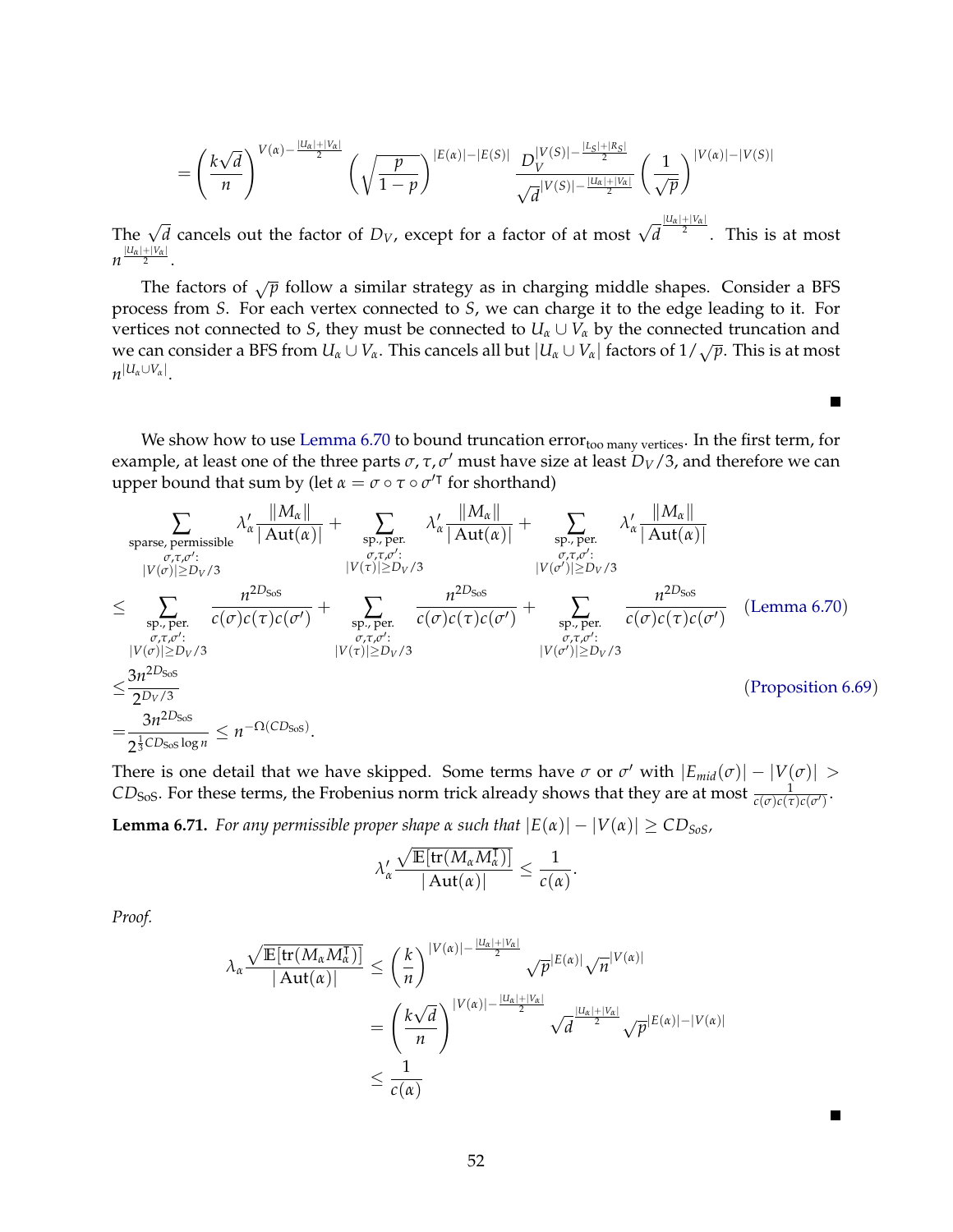$$= \left(\frac{k\sqrt{d}}{n}\right)^{V(\alpha)-\frac{|U_\alpha|+|V_\alpha|}{2}} \left(\sqrt{\frac{p}{1-p}}\right)^{|E(\alpha)|-|E(S)|} \frac{D_V^{|V(S)|-\frac{|L_S|+|R_S|}{2}}}{\sqrt{d}^{|V(S)|-\frac{|U_\alpha|+|V_\alpha|}{2}}} \left(\frac{1}{\sqrt{p}}\right)^{|V(\alpha)|-|V(S)|}$$

The $\sqrt{d}$ cancels out the factor of $D_V$, except for a factor of at most $\sqrt{d}^{\frac{|U_\alpha|+|V_\alpha|}{2}}$. This is at most $n^{\frac{|U_\alpha|+|V_\alpha|}{2}}$.

The factors of $\sqrt{p}$ follow a similar strategy as in charging middle shapes. Consider a BFS process from $S$. For each vertex connected to $S$, we can charge it to the edge leading to it. For vertices not connected to $S$, they must be connected to $U_\alpha \cup V_\alpha$ by the connected truncation and we can consider a BFS from $U_\alpha \cup V_\alpha$. This cancels all but $|U_\alpha \cup V_\alpha|$ factors of $1/\sqrt{p}$. This is at most $n^{|U_\alpha \cup V_\alpha|}$. ■

We show how to use Lemma 6.70 to bound truncation error$_{\text{too many vertices}}$. In the first term, for example, at least one of the three parts $\sigma, \tau, \sigma'$ must have size at least $D_V/3$, and therefore we can upper bound that sum by (let $\alpha = \sigma \circ \tau \circ \sigma'^{\intercal}$ for shorthand)

$$\sum_{\substack{\text{sparse, permissible} \\ \sigma,\tau,\sigma': \\ |V(\sigma)| \geq D_V/3}} \lambda'_\alpha \frac{\|M_\alpha\|}{|\operatorname{Aut}(\alpha)|} + \sum_{\substack{\text{sp., per.} \\ \sigma,\tau,\sigma': \\ |V(\tau)| \geq D_V/3}} \lambda'_\alpha \frac{\|M_\alpha\|}{|\operatorname{Aut}(\alpha)|} + \sum_{\substack{\text{sp., per.} \\ \sigma,\tau,\sigma': \\ |V(\sigma')| \geq D_V/3}} \lambda'_\alpha \frac{\|M_\alpha\|}{|\operatorname{Aut}(\alpha)|}$$

$$\leq \sum_{\substack{\text{sp., per.} \\ \sigma,\tau,\sigma': \\ |V(\sigma)| \geq D_V/3}} \frac{n^{2D_{\text{SoS}}}}{c(\sigma)c(\tau)c(\sigma')} + \sum_{\substack{\text{sp., per.} \\ \sigma,\tau,\sigma': \\ |V(\tau)| \geq D_V/3}} \frac{n^{2D_{\text{SoS}}}}{c(\sigma)c(\tau)c(\sigma')} + \sum_{\substack{\text{sp., per.} \\ \sigma,\tau,\sigma': \\ |V(\sigma')| \geq D_V/3}} \frac{n^{2D_{\text{SoS}}}}{c(\sigma)c(\tau)c(\sigma')} \quad \text{(Lemma 6.70)}$$

$$\leq \frac{3n^{2D_{\text{SoS}}}}{2^{D_V/3}} \quad \text{(Proposition 6.69)}$$

$$= \frac{3n^{2D_{\text{SoS}}}}{2^{\frac{1}{3}CD_{\text{SoS}}\log n}} \leq n^{-\Omega(CD_{\text{SoS}})}.$$

There is one detail that we have skipped. Some terms have $\sigma$ or $\sigma'$ with $|E_{mid}(\sigma)| - |V(\sigma)| > CD_{\text{SoS}}$. For these terms, the Frobenius norm trick already shows that they are at most $\frac{1}{c(\sigma)c(\tau)c(\sigma')}$.

**Lemma 6.71.** *For any permissible proper shape $\alpha$ such that $|E(\alpha)| - |V(\alpha)| \geq CD_{SoS}$,*

$$\lambda'_\alpha \frac{\sqrt{\mathbb{E}[\operatorname{tr}(M_\alpha M_\alpha^\intercal)]}}{|\operatorname{Aut}(\alpha)|} \leq \frac{1}{c(\alpha)}.$$

*Proof.*

$$\lambda_\alpha \frac{\sqrt{\mathbb{E}[\operatorname{tr}(M_\alpha M_\alpha^\intercal)]}}{|\operatorname{Aut}(\alpha)|} \leq \left(\frac{k}{n}\right)^{|V(\alpha)|-\frac{|U_\alpha|+|V_\alpha|}{2}} \sqrt{p}^{|E(\alpha)|}\sqrt{n}^{|V(\alpha)|}$$

$$= \left(\frac{k\sqrt{d}}{n}\right)^{|V(\alpha)|-\frac{|U_\alpha|+|V_\alpha|}{2}} \sqrt{d}^{\frac{|U_\alpha|+|V_\alpha|}{2}} \sqrt{p}^{|E(\alpha)|-|V(\alpha)|}$$

$$\leq \frac{1}{c(\alpha)}$$

■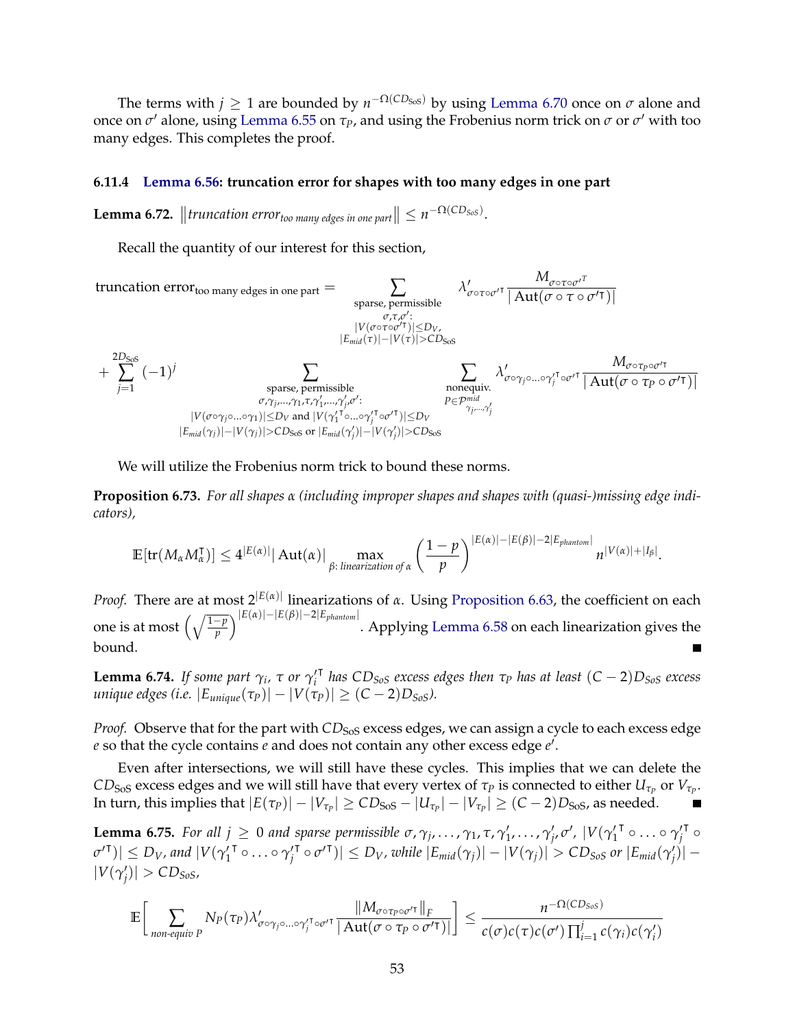The terms with $j \geq 1$ are bounded by $n^{-\Omega(CD_{\text{SoS}})}$ by using Lemma 6.70 once on $\sigma$ alone and once on $\sigma'$ alone, using Lemma 6.55 on $\tau_P$, and using the Frobenius norm trick on $\sigma$ or $\sigma'$ with too many edges. This completes the proof.

### 6.11.4 Lemma 6.56: truncation error for shapes with too many edges in one part

**Lemma 6.72.** $\left\| \textit{truncation error}_{\textit{too many edges in one part}} \right\| \leq n^{-\Omega(CD_{SoS})}$.

Recall the quantity of our interest for this section,

$$
\begin{aligned}
\text{truncation error}_{\text{too many edges in one part}} = & \sum_{\substack{\text{sparse, permissible} \\ \sigma,\tau,\sigma': \\ |V(\sigma\circ\tau\circ\sigma'^{\intercal})|\leq D_V, \\ |E_{mid}(\tau)|-|V(\tau)|>CD_{\text{SoS}}}} \lambda'_{\sigma\circ\tau\circ\sigma'^{\intercal}} \frac{M_{\sigma\circ\tau\circ\sigma'^{T}}}{|\operatorname{Aut}(\sigma\circ\tau\circ\sigma'^{\intercal})|} \\
+ \sum_{j=1}^{2D_{\text{SoS}}} (-1)^j & \sum_{\substack{\text{sparse, permissible} \\ \sigma,\gamma_j,\ldots,\gamma_1,\tau,\gamma'_1,\ldots,\gamma'_j,\sigma': \\ |V(\sigma\circ\gamma_j\circ\ldots\circ\gamma_1)|\leq D_V \text{ and } |V(\gamma_1'^{\intercal}\circ\ldots\circ\gamma_j'^{\intercal}\circ\sigma'^{\intercal})|\leq D_V \\ |E_{mid}(\gamma_j)|-|V(\gamma_j)|>CD_{\text{SoS}} \text{ or } |E_{mid}(\gamma'_j)|-|V(\gamma'_j)|>CD_{\text{SoS}}}} \sum_{\substack{\text{nonequiv.} \\ P\in\mathcal{P}^{mid}_{\gamma_j,\ldots,\gamma'_j}}} \lambda'_{\sigma\circ\gamma_j\circ\ldots\circ\gamma_j'^{\intercal}\circ\sigma'^{\intercal}} \frac{M_{\sigma\circ\tau_P\circ\sigma'^{\intercal}}}{|\operatorname{Aut}(\sigma\circ\tau_P\circ\sigma'^{\intercal})|}
\end{aligned}
$$

We will utilize the Frobenius norm trick to bound these norms.

**Proposition 6.73.** *For all shapes $\alpha$ (including improper shapes and shapes with (quasi-)missing edge indicators),*

$$
\mathbb{E}[\operatorname{tr}(M_\alpha M_\alpha^{\intercal})] \leq 4^{|E(\alpha)|} |\operatorname{Aut}(\alpha)| \max_{\beta:\ \textit{linearization of } \alpha} \left(\frac{1-p}{p}\right)^{|E(\alpha)|-|E(\beta)|-2|E_{phantom}|} n^{|V(\alpha)|+|I_\beta|}.
$$

*Proof.* There are at most $2^{|E(\alpha)|}$ linearizations of $\alpha$. Using Proposition 6.63, the coefficient on each one is at most $\left(\sqrt{\frac{1-p}{p}}\right)^{|E(\alpha)|-|E(\beta)|-2|E_{phantom}|}$. Applying Lemma 6.58 on each linearization gives the bound. ∎

**Lemma 6.74.** *If some part $\gamma_i$, $\tau$ or $\gamma_i'^{\intercal}$ has $CD_{SoS}$ excess edges then $\tau_P$ has at least $(C-2)D_{SoS}$ excess unique edges (i.e. $|E_{unique}(\tau_P)| - |V(\tau_P)| \geq (C-2)D_{SoS}$).*

*Proof.* Observe that for the part with $CD_{\text{SoS}}$ excess edges, we can assign a cycle to each excess edge $e$ so that the cycle contains $e$ and does not contain any other excess edge $e'$.

Even after intersections, we will still have these cycles. This implies that we can delete the $CD_{\text{SoS}}$ excess edges and we will still have that every vertex of $\tau_P$ is connected to either $U_{\tau_P}$ or $V_{\tau_P}$. In turn, this implies that $|E(\tau_P)| - |V_{\tau_P}| \geq CD_{\text{SoS}} - |U_{\tau_P}| - |V_{\tau_P}| \geq (C-2)D_{\text{SoS}}$, as needed. ∎

**Lemma 6.75.** *For all $j \geq 0$ and sparse permissible $\sigma, \gamma_j, \ldots, \gamma_1, \tau, \gamma'_1, \ldots, \gamma'_j, \sigma'$, $|V(\gamma_1'^{\intercal} \circ \ldots \circ \gamma_j'^{\intercal} \circ \sigma'^{\intercal})| \leq D_V$, and $|V(\gamma_1'^{\intercal} \circ \ldots \circ \gamma_j'^{\intercal} \circ \sigma'^{\intercal})| \leq D_V$, while $|E_{mid}(\gamma_j)| - |V(\gamma_j)| > CD_{SoS}$ or $|E_{mid}(\gamma'_j)| - |V(\gamma'_j)| > CD_{SoS}$,*

$$
\mathbb{E}\left[\sum_{\textit{non-equiv } P} N_P(\tau_P) \lambda'_{\sigma\circ\gamma_j\circ\ldots\circ\gamma_j'^{\intercal}\circ\sigma'^{\intercal}} \frac{\|M_{\sigma\circ\tau_P\circ\sigma'^{\intercal}}\|_F}{|\operatorname{Aut}(\sigma\circ\tau_P\circ\sigma'^{\intercal})|}\right] \leq \frac{n^{-\Omega(CD_{SoS})}}{c(\sigma)c(\tau)c(\sigma')\prod_{i=1}^{j} c(\gamma_i)c(\gamma'_i)}
$$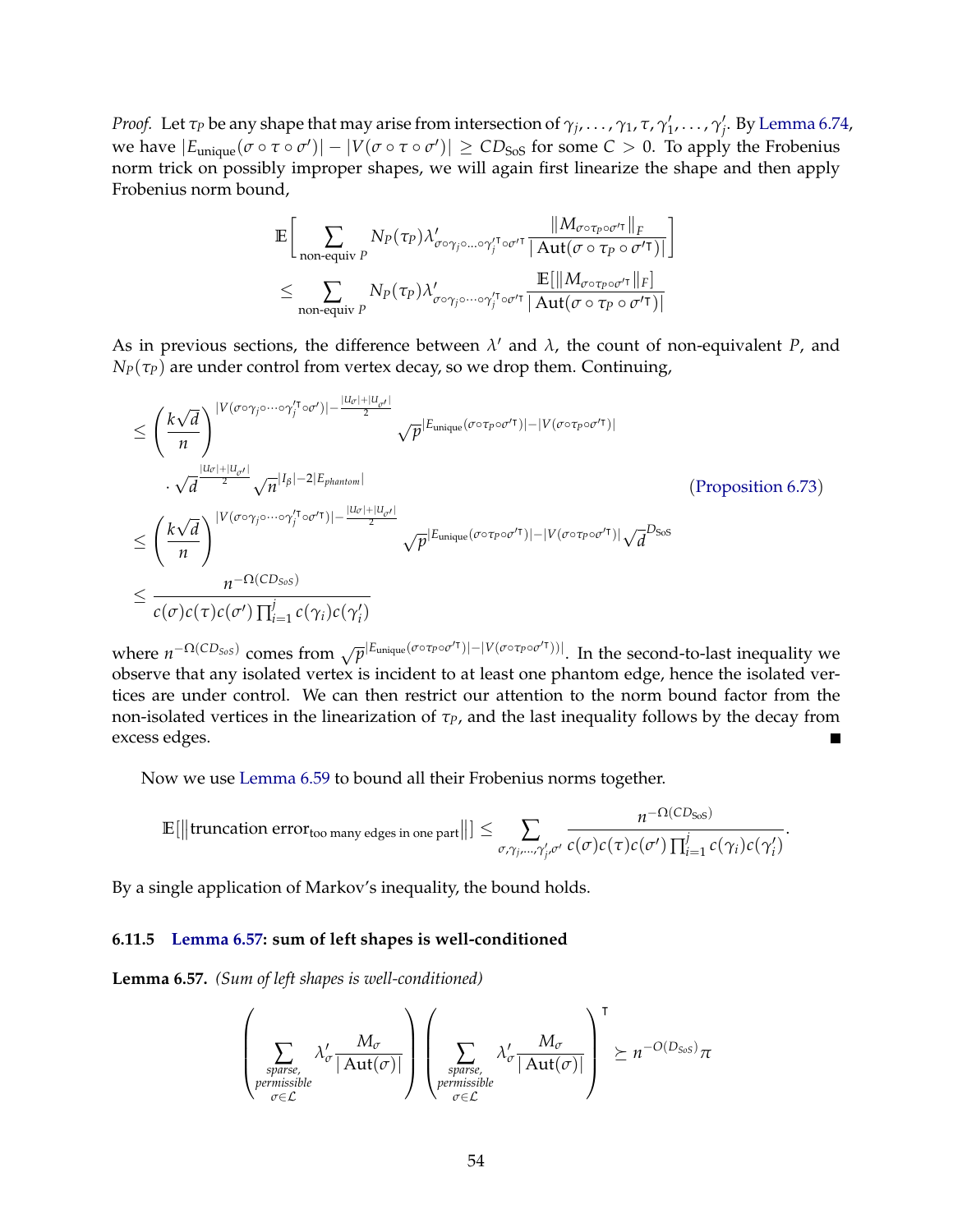*Proof.* Let $\tau_P$ be any shape that may arise from intersection of $\gamma_j, \ldots, \gamma_1, \tau, \gamma_1', \ldots, \gamma_j'$. By Lemma 6.74, we have $|E_{\text{unique}}(\sigma \circ \tau \circ \sigma')| - |V(\sigma \circ \tau \circ \sigma')| \geq CD_{\text{SoS}}$ for some $C > 0$. To apply the Frobenius norm trick on possibly improper shapes, we will again first linearize the shape and then apply Frobenius norm bound,

$$\mathbb{E}\left[\sum_{\text{non-equiv } P} N_P(\tau_P)\lambda'_{\sigma\circ\gamma_j\circ\ldots\circ\gamma_j'^{\intercal}\circ\sigma'^{\intercal}} \frac{\|M_{\sigma\circ\tau_P\circ\sigma'^{\intercal}}\|_F}{|\operatorname{Aut}(\sigma\circ\tau_P\circ\sigma'^{\intercal})|}\right]$$
$$\leq \sum_{\text{non-equiv } P} N_P(\tau_P)\lambda'_{\sigma\circ\gamma_j\circ\cdots\circ\gamma_j'^{\intercal}\circ\sigma'^{\intercal}} \frac{\mathbb{E}[\|M_{\sigma\circ\tau_P\circ\sigma'^{\intercal}}\|_F]}{|\operatorname{Aut}(\sigma\circ\tau_P\circ\sigma'^{\intercal})|}$$

As in previous sections, the difference between $\lambda'$ and $\lambda$, the count of non-equivalent $P$, and $N_P(\tau_P)$ are under control from vertex decay, so we drop them. Continuing,

$$\begin{aligned}
&\leq \left(\frac{k\sqrt{d}}{n}\right)^{|V(\sigma\circ\gamma_j\circ\cdots\circ\gamma_j'^{\intercal}\circ\sigma')|-\frac{|U_\sigma|+|U_{\sigma'}|}{2}} \sqrt{p}^{|E_{\text{unique}}(\sigma\circ\tau_P\circ\sigma'^{\intercal})|-|V(\sigma\circ\tau_P\circ\sigma'^{\intercal})|} \\
&\quad \cdot \sqrt{d}^{\frac{|U_\sigma|+|U_{\sigma'}|}{2}} \sqrt{n}^{|I_\beta|-2|E_{phantom}|} \qquad \text{(Proposition 6.73)} \\
&\leq \left(\frac{k\sqrt{d}}{n}\right)^{|V(\sigma\circ\gamma_j\circ\cdots\circ\gamma_j'^{\intercal}\circ\sigma'^{\intercal})|-\frac{|U_\sigma|+|U_{\sigma'}|}{2}} \sqrt{p}^{|E_{\text{unique}}(\sigma\circ\tau_P\circ\sigma'^{\intercal})|-|V(\sigma\circ\tau_P\circ\sigma'^{\intercal})|} \sqrt{d}^{D_{\text{SoS}}} \\
&\leq \frac{n^{-\Omega(CD_{SoS})}}{c(\sigma)c(\tau)c(\sigma')\prod_{i=1}^{j} c(\gamma_i)c(\gamma_i')}
\end{aligned}$$

where $n^{-\Omega(CD_{SoS})}$ comes from $\sqrt{p}^{|E_{\text{unique}}(\sigma\circ\tau_P\circ\sigma'^{\intercal})|-|V(\sigma\circ\tau_P\circ\sigma'^{\intercal}))|}$. In the second-to-last inequality we observe that any isolated vertex is incident to at least one phantom edge, hence the isolated vertices are under control. We can then restrict our attention to the norm bound factor from the non-isolated vertices in the linearization of $\tau_P$, and the last inequality follows by the decay from excess edges. ■

Now we use Lemma 6.59 to bound all their Frobenius norms together.

$$\mathbb{E}[\|\text{truncation error}_{\text{too many edges in one part}}\|] \leq \sum_{\sigma,\gamma_j,\ldots,\gamma_j',\sigma'} \frac{n^{-\Omega(CD_{\text{SoS}})}}{c(\sigma)c(\tau)c(\sigma')\prod_{i=1}^{j} c(\gamma_i)c(\gamma_i')}.$$

By a single application of Markov's inequality, the bound holds.

### 6.11.5 Lemma 6.57: sum of left shapes is well-conditioned

**Lemma 6.57.** *(Sum of left shapes is well-conditioned)*

$$\left(\sum_{\substack{\text{sparse,}\\ \text{permissible}\\ \sigma\in\mathcal{L}}} \lambda'_\sigma \frac{M_\sigma}{|\operatorname{Aut}(\sigma)|}\right)\left(\sum_{\substack{\text{sparse,}\\ \text{permissible}\\ \sigma\in\mathcal{L}}} \lambda'_\sigma \frac{M_\sigma}{|\operatorname{Aut}(\sigma)|}\right)^{\intercal} \succeq n^{-O(D_{SoS})}\pi$$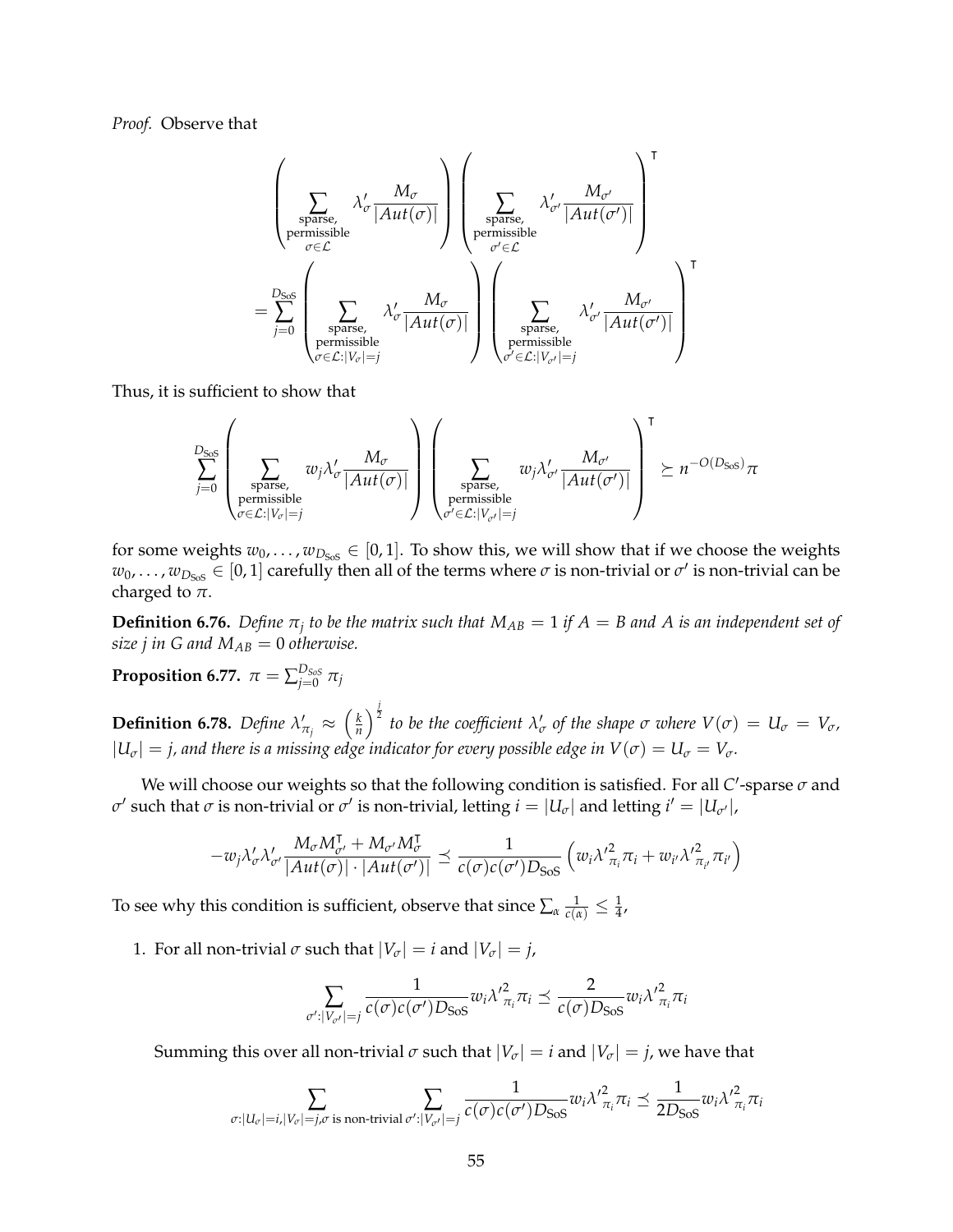*Proof.* Observe that

$$\left(\sum_{\substack{\text{sparse,}\\ \text{permissible}\\ \sigma \in \mathcal{L}}} \lambda'_{\sigma} \frac{M_{\sigma}}{|Aut(\sigma)|}\right)\left(\sum_{\substack{\text{sparse,}\\ \text{permissible}\\ \sigma' \in \mathcal{L}}} \lambda'_{\sigma'} \frac{M_{\sigma'}}{|Aut(\sigma')|}\right)^{\intercal}$$
$$= \sum_{j=0}^{D_{\text{SoS}}} \left(\sum_{\substack{\text{sparse,}\\ \text{permissible}\\ \sigma \in \mathcal{L}: |V_{\sigma}| = j}} \lambda'_{\sigma} \frac{M_{\sigma}}{|Aut(\sigma)|}\right)\left(\sum_{\substack{\text{sparse,}\\ \text{permissible}\\ \sigma' \in \mathcal{L}: |V_{\sigma'}| = j}} \lambda'_{\sigma'} \frac{M_{\sigma'}}{|Aut(\sigma')|}\right)^{\intercal}$$

Thus, it is sufficient to show that

$$\sum_{j=0}^{D_{\text{SoS}}} \left(\sum_{\substack{\text{sparse,}\\ \text{permissible}\\ \sigma \in \mathcal{L}: |V_{\sigma}| = j}} w_j \lambda'_{\sigma} \frac{M_{\sigma}}{|Aut(\sigma)|}\right)\left(\sum_{\substack{\text{sparse,}\\ \text{permissible}\\ \sigma' \in \mathcal{L}: |V_{\sigma'}| = j}} w_j \lambda'_{\sigma'} \frac{M_{\sigma'}}{|Aut(\sigma')|}\right)^{\intercal} \succeq n^{-O(D_{\text{SoS}})} \pi$$

for some weights $w_0, \ldots, w_{D_{\text{SoS}}} \in [0,1]$. To show this, we will show that if we choose the weights $w_0, \ldots, w_{D_{\text{SoS}}} \in [0,1]$ carefully then all of the terms where $\sigma$ is non-trivial or $\sigma'$ is non-trivial can be charged to $\pi$.

**Definition 6.76.** *Define $\pi_j$ to be the matrix such that $M_{AB} = 1$ if $A = B$ and $A$ is an independent set of size $j$ in $G$ and $M_{AB} = 0$ otherwise.*

**Proposition 6.77.** $\pi = \sum_{j=0}^{D_{SoS}} \pi_j$

**Definition 6.78.** *Define $\lambda'_{\pi_j} \approx \left(\frac{k}{n}\right)^{\frac{j}{2}}$ to be the coefficient $\lambda'_{\sigma}$ of the shape $\sigma$ where $V(\sigma) = U_{\sigma} = V_{\sigma}$, $|U_{\sigma}| = j$, and there is a missing edge indicator for every possible edge in $V(\sigma) = U_{\sigma} = V_{\sigma}$.*

We will choose our weights so that the following condition is satisfied. For all $C'$-sparse $\sigma$ and $\sigma'$ such that $\sigma$ is non-trivial or $\sigma'$ is non-trivial, letting $i = |U_{\sigma}|$ and letting $i' = |U_{\sigma'}|$,

$$-w_j \lambda'_{\sigma} \lambda'_{\sigma'} \frac{M_{\sigma} M_{\sigma'}^{\intercal} + M_{\sigma'} M_{\sigma}^{\intercal}}{|Aut(\sigma)| \cdot |Aut(\sigma')|} \preceq \frac{1}{c(\sigma)c(\sigma')D_{\text{SoS}}} \left(w_i {\lambda'}^2_{\pi_i} \pi_i + w_{i'} {\lambda'}^2_{\pi_{i'}} \pi_{i'}\right)$$

To see why this condition is sufficient, observe that since $\sum_{\alpha} \frac{1}{c(\alpha)} \leq \frac{1}{4}$,

1. For all non-trivial $\sigma$ such that $|V_{\sigma}| = i$ and $|V_{\sigma}| = j$,

$$\sum_{\sigma': |V_{\sigma'}| = j} \frac{1}{c(\sigma)c(\sigma')D_{\text{SoS}}} w_i {\lambda'}^2_{\pi_i} \pi_i \preceq \frac{2}{c(\sigma)D_{\text{SoS}}} w_i {\lambda'}^2_{\pi_i} \pi_i$$

Summing this over all non-trivial $\sigma$ such that $|V_{\sigma}| = i$ and $|V_{\sigma}| = j$, we have that

$$\sum_{\sigma: |U_{\sigma}| = i, |V_{\sigma}| = j, \sigma \text{ is non-trivial}} \sum_{\sigma': |V_{\sigma'}| = j} \frac{1}{c(\sigma)c(\sigma')D_{\text{SoS}}} w_i {\lambda'}^2_{\pi_i} \pi_i \preceq \frac{1}{2D_{\text{SoS}}} w_i {\lambda'}^2_{\pi_i} \pi_i$$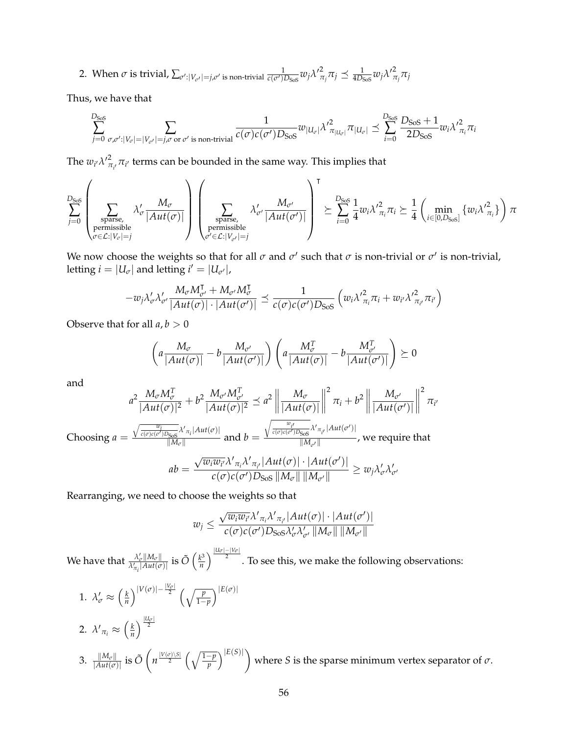2. When $\sigma$ is trivial, $\sum_{\sigma':|V_{\sigma'}|=j, \sigma' \text{ is non-trivial}} \frac{1}{c(\sigma')D_{\text{SoS}}} w_j {\lambda'}^2_{\pi_j} \pi_j \preceq \frac{1}{4D_{\text{SoS}}} w_j {\lambda'}^2_{\pi_j} \pi_j$

Thus, we have that

$$\sum_{j=0}^{D_{\text{SoS}}} \sum_{\sigma,\sigma':|V_\sigma|=|V_{\sigma'}|=j, \sigma \text{ or } \sigma' \text{ is non-trivial}} \frac{1}{c(\sigma)c(\sigma')D_{\text{SoS}}} w_{|U_\sigma|} {\lambda'}^2_{\pi_{|U_\sigma|}} \pi_{|U_\sigma|} \preceq \sum_{i=0}^{D_{\text{SoS}}} \frac{D_{\text{SoS}}+1}{2D_{\text{SoS}}} w_i {\lambda'}^2_{\pi_i} \pi_i$$

The $w_{i'} {\lambda'}^2_{\pi_{i'}} \pi_{i'}$ terms can be bounded in the same way. This implies that

$$\sum_{j=0}^{D_{\text{SoS}}} \left( \sum_{\substack{\text{sparse,} \\ \text{permissible} \\ \sigma \in \mathcal{L}:|V_\sigma|=j}} \lambda'_\sigma \frac{M_\sigma}{|Aut(\sigma)|} \right) \left( \sum_{\substack{\text{sparse,} \\ \text{permissible} \\ \sigma' \in \mathcal{L}:|V_{\sigma'}|=j}} \lambda'_{\sigma'} \frac{M_{\sigma'}}{|Aut(\sigma')|} \right)^{\intercal} \succeq \sum_{i=0}^{D_{\text{SoS}}} \frac{1}{4} w_i {\lambda'}^2_{\pi_i} \pi_i \succeq \frac{1}{4} \left( \min_{i \in [0, D_{\text{SoS}}]} \{ w_i {\lambda'}^2_{\pi_i} \} \right) \pi$$

We now choose the weights so that for all $\sigma$ and $\sigma'$ such that $\sigma$ is non-trivial or $\sigma'$ is non-trivial, letting $i = |U_\sigma|$ and letting $i' = |U_{\sigma'}|$,

$$-w_j \lambda'_\sigma \lambda'_{\sigma'} \frac{M_\sigma M_{\sigma'}^{\intercal} + M_{\sigma'} M_\sigma^{\intercal}}{|Aut(\sigma)| \cdot |Aut(\sigma')|} \preceq \frac{1}{c(\sigma)c(\sigma')D_{\text{SoS}}} \left( w_i {\lambda'}^2_{\pi_i} \pi_i + w_{i'} {\lambda'}^2_{\pi_{i'}} \pi_{i'} \right)$$

Observe that for all $a, b > 0$

$$\left( a \frac{M_\sigma}{|Aut(\sigma)|} - b \frac{M_{\sigma'}}{|Aut(\sigma')|} \right) \left( a \frac{M_\sigma^T}{|Aut(\sigma)|} - b \frac{M_{\sigma'}^T}{|Aut(\sigma')|} \right) \succeq 0$$

and

$$a^2 \frac{M_\sigma M_\sigma^T}{|Aut(\sigma)|^2} + b^2 \frac{M_{\sigma'} M_{\sigma'}^T}{|Aut(\sigma)|^2} \preceq a^2 \left\| \frac{M_\sigma}{|Aut(\sigma)|} \right\|^2 \pi_i + b^2 \left\| \frac{M_{\sigma'}}{|Aut(\sigma')|} \right\|^2 \pi_{i'}$$

Choosing $a = \frac{\sqrt{\frac{w_i}{c(\sigma)c(\sigma')D_{\text{SoS}}}} {\lambda'}_{\pi_i} |Aut(\sigma)|}{\|M_\sigma\|}$ and $b = \frac{\sqrt{\frac{w_{i'}}{c(\sigma)c(\sigma')D_{\text{SoS}}}} {\lambda'}_{\pi_{i'}} |Aut(\sigma')|}{\|M_{\sigma'}\|}$, we require that

$$ab = \frac{\sqrt{w_i w_{i'}} {\lambda'}_{\pi_i} {\lambda'}_{\pi_{i'}} |Aut(\sigma)| \cdot |Aut(\sigma')|}{c(\sigma)c(\sigma')D_{\text{SoS}} \|M_\sigma\| \|M_{\sigma'}\|} \geq w_j \lambda'_\sigma \lambda'_{\sigma'}$$

Rearranging, we need to choose the weights so that

$$w_j \leq \frac{\sqrt{w_i w_{i'}} {\lambda'}_{\pi_i} {\lambda'}_{\pi_{i'}} |Aut(\sigma)| \cdot |Aut(\sigma')|}{c(\sigma)c(\sigma')D_{\text{SoS}} \lambda'_\sigma \lambda'_{\sigma'} \|M_\sigma\| \|M_{\sigma'}\|}$$

We have that $\frac{\lambda'_\sigma \|M_\sigma\|}{\lambda'_{\pi_i} |Aut(\sigma)|}$ is $\tilde{O}\left(\frac{k^3}{n}\right)^{\frac{|U_\sigma| - |V_\sigma|}{2}}$. To see this, we make the following observations:

1. $\lambda'_\sigma \approx \left(\frac{k}{n}\right)^{|V(\sigma)| - \frac{|V_\sigma|}{2}} \left(\sqrt{\frac{p}{1-p}}\right)^{|E(\sigma)|}$
2. ${\lambda'}_{\pi_i} \approx \left(\frac{k}{n}\right)^{\frac{|U_\sigma|}{2}}$
3. $\frac{\|M_\sigma\|}{|Aut(\sigma)|}$ is $\tilde{O}\left(n^{\frac{|V(\sigma) \setminus S|}{2}} \left(\sqrt{\frac{1-p}{p}}\right)^{|E(S)|}\right)$ where $S$ is the sparse minimum vertex separator of $\sigma$.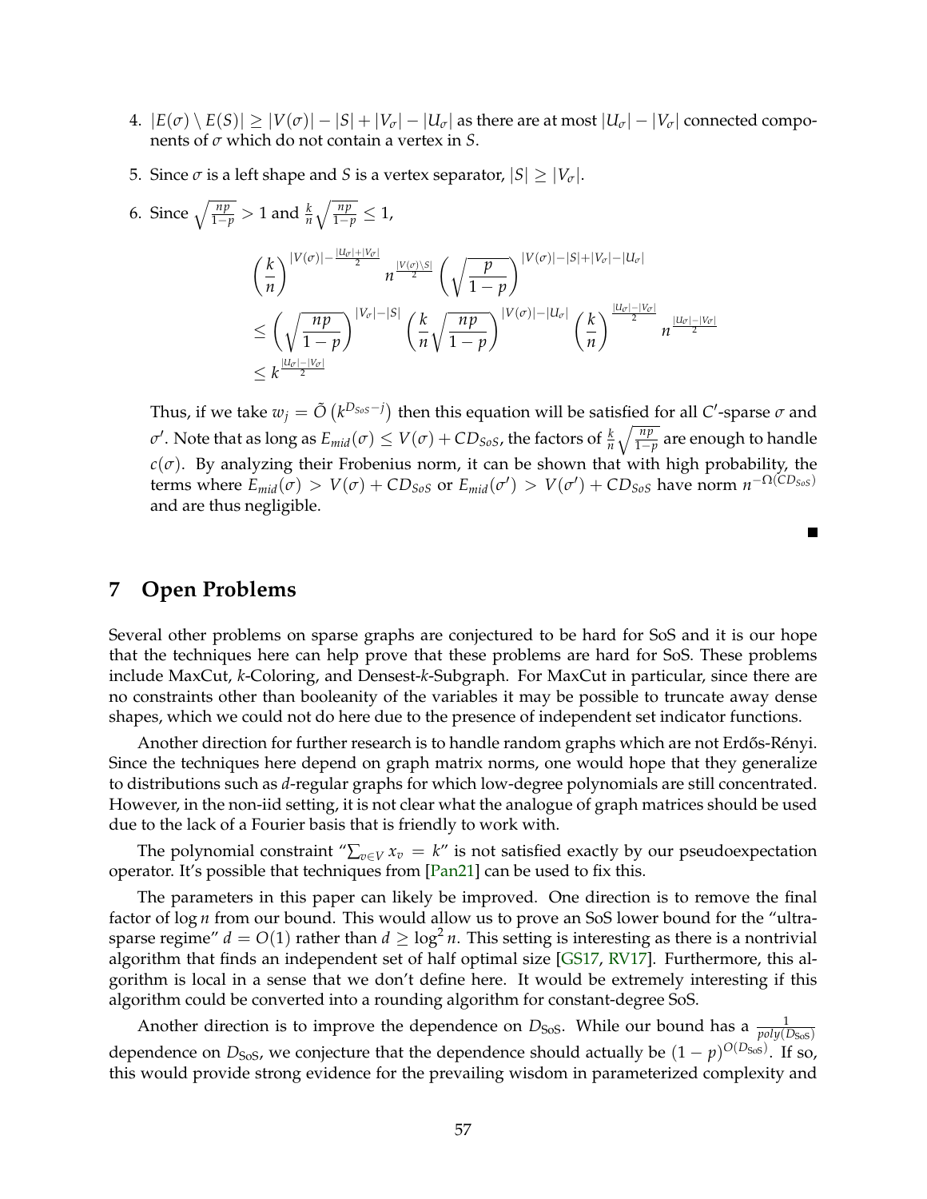4. $|E(\sigma) \setminus E(S)| \geq |V(\sigma)| - |S| + |V_\sigma| - |U_\sigma|$ as there are at most $|U_\sigma| - |V_\sigma|$ connected components of $\sigma$ which do not contain a vertex in $S$.

5. Since $\sigma$ is a left shape and $S$ is a vertex separator, $|S| \geq |V_\sigma|$.

6. Since $\sqrt{\frac{np}{1-p}} > 1$ and $\frac{k}{n}\sqrt{\frac{np}{1-p}} \leq 1$,

$$
\begin{aligned}
&\left(\frac{k}{n}\right)^{|V(\sigma)| - \frac{|U_\sigma|+|V_\sigma|}{2}} n^{\frac{|V(\sigma)\setminus S|}{2}} \left(\sqrt{\frac{p}{1-p}}\right)^{|V(\sigma)|-|S|+|V_\sigma|-|U_\sigma|} \\
&\leq \left(\sqrt{\frac{np}{1-p}}\right)^{|V_\sigma|-|S|} \left(\frac{k}{n}\sqrt{\frac{np}{1-p}}\right)^{|V(\sigma)|-|U_\sigma|} \left(\frac{k}{n}\right)^{\frac{|U_\sigma|-|V_\sigma|}{2}} n^{\frac{|U_\sigma|-|V_\sigma|}{2}} \\
&\leq k^{\frac{|U_\sigma|-|V_\sigma|}{2}}
\end{aligned}
$$

Thus, if we take $w_j = \tilde{O}\left(k^{D_{SoS}-j}\right)$ then this equation will be satisfied for all $C'$-sparse $\sigma$ and $\sigma'$. Note that as long as $E_{mid}(\sigma) \leq V(\sigma) + CD_{SoS}$, the factors of $\frac{k}{n}\sqrt{\frac{np}{1-p}}$ are enough to handle $c(\sigma)$. By analyzing their Frobenius norm, it can be shown that with high probability, the terms where $E_{mid}(\sigma) > V(\sigma) + CD_{SoS}$ or $E_{mid}(\sigma') > V(\sigma') + CD_{SoS}$ have norm $n^{-\Omega(CD_{SoS})}$ and are thus negligible.

■

# 7 Open Problems

Several other problems on sparse graphs are conjectured to be hard for SoS and it is our hope that the techniques here can help prove that these problems are hard for SoS. These problems include MaxCut, $k$-Coloring, and Densest-$k$-Subgraph. For MaxCut in particular, since there are no constraints other than booleanity of the variables it may be possible to truncate away dense shapes, which we could not do here due to the presence of independent set indicator functions.

Another direction for further research is to handle random graphs which are not Erdős-Rényi. Since the techniques here depend on graph matrix norms, one would hope that they generalize to distributions such as $d$-regular graphs for which low-degree polynomials are still concentrated. However, in the non-iid setting, it is not clear what the analogue of graph matrices should be used due to the lack of a Fourier basis that is friendly to work with.

The polynomial constraint "$\sum_{v \in V} x_v = k$" is not satisfied exactly by our pseudoexpectation operator. It's possible that techniques from [Pan21] can be used to fix this.

The parameters in this paper can likely be improved. One direction is to remove the final factor of $\log n$ from our bound. This would allow us to prove an SoS lower bound for the "ultra-sparse regime" $d = O(1)$ rather than $d \geq \log^2 n$. This setting is interesting as there is a nontrivial algorithm that finds an independent set of half optimal size [GS17, RV17]. Furthermore, this algorithm is local in a sense that we don't define here. It would be extremely interesting if this algorithm could be converted into a rounding algorithm for constant-degree SoS.

Another direction is to improve the dependence on $D_{\text{SoS}}$. While our bound has a $\frac{1}{poly(D_{\text{SoS}})}$ dependence on $D_{\text{SoS}}$, we conjecture that the dependence should actually be $(1-p)^{O(D_{\text{SoS}})}$. If so, this would provide strong evidence for the prevailing wisdom in parameterized complexity and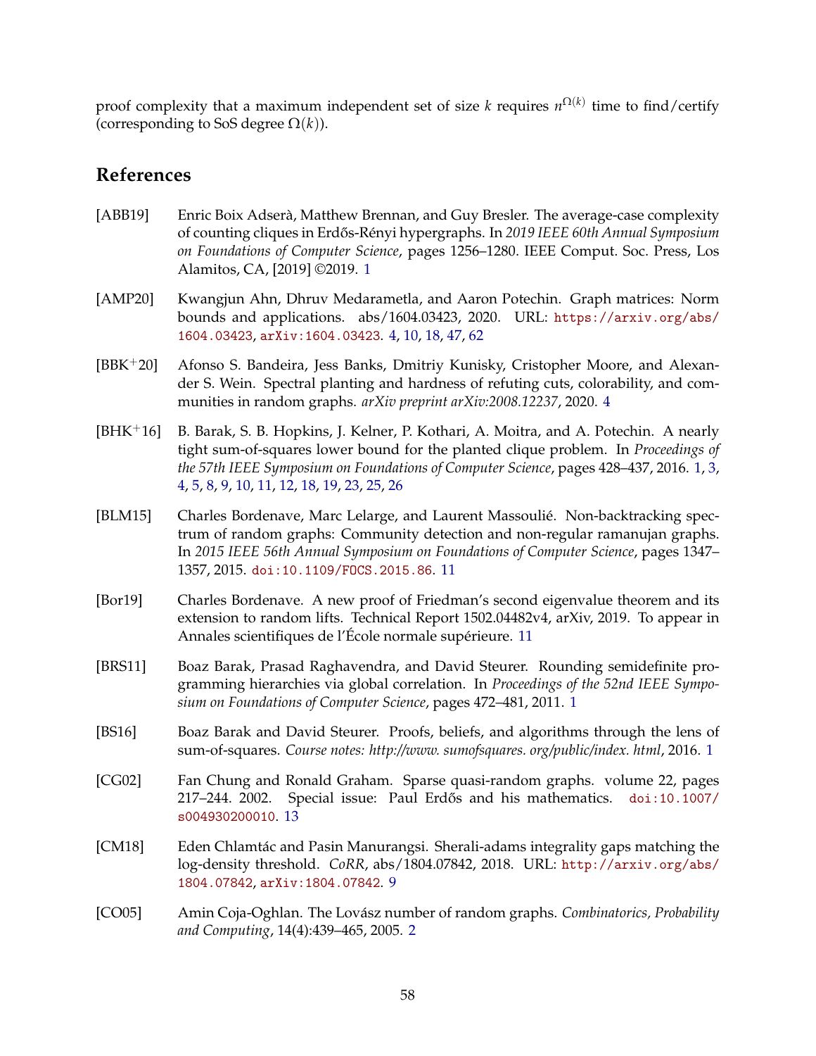proof complexity that a maximum independent set of size $k$ requires $n^{\Omega(k)}$ time to find/certify (corresponding to SoS degree $\Omega(k)$).

# References

[ABB19] Enric Boix Adserà, Matthew Brennan, and Guy Bresler. The average-case complexity of counting cliques in Erdős-Rényi hypergraphs. In *2019 IEEE 60th Annual Symposium on Foundations of Computer Science*, pages 1256–1280. IEEE Comput. Soc. Press, Los Alamitos, CA, [2019] ©2019. 1

[AMP20] Kwangjun Ahn, Dhruv Medarametla, and Aaron Potechin. Graph matrices: Norm bounds and applications. abs/1604.03423, 2020. URL: `https://arxiv.org/abs/1604.03423`, `arXiv:1604.03423`. 4, 10, 18, 47, 62

[BBK+20] Afonso S. Bandeira, Jess Banks, Dmitriy Kunisky, Cristopher Moore, and Alexander S. Wein. Spectral planting and hardness of refuting cuts, colorability, and communities in random graphs. *arXiv preprint arXiv:2008.12237*, 2020. 4

[BHK+16] B. Barak, S. B. Hopkins, J. Kelner, P. Kothari, A. Moitra, and A. Potechin. A nearly tight sum-of-squares lower bound for the planted clique problem. In *Proceedings of the 57th IEEE Symposium on Foundations of Computer Science*, pages 428–437, 2016. 1, 3, 4, 5, 8, 9, 10, 11, 12, 18, 19, 23, 25, 26

[BLM15] Charles Bordenave, Marc Lelarge, and Laurent Massoulié. Non-backtracking spectrum of random graphs: Community detection and non-regular ramanujan graphs. In *2015 IEEE 56th Annual Symposium on Foundations of Computer Science*, pages 1347–1357, 2015. `doi:10.1109/FOCS.2015.86`. 11

[Bor19] Charles Bordenave. A new proof of Friedman's second eigenvalue theorem and its extension to random lifts. Technical Report 1502.04482v4, arXiv, 2019. To appear in Annales scientifiques de l'École normale supérieure. 11

[BRS11] Boaz Barak, Prasad Raghavendra, and David Steurer. Rounding semidefinite programming hierarchies via global correlation. In *Proceedings of the 52nd IEEE Symposium on Foundations of Computer Science*, pages 472–481, 2011. 1

[BS16] Boaz Barak and David Steurer. Proofs, beliefs, and algorithms through the lens of sum-of-squares. *Course notes: http://www. sumofsquares. org/public/index. html*, 2016. 1

[CG02] Fan Chung and Ronald Graham. Sparse quasi-random graphs. volume 22, pages 217–244. 2002. Special issue: Paul Erdős and his mathematics. `doi:10.1007/s004930200010`. 13

[CM18] Eden Chlamtác and Pasin Manurangsi. Sherali-adams integrality gaps matching the log-density threshold. *CoRR*, abs/1804.07842, 2018. URL: `http://arxiv.org/abs/1804.07842`, `arXiv:1804.07842`. 9

[CO05] Amin Coja-Oghlan. The Lovász number of random graphs. *Combinatorics, Probability and Computing*, 14(4):439–465, 2005. 2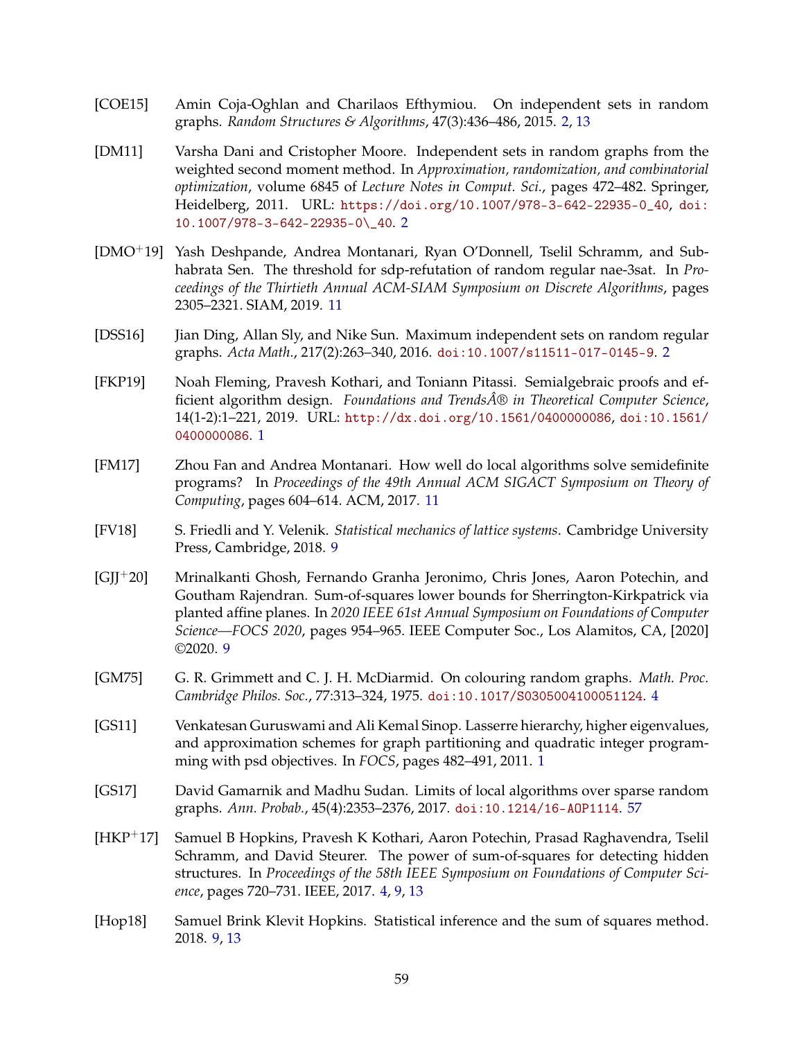[COE15] Amin Coja-Oghlan and Charilaos Efthymiou. On independent sets in random graphs. *Random Structures & Algorithms*, 47(3):436–486, 2015. 2, 13

[DM11] Varsha Dani and Cristopher Moore. Independent sets in random graphs from the weighted second moment method. In *Approximation, randomization, and combinatorial optimization*, volume 6845 of *Lecture Notes in Comput. Sci.*, pages 472–482. Springer, Heidelberg, 2011. URL: https://doi.org/10.1007/978-3-642-22935-0_40, doi:10.1007/978-3-642-22935-0\_40. 2

[DMO+19] Yash Deshpande, Andrea Montanari, Ryan O'Donnell, Tselil Schramm, and Subhabrata Sen. The threshold for sdp-refutation of random regular nae-3sat. In *Proceedings of the Thirtieth Annual ACM-SIAM Symposium on Discrete Algorithms*, pages 2305–2321. SIAM, 2019. 11

[DSS16] Jian Ding, Allan Sly, and Nike Sun. Maximum independent sets on random regular graphs. *Acta Math.*, 217(2):263–340, 2016. doi:10.1007/s11511-017-0145-9. 2

[FKP19] Noah Fleming, Pravesh Kothari, and Toniann Pitassi. Semialgebraic proofs and efficient algorithm design. *Foundations and TrendsÂ® in Theoretical Computer Science*, 14(1-2):1–221, 2019. URL: http://dx.doi.org/10.1561/0400000086, doi:10.1561/0400000086. 1

[FM17] Zhou Fan and Andrea Montanari. How well do local algorithms solve semidefinite programs? In *Proceedings of the 49th Annual ACM SIGACT Symposium on Theory of Computing*, pages 604–614. ACM, 2017. 11

[FV18] S. Friedli and Y. Velenik. *Statistical mechanics of lattice systems*. Cambridge University Press, Cambridge, 2018. 9

[GJJ+20] Mrinalkanti Ghosh, Fernando Granha Jeronimo, Chris Jones, Aaron Potechin, and Goutham Rajendran. Sum-of-squares lower bounds for Sherrington-Kirkpatrick via planted affine planes. In *2020 IEEE 61st Annual Symposium on Foundations of Computer Science—FOCS 2020*, pages 954–965. IEEE Computer Soc., Los Alamitos, CA, [2020] ©2020. 9

[GM75] G. R. Grimmett and C. J. H. McDiarmid. On colouring random graphs. *Math. Proc. Cambridge Philos. Soc.*, 77:313–324, 1975. doi:10.1017/S0305004100051124. 4

[GS11] Venkatesan Guruswami and Ali Kemal Sinop. Lasserre hierarchy, higher eigenvalues, and approximation schemes for graph partitioning and quadratic integer programming with psd objectives. In *FOCS*, pages 482–491, 2011. 1

[GS17] David Gamarnik and Madhu Sudan. Limits of local algorithms over sparse random graphs. *Ann. Probab.*, 45(4):2353–2376, 2017. doi:10.1214/16-AOP1114. 57

[HKP+17] Samuel B Hopkins, Pravesh K Kothari, Aaron Potechin, Prasad Raghavendra, Tselil Schramm, and David Steurer. The power of sum-of-squares for detecting hidden structures. In *Proceedings of the 58th IEEE Symposium on Foundations of Computer Science*, pages 720–731. IEEE, 2017. 4, 9, 13

[Hop18] Samuel Brink Klevit Hopkins. Statistical inference and the sum of squares method. 2018. 9, 13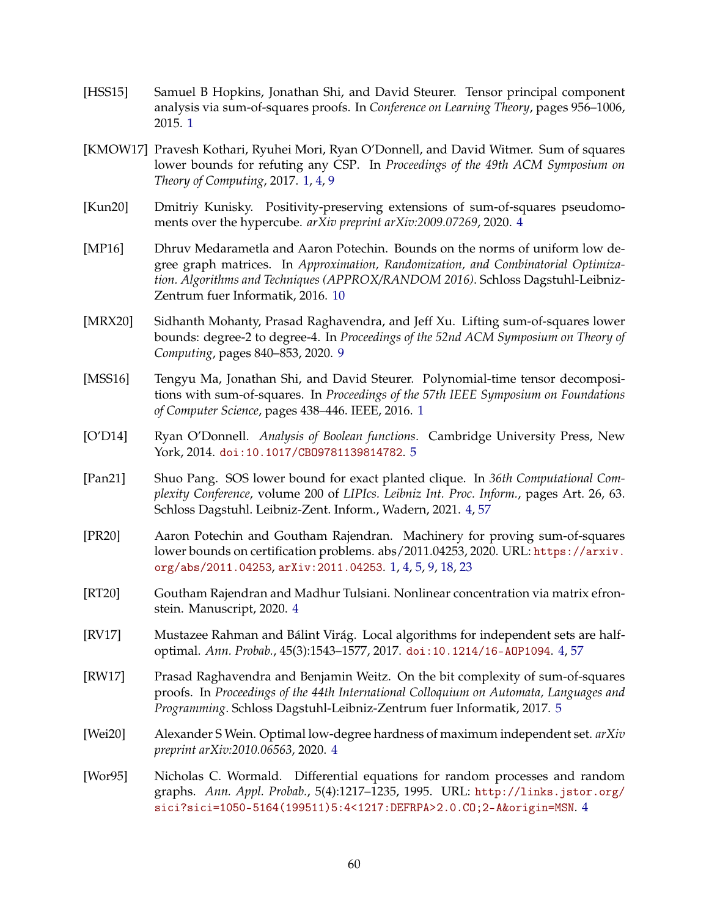[HSS15] Samuel B Hopkins, Jonathan Shi, and David Steurer. Tensor principal component analysis via sum-of-squares proofs. In *Conference on Learning Theory*, pages 956–1006, 2015. 1

[KMOW17] Pravesh Kothari, Ryuhei Mori, Ryan O'Donnell, and David Witmer. Sum of squares lower bounds for refuting any CSP. In *Proceedings of the 49th ACM Symposium on Theory of Computing*, 2017. 1, 4, 9

[Kun20] Dmitriy Kunisky. Positivity-preserving extensions of sum-of-squares pseudomoments over the hypercube. *arXiv preprint arXiv:2009.07269*, 2020. 4

[MP16] Dhruv Medarametla and Aaron Potechin. Bounds on the norms of uniform low degree graph matrices. In *Approximation, Randomization, and Combinatorial Optimization. Algorithms and Techniques (APPROX/RANDOM 2016)*. Schloss Dagstuhl-Leibniz-Zentrum fuer Informatik, 2016. 10

[MRX20] Sidhanth Mohanty, Prasad Raghavendra, and Jeff Xu. Lifting sum-of-squares lower bounds: degree-2 to degree-4. In *Proceedings of the 52nd ACM Symposium on Theory of Computing*, pages 840–853, 2020. 9

[MSS16] Tengyu Ma, Jonathan Shi, and David Steurer. Polynomial-time tensor decompositions with sum-of-squares. In *Proceedings of the 57th IEEE Symposium on Foundations of Computer Science*, pages 438–446. IEEE, 2016. 1

[O'D14] Ryan O'Donnell. *Analysis of Boolean functions*. Cambridge University Press, New York, 2014. doi:10.1017/CBO9781139814782. 5

[Pan21] Shuo Pang. SOS lower bound for exact planted clique. In *36th Computational Complexity Conference*, volume 200 of *LIPIcs. Leibniz Int. Proc. Inform.*, pages Art. 26, 63. Schloss Dagstuhl. Leibniz-Zent. Inform., Wadern, 2021. 4, 57

[PR20] Aaron Potechin and Goutham Rajendran. Machinery for proving sum-of-squares lower bounds on certification problems. abs/2011.04253, 2020. URL: https://arxiv.org/abs/2011.04253, arXiv:2011.04253. 1, 4, 5, 9, 18, 23

[RT20] Goutham Rajendran and Madhur Tulsiani. Nonlinear concentration via matrix efronstein. Manuscript, 2020. 4

[RV17] Mustazee Rahman and Bálint Virág. Local algorithms for independent sets are half-optimal. *Ann. Probab.*, 45(3):1543–1577, 2017. doi:10.1214/16-AOP1094. 4, 57

[RW17] Prasad Raghavendra and Benjamin Weitz. On the bit complexity of sum-of-squares proofs. In *Proceedings of the 44th International Colloquium on Automata, Languages and Programming*. Schloss Dagstuhl-Leibniz-Zentrum fuer Informatik, 2017. 5

[Wei20] Alexander S Wein. Optimal low-degree hardness of maximum independent set. *arXiv preprint arXiv:2010.06563*, 2020. 4

[Wor95] Nicholas C. Wormald. Differential equations for random processes and random graphs. *Ann. Appl. Probab.*, 5(4):1217–1235, 1995. URL: http://links.jstor.org/sici?sici=1050-5164(199511)5:4<1217:DEFRPA>2.0.CO;2-A&origin=MSN. 4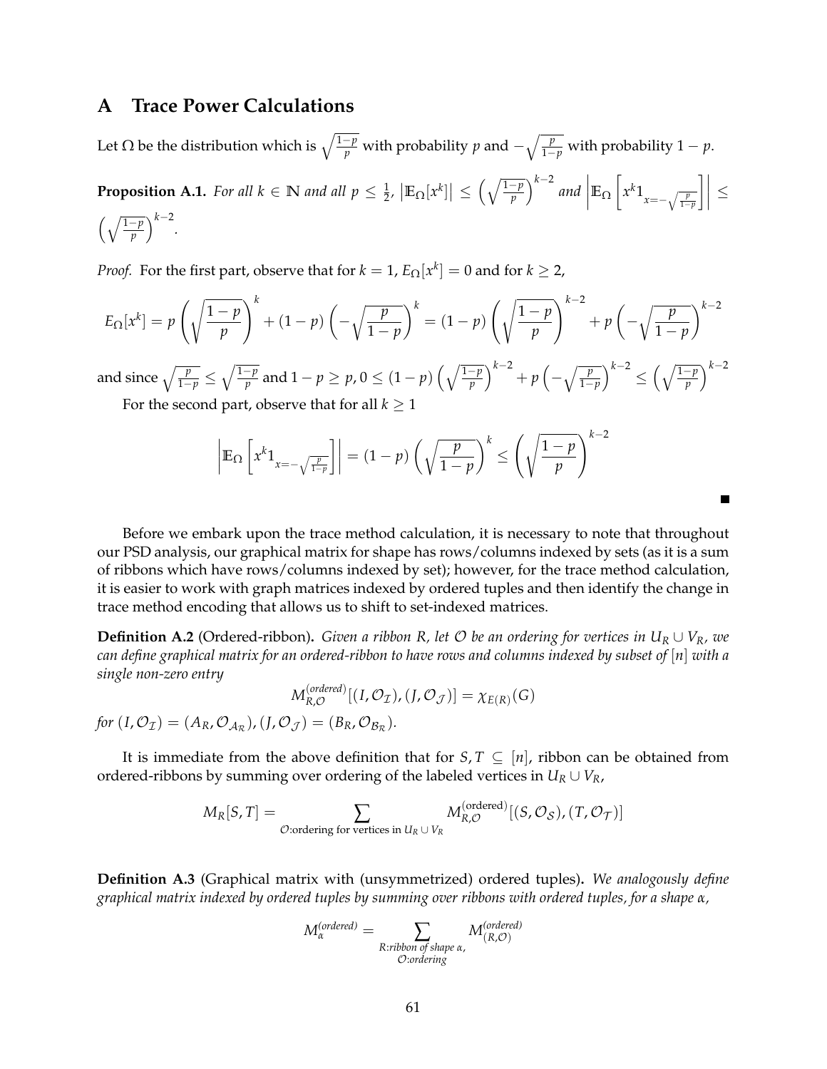# A Trace Power Calculations

Let $\Omega$ be the distribution which is $\sqrt{\frac{1-p}{p}}$ with probability $p$ and $-\sqrt{\frac{p}{1-p}}$ with probability $1-p$.

**Proposition A.1.** *For all $k \in \mathbb{N}$ and all $p \le \frac{1}{2}$, $\left|\mathbb{E}_\Omega[x^k]\right| \le \left(\sqrt{\frac{1-p}{p}}\right)^{k-2}$ and $\left|\mathbb{E}_\Omega\left[x^k 1_{x=-\sqrt{\frac{p}{1-p}}}\right]\right| \le \left(\sqrt{\frac{1-p}{p}}\right)^{k-2}$.*

*Proof.* For the first part, observe that for $k=1$, $E_\Omega[x^k] = 0$ and for $k \ge 2$,

$$E_\Omega[x^k] = p\left(\sqrt{\frac{1-p}{p}}\right)^k + (1-p)\left(-\sqrt{\frac{p}{1-p}}\right)^k = (1-p)\left(\sqrt{\frac{1-p}{p}}\right)^{k-2} + p\left(-\sqrt{\frac{p}{1-p}}\right)^{k-2}$$

and since $\sqrt{\frac{p}{1-p}} \le \sqrt{\frac{1-p}{p}}$ and $1-p \ge p$, $0 \le (1-p)\left(\sqrt{\frac{1-p}{p}}\right)^{k-2} + p\left(-\sqrt{\frac{p}{1-p}}\right)^{k-2} \le \left(\sqrt{\frac{1-p}{p}}\right)^{k-2}$

For the second part, observe that for all $k \ge 1$

$$\left|\mathbb{E}_\Omega\left[x^k 1_{x=-\sqrt{\frac{p}{1-p}}}\right]\right| = (1-p)\left(\sqrt{\frac{p}{1-p}}\right)^k \le \left(\sqrt{\frac{1-p}{p}}\right)^{k-2}$$

■

Before we embark upon the trace method calculation, it is necessary to note that throughout our PSD analysis, our graphical matrix for shape has rows/columns indexed by sets (as it is a sum of ribbons which have rows/columns indexed by set); however, for the trace method calculation, it is easier to work with graph matrices indexed by ordered tuples and then identify the change in trace method encoding that allows us to shift to set-indexed matrices.

**Definition A.2** (Ordered-ribbon)**.** *Given a ribbon $R$, let $\mathcal{O}$ be an ordering for vertices in $U_R \cup V_R$, we can define graphical matrix for an ordered-ribbon to have rows and columns indexed by subset of $[n]$ with a single non-zero entry*

$$M^{(ordered)}_{R,\mathcal{O}}[(I,\mathcal{O}_\mathcal{I}),(J,\mathcal{O}_\mathcal{J})] = \chi_{E(R)}(G)$$

*for $(I,\mathcal{O}_\mathcal{I}) = (A_R,\mathcal{O}_{\mathcal{A}_\mathcal{R}}), (J,\mathcal{O}_\mathcal{J}) = (B_R,\mathcal{O}_{\mathcal{B}_\mathcal{R}})$.*

It is immediate from the above definition that for $S,T \subseteq [n]$, ribbon can be obtained from ordered-ribbons by summing over ordering of the labeled vertices in $U_R \cup V_R$,

$$M_R[S,T] = \sum_{\mathcal{O}:\text{ordering for vertices in } U_R \cup V_R} M^{(\text{ordered})}_{R,\mathcal{O}}[(S,\mathcal{O}_\mathcal{S}),(T,\mathcal{O}_\mathcal{T})]$$

**Definition A.3** (Graphical matrix with (unsymmetrized) ordered tuples)**.** *We analogously define graphical matrix indexed by ordered tuples by summing over ribbons with ordered tuples, for a shape $\alpha$,*

$$M^{(ordered)}_\alpha = \sum_{\substack{R:\text{ribbon of shape } \alpha, \\ \mathcal{O}:\text{ordering}}} M^{(ordered)}_{(R,\mathcal{O})}$$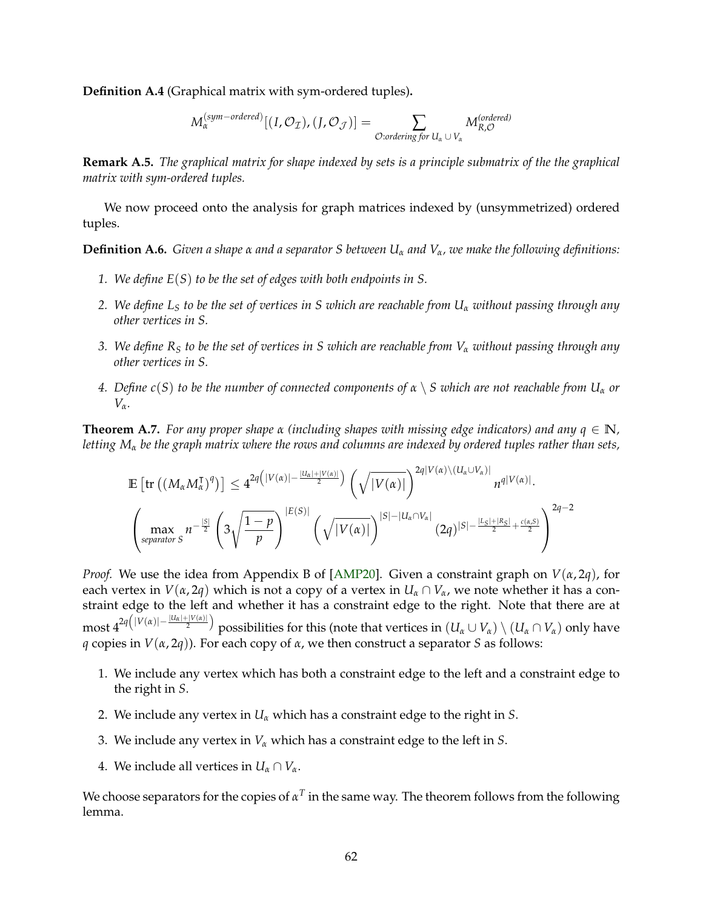**Definition A.4** (Graphical matrix with sym-ordered tuples)**.**

$$M_{\alpha}^{(sym-ordered)}[(I,\mathcal{O}_{\mathcal{I}}),(J,\mathcal{O}_{\mathcal{J}})] = \sum_{\mathcal{O}:\text{ordering for } U_\alpha \cup V_\alpha} M_{R,\mathcal{O}}^{(ordered)}$$

**Remark A.5.** *The graphical matrix for shape indexed by sets is a principle submatrix of the the graphical matrix with sym-ordered tuples.*

We now proceed onto the analysis for graph matrices indexed by (unsymmetrized) ordered tuples.

**Definition A.6.** *Given a shape $\alpha$ and a separator $S$ between $U_\alpha$ and $V_\alpha$, we make the following definitions:*

1. *We define $E(S)$ to be the set of edges with both endpoints in $S$.*
2. *We define $L_S$ to be the set of vertices in $S$ which are reachable from $U_\alpha$ without passing through any other vertices in $S$.*
3. *We define $R_S$ to be the set of vertices in $S$ which are reachable from $V_\alpha$ without passing through any other vertices in $S$.*
4. *Define $c(S)$ to be the number of connected components of $\alpha \setminus S$ which are not reachable from $U_\alpha$ or $V_\alpha$.*

**Theorem A.7.** *For any proper shape $\alpha$ (including shapes with missing edge indicators) and any $q \in \mathbb{N}$, letting $M_\alpha$ be the graph matrix where the rows and columns are indexed by ordered tuples rather than sets,*

$$\mathbb{E}\left[\operatorname{tr}\left((M_\alpha M_\alpha^\intercal)^q\right)\right] \leq 4^{2q\left(|V(\alpha)|-\frac{|U_\alpha|+|V(\alpha)|}{2}\right)}\left(\sqrt{|V(\alpha)|}\right)^{2q|V(\alpha)\setminus(U_\alpha\cup V_\alpha)|} n^{q|V(\alpha)|}\cdot$$
$$\left(\max_{\text{separator } S} n^{-\frac{|S|}{2}}\left(3\sqrt{\frac{1-p}{p}}\right)^{|E(S)|}\left(\sqrt{|V(\alpha)|}\right)^{|S|-|U_\alpha\cap V_\alpha|}(2q)^{|S|-\frac{|L_S|+|R_S|}{2}+\frac{c(\alpha,S)}{2}}\right)^{2q-2}$$

*Proof.* We use the idea from Appendix B of [AMP20]. Given a constraint graph on $V(\alpha,2q)$, for each vertex in $V(\alpha,2q)$ which is not a copy of a vertex in $U_\alpha \cap V_\alpha$, we note whether it has a constraint edge to the left and whether it has a constraint edge to the right. Note that there are at most $4^{2q\left(|V(\alpha)|-\frac{|U_\alpha|+|V(\alpha)|}{2}\right)}$ possibilities for this (note that vertices in $(U_\alpha \cup V_\alpha)\setminus(U_\alpha \cap V_\alpha)$ only have $q$ copies in $V(\alpha,2q)$). For each copy of $\alpha$, we then construct a separator $S$ as follows:

1. We include any vertex which has both a constraint edge to the left and a constraint edge to the right in $S$.
2. We include any vertex in $U_\alpha$ which has a constraint edge to the right in $S$.
3. We include any vertex in $V_\alpha$ which has a constraint edge to the left in $S$.
4. We include all vertices in $U_\alpha \cap V_\alpha$.

We choose separators for the copies of $\alpha^T$ in the same way. The theorem follows from the following lemma.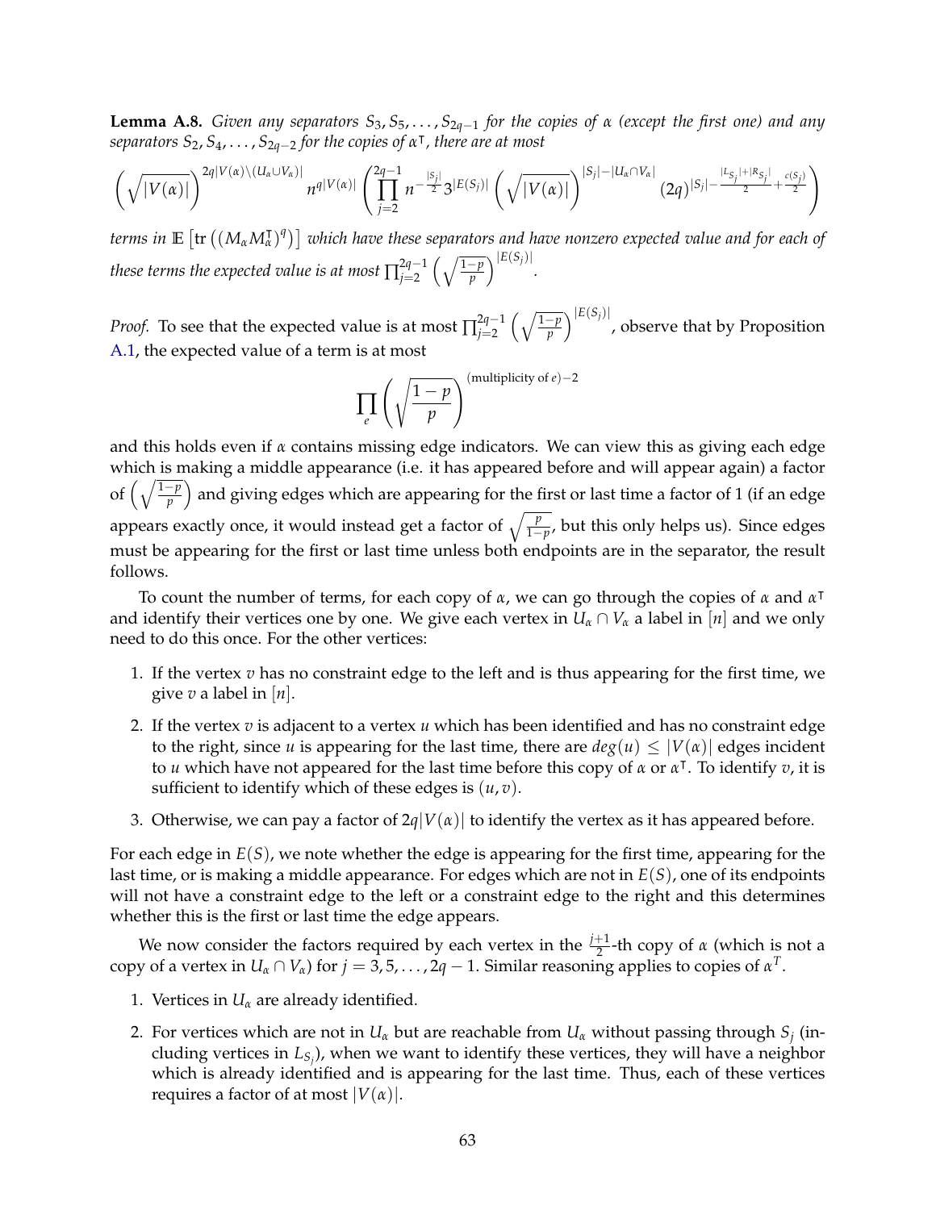**Lemma A.8.** *Given any separators $S_3, S_5, \ldots, S_{2q-1}$ for the copies of $\alpha$ (except the first one) and any separators $S_2, S_4, \ldots, S_{2q-2}$ for the copies of $\alpha^\intercal$, there are at most*

$$\left(\sqrt{|V(\alpha)|}\right)^{2q|V(\alpha)\setminus(U_\alpha\cup V_\alpha)|} n^{q|V(\alpha)|}\left(\prod_{j=2}^{2q-1} n^{-\frac{|S_j|}{2}} 3^{|E(S_j)|}\left(\sqrt{|V(\alpha)|}\right)^{|S_j|-|U_\alpha\cap V_\alpha|}(2q)^{|S_j|-\frac{|L_{S_j}|+|R_{S_j}|}{2}+\frac{c(S_j)}{2}}\right)$$

*terms in $\mathbb{E}\left[\mathrm{tr}\left((M_\alpha M_\alpha^\intercal)^q\right)\right]$ which have these separators and have nonzero expected value and for each of these terms the expected value is at most $\prod_{j=2}^{2q-1}\left(\sqrt{\frac{1-p}{p}}\right)^{|E(S_j)|}$.*

*Proof.* To see that the expected value is at most $\prod_{j=2}^{2q-1}\left(\sqrt{\frac{1-p}{p}}\right)^{|E(S_j)|}$, observe that by Proposition A.1, the expected value of a term is at most

$$\prod_e\left(\sqrt{\frac{1-p}{p}}\right)^{(\text{multiplicity of } e)-2}$$

and this holds even if $\alpha$ contains missing edge indicators. We can view this as giving each edge which is making a middle appearance (i.e. it has appeared before and will appear again) a factor of $\left(\sqrt{\frac{1-p}{p}}\right)$ and giving edges which are appearing for the first or last time a factor of 1 (if an edge appears exactly once, it would instead get a factor of $\sqrt{\frac{p}{1-p}}$, but this only helps us). Since edges must be appearing for the first or last time unless both endpoints are in the separator, the result follows.

To count the number of terms, for each copy of $\alpha$, we can go through the copies of $\alpha$ and $\alpha^\intercal$ and identify their vertices one by one. We give each vertex in $U_\alpha \cap V_\alpha$ a label in $[n]$ and we only need to do this once. For the other vertices:

1. If the vertex $v$ has no constraint edge to the left and is thus appearing for the first time, we give $v$ a label in $[n]$.
2. If the vertex $v$ is adjacent to a vertex $u$ which has been identified and has no constraint edge to the right, since $u$ is appearing for the last time, there are $deg(u) \leq |V(\alpha)|$ edges incident to $u$ which have not appeared for the last time before this copy of $\alpha$ or $\alpha^\intercal$. To identify $v$, it is sufficient to identify which of these edges is $(u, v)$.
3. Otherwise, we can pay a factor of $2q|V(\alpha)|$ to identify the vertex as it has appeared before.

For each edge in $E(S)$, we note whether the edge is appearing for the first time, appearing for the last time, or is making a middle appearance. For edges which are not in $E(S)$, one of its endpoints will not have a constraint edge to the left or a constraint edge to the right and this determines whether this is the first or last time the edge appears.

We now consider the factors required by each vertex in the $\frac{j+1}{2}$-th copy of $\alpha$ (which is not a copy of a vertex in $U_\alpha \cap V_\alpha$) for $j = 3, 5, \ldots, 2q-1$. Similar reasoning applies to copies of $\alpha^T$.

1. Vertices in $U_\alpha$ are already identified.
2. For vertices which are not in $U_\alpha$ but are reachable from $U_\alpha$ without passing through $S_j$ (including vertices in $L_{S_j}$), when we want to identify these vertices, they will have a neighbor which is already identified and is appearing for the last time. Thus, each of these vertices requires a factor of at most $|V(\alpha)|$.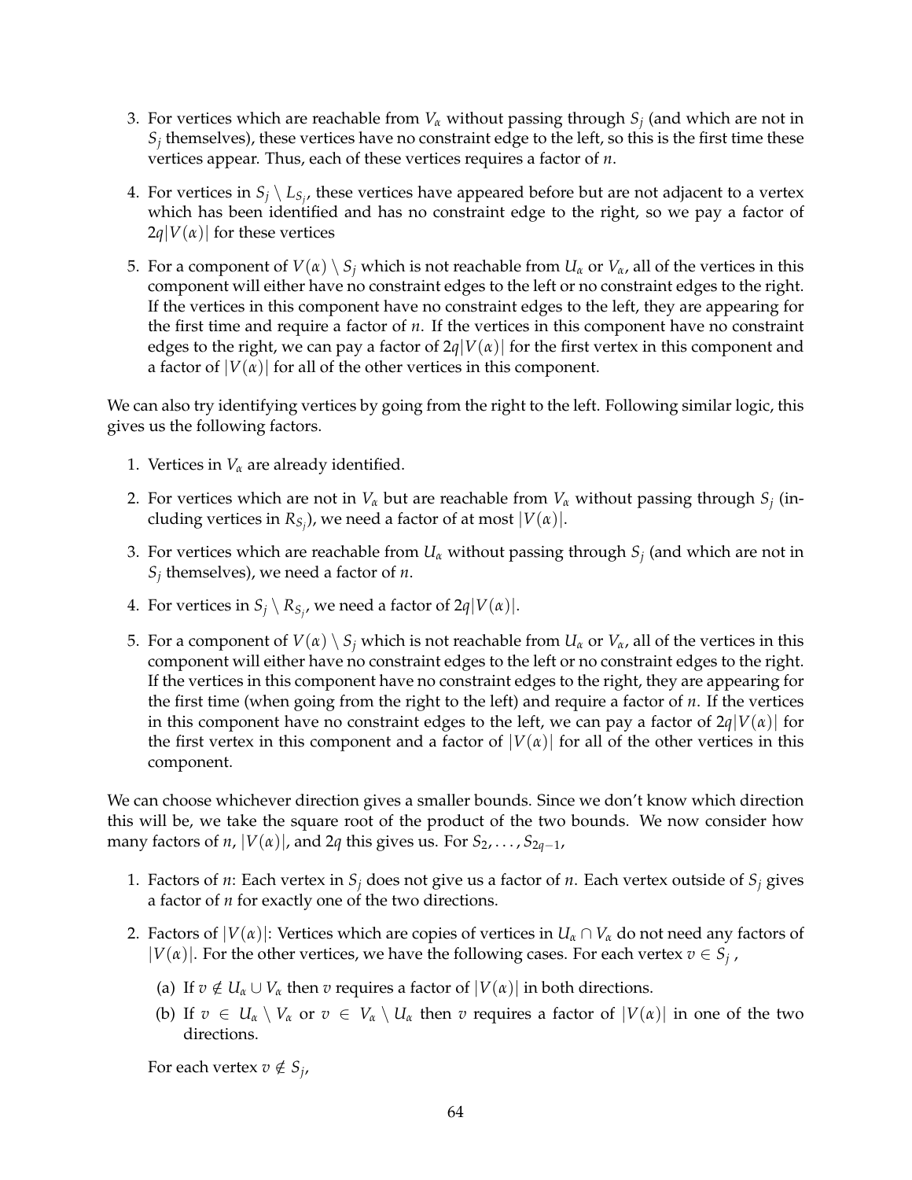3. For vertices which are reachable from $V_\alpha$ without passing through $S_j$ (and which are not in $S_j$ themselves), these vertices have no constraint edge to the left, so this is the first time these vertices appear. Thus, each of these vertices requires a factor of $n$.

4. For vertices in $S_j \setminus L_{S_j}$, these vertices have appeared before but are not adjacent to a vertex which has been identified and has no constraint edge to the right, so we pay a factor of $2q|V(\alpha)|$ for these vertices

5. For a component of $V(\alpha) \setminus S_j$ which is not reachable from $U_\alpha$ or $V_\alpha$, all of the vertices in this component will either have no constraint edges to the left or no constraint edges to the right. If the vertices in this component have no constraint edges to the left, they are appearing for the first time and require a factor of $n$. If the vertices in this component have no constraint edges to the right, we can pay a factor of $2q|V(\alpha)|$ for the first vertex in this component and a factor of $|V(\alpha)|$ for all of the other vertices in this component.

We can also try identifying vertices by going from the right to the left. Following similar logic, this gives us the following factors.

1. Vertices in $V_\alpha$ are already identified.

2. For vertices which are not in $V_\alpha$ but are reachable from $V_\alpha$ without passing through $S_j$ (including vertices in $R_{S_j}$), we need a factor of at most $|V(\alpha)|$.

3. For vertices which are reachable from $U_\alpha$ without passing through $S_j$ (and which are not in $S_j$ themselves), we need a factor of $n$.

4. For vertices in $S_j \setminus R_{S_j}$, we need a factor of $2q|V(\alpha)|$.

5. For a component of $V(\alpha) \setminus S_j$ which is not reachable from $U_\alpha$ or $V_\alpha$, all of the vertices in this component will either have no constraint edges to the left or no constraint edges to the right. If the vertices in this component have no constraint edges to the right, they are appearing for the first time (when going from the right to the left) and require a factor of $n$. If the vertices in this component have no constraint edges to the left, we can pay a factor of $2q|V(\alpha)|$ for the first vertex in this component and a factor of $|V(\alpha)|$ for all of the other vertices in this component.

We can choose whichever direction gives a smaller bounds. Since we don't know which direction this will be, we take the square root of the product of the two bounds. We now consider how many factors of $n$, $|V(\alpha)|$, and $2q$ this gives us. For $S_2, \ldots, S_{2q-1}$,

1. Factors of $n$: Each vertex in $S_j$ does not give us a factor of $n$. Each vertex outside of $S_j$ gives a factor of $n$ for exactly one of the two directions.

2. Factors of $|V(\alpha)|$: Vertices which are copies of vertices in $U_\alpha \cap V_\alpha$ do not need any factors of $|V(\alpha)|$. For the other vertices, we have the following cases. For each vertex $v \in S_j$ ,

   (a) If $v \notin U_\alpha \cup V_\alpha$ then $v$ requires a factor of $|V(\alpha)|$ in both directions.

   (b) If $v \in U_\alpha \setminus V_\alpha$ or $v \in V_\alpha \setminus U_\alpha$ then $v$ requires a factor of $|V(\alpha)|$ in one of the two directions.

   For each vertex $v \notin S_j$,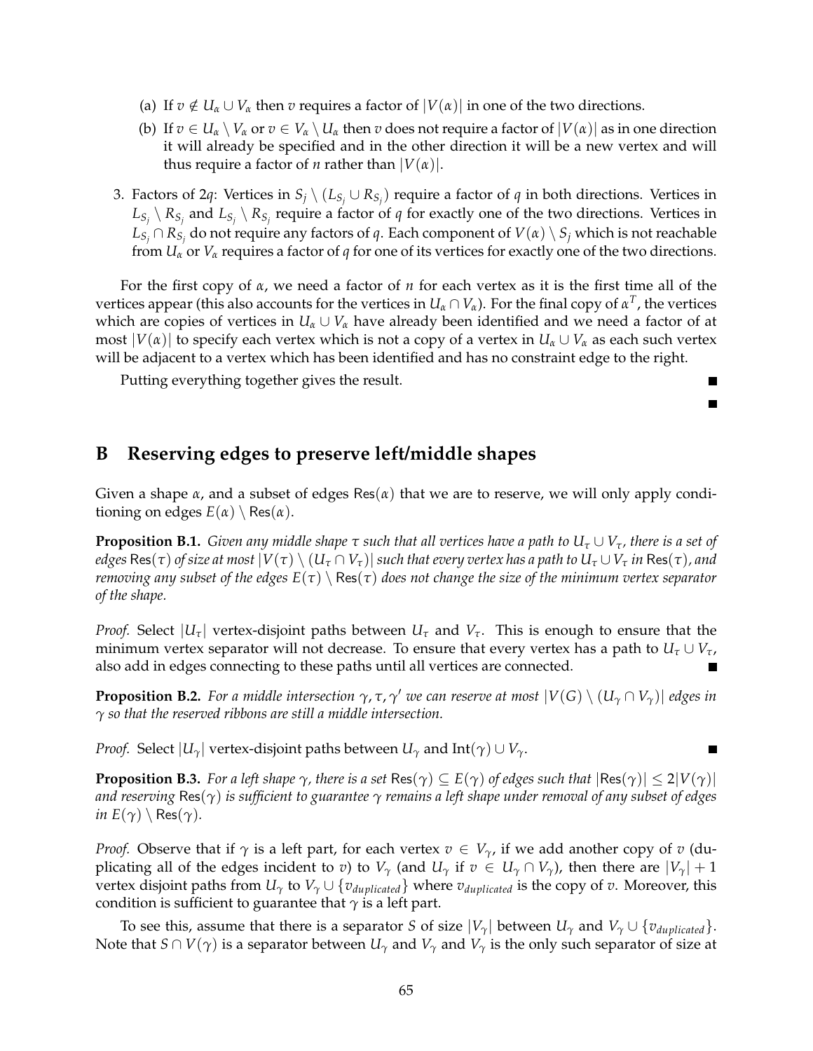(a) If $v \notin U_\alpha \cup V_\alpha$ then $v$ requires a factor of $|V(\alpha)|$ in one of the two directions.

(b) If $v \in U_\alpha \setminus V_\alpha$ or $v \in V_\alpha \setminus U_\alpha$ then $v$ does not require a factor of $|V(\alpha)|$ as in one direction it will already be specified and in the other direction it will be a new vertex and will thus require a factor of $n$ rather than $|V(\alpha)|$.

3. Factors of $2q$: Vertices in $S_j \setminus (L_{S_j} \cup R_{S_j})$ require a factor of $q$ in both directions. Vertices in $L_{S_j} \setminus R_{S_j}$ and $L_{S_j} \setminus R_{S_j}$ require a factor of $q$ for exactly one of the two directions. Vertices in $L_{S_j} \cap R_{S_j}$ do not require any factors of $q$. Each component of $V(\alpha) \setminus S_j$ which is not reachable from $U_\alpha$ or $V_\alpha$ requires a factor of $q$ for one of its vertices for exactly one of the two directions.

For the first copy of $\alpha$, we need a factor of $n$ for each vertex as it is the first time all of the vertices appear (this also accounts for the vertices in $U_\alpha \cap V_\alpha$). For the final copy of $\alpha^T$, the vertices which are copies of vertices in $U_\alpha \cup V_\alpha$ have already been identified and we need a factor of at most $|V(\alpha)|$ to specify each vertex which is not a copy of a vertex in $U_\alpha \cup V_\alpha$ as each such vertex will be adjacent to a vertex which has been identified and has no constraint edge to the right.

Putting everything together gives the result. ∎

∎

## B Reserving edges to preserve left/middle shapes

Given a shape $\alpha$, and a subset of edges $\mathsf{Res}(\alpha)$ that we are to reserve, we will only apply conditioning on edges $E(\alpha) \setminus \mathsf{Res}(\alpha)$.

**Proposition B.1.** *Given any middle shape $\tau$ such that all vertices have a path to $U_\tau \cup V_\tau$, there is a set of edges $\mathsf{Res}(\tau)$ of size at most $|V(\tau) \setminus (U_\tau \cap V_\tau)|$ such that every vertex has a path to $U_\tau \cup V_\tau$ in $\mathsf{Res}(\tau)$, and removing any subset of the edges $E(\tau) \setminus \mathsf{Res}(\tau)$ does not change the size of the minimum vertex separator of the shape.*

*Proof.* Select $|U_\tau|$ vertex-disjoint paths between $U_\tau$ and $V_\tau$. This is enough to ensure that the minimum vertex separator will not decrease. To ensure that every vertex has a path to $U_\tau \cup V_\tau$, also add in edges connecting to these paths until all vertices are connected. ∎

**Proposition B.2.** *For a middle intersection $\gamma, \tau, \gamma'$ we can reserve at most $|V(G) \setminus (U_\gamma \cap V_\gamma)|$ edges in $\gamma$ so that the reserved ribbons are still a middle intersection.*

*Proof.* Select $|U_\gamma|$ vertex-disjoint paths between $U_\gamma$ and $\mathrm{Int}(\gamma) \cup V_\gamma$. ∎

**Proposition B.3.** *For a left shape $\gamma$, there is a set $\mathsf{Res}(\gamma) \subseteq E(\gamma)$ of edges such that $|\mathsf{Res}(\gamma)| \leq 2|V(\gamma)|$ and reserving $\mathsf{Res}(\gamma)$ is sufficient to guarantee $\gamma$ remains a left shape under removal of any subset of edges in $E(\gamma) \setminus \mathsf{Res}(\gamma)$.*

*Proof.* Observe that if $\gamma$ is a left part, for each vertex $v \in V_\gamma$, if we add another copy of $v$ (duplicating all of the edges incident to $v$) to $V_\gamma$ (and $U_\gamma$ if $v \in U_\gamma \cap V_\gamma$), then there are $|V_\gamma| + 1$ vertex disjoint paths from $U_\gamma$ to $V_\gamma \cup \{v_{duplicated}\}$ where $v_{duplicated}$ is the copy of $v$. Moreover, this condition is sufficient to guarantee that $\gamma$ is a left part.

To see this, assume that there is a separator $S$ of size $|V_\gamma|$ between $U_\gamma$ and $V_\gamma \cup \{v_{duplicated}\}$. Note that $S \cap V(\gamma)$ is a separator between $U_\gamma$ and $V_\gamma$ and $V_\gamma$ is the only such separator of size at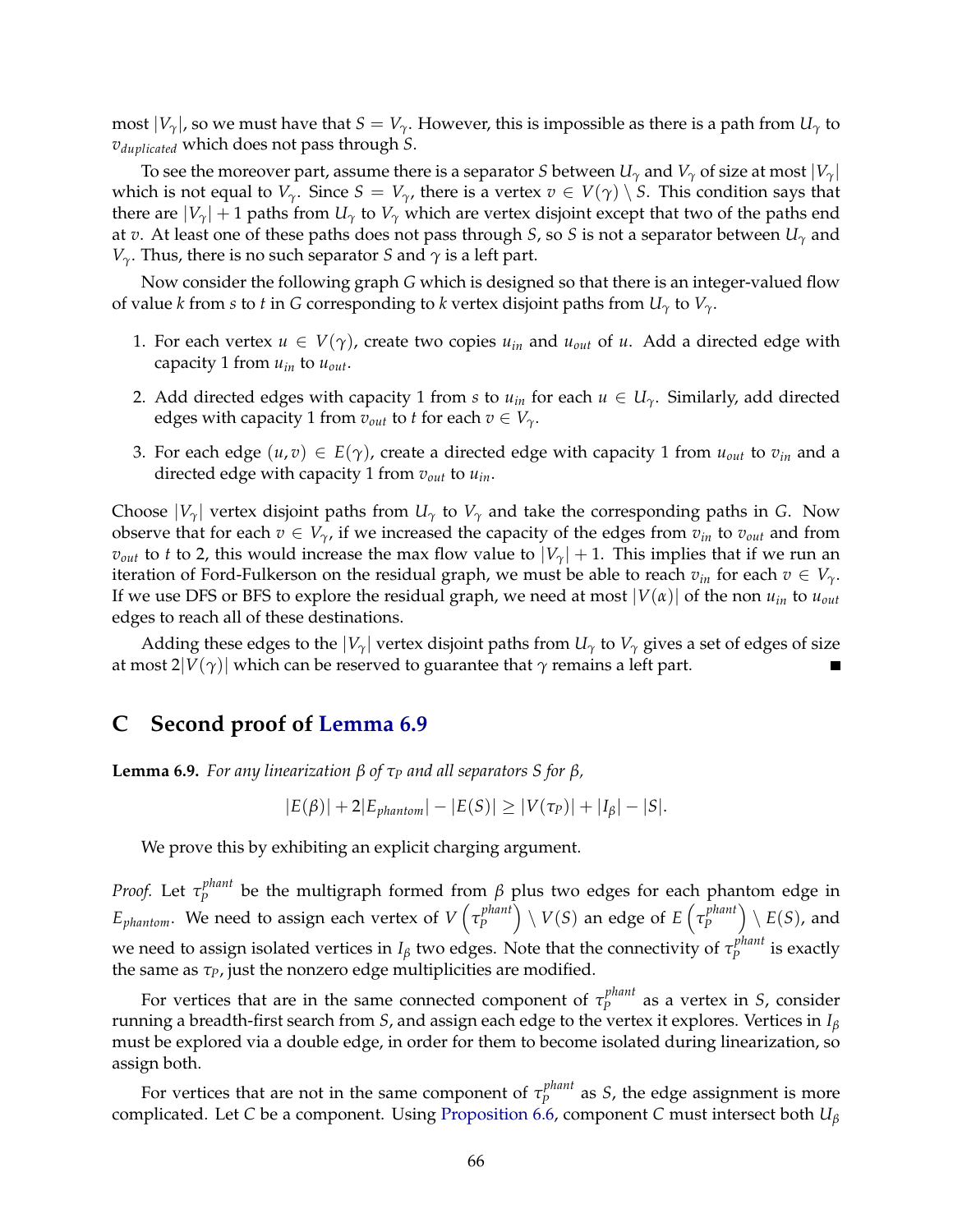most $|V_\gamma|$, so we must have that $S = V_\gamma$. However, this is impossible as there is a path from $U_\gamma$ to $v_{duplicated}$ which does not pass through $S$.

To see the moreover part, assume there is a separator $S$ between $U_\gamma$ and $V_\gamma$ of size at most $|V_\gamma|$ which is not equal to $V_\gamma$. Since $S = V_\gamma$, there is a vertex $v \in V(\gamma) \setminus S$. This condition says that there are $|V_\gamma| + 1$ paths from $U_\gamma$ to $V_\gamma$ which are vertex disjoint except that two of the paths end at $v$. At least one of these paths does not pass through $S$, so $S$ is not a separator between $U_\gamma$ and $V_\gamma$. Thus, there is no such separator $S$ and $\gamma$ is a left part.

Now consider the following graph $G$ which is designed so that there is an integer-valued flow of value $k$ from $s$ to $t$ in $G$ corresponding to $k$ vertex disjoint paths from $U_\gamma$ to $V_\gamma$.

1. For each vertex $u \in V(\gamma)$, create two copies $u_{in}$ and $u_{out}$ of $u$. Add a directed edge with capacity 1 from $u_{in}$ to $u_{out}$.
2. Add directed edges with capacity 1 from $s$ to $u_{in}$ for each $u \in U_\gamma$. Similarly, add directed edges with capacity 1 from $v_{out}$ to $t$ for each $v \in V_\gamma$.
3. For each edge $(u, v) \in E(\gamma)$, create a directed edge with capacity 1 from $u_{out}$ to $v_{in}$ and a directed edge with capacity 1 from $v_{out}$ to $u_{in}$.

Choose $|V_\gamma|$ vertex disjoint paths from $U_\gamma$ to $V_\gamma$ and take the corresponding paths in $G$. Now observe that for each $v \in V_\gamma$, if we increased the capacity of the edges from $v_{in}$ to $v_{out}$ and from $v_{out}$ to $t$ to 2, this would increase the max flow value to $|V_\gamma| + 1$. This implies that if we run an iteration of Ford-Fulkerson on the residual graph, we must be able to reach $v_{in}$ for each $v \in V_\gamma$. If we use DFS or BFS to explore the residual graph, we need at most $|V(\alpha)|$ of the non $u_{in}$ to $u_{out}$ edges to reach all of these destinations.

Adding these edges to the $|V_\gamma|$ vertex disjoint paths from $U_\gamma$ to $V_\gamma$ gives a set of edges of size at most $2|V(\gamma)|$ which can be reserved to guarantee that $\gamma$ remains a left part. ■

## C Second proof of Lemma 6.9

**Lemma 6.9.** *For any linearization $\beta$ of $\tau_P$ and all separators $S$ for $\beta$,*

$$|E(\beta)| + 2|E_{phantom}| - |E(S)| \geq |V(\tau_P)| + |I_\beta| - |S|.$$

We prove this by exhibiting an explicit charging argument.

*Proof.* Let $\tau_P^{phant}$ be the multigraph formed from $\beta$ plus two edges for each phantom edge in $E_{phantom}$. We need to assign each vertex of $V\left(\tau_P^{phant}\right) \setminus V(S)$ an edge of $E\left(\tau_P^{phant}\right) \setminus E(S)$, and we need to assign isolated vertices in $I_\beta$ two edges. Note that the connectivity of $\tau_P^{phant}$ is exactly the same as $\tau_P$, just the nonzero edge multiplicities are modified.

For vertices that are in the same connected component of $\tau_P^{phant}$ as a vertex in $S$, consider running a breadth-first search from $S$, and assign each edge to the vertex it explores. Vertices in $I_\beta$ must be explored via a double edge, in order for them to become isolated during linearization, so assign both.

For vertices that are not in the same component of $\tau_P^{phant}$ as $S$, the edge assignment is more complicated. Let $C$ be a component. Using Proposition 6.6, component $C$ must intersect both $U_\beta$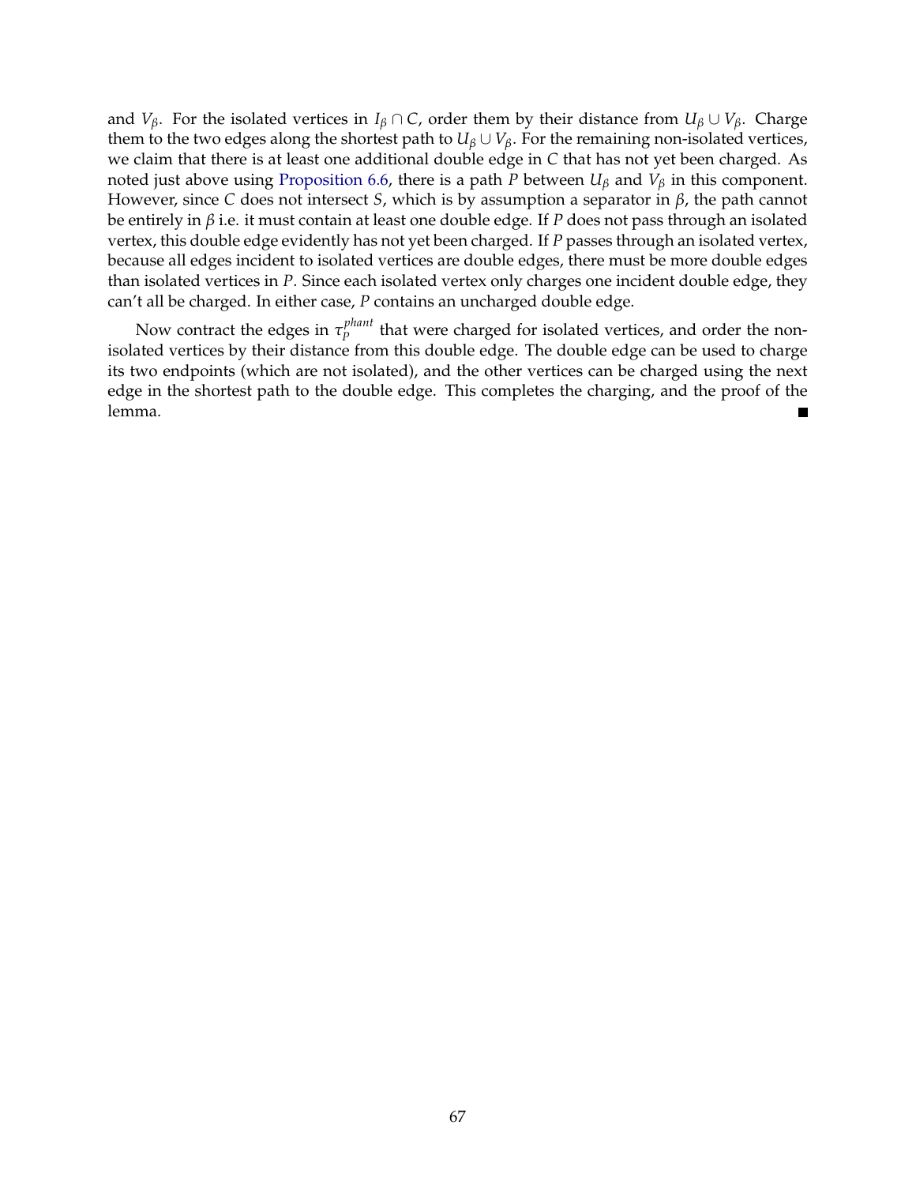and $V_\beta$. For the isolated vertices in $I_\beta \cap C$, order them by their distance from $U_\beta \cup V_\beta$. Charge them to the two edges along the shortest path to $U_\beta \cup V_\beta$. For the remaining non-isolated vertices, we claim that there is at least one additional double edge in $C$ that has not yet been charged. As noted just above using Proposition 6.6, there is a path $P$ between $U_\beta$ and $V_\beta$ in this component. However, since $C$ does not intersect $S$, which is by assumption a separator in $\beta$, the path cannot be entirely in $\beta$ i.e. it must contain at least one double edge. If $P$ does not pass through an isolated vertex, this double edge evidently has not yet been charged. If $P$ passes through an isolated vertex, because all edges incident to isolated vertices are double edges, there must be more double edges than isolated vertices in $P$. Since each isolated vertex only charges one incident double edge, they can't all be charged. In either case, $P$ contains an uncharged double edge.

Now contract the edges in $\tau_P^{phant}$ that were charged for isolated vertices, and order the non-isolated vertices by their distance from this double edge. The double edge can be used to charge its two endpoints (which are not isolated), and the other vertices can be charged using the next edge in the shortest path to the double edge. This completes the charging, and the proof of the lemma. ∎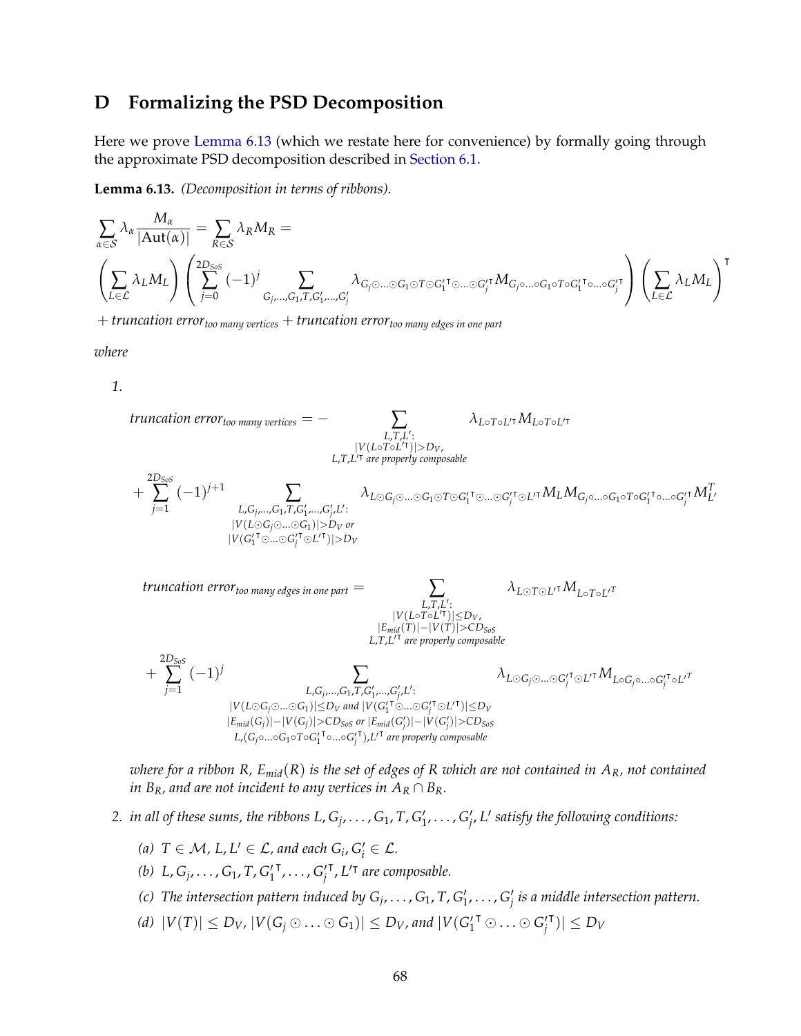# D Formalizing the PSD Decomposition

Here we prove Lemma 6.13 (which we restate here for convenience) by formally going through the approximate PSD decomposition described in Section 6.1.

**Lemma 6.13.** *(Decomposition in terms of ribbons).*

$$\sum_{\alpha \in \mathcal{S}} \lambda_\alpha \frac{M_\alpha}{|\mathrm{Aut}(\alpha)|} = \sum_{R \in \mathcal{S}} \lambda_R M_R =$$

$$\left(\sum_{L \in \mathcal{L}} \lambda_L M_L\right) \left(\sum_{j=0}^{2D_{SoS}} (-1)^j \sum_{G_j, \ldots, G_1, T, G'_1, \ldots, G'_j} \lambda_{G_j \odot \ldots \odot G_1 \odot T \odot {G'_1}^\intercal \odot \ldots \odot {G'_j}^\intercal} M_{G_j \circ \ldots \circ G_1 \circ T \circ {G'_1}^\intercal \circ \ldots \circ {G'_j}^\intercal}\right) \left(\sum_{L \in \mathcal{L}} \lambda_L M_L\right)^\intercal$$

$+$ *truncation error*$_{\textit{too many vertices}}$ $+$ *truncation error*$_{\textit{too many edges in one part}}$

*where*

1. 
$$\textit{truncation error}_{\textit{too many vertices}} = - \sum_{\substack{L,T,L': \\ |V(L \circ T \circ L'^\intercal)| > D_V, \\ L,T,L'^\intercal \text{ are properly composable}}} \lambda_{L \circ T \circ L'^\intercal} M_{L \circ T \circ L'^\intercal}$$

$$+ \sum_{j=1}^{2D_{SoS}} (-1)^{j+1} \sum_{\substack{L, G_j, \ldots, G_1, T, G'_1, \ldots, G'_j, L': \\ |V(L \odot G_j \odot \ldots \odot G_1)| > D_V \text{ or} \\ |V({G'_1}^\intercal \odot \ldots \odot {G'_j}^\intercal \odot L'^\intercal)| > D_V}} \lambda_{L \odot G_j \odot \ldots \odot G_1 \odot T \odot {G'_1}^\intercal \odot \ldots \odot {G'_j}^\intercal \odot L'^\intercal} M_L M_{G_j \circ \ldots \circ G_1 \circ T \circ {G'_1}^\intercal \circ \ldots \circ {G'_j}^\intercal} M_{L'}^T$$

$$\textit{truncation error}_{\textit{too many edges in one part}} = \sum_{\substack{L,T,L': \\ |V(L \circ T \circ L'^\intercal)| \leq D_V, \\ |E_{mid}(T)| - |V(T)| > CD_{SoS} \\ L,T,L'^\intercal \text{ are properly composable}}} \lambda_{L \odot T \odot L'^\intercal} M_{L \circ T \circ L'^T}$$

$$+ \sum_{j=1}^{2D_{SoS}} (-1)^j \sum_{\substack{L, G_j, \ldots, G_1, T, G'_1, \ldots, G'_j, L': \\ |V(L \odot G_j \odot \ldots \odot G_1)| \leq D_V \text{ and } |V({G'_1}^\intercal \odot \ldots \odot {G'_j}^\intercal \odot L'^\intercal)| \leq D_V \\ |E_{mid}(G_j)| - |V(G_j)| > CD_{SoS} \text{ or } |E_{mid}(G'_j)| - |V(G'_j)| > CD_{SoS} \\ L, (G_j \circ \ldots \circ G_1 \circ T \circ {G'_1}^\intercal \circ \ldots \circ {G'_j}^\intercal), L'^\intercal \text{ are properly composable}}} \lambda_{L \odot G_j \odot \ldots \odot {G'_j}^\intercal \odot L'^\intercal} M_{L \circ G_j \circ \ldots \circ {G'_j}^\intercal \circ L'^T}$$

*where for a ribbon $R$, $E_{mid}(R)$ is the set of edges of $R$ which are not contained in $A_R$, not contained in $B_R$, and are not incident to any vertices in $A_R \cap B_R$.*

2. *in all of these sums, the ribbons $L, G_j, \ldots, G_1, T, G'_1, \ldots, G'_j, L'$ satisfy the following conditions:*

   *(a) $T \in \mathcal{M}$, $L, L' \in \mathcal{L}$, and each $G_i, G'_i \in \mathcal{L}$.*

   *(b) $L, G_j, \ldots, G_1, T, {G'_1}^\intercal, \ldots, {G'_j}^\intercal, L'^\intercal$ are composable.*

   *(c) The intersection pattern induced by $G_j, \ldots, G_1, T, G'_1, \ldots, G'_j$ is a middle intersection pattern.*

   *(d) $|V(T)| \leq D_V$, $|V(G_j \odot \ldots \odot G_1)| \leq D_V$, and $|V({G'_1}^\intercal \odot \ldots \odot {G'_j}^\intercal)| \leq D_V$*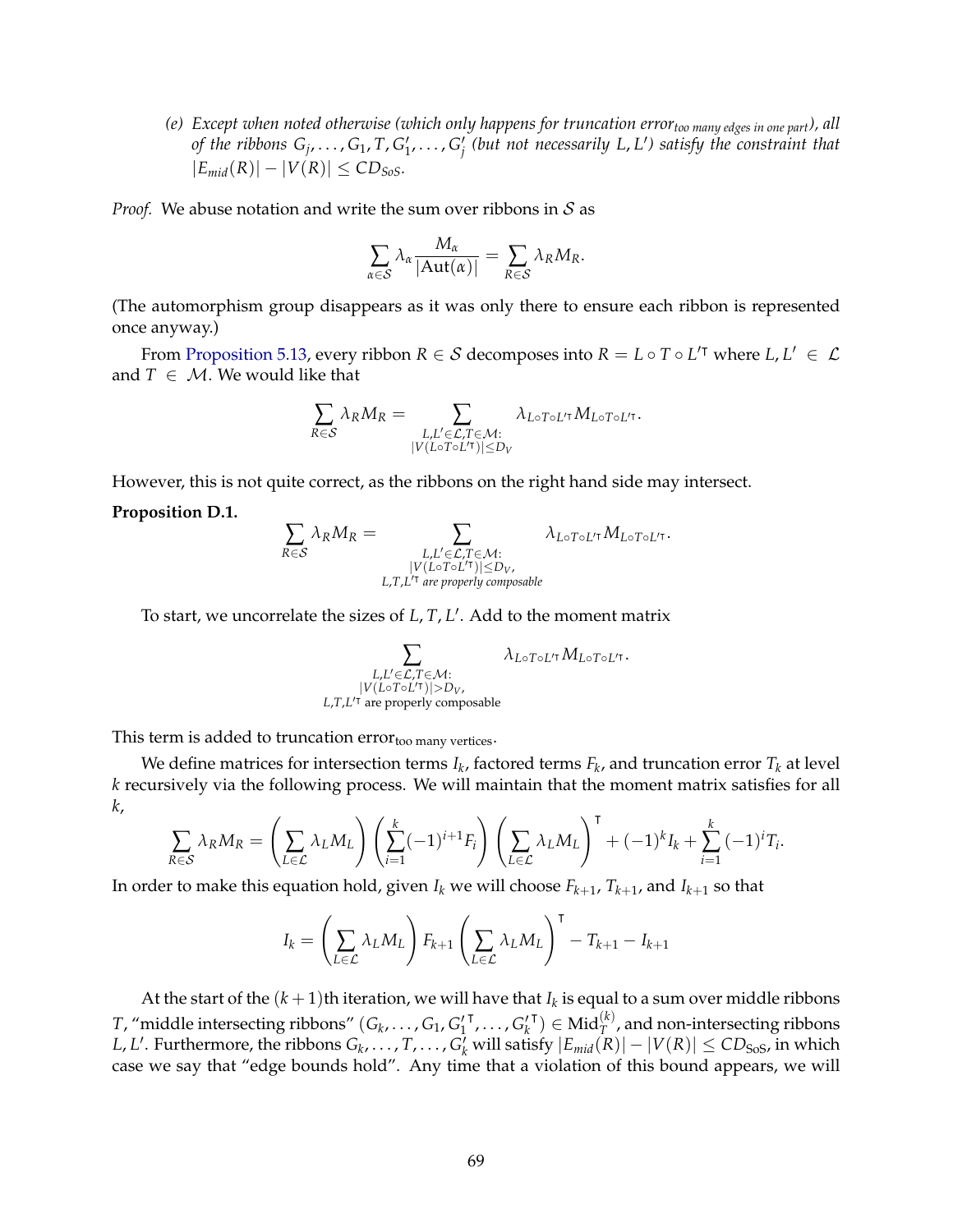(e) *Except when noted otherwise (which only happens for truncation error$_{\text{too many edges in one part}}$), all of the ribbons $G_j, \ldots, G_1, T, G'_1, \ldots, G'_j$ (but not necessarily $L, L'$) satisfy the constraint that $|E_{mid}(R)| - |V(R)| \le CD_{SoS}$.*

*Proof.* We abuse notation and write the sum over ribbons in $\mathcal{S}$ as

$$\sum_{\alpha \in \mathcal{S}} \lambda_\alpha \frac{M_\alpha}{|\mathrm{Aut}(\alpha)|} = \sum_{R \in \mathcal{S}} \lambda_R M_R.$$

(The automorphism group disappears as it was only there to ensure each ribbon is represented once anyway.)

From Proposition 5.13, every ribbon $R \in \mathcal{S}$ decomposes into $R = L \circ T \circ L'^{\intercal}$ where $L, L' \in \mathcal{L}$ and $T \in \mathcal{M}$. We would like that

$$\sum_{R \in \mathcal{S}} \lambda_R M_R = \sum_{\substack{L, L' \in \mathcal{L}, T \in \mathcal{M}: \\ |V(L \circ T \circ L'^{\intercal})| \le D_V}} \lambda_{L \circ T \circ L'^{\intercal}} M_{L \circ T \circ L'^{\intercal}}.$$

However, this is not quite correct, as the ribbons on the right hand side may intersect.

**Proposition D.1.**

$$\sum_{R \in \mathcal{S}} \lambda_R M_R = \sum_{\substack{L, L' \in \mathcal{L}, T \in \mathcal{M}: \\ |V(L \circ T \circ L'^{\intercal})| \le D_V, \\ L, T, L'^{\intercal} \text{ are properly composable}}} \lambda_{L \circ T \circ L'^{\intercal}} M_{L \circ T \circ L'^{\intercal}}.$$

To start, we uncorrelate the sizes of $L, T, L'$. Add to the moment matrix

$$\sum_{\substack{L, L' \in \mathcal{L}, T \in \mathcal{M}: \\ |V(L \circ T \circ L'^{\intercal})| > D_V, \\ L, T, L'^{\intercal} \text{ are properly composable}}} \lambda_{L \circ T \circ L'^{\intercal}} M_{L \circ T \circ L'^{\intercal}}.$$

This term is added to truncation error$_{\text{too many vertices}}$.

We define matrices for intersection terms $I_k$, factored terms $F_k$, and truncation error $T_k$ at level $k$ recursively via the following process. We will maintain that the moment matrix satisfies for all $k$,

$$\sum_{R \in \mathcal{S}} \lambda_R M_R = \left(\sum_{L \in \mathcal{L}} \lambda_L M_L\right) \left(\sum_{i=1}^{k} (-1)^{i+1} F_i\right) \left(\sum_{L \in \mathcal{L}} \lambda_L M_L\right)^{\intercal} + (-1)^k I_k + \sum_{i=1}^{k} (-1)^i T_i.$$

In order to make this equation hold, given $I_k$ we will choose $F_{k+1}$, $T_{k+1}$, and $I_{k+1}$ so that

$$I_k = \left(\sum_{L \in \mathcal{L}} \lambda_L M_L\right) F_{k+1} \left(\sum_{L \in \mathcal{L}} \lambda_L M_L\right)^{\intercal} - T_{k+1} - I_{k+1}$$

At the start of the $(k+1)$th iteration, we will have that $I_k$ is equal to a sum over middle ribbons $T$, "middle intersecting ribbons" $(G_k, \ldots, G_1, G_1'^{\intercal}, \ldots, G_k'^{\intercal}) \in \mathrm{Mid}_T^{(k)}$, and non-intersecting ribbons $L, L'$. Furthermore, the ribbons $G_k, \ldots, T, \ldots, G'_k$ will satisfy $|E_{mid}(R)| - |V(R)| \le CD_{\mathrm{SoS}}$, in which case we say that "edge bounds hold". Any time that a violation of this bound appears, we will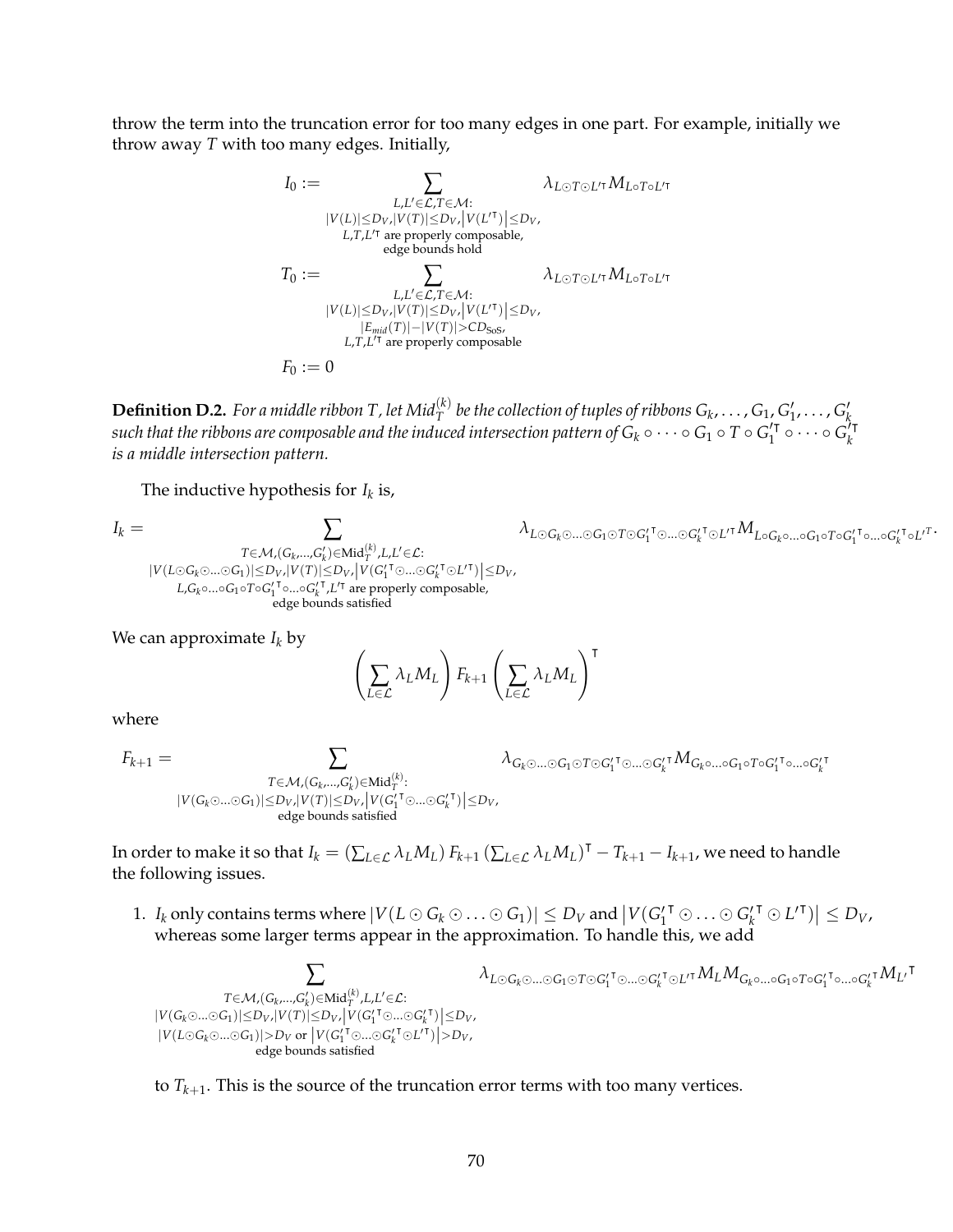throw the term into the truncation error for too many edges in one part. For example, initially we throw away $T$ with too many edges. Initially,

$$
\begin{aligned}
I_0 &:= \sum_{\substack{L,L' \in \mathcal{L}, T \in \mathcal{M}: \\ |V(L)| \le D_V, |V(T)| \le D_V, \left|V(L'^{\intercal})\right| \le D_V, \\ L,T,L'^{\intercal} \text{ are properly composable,} \\ \text{edge bounds hold}}} \lambda_{L \odot T \odot L'^{\intercal}} M_{L \circ T \circ L'^{\intercal}} \\
T_0 &:= \sum_{\substack{L,L' \in \mathcal{L}, T \in \mathcal{M}: \\ |V(L)| \le D_V, |V(T)| \le D_V, \left|V(L'^{\intercal})\right| \le D_V, \\ |E_{mid}(T)| - |V(T)| > CD_{\text{SoS}}, \\ L,T,L'^{\intercal} \text{ are properly composable}}} \lambda_{L \odot T \odot L'^{\intercal}} M_{L \circ T \circ L'^{\intercal}} \\
F_0 &:= 0
\end{aligned}
$$

**Definition D.2.** *For a middle ribbon $T$, let $Mid_T^{(k)}$ be the collection of tuples of ribbons $G_k, \ldots, G_1, G'_1, \ldots, G'_k$ such that the ribbons are composable and the induced intersection pattern of $G_k \circ \cdots \circ G_1 \circ T \circ G_1'^{\intercal} \circ \cdots \circ G_k'^{\intercal}$ is a middle intersection pattern.*

The inductive hypothesis for $I_k$ is,

$$
I_k = \sum_{\substack{T \in \mathcal{M}, (G_k, \ldots, G'_k) \in \text{Mid}_T^{(k)}, L, L' \in \mathcal{L}: \\ |V(L \odot G_k \odot \ldots \odot G_1)| \le D_V, |V(T)| \le D_V, \left|V(G_1'^{\intercal} \odot \ldots \odot G_k'^{\intercal} \odot L'^{\intercal})\right| \le D_V, \\ L, G_k \circ \ldots \circ G_1 \circ T \circ G_1'^{\intercal} \circ \ldots \circ G_k'^{\intercal}, L'^{\intercal} \text{ are properly composable,} \\ \text{edge bounds satisfied}}} \lambda_{L \odot G_k \odot \ldots \odot G_1 \odot T \odot G_1'^{\intercal} \odot \ldots \odot G_k'^{\intercal} \odot L'^{\intercal}} M_{L \circ G_k \circ \ldots \circ G_1 \circ T \circ G_1'^{\intercal} \circ \ldots \circ G_k'^{\intercal} \circ L'^{T}}.
$$

We can approximate $I_k$ by

$$
\left( \sum_{L \in \mathcal{L}} \lambda_L M_L \right) F_{k+1} \left( \sum_{L \in \mathcal{L}} \lambda_L M_L \right)^{\intercal}
$$

where

$$
F_{k+1} = \sum_{\substack{T \in \mathcal{M}, (G_k, \ldots, G'_k) \in \text{Mid}_T^{(k)}: \\ |V(G_k \odot \ldots \odot G_1)| \le D_V, |V(T)| \le D_V, \left|V(G_1'^{\intercal} \odot \ldots \odot G_k'^{\intercal})\right| \le D_V, \\ \text{edge bounds satisfied}}} \lambda_{G_k \odot \ldots \odot G_1 \odot T \odot G_1'^{\intercal} \odot \ldots \odot G_k'^{\intercal}} M_{G_k \circ \ldots \circ G_1 \circ T \circ G_1'^{\intercal} \circ \ldots \circ G_k'^{\intercal}}
$$

In order to make it so that $I_k = \left(\sum_{L \in \mathcal{L}} \lambda_L M_L\right) F_{k+1} \left(\sum_{L \in \mathcal{L}} \lambda_L M_L\right)^{\intercal} - T_{k+1} - I_{k+1}$, we need to handle the following issues.

1. $I_k$ only contains terms where $|V(L \odot G_k \odot \ldots \odot G_1)| \le D_V$ and $\left|V(G_1'^{\intercal} \odot \ldots \odot G_k'^{\intercal} \odot L'^{\intercal})\right| \le D_V$, whereas some larger terms appear in the approximation. To handle this, we add

$$
\sum_{\substack{T \in \mathcal{M}, (G_k, \ldots, G'_k) \in \text{Mid}_T^{(k)}, L, L' \in \mathcal{L}: \\ |V(G_k \odot \ldots \odot G_1)| \le D_V, |V(T)| \le D_V, \left|V(G_1'^{\intercal} \odot \ldots \odot G_k'^{\intercal})\right| \le D_V, \\ |V(L \odot G_k \odot \ldots \odot G_1)| > D_V \text{ or } \left|V(G_1'^{\intercal} \odot \ldots \odot G_k'^{\intercal} \odot L'^{\intercal})\right| > D_V, \\ \text{edge bounds satisfied}}} \lambda_{L \odot G_k \odot \ldots \odot G_1 \odot T \odot G_1'^{\intercal} \odot \ldots \odot G_k'^{\intercal} \odot L'^{\intercal}} M_L M_{G_k \circ \ldots \circ G_1 \circ T \circ G_1'^{\intercal} \circ \ldots \circ G_k'^{\intercal}} M_{L'}{}^{\intercal}
$$

to $T_{k+1}$. This is the source of the truncation error terms with too many vertices.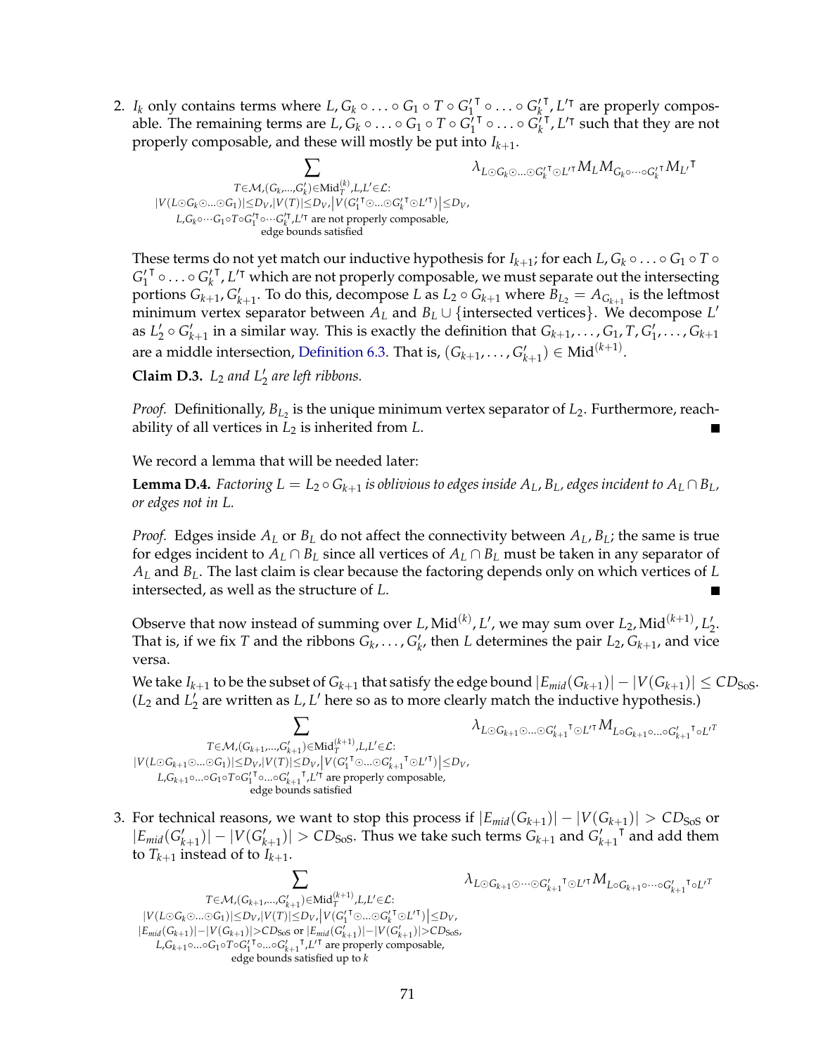2. $I_k$ only contains terms where $L, G_k \circ \ldots \circ G_1 \circ T \circ G_1'^{\intercal} \circ \ldots \circ G_k'^{\intercal}, L'^{\intercal}$ are properly composable. The remaining terms are $L, G_k \circ \ldots \circ G_1 \circ T \circ G_1'^{\intercal} \circ \ldots \circ G_k'^{\intercal}, L'^{\intercal}$ such that they are not properly composable, and these will mostly be put into $I_{k+1}$.

$$\sum_{\substack{T \in \mathcal{M}, (G_k, \ldots, G_k') \in \mathrm{Mid}_T^{(k)}, L, L' \in \mathcal{L}: \\ |V(L \odot G_k \odot \ldots \odot G_1)| \leq D_V, |V(T)| \leq D_V, \left|V(G_1'^{\intercal} \odot \ldots \odot G_k'^{\intercal} \odot L'^{\intercal})\right| \leq D_V, \\ L, G_k \circ \cdots G_1 \circ T \circ G_1'^{\intercal} \circ \cdots G_k'^{\intercal}, L'^{\intercal} \text{ are not properly composable,} \\ \text{edge bounds satisfied}}} \lambda_{L \odot G_k \odot \ldots \odot G_k'^{\intercal} \odot L'^{\intercal}} M_L M_{G_k \circ \cdots \circ G_k'^{\intercal}} M_{L'}{}^{\intercal}$$

These terms do not yet match our inductive hypothesis for $I_{k+1}$; for each $L, G_k \circ \ldots \circ G_1 \circ T \circ G_1'^{\intercal} \circ \ldots \circ G_k'^{\intercal}, L'^{\intercal}$ which are not properly composable, we must separate out the intersecting portions $G_{k+1}, G_{k+1}'$. To do this, decompose $L$ as $L_2 \circ G_{k+1}$ where $B_{L_2} = A_{G_{k+1}}$ is the leftmost minimum vertex separator between $A_L$ and $B_L \cup \{\text{intersected vertices}\}$. We decompose $L'$ as $L_2' \circ G_{k+1}'$ in a similar way. This is exactly the definition that $G_{k+1}, \ldots, G_1, T, G_1', \ldots, G_{k+1}$ are a middle intersection, Definition 6.3. That is, $(G_{k+1}, \ldots, G_{k+1}') \in \mathrm{Mid}^{(k+1)}$.

**Claim D.3.** *$L_2$ and $L_2'$ are left ribbons.*

*Proof.* Definitionally, $B_{L_2}$ is the unique minimum vertex separator of $L_2$. Furthermore, reachability of all vertices in $L_2$ is inherited from $L$. ∎

We record a lemma that will be needed later:

**Lemma D.4.** *Factoring $L = L_2 \circ G_{k+1}$ is oblivious to edges inside $A_L$, $B_L$, edges incident to $A_L \cap B_L$, or edges not in $L$.*

*Proof.* Edges inside $A_L$ or $B_L$ do not affect the connectivity between $A_L, B_L$; the same is true for edges incident to $A_L \cap B_L$ since all vertices of $A_L \cap B_L$ must be taken in any separator of $A_L$ and $B_L$. The last claim is clear because the factoring depends only on which vertices of $L$ intersected, as well as the structure of $L$. ∎

Observe that now instead of summing over $L, \mathrm{Mid}^{(k)}, L'$, we may sum over $L_2, \mathrm{Mid}^{(k+1)}, L_2'$. That is, if we fix $T$ and the ribbons $G_k, \ldots, G_k'$, then $L$ determines the pair $L_2, G_{k+1}$, and vice versa.

We take $I_{k+1}$ to be the subset of $G_{k+1}$ that satisfy the edge bound $|E_{mid}(G_{k+1})| - |V(G_{k+1})| \leq CD_{\mathrm{SoS}}$. ($L_2$ and $L_2'$ are written as $L, L'$ here so as to more clearly match the inductive hypothesis.)

$$\sum_{\substack{T \in \mathcal{M}, (G_{k+1}, \ldots, G_{k+1}') \in \mathrm{Mid}_T^{(k+1)}, L, L' \in \mathcal{L}: \\ |V(L \odot G_{k+1} \odot \ldots \odot G_1)| \leq D_V, |V(T)| \leq D_V, \left|V(G_1'^{\intercal} \odot \ldots \odot G_{k+1}'^{\intercal} \odot L'^{\intercal})\right| \leq D_V, \\ L, G_{k+1} \circ \ldots \circ G_1 \circ T \circ G_1'^{\intercal} \circ \ldots \circ G_{k+1}'^{\intercal}, L'^{\intercal} \text{ are properly composable,} \\ \text{edge bounds satisfied}}} \lambda_{L \odot G_{k+1} \odot \ldots \odot G_{k+1}'^{\intercal} \odot L'^{\intercal}} M_{L \circ G_{k+1} \circ \ldots \circ G_{k+1}'^{\intercal} \circ L'^{T}}$$

3. For technical reasons, we want to stop this process if $|E_{mid}(G_{k+1})| - |V(G_{k+1})| > CD_{\mathrm{SoS}}$ or $|E_{mid}(G_{k+1}')| - |V(G_{k+1}')| > CD_{\mathrm{SoS}}$. Thus we take such terms $G_{k+1}$ and $G_{k+1}'^{\intercal}$ and add them to $T_{k+1}$ instead of to $I_{k+1}$.

$$\sum_{\substack{T \in \mathcal{M}, (G_{k+1}, \ldots, G_{k+1}') \in \mathrm{Mid}_T^{(k+1)}, L, L' \in \mathcal{L}: \\ |V(L \odot G_k \odot \ldots \odot G_1)| \leq D_V, |V(T)| \leq D_V, \left|V(G_1'^{\intercal} \odot \ldots \odot G_k'^{\intercal} \odot L'^{\intercal})\right| \leq D_V, \\ |E_{mid}(G_{k+1})| - |V(G_{k+1})| > CD_{\mathrm{SoS}} \text{ or } |E_{mid}(G_{k+1}')| - |V(G_{k+1}')| > CD_{\mathrm{SoS}}, \\ L, G_{k+1} \circ \ldots \circ G_1 \circ T \circ G_1'^{\intercal} \circ \ldots \circ G_{k+1}'^{\intercal}, L'^{\intercal} \text{ are properly composable,} \\ \text{edge bounds satisfied up to } k}} \lambda_{L \odot G_{k+1} \odot \cdots \odot G_{k+1}'^{\intercal} \odot L'^{\intercal}} M_{L \circ G_{k+1} \circ \cdots \circ G_{k+1}'^{\intercal} \circ L'^{T}}$$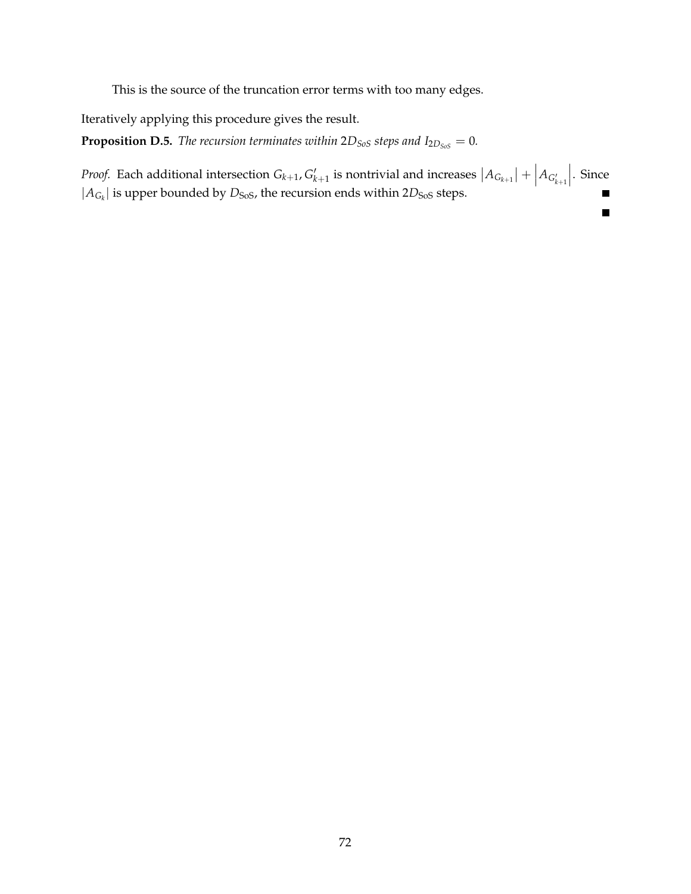This is the source of the truncation error terms with too many edges.

Iteratively applying this procedure gives the result.

**Proposition D.5.** *The recursion terminates within $2D_{SoS}$ steps and $I_{2D_{SoS}} = 0$.*

*Proof.* Each additional intersection $G_{k+1}, G'_{k+1}$ is nontrivial and increases $\left|A_{G_{k+1}}\right| + \left|A_{G'_{k+1}}\right|$. Since $|A_{G_k}|$ is upper bounded by $D_{\text{SoS}}$, the recursion ends within $2D_{\text{SoS}}$ steps. ■

■